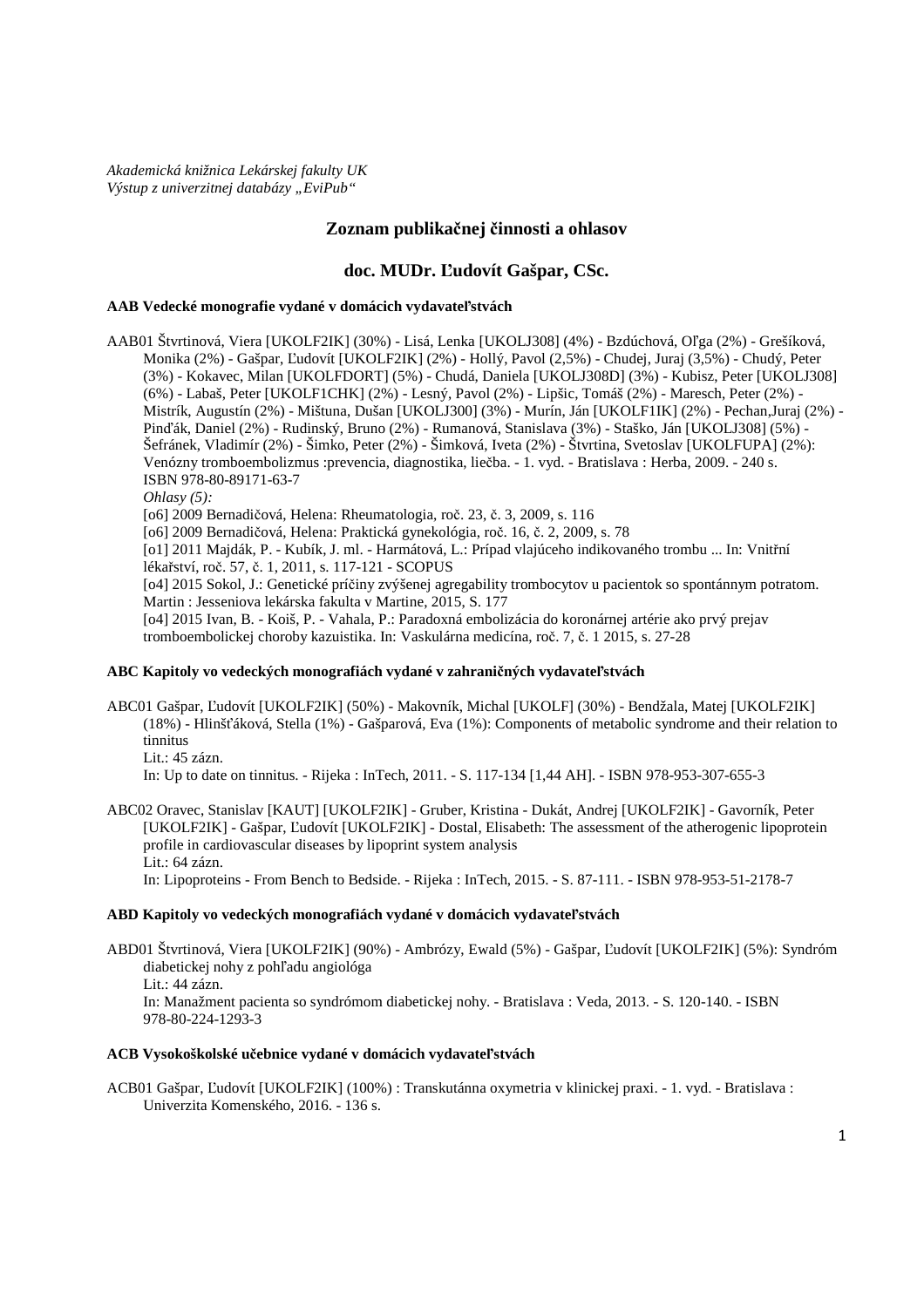*Akademická knižnica Lekárskej fakulty UK*
*Výstup z univerzitnej databázy „EviPub“*

## Zoznam publikačnej činnosti a ohlasov

## doc. MUDr. Ľudovít Gašpar, CSc.

### AAB Vedecké monografie vydané v domácich vydavateľstvách

AAB01 Štvrtinová, Viera [UKOLF2IK] (30%) - Lisá, Lenka [UKOLJ308] (4%) - Bzdúchová, Oľga (2%) - Grešíková, Monika (2%) - Gašpar, Ľudovít [UKOLF2IK] (2%) - Hollý, Pavol (2,5%) - Chudej, Juraj (3,5%) - Chudý, Peter (3%) - Kokavec, Milan [UKOLFDORT] (5%) - Chudá, Daniela [UKOLJ308D] (3%) - Kubisz, Peter [UKOLJ308] (6%) - Labaš, Peter [UKOLF1CHK] (2%) - Lesný, Pavol (2%) - Lipšic, Tomáš (2%) - Maresch, Peter (2%) - Mistrík, Augustín (2%) - Mištuna, Dušan [UKOLJ300] (3%) - Murín, Ján [UKOLF1IK] (2%) - Pechan,Juraj (2%) - Pinďák, Daniel (2%) - Rudinský, Bruno (2%) - Rumanová, Stanislava (3%) - Staško, Ján [UKOLJ308] (5%) - Šefránek, Vladimír (2%) - Šimko, Peter (2%) - Šimková, Iveta (2%) - Štvrtina, Svetoslav [UKOLFUPA] (2%): Venózny tromboembolizmus :prevencia, diagnostika, liečba. - 1. vyd. - Bratislava : Herba, 2009. - 240 s. ISBN 978-80-89171-63-7
*Ohlasy (5):*
[o6] 2009 Bernadičová, Helena: Rheumatologia, roč. 23, č. 3, 2009, s. 116
[o6] 2009 Bernadičová, Helena: Praktická gynekológia, roč. 16, č. 2, 2009, s. 78
[o1] 2011 Majdák, P. - Kubík, J. ml. - Harmátová, L.: Prípad vlajúceho indikovaného trombu ... In: Vnitřní lékařství, roč. 57, č. 1, 2011, s. 117-121 - SCOPUS
[o4] 2015 Sokol, J.: Genetické príčiny zvýšenej agregability trombocytov u pacientok so spontánnym potratom. Martin : Jesseniova lekárska fakulta v Martine, 2015, S. 177
[o4] 2015 Ivan, B. - Koiš, P. - Vahala, P.: Paradoxná embolizácia do koronárnej artérie ako prvý prejav tromboembolickej choroby kazuistika. In: Vaskulárna medicína, roč. 7, č. 1 2015, s. 27-28

### ABC Kapitoly vo vedeckých monografiách vydané v zahraničných vydavateľstvách

ABC01 Gašpar, Ľudovít [UKOLF2IK] (50%) - Makovník, Michal [UKOLF] (30%) - Bendžala, Matej [UKOLF2IK] (18%) - Hlinšťáková, Stella (1%) - Gašparová, Eva (1%): Components of metabolic syndrome and their relation to tinnitus
Lit.: 45 zázn.
In: Up to date on tinnitus. - Rijeka : InTech, 2011. - S. 117-134 [1,44 AH]. - ISBN 978-953-307-655-3

ABC02 Oravec, Stanislav [KAUT] [UKOLF2IK] - Gruber, Kristina - Dukát, Andrej [UKOLF2IK] - Gavorník, Peter [UKOLF2IK] - Gašpar, Ľudovít [UKOLF2IK] - Dostal, Elisabeth: The assessment of the atherogenic lipoprotein profile in cardiovascular diseases by lipoprint system analysis
Lit.: 64 zázn.
In: Lipoproteins - From Bench to Bedside. - Rijeka : InTech, 2015. - S. 87-111. - ISBN 978-953-51-2178-7

### ABD Kapitoly vo vedeckých monografiách vydané v domácich vydavateľstvách

ABD01 Štvrtinová, Viera [UKOLF2IK] (90%) - Ambrózy, Ewald (5%) - Gašpar, Ľudovít [UKOLF2IK] (5%): Syndróm diabetickej nohy z pohľadu angiológa
Lit.: 44 zázn.
In: Manažment pacienta so syndrómom diabetickej nohy. - Bratislava : Veda, 2013. - S. 120-140. - ISBN 978-80-224-1293-3

### ACB Vysokoškolské učebnice vydané v domácich vydavateľstvách

ACB01 Gašpar, Ľudovít [UKOLF2IK] (100%) : Transkutánna oxymetria v klinickej praxi. - 1. vyd. - Bratislava : Univerzita Komenského, 2016. - 136 s.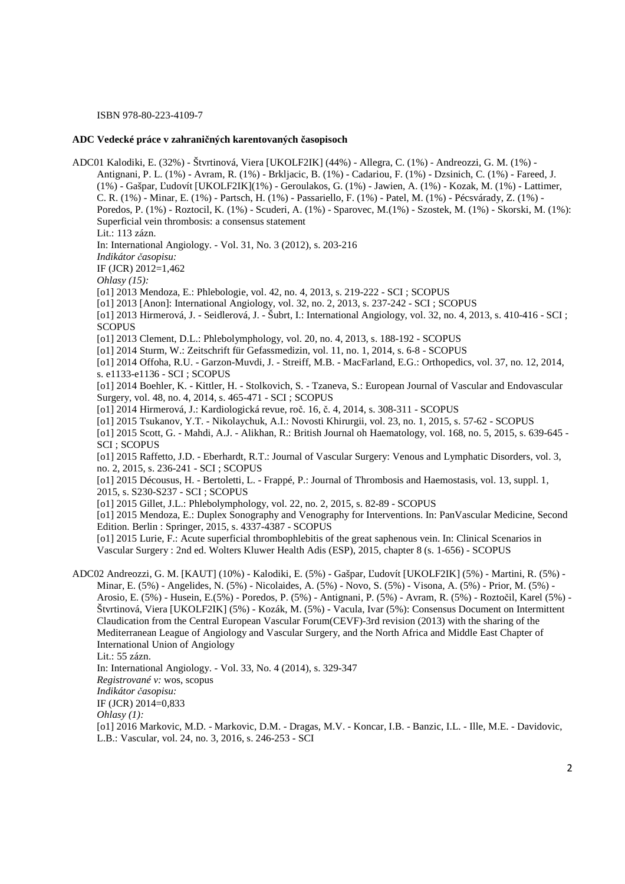ISBN 978-80-223-4109-7

**ADC Vedecké práce v zahraničných karentovaných časopisoch**

ADC01 Kalodiki, E. (32%) - Štvrtinová, Viera [UKOLF2IK] (44%) - Allegra, C. (1%) - Andreozzi, G. M. (1%) - Antignani, P. L. (1%) - Avram, R. (1%) - Brkljacic, B. (1%) - Cadariou, F. (1%) - Dzsinich, C. (1%) - Fareed, J. (1%) - Gašpar, Ľudovít [UKOLF2IK](1%) - Geroulakos, G. (1%) - Jawien, A. (1%) - Kozak, M. (1%) - Lattimer, C. R. (1%) - Minar, E. (1%) - Partsch, H. (1%) - Passariello, F. (1%) - Patel, M. (1%) - Pécsvárady, Z. (1%) - Poredos, P. (1%) - Roztocil, K. (1%) - Scuderi, A. (1%) - Sparovec, M.(1%) - Szostek, M. (1%) - Skorski, M. (1%): Superficial vein thrombosis: a consensus statement
Lit.: 113 zázn.
In: International Angiology. - Vol. 31, No. 3 (2012), s. 203-216
*Indikátor časopisu:*
IF (JCR) 2012=1,462
*Ohlasy (15):*
[o1] 2013 Mendoza, E.: Phlebologie, vol. 42, no. 4, 2013, s. 219-222 - SCI ; SCOPUS
[o1] 2013 [Anon]: International Angiology, vol. 32, no. 2, 2013, s. 237-242 - SCI ; SCOPUS
[o1] 2013 Hirmerová, J. - Seidlerová, J. - Šubrt, I.: International Angiology, vol. 32, no. 4, 2013, s. 410-416 - SCI ; SCOPUS
[o1] 2013 Clement, D.L.: Phlebolymphology, vol. 20, no. 4, 2013, s. 188-192 - SCOPUS
[o1] 2014 Sturm, W.: Zeitschrift für Gefassmedizin, vol. 11, no. 1, 2014, s. 6-8 - SCOPUS
[o1] 2014 Offoha, R.U. - Garzon-Muvdi, J. - Streiff, M.B. - MacFarland, E.G.: Orthopedics, vol. 37, no. 12, 2014, s. e1133-e1136 - SCI ; SCOPUS
[o1] 2014 Boehler, K. - Kittler, H. - Stolkovich, S. - Tzaneva, S.: European Journal of Vascular and Endovascular Surgery, vol. 48, no. 4, 2014, s. 465-471 - SCI ; SCOPUS
[o1] 2014 Hirmerová, J.: Kardiologická revue, roč. 16, č. 4, 2014, s. 308-311 - SCOPUS
[o1] 2015 Tsukanov, Y.T. - Nikolaychuk, A.I.: Novosti Khirurgii, vol. 23, no. 1, 2015, s. 57-62 - SCOPUS
[o1] 2015 Scott, G. - Mahdi, A.J. - Alikhan, R.: British Journal oh Haematology, vol. 168, no. 5, 2015, s. 639-645 - SCI ; SCOPUS
[o1] 2015 Raffetto, J.D. - Eberhardt, R.T.: Journal of Vascular Surgery: Venous and Lymphatic Disorders, vol. 3, no. 2, 2015, s. 236-241 - SCI ; SCOPUS
[o1] 2015 Décousus, H. - Bertoletti, L. - Frappé, P.: Journal of Thrombosis and Haemostasis, vol. 13, suppl. 1, 2015, s. S230-S237 - SCI ; SCOPUS
[o1] 2015 Gillet, J.L.: Phlebolymphology, vol. 22, no. 2, 2015, s. 82-89 - SCOPUS
[o1] 2015 Mendoza, E.: Duplex Sonography and Venography for Interventions. In: PanVascular Medicine, Second Edition. Berlin : Springer, 2015, s. 4337-4387 - SCOPUS
[o1] 2015 Lurie, F.: Acute superficial thrombophlebitis of the great saphenous vein. In: Clinical Scenarios in Vascular Surgery : 2nd ed. Wolters Kluwer Health Adis (ESP), 2015, chapter 8 (s. 1-656) - SCOPUS

ADC02 Andreozzi, G. M. [KAUT] (10%) - Kalodiki, E. (5%) - Gašpar, Ľudovít [UKOLF2IK] (5%) - Martini, R. (5%) - Minar, E. (5%) - Angelides, N. (5%) - Nicolaides, A. (5%) - Novo, S. (5%) - Visona, A. (5%) - Prior, M. (5%) - Arosio, E. (5%) - Husein, E.(5%) - Poredos, P. (5%) - Antignani, P. (5%) - Avram, R. (5%) - Roztočil, Karel (5%) - Štvrtinová, Viera [UKOLF2IK] (5%) - Kozák, M. (5%) - Vacula, Ivar (5%): Consensus Document on Intermittent Claudication from the Central European Vascular Forum(CEVF)-3rd revision (2013) with the sharing of the Mediterranean League of Angiology and Vascular Surgery, and the North Africa and Middle East Chapter of International Union of Angiology
Lit.: 55 zázn.
In: International Angiology. - Vol. 33, No. 4 (2014), s. 329-347
*Registrované v:* wos, scopus
*Indikátor časopisu:*
IF (JCR) 2014=0,833
*Ohlasy (1):*
[o1] 2016 Markovic, M.D. - Markovic, D.M. - Dragas, M.V. - Koncar, I.B. - Banzic, I.L. - Ille, M.E. - Davidovic, L.B.: Vascular, vol. 24, no. 3, 2016, s. 246-253 - SCI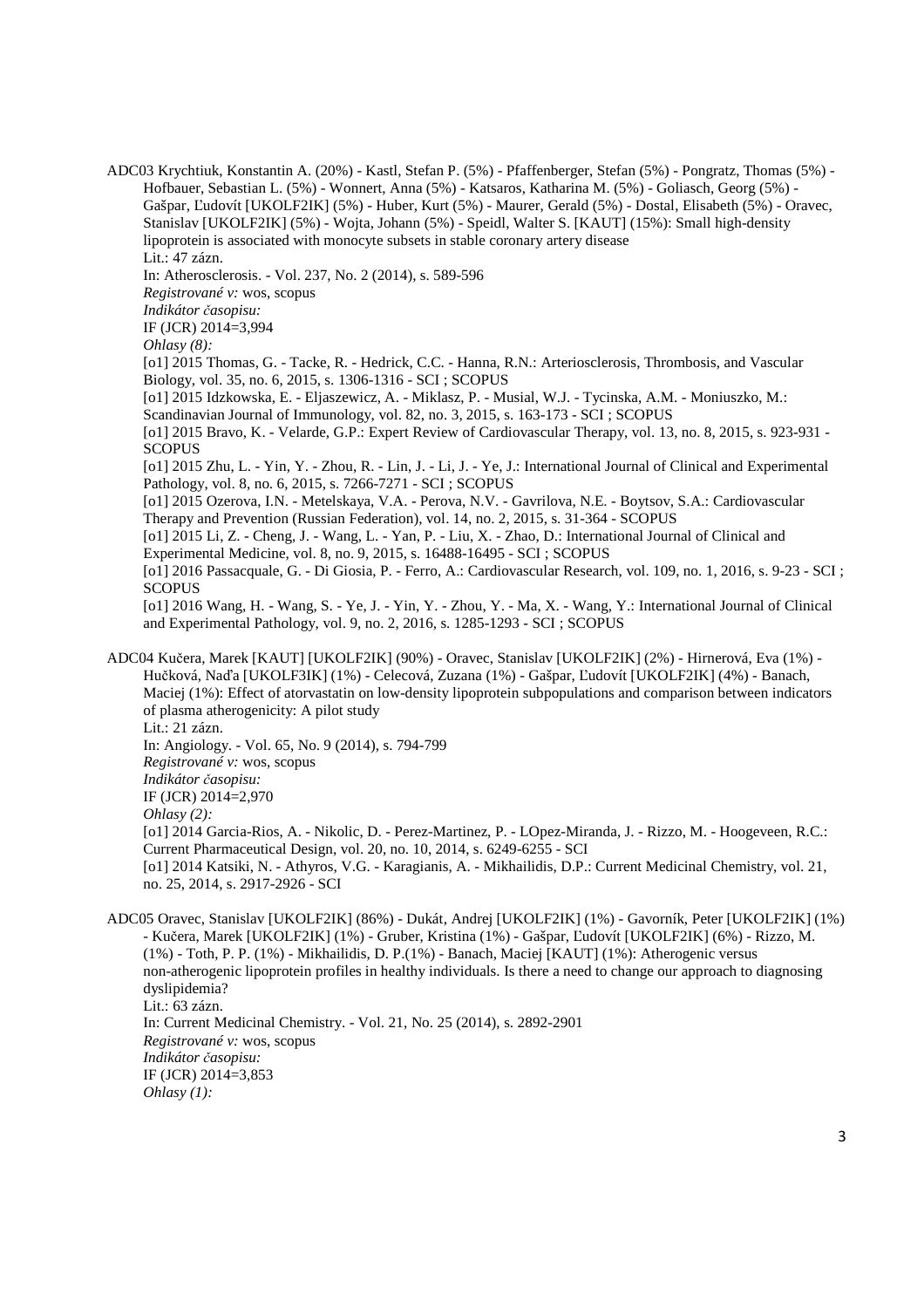ADC03 Krychtiuk, Konstantin A. (20%) - Kastl, Stefan P. (5%) - Pfaffenberger, Stefan (5%) - Pongratz, Thomas (5%) - Hofbauer, Sebastian L. (5%) - Wonnert, Anna (5%) - Katsaros, Katharina M. (5%) - Goliasch, Georg (5%) - Gašpar, Ľudovít [UKOLF2IK] (5%) - Huber, Kurt (5%) - Maurer, Gerald (5%) - Dostal, Elisabeth (5%) - Oravec, Stanislav [UKOLF2IK] (5%) - Wojta, Johann (5%) - Speidl, Walter S. [KAUT] (15%): Small high-density lipoprotein is associated with monocyte subsets in stable coronary artery disease
Lit.: 47 zázn.
In: Atherosclerosis. - Vol. 237, No. 2 (2014), s. 589-596
*Registrované v:* wos, scopus
*Indikátor časopisu:*
IF (JCR) 2014=3,994
*Ohlasy (8):*
[o1] 2015 Thomas, G. - Tacke, R. - Hedrick, C.C. - Hanna, R.N.: Arteriosclerosis, Thrombosis, and Vascular Biology, vol. 35, no. 6, 2015, s. 1306-1316 - SCI ; SCOPUS
[o1] 2015 Idzkowska, E. - Eljaszewicz, A. - Miklasz, P. - Musial, W.J. - Tycinska, A.M. - Moniuszko, M.: Scandinavian Journal of Immunology, vol. 82, no. 3, 2015, s. 163-173 - SCI ; SCOPUS
[o1] 2015 Bravo, K. - Velarde, G.P.: Expert Review of Cardiovascular Therapy, vol. 13, no. 8, 2015, s. 923-931 - SCOPUS
[o1] 2015 Zhu, L. - Yin, Y. - Zhou, R. - Lin, J. - Li, J. - Ye, J.: International Journal of Clinical and Experimental Pathology, vol. 8, no. 6, 2015, s. 7266-7271 - SCI ; SCOPUS
[o1] 2015 Ozerova, I.N. - Metelskaya, V.A. - Perova, N.V. - Gavrilova, N.E. - Boytsov, S.A.: Cardiovascular Therapy and Prevention (Russian Federation), vol. 14, no. 2, 2015, s. 31-364 - SCOPUS
[o1] 2015 Li, Z. - Cheng, J. - Wang, L. - Yan, P. - Liu, X. - Zhao, D.: International Journal of Clinical and Experimental Medicine, vol. 8, no. 9, 2015, s. 16488-16495 - SCI ; SCOPUS
[o1] 2016 Passacquale, G. - Di Giosia, P. - Ferro, A.: Cardiovascular Research, vol. 109, no. 1, 2016, s. 9-23 - SCI ; SCOPUS
[o1] 2016 Wang, H. - Wang, S. - Ye, J. - Yin, Y. - Zhou, Y. - Ma, X. - Wang, Y.: International Journal of Clinical and Experimental Pathology, vol. 9, no. 2, 2016, s. 1285-1293 - SCI ; SCOPUS

ADC04 Kučera, Marek [KAUT] [UKOLF2IK] (90%) - Oravec, Stanislav [UKOLF2IK] (2%) - Hirnerová, Eva (1%) - Hučková, Naďa [UKOLF3IK] (1%) - Celecová, Zuzana (1%) - Gašpar, Ľudovít [UKOLF2IK] (4%) - Banach, Maciej (1%): Effect of atorvastatin on low-density lipoprotein subpopulations and comparison between indicators of plasma atherogenicity: A pilot study
Lit.: 21 zázn.
In: Angiology. - Vol. 65, No. 9 (2014), s. 794-799
*Registrované v:* wos, scopus
*Indikátor časopisu:*
IF (JCR) 2014=2,970
*Ohlasy (2):*
[o1] 2014 Garcia-Rios, A. - Nikolic, D. - Perez-Martinez, P. - LOpez-Miranda, J. - Rizzo, M. - Hoogeveen, R.C.: Current Pharmaceutical Design, vol. 20, no. 10, 2014, s. 6249-6255 - SCI
[o1] 2014 Katsiki, N. - Athyros, V.G. - Karagianis, A. - Mikhailidis, D.P.: Current Medicinal Chemistry, vol. 21, no. 25, 2014, s. 2917-2926 - SCI

ADC05 Oravec, Stanislav [UKOLF2IK] (86%) - Dukát, Andrej [UKOLF2IK] (1%) - Gavorník, Peter [UKOLF2IK] (1%) - Kučera, Marek [UKOLF2IK] (1%) - Gruber, Kristina (1%) - Gašpar, Ľudovít [UKOLF2IK] (6%) - Rizzo, M. (1%) - Toth, P. P. (1%) - Mikhailidis, D. P.(1%) - Banach, Maciej [KAUT] (1%): Atherogenic versus non-atherogenic lipoprotein profiles in healthy individuals. Is there a need to change our approach to diagnosing dyslipidemia?
Lit.: 63 zázn.
In: Current Medicinal Chemistry. - Vol. 21, No. 25 (2014), s. 2892-2901
*Registrované v:* wos, scopus
*Indikátor časopisu:*
IF (JCR) 2014=3,853
*Ohlasy (1):*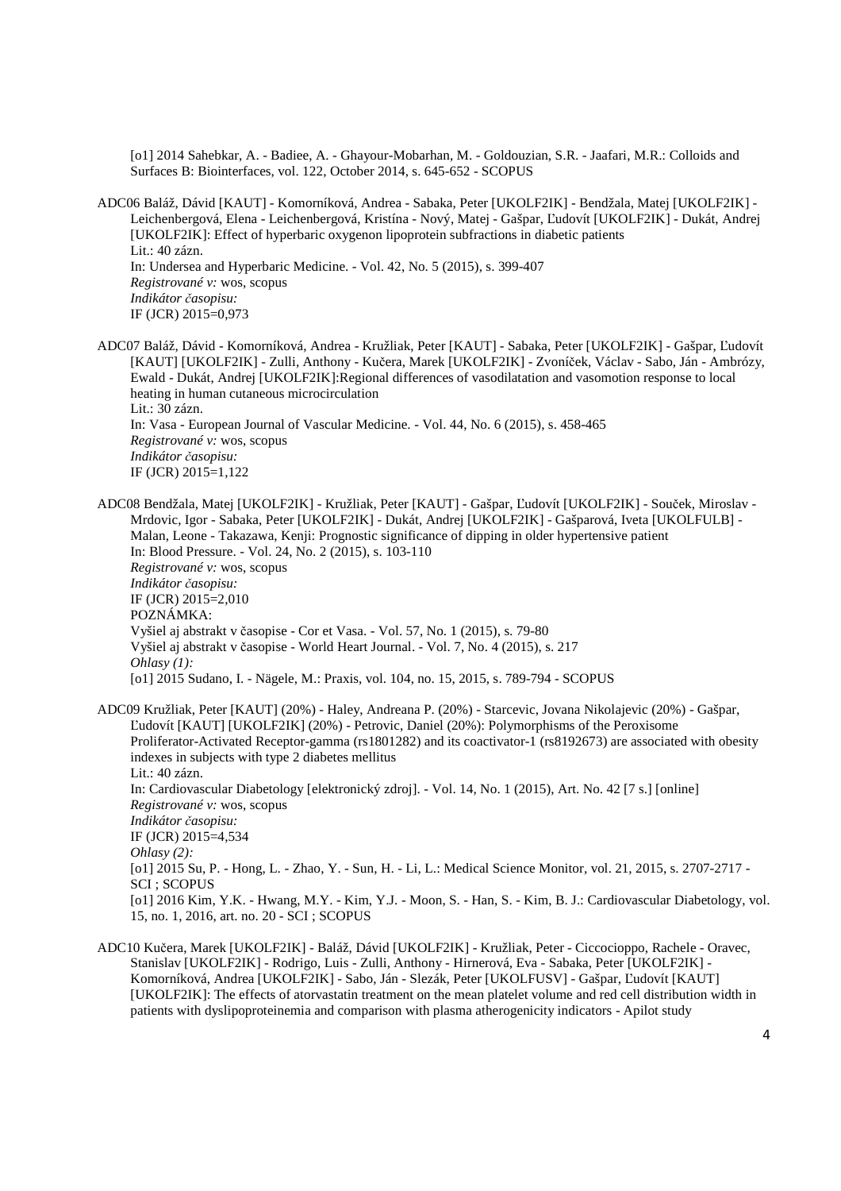[o1] 2014 Sahebkar, A. - Badiee, A. - Ghayour-Mobarhan, M. - Goldouzian, S.R. - Jaafari, M.R.: Colloids and Surfaces B: Biointerfaces, vol. 122, October 2014, s. 645-652 - SCOPUS

ADC06 Baláž, Dávid [KAUT] - Komorníková, Andrea - Sabaka, Peter [UKOLF2IK] - Bendžala, Matej [UKOLF2IK] - Leichenbergová, Elena - Leichenbergová, Kristína - Nový, Matej - Gašpar, Ľudovít [UKOLF2IK] - Dukát, Andrej [UKOLF2IK]: Effect of hyperbaric oxygenon lipoprotein subfractions in diabetic patients
Lit.: 40 zázn.
In: Undersea and Hyperbaric Medicine. - Vol. 42, No. 5 (2015), s. 399-407
*Registrované v:* wos, scopus
*Indikátor časopisu:*
IF (JCR) 2015=0,973

ADC07 Baláž, Dávid - Komorníková, Andrea - Kružliak, Peter [KAUT] - Sabaka, Peter [UKOLF2IK] - Gašpar, Ľudovít [KAUT] [UKOLF2IK] - Zulli, Anthony - Kučera, Marek [UKOLF2IK] - Zvoníček, Václav - Sabo, Ján - Ambrózy, Ewald - Dukát, Andrej [UKOLF2IK]:Regional differences of vasodilatation and vasomotion response to local heating in human cutaneous microcirculation
Lit.: 30 zázn.
In: Vasa - European Journal of Vascular Medicine. - Vol. 44, No. 6 (2015), s. 458-465
*Registrované v:* wos, scopus
*Indikátor časopisu:*
IF (JCR) 2015=1,122

ADC08 Bendžala, Matej [UKOLF2IK] - Kružliak, Peter [KAUT] - Gašpar, Ľudovít [UKOLF2IK] - Souček, Miroslav - Mrdovic, Igor - Sabaka, Peter [UKOLF2IK] - Dukát, Andrej [UKOLF2IK] - Gašparová, Iveta [UKOLFULB] - Malan, Leone - Takazawa, Kenji: Prognostic significance of dipping in older hypertensive patient
In: Blood Pressure. - Vol. 24, No. 2 (2015), s. 103-110
*Registrované v:* wos, scopus
*Indikátor časopisu:*
IF (JCR) 2015=2,010
POZNÁMKA:
Vyšiel aj abstrakt v časopise - Cor et Vasa. - Vol. 57, No. 1 (2015), s. 79-80
Vyšiel aj abstrakt v časopise - World Heart Journal. - Vol. 7, No. 4 (2015), s. 217
*Ohlasy (1):*
[o1] 2015 Sudano, I. - Nägele, M.: Praxis, vol. 104, no. 15, 2015, s. 789-794 - SCOPUS

ADC09 Kružliak, Peter [KAUT] (20%) - Haley, Andreana P. (20%) - Starcevic, Jovana Nikolajevic (20%) - Gašpar, Ľudovít [KAUT] [UKOLF2IK] (20%) - Petrovic, Daniel (20%): Polymorphisms of the Peroxisome Proliferator-Activated Receptor-gamma (rs1801282) and its coactivator-1 (rs8192673) are associated with obesity indexes in subjects with type 2 diabetes mellitus
Lit.: 40 zázn.
In: Cardiovascular Diabetology [elektronický zdroj]. - Vol. 14, No. 1 (2015), Art. No. 42 [7 s.] [online]
*Registrované v:* wos, scopus
*Indikátor časopisu:*
IF (JCR) 2015=4,534
*Ohlasy (2):*
[o1] 2015 Su, P. - Hong, L. - Zhao, Y. - Sun, H. - Li, L.: Medical Science Monitor, vol. 21, 2015, s. 2707-2717 - SCI ; SCOPUS
[o1] 2016 Kim, Y.K. - Hwang, M.Y. - Kim, Y.J. - Moon, S. - Han, S. - Kim, B. J.: Cardiovascular Diabetology, vol. 15, no. 1, 2016, art. no. 20 - SCI ; SCOPUS

ADC10 Kučera, Marek [UKOLF2IK] - Baláž, Dávid [UKOLF2IK] - Kružliak, Peter - Ciccocioppo, Rachele - Oravec, Stanislav [UKOLF2IK] - Rodrigo, Luis - Zulli, Anthony - Hirnerová, Eva - Sabaka, Peter [UKOLF2IK] - Komorníková, Andrea [UKOLF2IK] - Sabo, Ján - Slezák, Peter [UKOLFUSV] - Gašpar, Ľudovít [KAUT] [UKOLF2IK]: The effects of atorvastatin treatment on the mean platelet volume and red cell distribution width in patients with dyslipoproteinemia and comparison with plasma atherogenicity indicators - Apilot study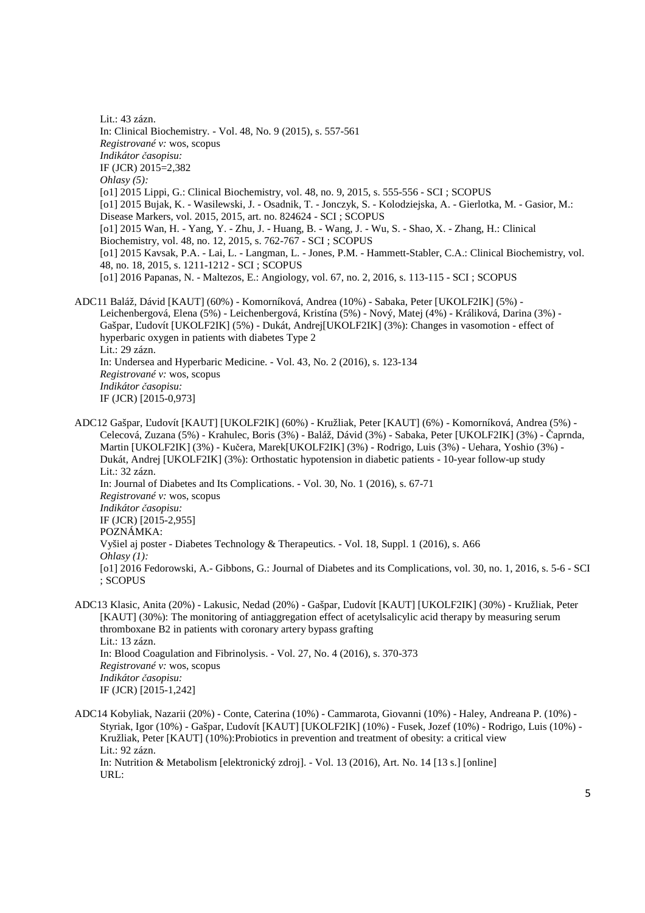Lit.: 43 zázn.
In: Clinical Biochemistry. - Vol. 48, No. 9 (2015), s. 557-561
*Registrované v:* wos, scopus
*Indikátor časopisu:*
IF (JCR) 2015=2,382
*Ohlasy (5):*
[o1] 2015 Lippi, G.: Clinical Biochemistry, vol. 48, no. 9, 2015, s. 555-556 - SCI ; SCOPUS
[o1] 2015 Bujak, K. - Wasilewski, J. - Osadnik, T. - Jonczyk, S. - Kolodziejska, A. - Gierlotka, M. - Gasior, M.: Disease Markers, vol. 2015, 2015, art. no. 824624 - SCI ; SCOPUS
[o1] 2015 Wan, H. - Yang, Y. - Zhu, J. - Huang, B. - Wang, J. - Wu, S. - Shao, X. - Zhang, H.: Clinical Biochemistry, vol. 48, no. 12, 2015, s. 762-767 - SCI ; SCOPUS
[o1] 2015 Kavsak, P.A. - Lai, L. - Langman, L. - Jones, P.M. - Hammett-Stabler, C.A.: Clinical Biochemistry, vol. 48, no. 18, 2015, s. 1211-1212 - SCI ; SCOPUS
[o1] 2016 Papanas, N. - Maltezos, E.: Angiology, vol. 67, no. 2, 2016, s. 113-115 - SCI ; SCOPUS

ADC11 Baláž, Dávid [KAUT] (60%) - Komorníková, Andrea (10%) - Sabaka, Peter [UKOLF2IK] (5%) - Leichenbergová, Elena (5%) - Leichenbergová, Kristína (5%) - Nový, Matej (4%) - Králiková, Darina (3%) - Gašpar, Ľudovít [UKOLF2IK] (5%) - Dukát, Andrej[UKOLF2IK] (3%): Changes in vasomotion - effect of hyperbaric oxygen in patients with diabetes Type 2
Lit.: 29 zázn.
In: Undersea and Hyperbaric Medicine. - Vol. 43, No. 2 (2016), s. 123-134
*Registrované v:* wos, scopus
*Indikátor časopisu:*
IF (JCR) [2015-0,973]

ADC12 Gašpar, Ľudovít [KAUT] [UKOLF2IK] (60%) - Kružliak, Peter [KAUT] (6%) - Komorníková, Andrea (5%) - Celecová, Zuzana (5%) - Krahulec, Boris (3%) - Baláž, Dávid (3%) - Sabaka, Peter [UKOLF2IK] (3%) - Čaprnda, Martin [UKOLF2IK] (3%) - Kučera, Marek[UKOLF2IK] (3%) - Rodrigo, Luis (3%) - Uehara, Yoshio (3%) - Dukát, Andrej [UKOLF2IK] (3%): Orthostatic hypotension in diabetic patients - 10-year follow-up study
Lit.: 32 zázn.
In: Journal of Diabetes and Its Complications. - Vol. 30, No. 1 (2016), s. 67-71
*Registrované v:* wos, scopus
*Indikátor časopisu:*
IF (JCR) [2015-2,955]
POZNÁMKA:
Vyšiel aj poster - Diabetes Technology & Therapeutics. - Vol. 18, Suppl. 1 (2016), s. A66
*Ohlasy (1):*
[o1] 2016 Fedorowski, A.- Gibbons, G.: Journal of Diabetes and its Complications, vol. 30, no. 1, 2016, s. 5-6 - SCI ; SCOPUS

ADC13 Klasic, Anita (20%) - Lakusic, Nedad (20%) - Gašpar, Ľudovít [KAUT] [UKOLF2IK] (30%) - Kružliak, Peter [KAUT] (30%): The monitoring of antiaggregation effect of acetylsalicylic acid therapy by measuring serum thromboxane B2 in patients with coronary artery bypass grafting
Lit.: 13 zázn.
In: Blood Coagulation and Fibrinolysis. - Vol. 27, No. 4 (2016), s. 370-373
*Registrované v:* wos, scopus
*Indikátor časopisu:*
IF (JCR) [2015-1,242]

ADC14 Kobyliak, Nazarii (20%) - Conte, Caterina (10%) - Cammarota, Giovanni (10%) - Haley, Andreana P. (10%) - Styriak, Igor (10%) - Gašpar, Ľudovít [KAUT] [UKOLF2IK] (10%) - Fusek, Jozef (10%) - Rodrigo, Luis (10%) - Kružliak, Peter [KAUT] (10%):Probiotics in prevention and treatment of obesity: a critical view
Lit.: 92 zázn.
In: Nutrition & Metabolism [elektronický zdroj]. - Vol. 13 (2016), Art. No. 14 [13 s.] [online]
URL: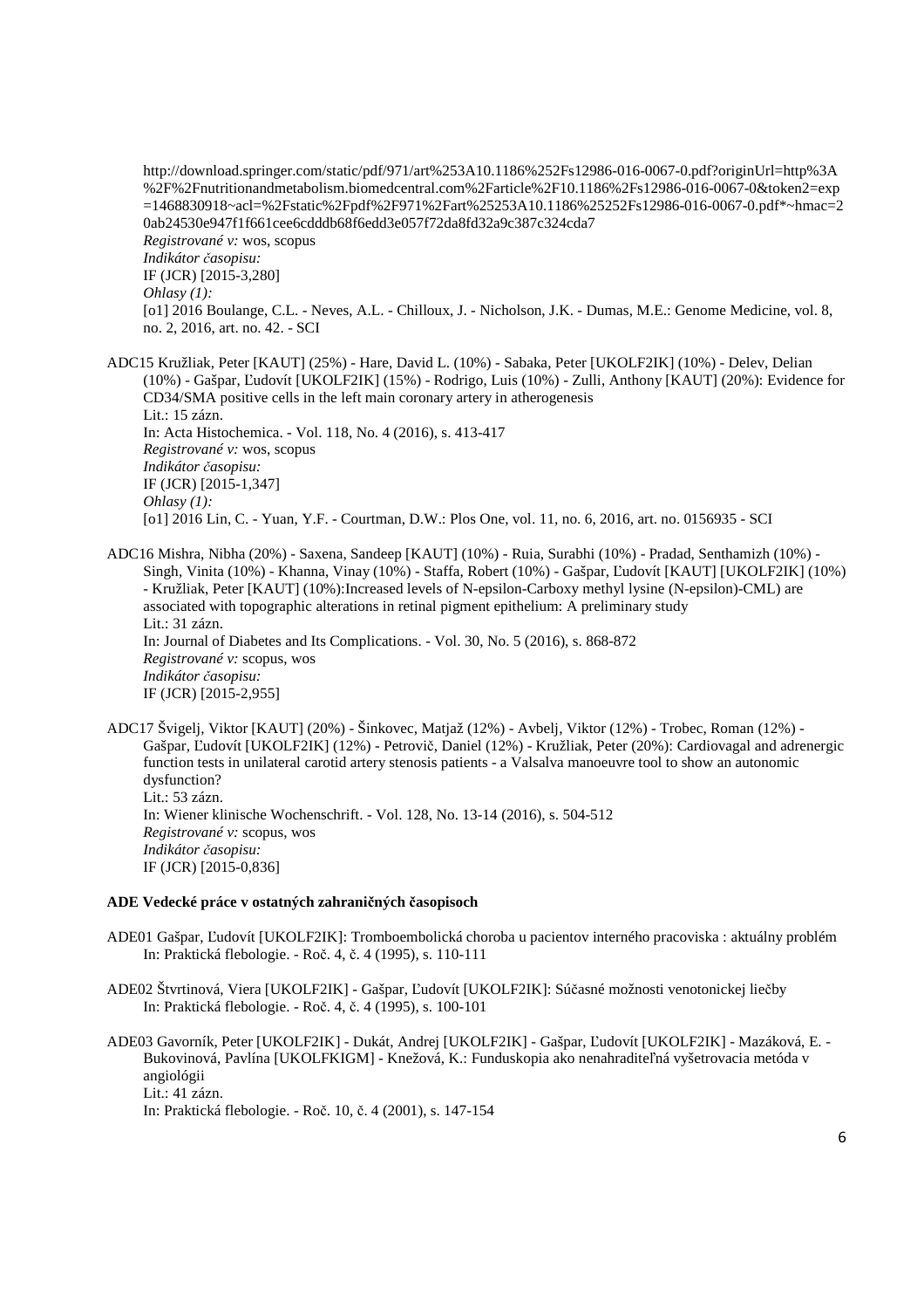http://download.springer.com/static/pdf/971/art%253A10.1186%252Fs12986-016-0067-0.pdf?originUrl=http%3A%2F%2Fnutritionandmetabolism.biomedcentral.com%2Farticle%2F10.1186%2Fs12986-016-0067-0&token2=exp=1468830918~acl=%2Fstatic%2Fpdf%2F971%2Fart%25253A10.1186%25252Fs12986-016-0067-0.pdf*~hmac=20ab24530e947f1f661cee6cdddb68f6edd3e057f72da8fd32a9c387c324cda7
*Registrované v:* wos, scopus
*Indikátor časopisu:*
IF (JCR) [2015-3,280]
*Ohlasy (1):*
[o1] 2016 Boulange, C.L. - Neves, A.L. - Chilloux, J. - Nicholson, J.K. - Dumas, M.E.: Genome Medicine, vol. 8, no. 2, 2016, art. no. 42. - SCI

ADC15 Kružliak, Peter [KAUT] (25%) - Hare, David L. (10%) - Sabaka, Peter [UKOLF2IK] (10%) - Delev, Delian (10%) - Gašpar, Ľudovít [UKOLF2IK] (15%) - Rodrigo, Luis (10%) - Zulli, Anthony [KAUT] (20%): Evidence for CD34/SMA positive cells in the left main coronary artery in atherogenesis
Lit.: 15 zázn.
In: Acta Histochemica. - Vol. 118, No. 4 (2016), s. 413-417
*Registrované v:* wos, scopus
*Indikátor časopisu:*
IF (JCR) [2015-1,347]
*Ohlasy (1):*
[o1] 2016 Lin, C. - Yuan, Y.F. - Courtman, D.W.: Plos One, vol. 11, no. 6, 2016, art. no. 0156935 - SCI

ADC16 Mishra, Nibha (20%) - Saxena, Sandeep [KAUT] (10%) - Ruia, Surabhi (10%) - Pradad, Senthamizh (10%) - Singh, Vinita (10%) - Khanna, Vinay (10%) - Staffa, Robert (10%) - Gašpar, Ľudovít [KAUT] [UKOLF2IK] (10%) - Kružliak, Peter [KAUT] (10%):Increased levels of N-epsilon-Carboxy methyl lysine (N-epsilon)-CML) are associated with topographic alterations in retinal pigment epithelium: A preliminary study
Lit.: 31 zázn.
In: Journal of Diabetes and Its Complications. - Vol. 30, No. 5 (2016), s. 868-872
*Registrované v:* scopus, wos
*Indikátor časopisu:*
IF (JCR) [2015-2,955]

ADC17 Švigelj, Viktor [KAUT] (20%) - Šinkovec, Matjaž (12%) - Avbelj, Viktor (12%) - Trobec, Roman (12%) - Gašpar, Ľudovít [UKOLF2IK] (12%) - Petrovič, Daniel (12%) - Kružliak, Peter (20%): Cardiovagal and adrenergic function tests in unilateral carotid artery stenosis patients - a Valsalva manoeuvre tool to show an autonomic dysfunction?
Lit.: 53 zázn.
In: Wiener klinische Wochenschrift. - Vol. 128, No. 13-14 (2016), s. 504-512
*Registrované v:* scopus, wos
*Indikátor časopisu:*
IF (JCR) [2015-0,836]

**ADE Vedecké práce v ostatných zahraničných časopisoch**

ADE01 Gašpar, Ľudovít [UKOLF2IK]: Tromboembolická choroba u pacientov interného pracoviska : aktuálny problém
In: Praktická flebologie. - Roč. 4, č. 4 (1995), s. 110-111

ADE02 Štvrtinová, Viera [UKOLF2IK] - Gašpar, Ľudovít [UKOLF2IK]: Súčasné možnosti venotonickej liečby
In: Praktická flebologie. - Roč. 4, č. 4 (1995), s. 100-101

ADE03 Gavorník, Peter [UKOLF2IK] - Dukát, Andrej [UKOLF2IK] - Gašpar, Ľudovít [UKOLF2IK] - Mazáková, E. - Bukovinová, Pavlína [UKOLFKIGM] - Knežová, K.: Funduskopia ako nenahraditeľná vyšetrovacia metóda v angiológii
Lit.: 41 zázn.
In: Praktická flebologie. - Roč. 10, č. 4 (2001), s. 147-154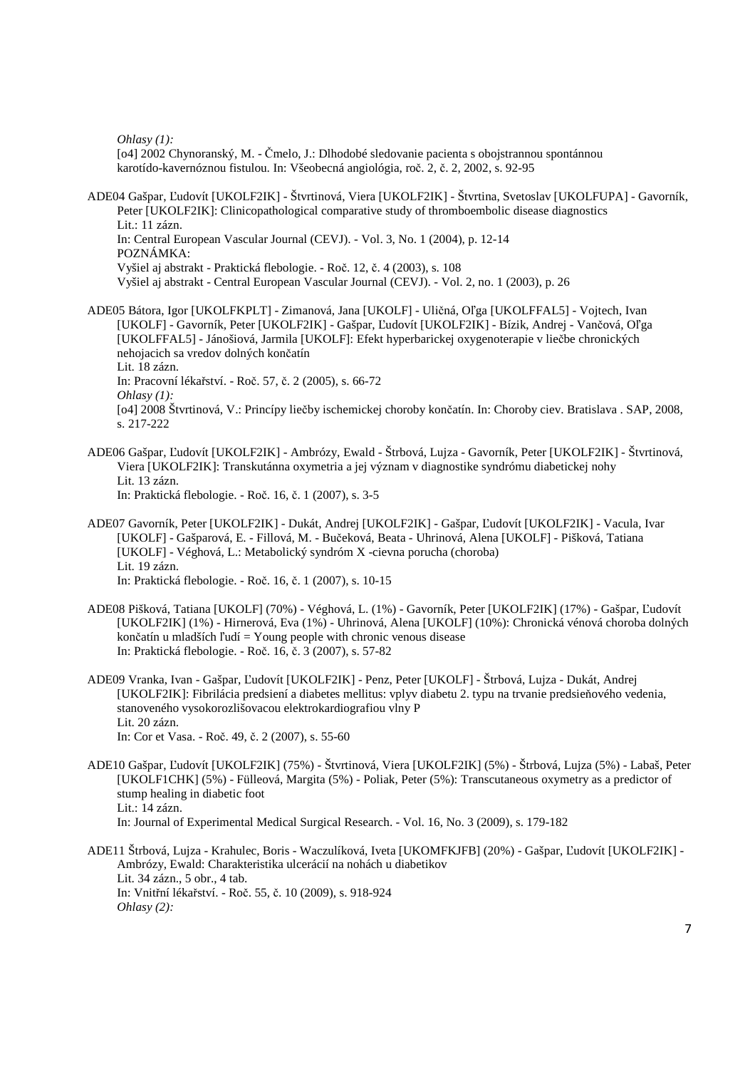*Ohlasy (1):*
[o4] 2002 Chynoranský, M. - Čmelo, J.: Dlhodobé sledovanie pacienta s obojstrannou spontánnou karotído-kavernóznou fistulou. In: Všeobecná angiológia, roč. 2, č. 2, 2002, s. 92-95

ADE04 Gašpar, Ľudovít [UKOLF2IK] - Štvrtinová, Viera [UKOLF2IK] - Štvrtina, Svetoslav [UKOLFUPA] - Gavorník, Peter [UKOLF2IK]: Clinicopathological comparative study of thromboembolic disease diagnostics
Lit.: 11 zázn.
In: Central European Vascular Journal (CEVJ). - Vol. 3, No. 1 (2004), p. 12-14
POZNÁMKA:
Vyšiel aj abstrakt - Praktická flebologie. - Roč. 12, č. 4 (2003), s. 108
Vyšiel aj abstrakt - Central European Vascular Journal (CEVJ). - Vol. 2, no. 1 (2003), p. 26

ADE05 Bátora, Igor [UKOLFKPLT] - Zimanová, Jana [UKOLF] - Uličná, Oľga [UKOLFFAL5] - Vojtech, Ivan [UKOLF] - Gavorník, Peter [UKOLF2IK] - Gašpar, Ľudovít [UKOLF2IK] - Bízik, Andrej - Vančová, Oľga [UKOLFFAL5] - Jánošiová, Jarmila [UKOLF]: Efekt hyperbarickej oxygenoterapie v liečbe chronických nehojacich sa vredov dolných končatín
Lit. 18 zázn.
In: Pracovní lékařství. - Roč. 57, č. 2 (2005), s. 66-72
*Ohlasy (1):*
[o4] 2008 Štvrtinová, V.: Princípy liečby ischemickej choroby končatín. In: Choroby ciev. Bratislava . SAP, 2008, s. 217-222

ADE06 Gašpar, Ľudovít [UKOLF2IK] - Ambrózy, Ewald - Štrbová, Lujza - Gavorník, Peter [UKOLF2IK] - Štvrtinová, Viera [UKOLF2IK]: Transkutánna oxymetria a jej význam v diagnostike syndrómu diabetickej nohy
Lit. 13 zázn.
In: Praktická flebologie. - Roč. 16, č. 1 (2007), s. 3-5

ADE07 Gavorník, Peter [UKOLF2IK] - Dukát, Andrej [UKOLF2IK] - Gašpar, Ľudovít [UKOLF2IK] - Vacula, Ivar [UKOLF] - Gašparová, E. - Fillová, M. - Bučeková, Beata - Uhrinová, Alena [UKOLF] - Pišková, Tatiana [UKOLF] - Véghová, L.: Metabolický syndróm X -cievna porucha (choroba)
Lit. 19 zázn.
In: Praktická flebologie. - Roč. 16, č. 1 (2007), s. 10-15

ADE08 Pišková, Tatiana [UKOLF] (70%) - Véghová, L. (1%) - Gavorník, Peter [UKOLF2IK] (17%) - Gašpar, Ľudovít [UKOLF2IK] (1%) - Hirnerová, Eva (1%) - Uhrinová, Alena [UKOLF] (10%): Chronická vénová choroba dolných končatín u mladších ľudí = Young people with chronic venous disease
In: Praktická flebologie. - Roč. 16, č. 3 (2007), s. 57-82

ADE09 Vranka, Ivan - Gašpar, Ľudovít [UKOLF2IK] - Penz, Peter [UKOLF] - Štrbová, Lujza - Dukát, Andrej [UKOLF2IK]: Fibrilácia predsiení a diabetes mellitus: vplyv diabetu 2. typu na trvanie predsieňového vedenia, stanoveného vysokorozlišovacou elektrokardiografiou vlny P
Lit. 20 zázn.
In: Cor et Vasa. - Roč. 49, č. 2 (2007), s. 55-60

ADE10 Gašpar, Ľudovít [UKOLF2IK] (75%) - Štvrtinová, Viera [UKOLF2IK] (5%) - Štrbová, Lujza (5%) - Labaš, Peter [UKOLF1CHK] (5%) - Fülleová, Margita (5%) - Poliak, Peter (5%): Transcutaneous oxymetry as a predictor of stump healing in diabetic foot
Lit.: 14 zázn.
In: Journal of Experimental Medical Surgical Research. - Vol. 16, No. 3 (2009), s. 179-182

ADE11 Štrbová, Lujza - Krahulec, Boris - Waczulíková, Iveta [UKOMFKJFB] (20%) - Gašpar, Ľudovít [UKOLF2IK] - Ambrózy, Ewald: Charakteristika ulcerácií na nohách u diabetikov
Lit. 34 zázn., 5 obr., 4 tab.
In: Vnitřní lékařství. - Roč. 55, č. 10 (2009), s. 918-924
*Ohlasy (2):*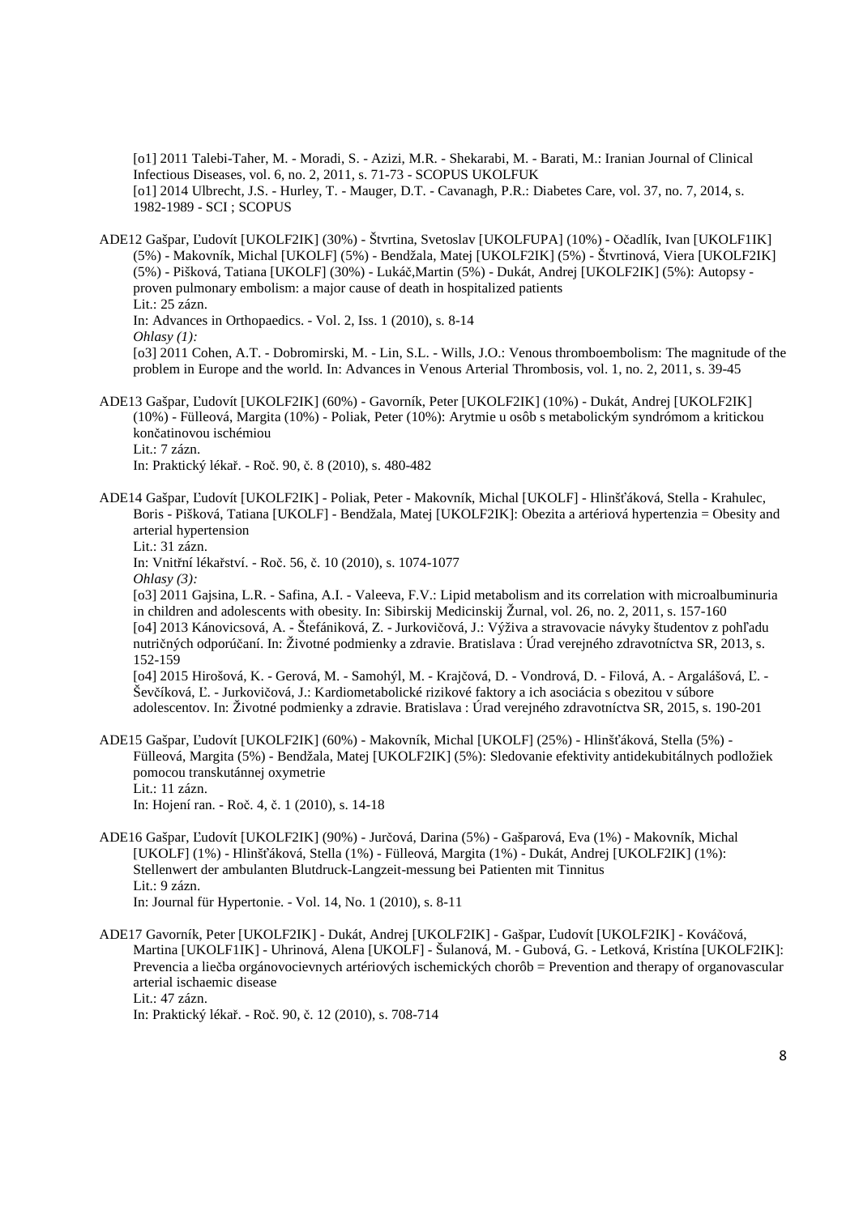[o1] 2011 Talebi-Taher, M. - Moradi, S. - Azizi, M.R. - Shekarabi, M. - Barati, M.: Iranian Journal of Clinical Infectious Diseases, vol. 6, no. 2, 2011, s. 71-73 - SCOPUS UKOLFUK
[o1] 2014 Ulbrecht, J.S. - Hurley, T. - Mauger, D.T. - Cavanagh, P.R.: Diabetes Care, vol. 37, no. 7, 2014, s. 1982-1989 - SCI ; SCOPUS

ADE12 Gašpar, Ľudovít [UKOLF2IK] (30%) - Štvrtina, Svetoslav [UKOLFUPA] (10%) - Očadlík, Ivan [UKOLF1IK] (5%) - Makovník, Michal [UKOLF] (5%) - Bendžala, Matej [UKOLF2IK] (5%) - Štvrtinová, Viera [UKOLF2IK] (5%) - Pišková, Tatiana [UKOLF] (30%) - Lukáč,Martin (5%) - Dukát, Andrej [UKOLF2IK] (5%): Autopsy - proven pulmonary embolism: a major cause of death in hospitalized patients
Lit.: 25 zázn.
In: Advances in Orthopaedics. - Vol. 2, Iss. 1 (2010), s. 8-14
*Ohlasy (1):*
[o3] 2011 Cohen, A.T. - Dobromirski, M. - Lin, S.L. - Wills, J.O.: Venous thromboembolism: The magnitude of the problem in Europe and the world. In: Advances in Venous Arterial Thrombosis, vol. 1, no. 2, 2011, s. 39-45

ADE13 Gašpar, Ľudovít [UKOLF2IK] (60%) - Gavorník, Peter [UKOLF2IK] (10%) - Dukát, Andrej [UKOLF2IK] (10%) - Fülleová, Margita (10%) - Poliak, Peter (10%): Arytmie u osôb s metabolickým syndrómom a kritickou končatinovou ischémiou
Lit.: 7 zázn.
In: Praktický lékař. - Roč. 90, č. 8 (2010), s. 480-482

ADE14 Gašpar, Ľudovít [UKOLF2IK] - Poliak, Peter - Makovník, Michal [UKOLF] - Hlinšťáková, Stella - Krahulec, Boris - Pišková, Tatiana [UKOLF] - Bendžala, Matej [UKOLF2IK]: Obezita a artériová hypertenzia = Obesity and arterial hypertension
Lit.: 31 zázn.
In: Vnitřní lékařství. - Roč. 56, č. 10 (2010), s. 1074-1077
*Ohlasy (3):*
[o3] 2011 Gajsina, L.R. - Safina, A.I. - Valeeva, F.V.: Lipid metabolism and its correlation with microalbuminuria in children and adolescents with obesity. In: Sibirskij Medicinskij Žurnal, vol. 26, no. 2, 2011, s. 157-160
[o4] 2013 Kánovicsová, A. - Štefániková, Z. - Jurkovičová, J.: Výživa a stravovacie návyky študentov z pohľadu nutričných odporúčaní. In: Životné podmienky a zdravie. Bratislava : Úrad verejného zdravotníctva SR, 2013, s. 152-159
[o4] 2015 Hirošová, K. - Gerová, M. - Samohýl, M. - Krajčová, D. - Vondrová, D. - Filová, A. - Argalášová, Ľ. - Ševčíková, Ľ. - Jurkovičová, J.: Kardiometabolické rizikové faktory a ich asociácia s obezitou v súbore adolescentov. In: Životné podmienky a zdravie. Bratislava : Úrad verejného zdravotníctva SR, 2015, s. 190-201

ADE15 Gašpar, Ľudovít [UKOLF2IK] (60%) - Makovník, Michal [UKOLF] (25%) - Hlinšťáková, Stella (5%) - Fülleová, Margita (5%) - Bendžala, Matej [UKOLF2IK] (5%): Sledovanie efektivity antidekubitálnych podložiek pomocou transkutánnej oxymetrie
Lit.: 11 zázn.
In: Hojení ran. - Roč. 4, č. 1 (2010), s. 14-18

ADE16 Gašpar, Ľudovít [UKOLF2IK] (90%) - Jurčová, Darina (5%) - Gašparová, Eva (1%) - Makovník, Michal [UKOLF] (1%) - Hlinšťáková, Stella (1%) - Fülleová, Margita (1%) - Dukát, Andrej [UKOLF2IK] (1%): Stellenwert der ambulanten Blutdruck-Langzeit-messung bei Patienten mit Tinnitus
Lit.: 9 zázn.
In: Journal für Hypertonie. - Vol. 14, No. 1 (2010), s. 8-11

ADE17 Gavorník, Peter [UKOLF2IK] - Dukát, Andrej [UKOLF2IK] - Gašpar, Ľudovít [UKOLF2IK] - Kováčová, Martina [UKOLF1IK] - Uhrinová, Alena [UKOLF] - Šulanová, M. - Gubová, G. - Letková, Kristína [UKOLF2IK]: Prevencia a liečba orgánovocievnych artériových ischemických chorôb = Prevention and therapy of organovascular arterial ischaemic disease
Lit.: 47 zázn.
In: Praktický lékař. - Roč. 90, č. 12 (2010), s. 708-714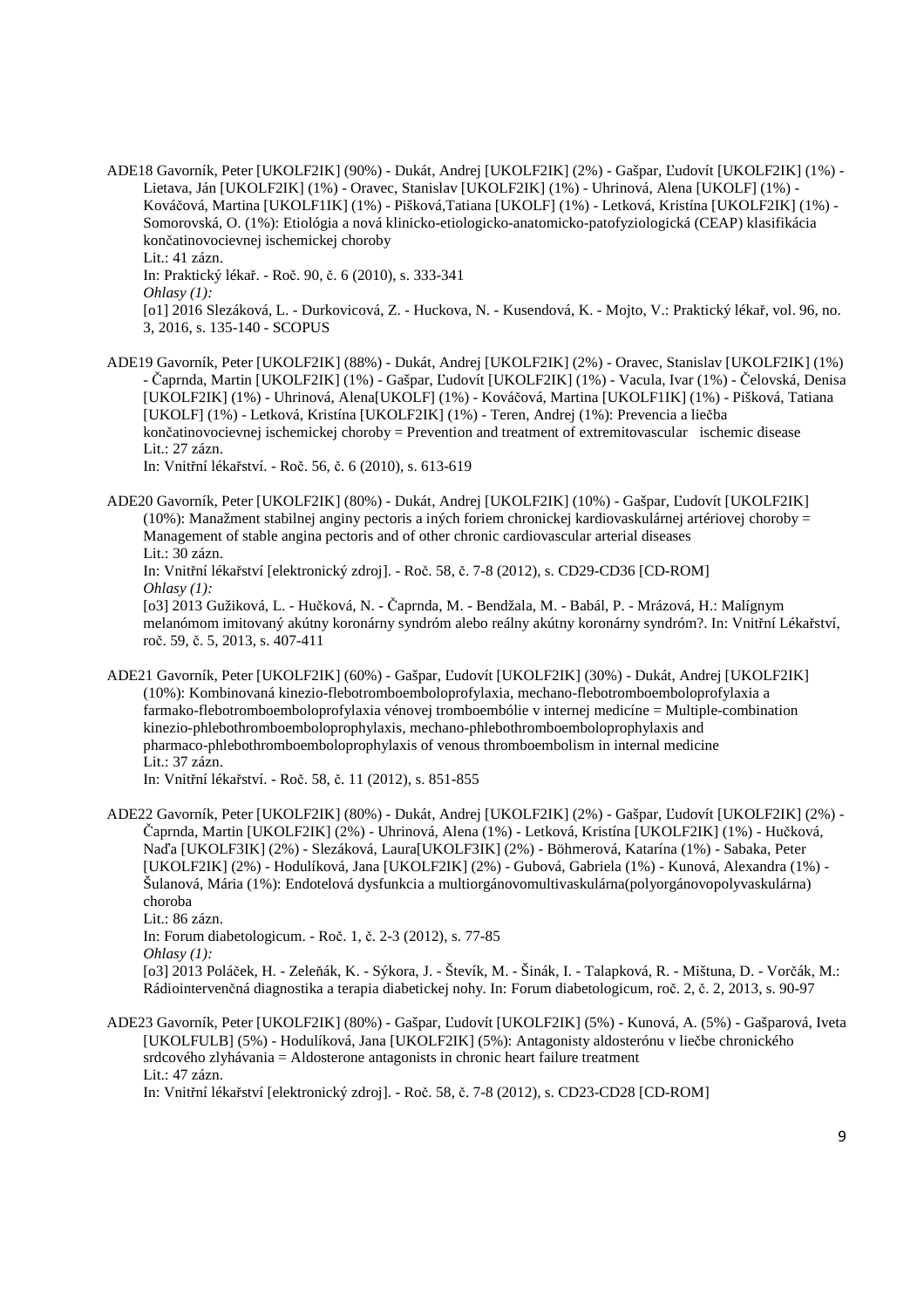ADE18 Gavorník, Peter [UKOLF2IK] (90%) - Dukát, Andrej [UKOLF2IK] (2%) - Gašpar, Ľudovít [UKOLF2IK] (1%) - Lietava, Ján [UKOLF2IK] (1%) - Oravec, Stanislav [UKOLF2IK] (1%) - Uhrinová, Alena [UKOLF] (1%) - Kováčová, Martina [UKOLF1IK] (1%) - Pišková,Tatiana [UKOLF] (1%) - Letková, Kristína [UKOLF2IK] (1%) - Somorovská, O. (1%): Etiológia a nová klinicko-etiologicko-anatomicko-patofyziologická (CEAP) klasifikácia končatinovocievnej ischemickej choroby
Lit.: 41 zázn.
In: Praktický lékař. - Roč. 90, č. 6 (2010), s. 333-341
*Ohlasy (1):*
[o1] 2016 Slezáková, L. - Durkovicová, Z. - Huckova, N. - Kusendová, K. - Mojto, V.: Praktický lékař, vol. 96, no. 3, 2016, s. 135-140 - SCOPUS

ADE19 Gavorník, Peter [UKOLF2IK] (88%) - Dukát, Andrej [UKOLF2IK] (2%) - Oravec, Stanislav [UKOLF2IK] (1%) - Čaprnda, Martin [UKOLF2IK] (1%) - Gašpar, Ľudovít [UKOLF2IK] (1%) - Vacula, Ivar (1%) - Čelovská, Denisa [UKOLF2IK] (1%) - Uhrinová, Alena[UKOLF] (1%) - Kováčová, Martina [UKOLF1IK] (1%) - Pišková, Tatiana [UKOLF] (1%) - Letková, Kristína [UKOLF2IK] (1%) - Teren, Andrej (1%): Prevencia a liečba končatinovocievnej ischemickej choroby = Prevention and treatment of extremitovascular ischemic disease
Lit.: 27 zázn.
In: Vnitřní lékařství. - Roč. 56, č. 6 (2010), s. 613-619

ADE20 Gavorník, Peter [UKOLF2IK] (80%) - Dukát, Andrej [UKOLF2IK] (10%) - Gašpar, Ľudovít [UKOLF2IK] (10%): Manažment stabilnej anginy pectoris a iných foriem chronickej kardiovaskulárnej artériovej choroby = Management of stable angina pectoris and of other chronic cardiovascular arterial diseases
Lit.: 30 zázn.
In: Vnitřní lékařství [elektronický zdroj]. - Roč. 58, č. 7-8 (2012), s. CD29-CD36 [CD-ROM]
*Ohlasy (1):*
[o3] 2013 Gužiková, L. - Hučková, N. - Čaprnda, M. - Bendžala, M. - Babál, P. - Mrázová, H.: Malígnym melanómom imitovaný akútny koronárny syndróm alebo reálny akútny koronárny syndróm?. In: Vnitřní Lékařství, roč. 59, č. 5, 2013, s. 407-411

ADE21 Gavorník, Peter [UKOLF2IK] (60%) - Gašpar, Ľudovít [UKOLF2IK] (30%) - Dukát, Andrej [UKOLF2IK] (10%): Kombinovaná kinezio-flebotromboemboloprofylaxia, mechano-flebotromboemboloprofylaxia a farmako-flebotromboemboloprofylaxia vénovej tromboembólie v internej medicíne = Multiple-combination kinezio-phlebothromboembolophrophylaxis, mechano-phlebothromboembolophrophylaxis and pharmaco-phlebothromboembolophrophylaxis of venous thromboembolism in internal medicine
Lit.: 37 zázn.
In: Vnitřní lékařství. - Roč. 58, č. 11 (2012), s. 851-855

ADE22 Gavorník, Peter [UKOLF2IK] (80%) - Dukát, Andrej [UKOLF2IK] (2%) - Gašpar, Ľudovít [UKOLF2IK] (2%) - Čaprnda, Martin [UKOLF2IK] (2%) - Uhrinová, Alena (1%) - Letková, Kristína [UKOLF2IK] (1%) - Hučková, Naďa [UKOLF3IK] (2%) - Slezáková, Laura[UKOLF3IK] (2%) - Böhmerová, Katarína (1%) - Sabaka, Peter [UKOLF2IK] (2%) - Hodulíková, Jana [UKOLF2IK] (2%) - Gubová, Gabriela (1%) - Kunová, Alexandra (1%) - Šulanová, Mária (1%): Endotelová dysfunkcia a multiorgánovomultivaskulárna(polyorgánovopolyvaskulárna) choroba
Lit.: 86 zázn.
In: Forum diabetologicum. - Roč. 1, č. 2-3 (2012), s. 77-85
*Ohlasy (1):*
[o3] 2013 Poláček, H. - Zeleňák, K. - Sýkora, J. - Števík, M. - Šinák, I. - Talapková, R. - Mištuna, D. - Vorčák, M.: Rádiointervenčná diagnostika a terapia diabetickej nohy. In: Forum diabetologicum, roč. 2, č. 2, 2013, s. 90-97

ADE23 Gavorník, Peter [UKOLF2IK] (80%) - Gašpar, Ľudovít [UKOLF2IK] (5%) - Kunová, A. (5%) - Gašparová, Iveta [UKOLFULB] (5%) - Hodulíková, Jana [UKOLF2IK] (5%): Antagonisty aldosterónu v liečbe chronického srdcového zlyhávania = Aldosterone antagonists in chronic heart failure treatment
Lit.: 47 zázn.
In: Vnitřní lékařství [elektronický zdroj]. - Roč. 58, č. 7-8 (2012), s. CD23-CD28 [CD-ROM]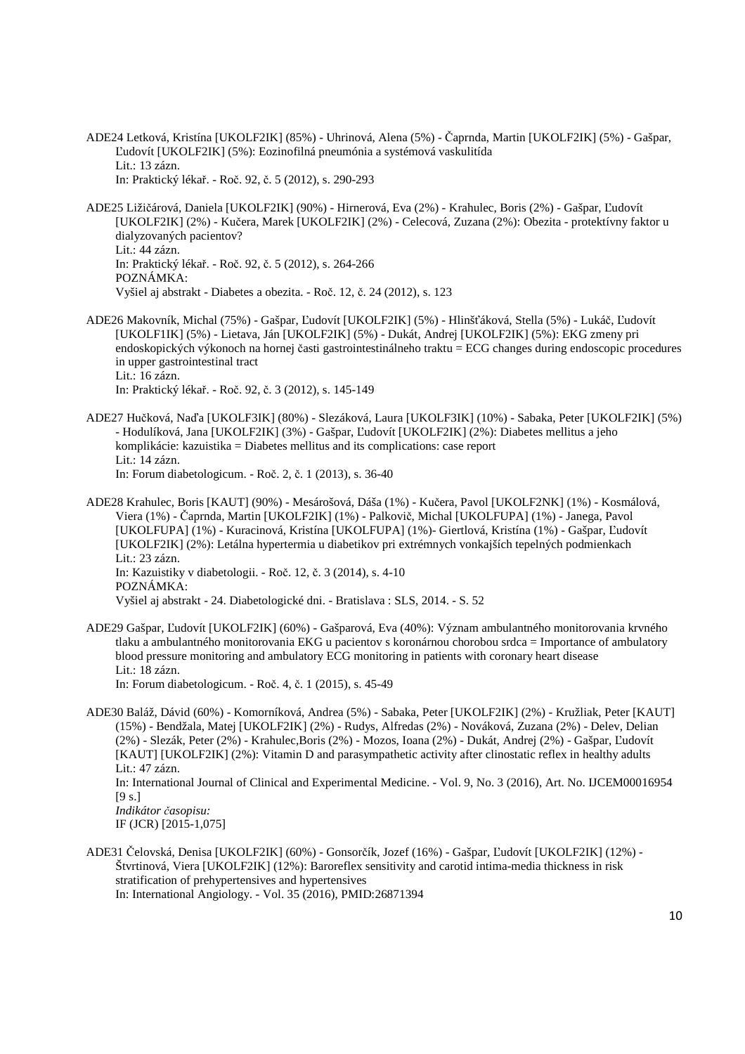ADE24 Letková, Kristína [UKOLF2IK] (85%) - Uhrinová, Alena (5%) - Čaprnda, Martin [UKOLF2IK] (5%) - Gašpar, Ľudovít [UKOLF2IK] (5%): Eozinofilná pneumónia a systémová vaskulitída
Lit.: 13 zázn.
In: Praktický lékař. - Roč. 92, č. 5 (2012), s. 290-293

ADE25 Ližičárová, Daniela [UKOLF2IK] (90%) - Hirnerová, Eva (2%) - Krahulec, Boris (2%) - Gašpar, Ľudovít [UKOLF2IK] (2%) - Kučera, Marek [UKOLF2IK] (2%) - Celecová, Zuzana (2%): Obezita - protektívny faktor u dialyzovaných pacientov?
Lit.: 44 zázn.
In: Praktický lékař. - Roč. 92, č. 5 (2012), s. 264-266
POZNÁMKA:
Vyšiel aj abstrakt - Diabetes a obezita. - Roč. 12, č. 24 (2012), s. 123

ADE26 Makovník, Michal (75%) - Gašpar, Ľudovít [UKOLF2IK] (5%) - Hlinšťáková, Stella (5%) - Lukáč, Ľudovít [UKOLF1IK] (5%) - Lietava, Ján [UKOLF2IK] (5%) - Dukát, Andrej [UKOLF2IK] (5%): EKG zmeny pri endoskopických výkonoch na hornej časti gastrointestinálneho traktu = ECG changes during endoscopic procedures in upper gastrointestinal tract
Lit.: 16 zázn.
In: Praktický lékař. - Roč. 92, č. 3 (2012), s. 145-149

ADE27 Hučková, Naďa [UKOLF3IK] (80%) - Slezáková, Laura [UKOLF3IK] (10%) - Sabaka, Peter [UKOLF2IK] (5%) - Hodulíková, Jana [UKOLF2IK] (3%) - Gašpar, Ľudovít [UKOLF2IK] (2%): Diabetes mellitus a jeho komplikácie: kazuistika = Diabetes mellitus and its complications: case report
Lit.: 14 zázn.
In: Forum diabetologicum. - Roč. 2, č. 1 (2013), s. 36-40

ADE28 Krahulec, Boris [KAUT] (90%) - Mesárošová, Dáša (1%) - Kučera, Pavol [UKOLF2NK] (1%) - Kosmálová, Viera (1%) - Čaprnda, Martin [UKOLF2IK] (1%) - Palkovič, Michal [UKOLFUPA] (1%) - Janega, Pavol [UKOLFUPA] (1%) - Kuracinová, Kristína [UKOLFUPA] (1%)- Giertlová, Kristína (1%) - Gašpar, Ľudovít [UKOLF2IK] (2%): Letálna hypertermia u diabetikov pri extrémnych vonkajších tepelných podmienkach
Lit.: 23 zázn.
In: Kazuistiky v diabetologii. - Roč. 12, č. 3 (2014), s. 4-10
POZNÁMKA:
Vyšiel aj abstrakt - 24. Diabetologické dni. - Bratislava : SLS, 2014. - S. 52

ADE29 Gašpar, Ľudovít [UKOLF2IK] (60%) - Gašparová, Eva (40%): Význam ambulantného monitorovania krvného tlaku a ambulantného monitorovania EKG u pacientov s koronárnou chorobou srdca = Importance of ambulatory blood pressure monitoring and ambulatory ECG monitoring in patients with coronary heart disease
Lit.: 18 zázn.
In: Forum diabetologicum. - Roč. 4, č. 1 (2015), s. 45-49

ADE30 Baláž, Dávid (60%) - Komorníková, Andrea (5%) - Sabaka, Peter [UKOLF2IK] (2%) - Kružliak, Peter [KAUT] (15%) - Bendžala, Matej [UKOLF2IK] (2%) - Rudys, Alfredas (2%) - Nováková, Zuzana (2%) - Delev, Delian (2%) - Slezák, Peter (2%) - Krahulec,Boris (2%) - Mozos, Ioana (2%) - Dukát, Andrej (2%) - Gašpar, Ľudovít [KAUT] [UKOLF2IK] (2%): Vitamin D and parasympathetic activity after clinostatic reflex in healthy adults
Lit.: 47 zázn.
In: International Journal of Clinical and Experimental Medicine. - Vol. 9, No. 3 (2016), Art. No. IJCEM00016954 [9 s.]
*Indikátor časopisu:*
IF (JCR) [2015-1,075]

ADE31 Čelovská, Denisa [UKOLF2IK] (60%) - Gonsorčík, Jozef (16%) - Gašpar, Ľudovít [UKOLF2IK] (12%) - Štvrtinová, Viera [UKOLF2IK] (12%): Baroreflex sensitivity and carotid intima-media thickness in risk stratification of prehypertensives and hypertensives
In: International Angiology. - Vol. 35 (2016), PMID:26871394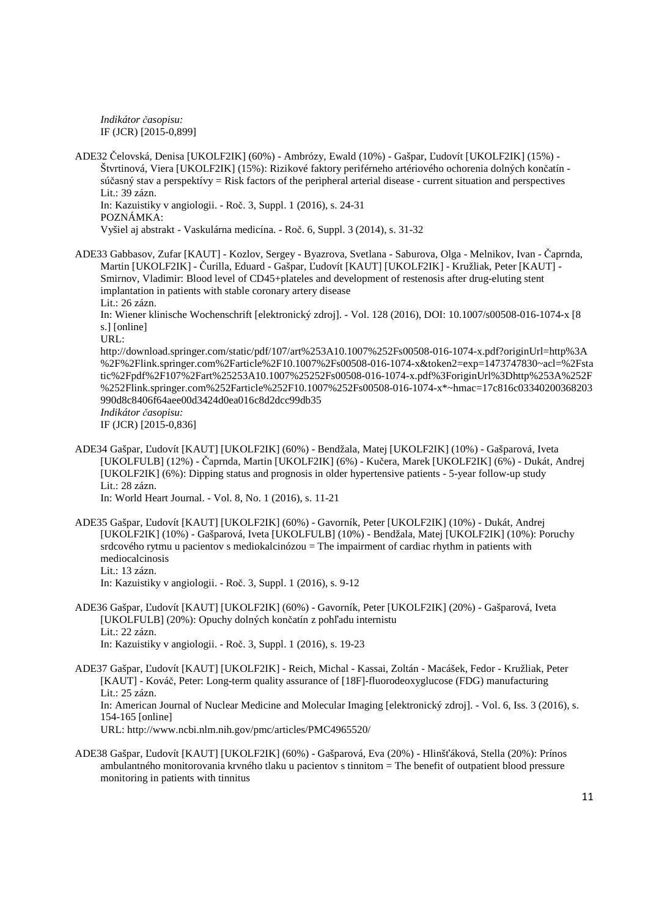*Indikátor časopisu:*
IF (JCR) [2015-0,899]

ADE32 Čelovská, Denisa [UKOLF2IK] (60%) - Ambrózy, Ewald (10%) - Gašpar, Ľudovít [UKOLF2IK] (15%) - Štvrtinová, Viera [UKOLF2IK] (15%): Rizikové faktory periférneho artériového ochorenia dolných končatín - súčasný stav a perspektívy = Risk factors of the peripheral arterial disease - current situation and perspectives
Lit.: 39 zázn.
In: Kazuistiky v angiologii. - Roč. 3, Suppl. 1 (2016), s. 24-31
POZNÁMKA:
Vyšiel aj abstrakt - Vaskulárna medicína. - Roč. 6, Suppl. 3 (2014), s. 31-32

ADE33 Gabbasov, Zufar [KAUT] - Kozlov, Sergey - Byazrova, Svetlana - Saburova, Olga - Melnikov, Ivan - Čaprnda, Martin [UKOLF2IK] - Čurilla, Eduard - Gašpar, Ľudovít [KAUT] [UKOLF2IK] - Kružliak, Peter [KAUT] - Smirnov, Vladimir: Blood level of CD45+plateles and development of restenosis after drug-eluting stent implantation in patients with stable coronary artery disease
Lit.: 26 zázn.
In: Wiener klinische Wochenschrift [elektronický zdroj]. - Vol. 128 (2016), DOI: 10.1007/s00508-016-1074-x [8 s.] [online]
URL:
http://download.springer.com/static/pdf/107/art%253A10.1007%252Fs00508-016-1074-x.pdf?originUrl=http%3A%2F%2Flink.springer.com%2Farticle%2F10.1007%2Fs00508-016-1074-x&token2=exp=1473747830~acl=%2Fstatic%2Fpdf%2F107%2Fart%25253A10.1007%25252Fs00508-016-1074-x.pdf%3ForiginUrl%3Dhttp%253A%252F%252Flink.springer.com%252Farticle%252F10.1007%252Fs00508-016-1074-x*~hmac=17c816c03340200368203990d8c8406f64aee00d3424d0ea016c8d2dcc99db35
*Indikátor časopisu:*
IF (JCR) [2015-0,836]

ADE34 Gašpar, Ľudovít [KAUT] [UKOLF2IK] (60%) - Bendžala, Matej [UKOLF2IK] (10%) - Gašparová, Iveta [UKOLFULB] (12%) - Čaprnda, Martin [UKOLF2IK] (6%) - Kučera, Marek [UKOLF2IK] (6%) - Dukát, Andrej [UKOLF2IK] (6%): Dipping status and prognosis in older hypertensive patients - 5-year follow-up study
Lit.: 28 zázn.
In: World Heart Journal. - Vol. 8, No. 1 (2016), s. 11-21

ADE35 Gašpar, Ľudovít [KAUT] [UKOLF2IK] (60%) - Gavorník, Peter [UKOLF2IK] (10%) - Dukát, Andrej [UKOLF2IK] (10%) - Gašparová, Iveta [UKOLFULB] (10%) - Bendžala, Matej [UKOLF2IK] (10%): Poruchy srdcového rytmu u pacientov s mediokalcinózou = The impairment of cardiac rhythm in patients with mediocalcinosis
Lit.: 13 zázn.
In: Kazuistiky v angiologii. - Roč. 3, Suppl. 1 (2016), s. 9-12

ADE36 Gašpar, Ľudovít [KAUT] [UKOLF2IK] (60%) - Gavorník, Peter [UKOLF2IK] (20%) - Gašparová, Iveta [UKOLFULB] (20%): Opuchy dolných končatín z pohľadu internistu
Lit.: 22 zázn.
In: Kazuistiky v angiologii. - Roč. 3, Suppl. 1 (2016), s. 19-23

ADE37 Gašpar, Ľudovít [KAUT] [UKOLF2IK] - Reich, Michal - Kassai, Zoltán - Macášek, Fedor - Kružliak, Peter [KAUT] - Kováč, Peter: Long-term quality assurance of [18F]-fluorodeoxyglucose (FDG) manufacturing
Lit.: 25 zázn.
In: American Journal of Nuclear Medicine and Molecular Imaging [elektronický zdroj]. - Vol. 6, Iss. 3 (2016), s. 154-165 [online]
URL: http://www.ncbi.nlm.nih.gov/pmc/articles/PMC4965520/

ADE38 Gašpar, Ľudovít [KAUT] [UKOLF2IK] (60%) - Gašparová, Eva (20%) - Hlinšťáková, Stella (20%): Prínos ambulantného monitorovania krvného tlaku u pacientov s tinnitom = The benefit of outpatient blood pressure monitoring in patients with tinnitus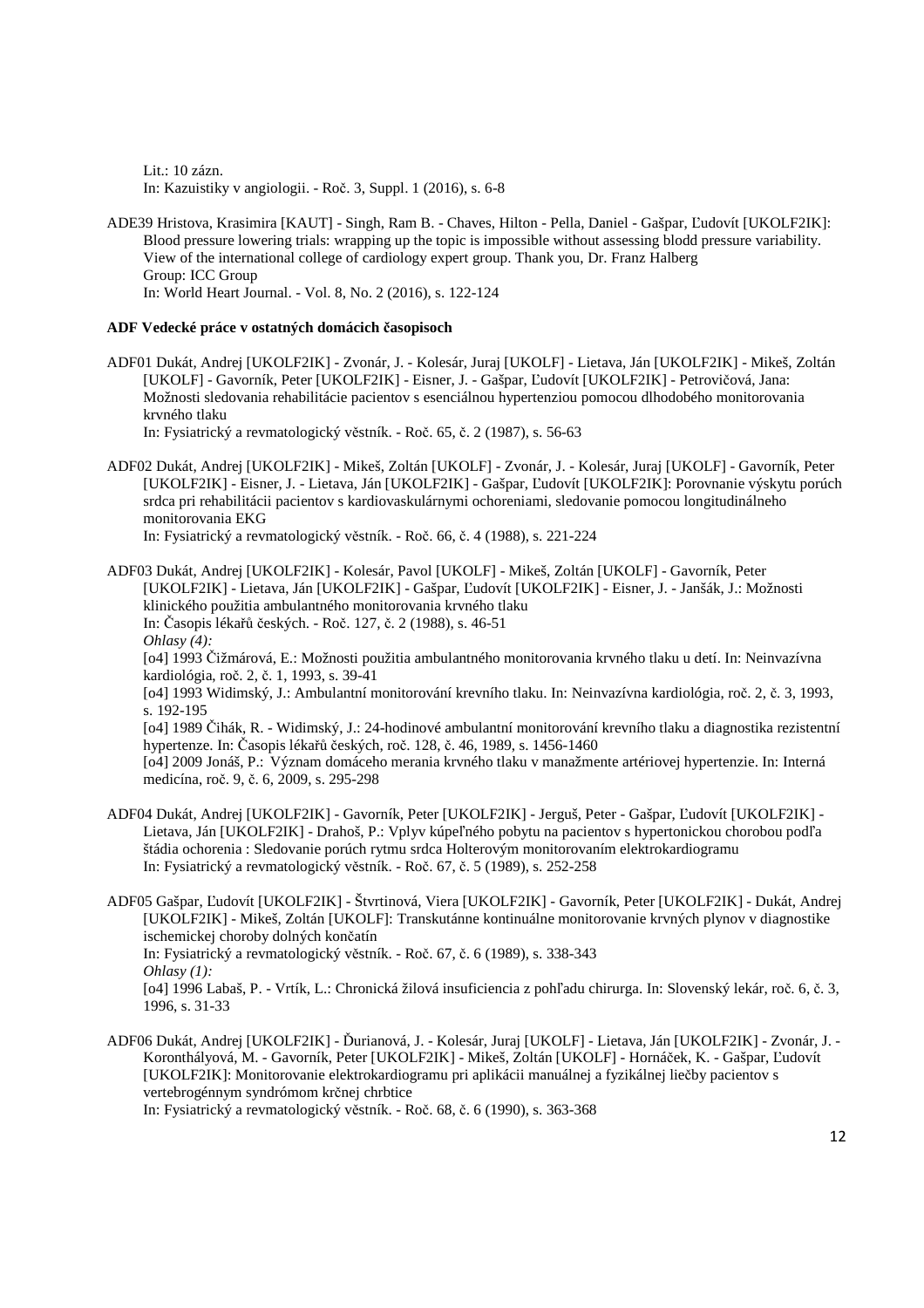Lit.: 10 zázn.
In: Kazuistiky v angiologii. - Roč. 3, Suppl. 1 (2016), s. 6-8

ADE39 Hristova, Krasimira [KAUT] - Singh, Ram B. - Chaves, Hilton - Pella, Daniel - Gašpar, Ľudovít [UKOLF2IK]: Blood pressure lowering trials: wrapping up the topic is impossible without assessing blodd pressure variability. View of the international college of cardiology expert group. Thank you, Dr. Franz Halberg
Group: ICC Group
In: World Heart Journal. - Vol. 8, No. 2 (2016), s. 122-124

**ADF Vedecké práce v ostatných domácich časopisoch**

ADF01 Dukát, Andrej [UKOLF2IK] - Zvonár, J. - Kolesár, Juraj [UKOLF] - Lietava, Ján [UKOLF2IK] - Mikeš, Zoltán [UKOLF] - Gavorník, Peter [UKOLF2IK] - Eisner, J. - Gašpar, Ľudovít [UKOLF2IK] - Petrovičová, Jana: Možnosti sledovania rehabilitácie pacientov s esenciálnou hypertenziou pomocou dlhodobého monitorovania krvného tlaku
In: Fysiatrický a revmatologický věstník. - Roč. 65, č. 2 (1987), s. 56-63

ADF02 Dukát, Andrej [UKOLF2IK] - Mikeš, Zoltán [UKOLF] - Zvonár, J. - Kolesár, Juraj [UKOLF] - Gavorník, Peter [UKOLF2IK] - Eisner, J. - Lietava, Ján [UKOLF2IK] - Gašpar, Ľudovít [UKOLF2IK]: Porovnanie výskytu porúch srdca pri rehabilitácii pacientov s kardiovaskulárnymi ochoreniami, sledovanie pomocou longitudinálneho monitorovania EKG
In: Fysiatrický a revmatologický věstník. - Roč. 66, č. 4 (1988), s. 221-224

ADF03 Dukát, Andrej [UKOLF2IK] - Kolesár, Pavol [UKOLF] - Mikeš, Zoltán [UKOLF] - Gavorník, Peter [UKOLF2IK] - Lietava, Ján [UKOLF2IK] - Gašpar, Ľudovít [UKOLF2IK] - Eisner, J. - Janšák, J.: Možnosti klinického použitia ambulantného monitorovania krvného tlaku
In: Časopis lékařů českých. - Roč. 127, č. 2 (1988), s. 46-51
*Ohlasy (4):*
[o4] 1993 Čižmárová, E.: Možnosti použitia ambulantného monitorovania krvného tlaku u detí. In: Neinvazívna kardiológia, roč. 2, č. 1, 1993, s. 39-41
[o4] 1993 Widimský, J.: Ambulantní monitorování krevního tlaku. In: Neinvazívna kardiológia, roč. 2, č. 3, 1993, s. 192-195
[o4] 1989 Čihák, R. - Widimský, J.: 24-hodinové ambulantní monitorování krevního tlaku a diagnostika rezistentní hypertenze. In: Časopis lékařů českých, roč. 128, č. 46, 1989, s. 1456-1460
[o4] 2009 Jonáš, P.: Význam domáceho merania krvného tlaku v manažmente artériovej hypertenzie. In: Interná medicína, roč. 9, č. 6, 2009, s. 295-298

ADF04 Dukát, Andrej [UKOLF2IK] - Gavorník, Peter [UKOLF2IK] - Jerguš, Peter - Gašpar, Ľudovít [UKOLF2IK] - Lietava, Ján [UKOLF2IK] - Drahoš, P.: Vplyv kúpeľného pobytu na pacientov s hypertonickou chorobou podľa štádia ochorenia : Sledovanie porúch rytmu srdca Holterovým monitorovaním elektrokardiogramu
In: Fysiatrický a revmatologický věstník. - Roč. 67, č. 5 (1989), s. 252-258

ADF05 Gašpar, Ľudovít [UKOLF2IK] - Štvrtinová, Viera [UKOLF2IK] - Gavorník, Peter [UKOLF2IK] - Dukát, Andrej [UKOLF2IK] - Mikeš, Zoltán [UKOLF]: Transkutánne kontinuálne monitorovanie krvných plynov v diagnostike ischemickej choroby dolných končatín
In: Fysiatrický a revmatologický věstník. - Roč. 67, č. 6 (1989), s. 338-343
*Ohlasy (1):*
[o4] 1996 Labaš, P. - Vrtík, L.: Chronická žilová insuficiencia z pohľadu chirurga. In: Slovenský lekár, roč. 6, č. 3, 1996, s. 31-33

ADF06 Dukát, Andrej [UKOLF2IK] - Ďurianová, J. - Kolesár, Juraj [UKOLF] - Lietava, Ján [UKOLF2IK] - Zvonár, J. - Koronthályová, M. - Gavorník, Peter [UKOLF2IK] - Mikeš, Zoltán [UKOLF] - Hornáček, K. - Gašpar, Ľudovít [UKOLF2IK]: Monitorovanie elektrokardiogramu pri aplikácii manuálnej a fyzikálnej liečby pacientov s vertebrogénnym syndrómom krčnej chrbtice
In: Fysiatrický a revmatologický věstník. - Roč. 68, č. 6 (1990), s. 363-368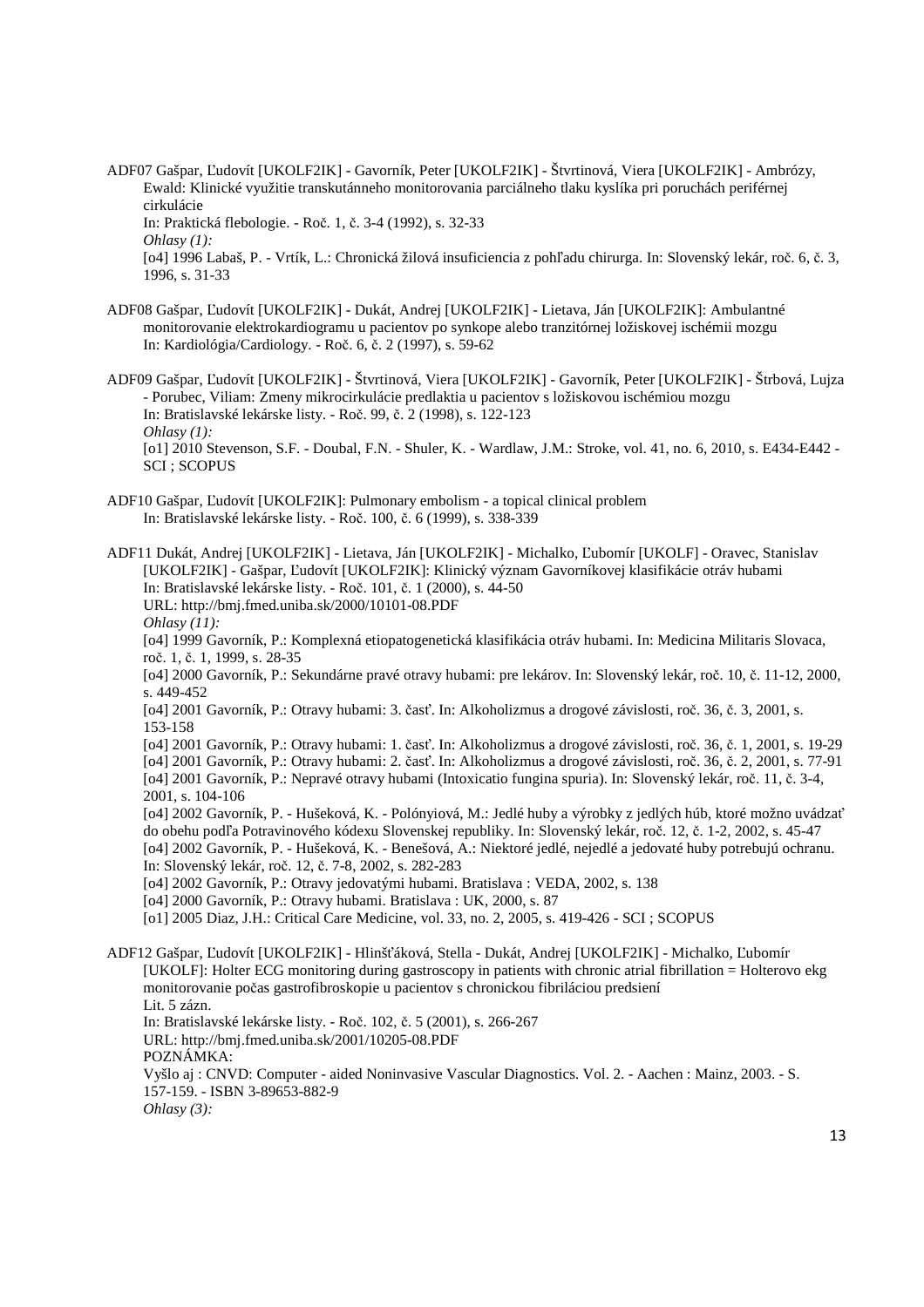ADF07 Gašpar, Ľudovít [UKOLF2IK] - Gavorník, Peter [UKOLF2IK] - Štvrtinová, Viera [UKOLF2IK] - Ambrózy, Ewald: Klinické využitie transkutánneho monitorovania parciálneho tlaku kyslíka pri poruchách periférnej cirkulácie
In: Praktická flebologie. - Roč. 1, č. 3-4 (1992), s. 32-33
*Ohlasy (1):*
[o4] 1996 Labaš, P. - Vrtík, L.: Chronická žilová insuficiencia z pohľadu chirurga. In: Slovenský lekár, roč. 6, č. 3, 1996, s. 31-33

ADF08 Gašpar, Ľudovít [UKOLF2IK] - Dukát, Andrej [UKOLF2IK] - Lietava, Ján [UKOLF2IK]: Ambulantné monitorovanie elektrokardiogramu u pacientov po synkope alebo tranzitórnej ložiskovej ischémii mozgu
In: Kardiológia/Cardiology. - Roč. 6, č. 2 (1997), s. 59-62

ADF09 Gašpar, Ľudovít [UKOLF2IK] - Štvrtinová, Viera [UKOLF2IK] - Gavorník, Peter [UKOLF2IK] - Štrbová, Lujza - Porubec, Viliam: Zmeny mikrocirkulácie predlaktia u pacientov s ložiskovou ischémiou mozgu
In: Bratislavské lekárske listy. - Roč. 99, č. 2 (1998), s. 122-123
*Ohlasy (1):*
[o1] 2010 Stevenson, S.F. - Doubal, F.N. - Shuler, K. - Wardlaw, J.M.: Stroke, vol. 41, no. 6, 2010, s. E434-E442 - SCI ; SCOPUS

ADF10 Gašpar, Ľudovít [UKOLF2IK]: Pulmonary embolism - a topical clinical problem
In: Bratislavské lekárske listy. - Roč. 100, č. 6 (1999), s. 338-339

ADF11 Dukát, Andrej [UKOLF2IK] - Lietava, Ján [UKOLF2IK] - Michalko, Ľubomír [UKOLF] - Oravec, Stanislav [UKOLF2IK] - Gašpar, Ľudovít [UKOLF2IK]: Klinický význam Gavorníkovej klasifikácie otráv hubami
In: Bratislavské lekárske listy. - Roč. 101, č. 1 (2000), s. 44-50
URL: http://bmj.fmed.uniba.sk/2000/10101-08.PDF
*Ohlasy (11):*
[o4] 1999 Gavorník, P.: Komplexná etiopatogenetická klasifikácia otráv hubami. In: Medicina Militaris Slovaca, roč. 1, č. 1, 1999, s. 28-35
[o4] 2000 Gavorník, P.: Sekundárne pravé otravy hubami: pre lekárov. In: Slovenský lekár, roč. 10, č. 11-12, 2000, s. 449-452
[o4] 2001 Gavorník, P.: Otravy hubami: 3. časť. In: Alkoholizmus a drogové závislosti, roč. 36, č. 3, 2001, s. 153-158
[o4] 2001 Gavorník, P.: Otravy hubami: 1. časť. In: Alkoholizmus a drogové závislosti, roč. 36, č. 1, 2001, s. 19-29
[o4] 2001 Gavorník, P.: Otravy hubami: 2. časť. In: Alkoholizmus a drogové závislosti, roč. 36, č. 2, 2001, s. 77-91
[o4] 2001 Gavorník, P.: Nepravé otravy hubami (Intoxicatio fungina spuria). In: Slovenský lekár, roč. 11, č. 3-4, 2001, s. 104-106
[o4] 2002 Gavorník, P. - Hušeková, K. - Polónyiová, M.: Jedlé huby a výrobky z jedlých húb, ktoré možno uvádzať do obehu podľa Potravinového kódexu Slovenskej republiky. In: Slovenský lekár, roč. 12, č. 1-2, 2002, s. 45-47
[o4] 2002 Gavorník, P. - Hušeková, K. - Benešová, A.: Niektoré jedlé, nejedlé a jedovaté huby potrebujú ochranu. In: Slovenský lekár, roč. 12, č. 7-8, 2002, s. 282-283
[o4] 2002 Gavorník, P.: Otravy jedovatými hubami. Bratislava : VEDA, 2002, s. 138
[o4] 2000 Gavorník, P.: Otravy hubami. Bratislava : UK, 2000, s. 87
[o1] 2005 Diaz, J.H.: Critical Care Medicine, vol. 33, no. 2, 2005, s. 419-426 - SCI ; SCOPUS

ADF12 Gašpar, Ľudovít [UKOLF2IK] - Hlinšťáková, Stella - Dukát, Andrej [UKOLF2IK] - Michalko, Ľubomír [UKOLF]: Holter ECG monitoring during gastroscopy in patients with chronic atrial fibrillation = Holterovo ekg monitorovanie počas gastrofibroskopie u pacientov s chronickou fibriláciou predsiení
Lit. 5 zázn.
In: Bratislavské lekárske listy. - Roč. 102, č. 5 (2001), s. 266-267
URL: http://bmj.fmed.uniba.sk/2001/10205-08.PDF
POZNÁMKA:
Vyšlo aj : CNVD: Computer - aided Noninvasive Vascular Diagnostics. Vol. 2. - Aachen : Mainz, 2003. - S. 157-159. - ISBN 3-89653-882-9
*Ohlasy (3):*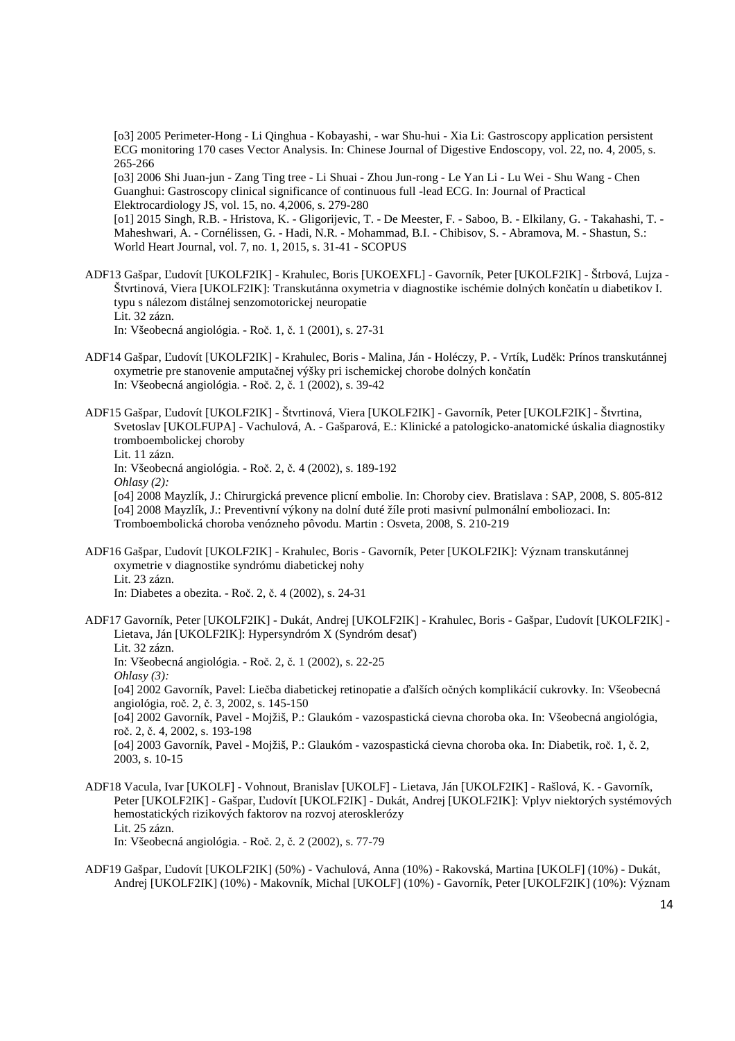[o3] 2005 Perimeter-Hong - Li Qinghua - Kobayashi, - war Shu-hui - Xia Li: Gastroscopy application persistent ECG monitoring 170 cases Vector Analysis. In: Chinese Journal of Digestive Endoscopy, vol. 22, no. 4, 2005, s. 265-266

[o3] 2006 Shi Juan-jun - Zang Ting tree - Li Shuai - Zhou Jun-rong - Le Yan Li - Lu Wei - Shu Wang - Chen Guanghui: Gastroscopy clinical significance of continuous full -lead ECG. In: Journal of Practical Elektrocardiology JS, vol. 15, no. 4,2006, s. 279-280

[o1] 2015 Singh, R.B. - Hristova, K. - Gligorijevic, T. - De Meester, F. - Saboo, B. - Elkilany, G. - Takahashi, T. - Maheshwari, A. - Cornélissen, G. - Hadi, N.R. - Mohammad, B.I. - Chibisov, S. - Abramova, M. - Shastun, S.: World Heart Journal, vol. 7, no. 1, 2015, s. 31-41 - SCOPUS

ADF13 Gašpar, Ľudovít [UKOLF2IK] - Krahulec, Boris [UKOEXFL] - Gavorník, Peter [UKOLF2IK] - Štrbová, Lujza - Štvrtinová, Viera [UKOLF2IK]: Transkutánna oxymetria v diagnostike ischémie dolných končatín u diabetikov I. typu s nálezom distálnej senzomotorickej neuropatie
Lit. 32 zázn.
In: Všeobecná angiológia. - Roč. 1, č. 1 (2001), s. 27-31

ADF14 Gašpar, Ľudovít [UKOLF2IK] - Krahulec, Boris - Malina, Ján - Holéczy, P. - Vrtík, Luděk: Prínos transkutánnej oxymetrie pre stanovenie amputačnej výšky pri ischemickej chorobe dolných končatín
In: Všeobecná angiológia. - Roč. 2, č. 1 (2002), s. 39-42

ADF15 Gašpar, Ľudovít [UKOLF2IK] - Štvrtinová, Viera [UKOLF2IK] - Gavorník, Peter [UKOLF2IK] - Štvrtina, Svetoslav [UKOLFUPA] - Vachulová, A. - Gašparová, E.: Klinické a patologicko-anatomické úskalia diagnostiky tromboembolickej choroby
Lit. 11 zázn.
In: Všeobecná angiológia. - Roč. 2, č. 4 (2002), s. 189-192
*Ohlasy (2):*
[o4] 2008 Mayzlík, J.: Chirurgická prevence plicní embolie. In: Choroby ciev. Bratislava : SAP, 2008, S. 805-812
[o4] 2008 Mayzlík, J.: Preventivní výkony na dolní duté žíle proti masivní pulmonální emboliozaci. In: Tromboembolická choroba venózneho pôvodu. Martin : Osveta, 2008, S. 210-219

ADF16 Gašpar, Ľudovít [UKOLF2IK] - Krahulec, Boris - Gavorník, Peter [UKOLF2IK]: Význam transkutánnej oxymetrie v diagnostike syndrómu diabetickej nohy
Lit. 23 zázn.
In: Diabetes a obezita. - Roč. 2, č. 4 (2002), s. 24-31

ADF17 Gavorník, Peter [UKOLF2IK] - Dukát, Andrej [UKOLF2IK] - Krahulec, Boris - Gašpar, Ľudovít [UKOLF2IK] - Lietava, Ján [UKOLF2IK]: Hypersyndróm X (Syndróm desať)
Lit. 32 zázn.
In: Všeobecná angiológia. - Roč. 2, č. 1 (2002), s. 22-25
*Ohlasy (3):*
[o4] 2002 Gavorník, Pavel: Liečba diabetickej retinopatie a ďalších očných komplikácií cukrovky. In: Všeobecná angiológia, roč. 2, č. 3, 2002, s. 145-150
[o4] 2002 Gavorník, Pavel - Mojžiš, P.: Glaukóm - vazospastická cievna choroba oka. In: Všeobecná angiológia, roč. 2, č. 4, 2002, s. 193-198
[o4] 2003 Gavorník, Pavel - Mojžiš, P.: Glaukóm - vazospastická cievna choroba oka. In: Diabetik, roč. 1, č. 2, 2003, s. 10-15

ADF18 Vacula, Ivar [UKOLF] - Vohnout, Branislav [UKOLF] - Lietava, Ján [UKOLF2IK] - Rašlová, K. - Gavorník, Peter [UKOLF2IK] - Gašpar, Ľudovít [UKOLF2IK] - Dukát, Andrej [UKOLF2IK]: Vplyv niektorých systémových hemostatických rizikových faktorov na rozvoj aterosklerózy
Lit. 25 zázn.
In: Všeobecná angiológia. - Roč. 2, č. 2 (2002), s. 77-79

ADF19 Gašpar, Ľudovít [UKOLF2IK] (50%) - Vachulová, Anna (10%) - Rakovská, Martina [UKOLF] (10%) - Dukát, Andrej [UKOLF2IK] (10%) - Makovník, Michal [UKOLF] (10%) - Gavorník, Peter [UKOLF2IK] (10%): Význam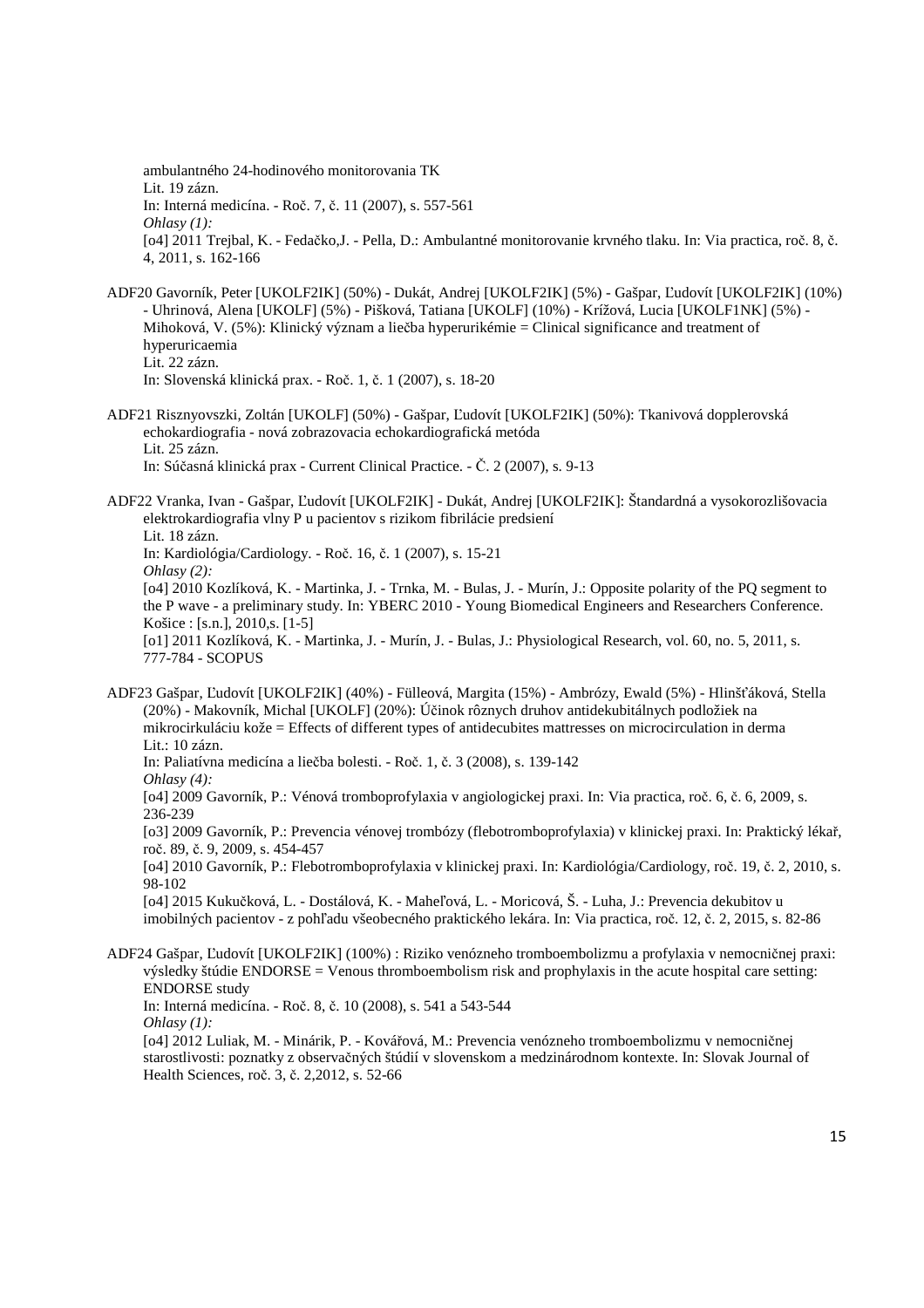ambulantného 24-hodinového monitorovania TK
Lit. 19 zázn.
In: Interná medicína. - Roč. 7, č. 11 (2007), s. 557-561
*Ohlasy (1):*
[o4] 2011 Trejbal, K. - Fedačko,J. - Pella, D.: Ambulantné monitorovanie krvného tlaku. In: Via practica, roč. 8, č. 4, 2011, s. 162-166

ADF20 Gavorník, Peter [UKOLF2IK] (50%) - Dukát, Andrej [UKOLF2IK] (5%) - Gašpar, Ľudovít [UKOLF2IK] (10%) - Uhrinová, Alena [UKOLF] (5%) - Pišková, Tatiana [UKOLF] (10%) - Krížová, Lucia [UKOLF1NK] (5%) - Mihoková, V. (5%): Klinický význam a liečba hyperurikémie = Clinical significance and treatment of hyperuricaemia
Lit. 22 zázn.
In: Slovenská klinická prax. - Roč. 1, č. 1 (2007), s. 18-20

ADF21 Risznyovszki, Zoltán [UKOLF] (50%) - Gašpar, Ľudovít [UKOLF2IK] (50%): Tkanivová dopplerovská echokardiografia - nová zobrazovacia echokardiografická metóda
Lit. 25 zázn.
In: Súčasná klinická prax - Current Clinical Practice. - Č. 2 (2007), s. 9-13

ADF22 Vranka, Ivan - Gašpar, Ľudovít [UKOLF2IK] - Dukát, Andrej [UKOLF2IK]: Štandardná a vysokorozlišovacia elektrokardiografia vlny P u pacientov s rizikom fibrilácie predsiení
Lit. 18 zázn.
In: Kardiológia/Cardiology. - Roč. 16, č. 1 (2007), s. 15-21
*Ohlasy (2):*
[o4] 2010 Kozlíková, K. - Martinka, J. - Trnka, M. - Bulas, J. - Murín, J.: Opposite polarity of the PQ segment to the P wave - a preliminary study. In: YBERC 2010 - Young Biomedical Engineers and Researchers Conference. Košice : [s.n.], 2010,s. [1-5]
[o1] 2011 Kozlíková, K. - Martinka, J. - Murín, J. - Bulas, J.: Physiological Research, vol. 60, no. 5, 2011, s. 777-784 - SCOPUS

ADF23 Gašpar, Ľudovít [UKOLF2IK] (40%) - Fülleová, Margita (15%) - Ambrózy, Ewald (5%) - Hlinšťáková, Stella (20%) - Makovník, Michal [UKOLF] (20%): Účinok rôznych druhov antidekubitálnych podložiek na mikrocirkuláciu kože = Effects of different types of antidecubites mattresses on microcirculation in derma
Lit.: 10 zázn.
In: Paliatívna medicína a liečba bolesti. - Roč. 1, č. 3 (2008), s. 139-142
*Ohlasy (4):*
[o4] 2009 Gavorník, P.: Vénová tromboprofylaxia v angiologickej praxi. In: Via practica, roč. 6, č. 6, 2009, s. 236-239
[o3] 2009 Gavorník, P.: Prevencia vénovej trombózy (flebotromboprofylaxia) v klinickej praxi. In: Praktický lékař, roč. 89, č. 9, 2009, s. 454-457
[o4] 2010 Gavorník, P.: Flebotromboprofylaxia v klinickej praxi. In: Kardiológia/Cardiology, roč. 19, č. 2, 2010, s. 98-102
[o4] 2015 Kukučková, L. - Dostálová, K. - Maheľová, L. - Moricová, Š. - Luha, J.: Prevencia dekubitov u imobilných pacientov - z pohľadu všeobecného praktického lekára. In: Via practica, roč. 12, č. 2, 2015, s. 82-86

ADF24 Gašpar, Ľudovít [UKOLF2IK] (100%) : Riziko venózneho tromboembolizmu a profylaxia v nemocničnej praxi: výsledky štúdie ENDORSE = Venous thromboembolism risk and prophylaxis in the acute hospital care setting: ENDORSE study
In: Interná medicína. - Roč. 8, č. 10 (2008), s. 541 a 543-544
*Ohlasy (1):*
[o4] 2012 Luliak, M. - Minárik, P. - Kovářová, M.: Prevencia venózneho tromboembolizmu v nemocničnej starostlivosti: poznatky z observačných štúdií v slovenskom a medzinárodnom kontexte. In: Slovak Journal of Health Sciences, roč. 3, č. 2,2012, s. 52-66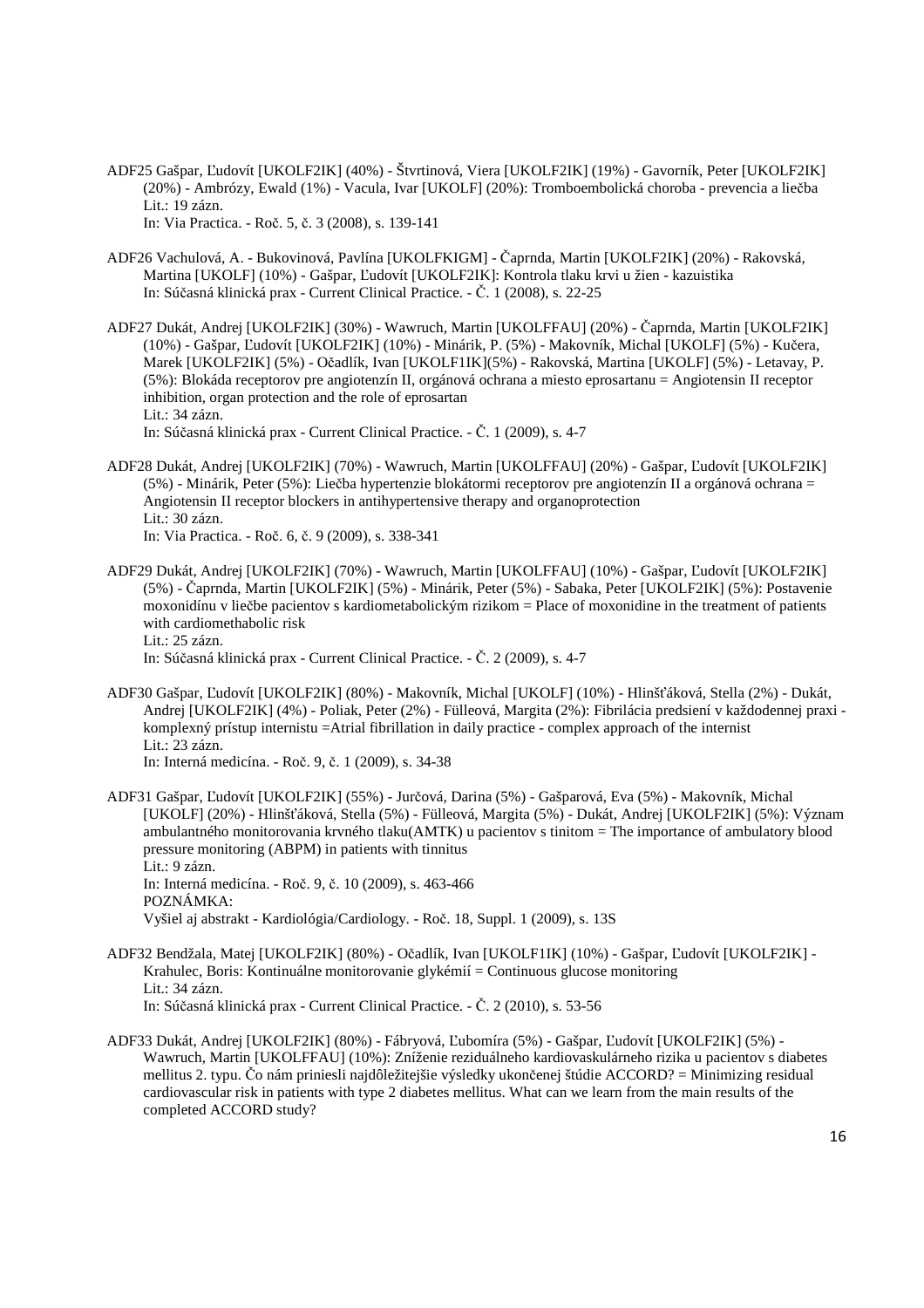ADF25 Gašpar, Ľudovít [UKOLF2IK] (40%) - Štvrtinová, Viera [UKOLF2IK] (19%) - Gavorník, Peter [UKOLF2IK] (20%) - Ambrózy, Ewald (1%) - Vacula, Ivar [UKOLF] (20%): Tromboembolická choroba - prevencia a liečba
Lit.: 19 zázn.
In: Via Practica. - Roč. 5, č. 3 (2008), s. 139-141

ADF26 Vachulová, A. - Bukovinová, Pavlína [UKOLFKIGM] - Čaprnda, Martin [UKOLF2IK] (20%) - Rakovská, Martina [UKOLF] (10%) - Gašpar, Ľudovít [UKOLF2IK]: Kontrola tlaku krvi u žien - kazuistika
In: Súčasná klinická prax - Current Clinical Practice. - Č. 1 (2008), s. 22-25

ADF27 Dukát, Andrej [UKOLF2IK] (30%) - Wawruch, Martin [UKOLFFAU] (20%) - Čaprnda, Martin [UKOLF2IK] (10%) - Gašpar, Ľudovít [UKOLF2IK] (10%) - Minárik, P. (5%) - Makovník, Michal [UKOLF] (5%) - Kučera, Marek [UKOLF2IK] (5%) - Očadlík, Ivan [UKOLF1IK](5%) - Rakovská, Martina [UKOLF] (5%) - Letavay, P. (5%): Blokáda receptorov pre angiotenzín II, orgánová ochrana a miesto eprosartanu = Angiotensin II receptor inhibition, organ protection and the role of eprosartan
Lit.: 34 zázn.
In: Súčasná klinická prax - Current Clinical Practice. - Č. 1 (2009), s. 4-7

ADF28 Dukát, Andrej [UKOLF2IK] (70%) - Wawruch, Martin [UKOLFFAU] (20%) - Gašpar, Ľudovít [UKOLF2IK] (5%) - Minárik, Peter (5%): Liečba hypertenzie blokátormi receptorov pre angiotenzín II a orgánová ochrana = Angiotensin II receptor blockers in antihypertensive therapy and organoprotection
Lit.: 30 zázn.
In: Via Practica. - Roč. 6, č. 9 (2009), s. 338-341

ADF29 Dukát, Andrej [UKOLF2IK] (70%) - Wawruch, Martin [UKOLFFAU] (10%) - Gašpar, Ľudovít [UKOLF2IK] (5%) - Čaprnda, Martin [UKOLF2IK] (5%) - Minárik, Peter (5%) - Sabaka, Peter [UKOLF2IK] (5%): Postavenie moxonidínu v liečbe pacientov s kardiometabolickým rizikom = Place of moxonidine in the treatment of patients with cardiomethabolic risk
Lit.: 25 zázn.
In: Súčasná klinická prax - Current Clinical Practice. - Č. 2 (2009), s. 4-7

ADF30 Gašpar, Ľudovít [UKOLF2IK] (80%) - Makovník, Michal [UKOLF] (10%) - Hlinšťáková, Stella (2%) - Dukát, Andrej [UKOLF2IK] (4%) - Poliak, Peter (2%) - Fülleová, Margita (2%): Fibrilácia predsiení v každodennej praxi - komplexný prístup internistu =Atrial fibrillation in daily practice - complex approach of the internist
Lit.: 23 zázn.
In: Interná medicína. - Roč. 9, č. 1 (2009), s. 34-38

ADF31 Gašpar, Ľudovít [UKOLF2IK] (55%) - Jurčová, Darina (5%) - Gašparová, Eva (5%) - Makovník, Michal [UKOLF] (20%) - Hlinšťáková, Stella (5%) - Fülleová, Margita (5%) - Dukát, Andrej [UKOLF2IK] (5%): Význam ambulantného monitorovania krvného tlaku(AMTK) u pacientov s tinitom = The importance of ambulatory blood pressure monitoring (ABPM) in patients with tinnitus
Lit.: 9 zázn.
In: Interná medicína. - Roč. 9, č. 10 (2009), s. 463-466
POZNÁMKA:
Vyšiel aj abstrakt - Kardiológia/Cardiology. - Roč. 18, Suppl. 1 (2009), s. 13S

ADF32 Bendžala, Matej [UKOLF2IK] (80%) - Očadlík, Ivan [UKOLF1IK] (10%) - Gašpar, Ľudovít [UKOLF2IK] - Krahulec, Boris: Kontinuálne monitorovanie glykémií = Continuous glucose monitoring
Lit.: 34 zázn.
In: Súčasná klinická prax - Current Clinical Practice. - Č. 2 (2010), s. 53-56

ADF33 Dukát, Andrej [UKOLF2IK] (80%) - Fábryová, Ľubomíra (5%) - Gašpar, Ľudovít [UKOLF2IK] (5%) - Wawruch, Martin [UKOLFFAU] (10%): Zníženie reziduálneho kardiovaskulárneho rizika u pacientov s diabetes mellitus 2. typu. Čo nám priniesli najdôležitejšie výsledky ukončenej štúdie ACCORD? = Minimizing residual cardiovascular risk in patients with type 2 diabetes mellitus. What can we learn from the main results of the completed ACCORD study?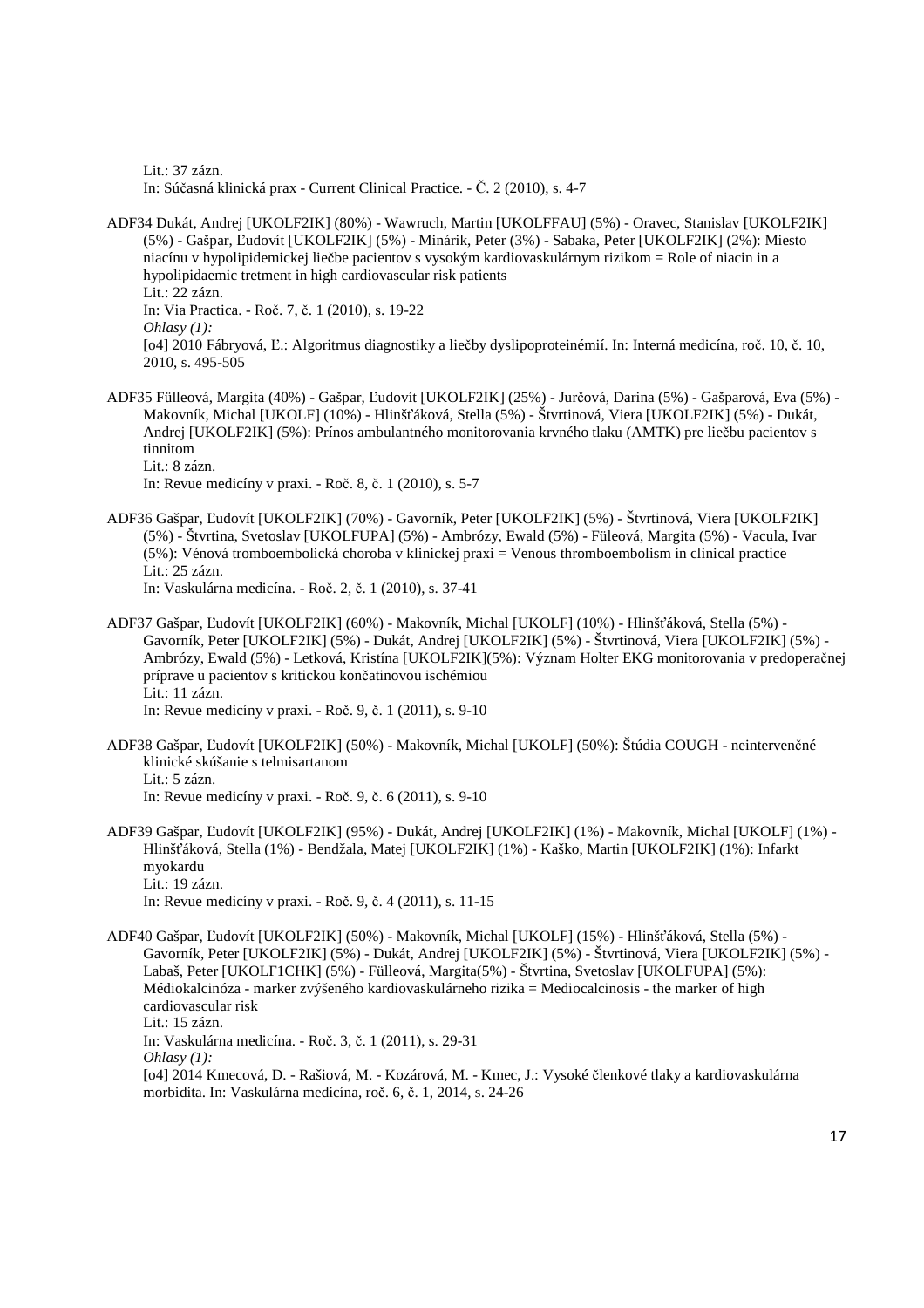Lit.: 37 zázn.
In: Súčasná klinická prax - Current Clinical Practice. - Č. 2 (2010), s. 4-7

ADF34 Dukát, Andrej [UKOLF2IK] (80%) - Wawruch, Martin [UKOLFFAU] (5%) - Oravec, Stanislav [UKOLF2IK] (5%) - Gašpar, Ľudovít [UKOLF2IK] (5%) - Minárik, Peter (3%) - Sabaka, Peter [UKOLF2IK] (2%): Miesto niacínu v hypolipidemickej liečbe pacientov s vysokým kardiovaskulárnym rizikom = Role of niacin in a hypolipidaemic tretment in high cardiovascular risk patients
Lit.: 22 zázn.
In: Via Practica. - Roč. 7, č. 1 (2010), s. 19-22
*Ohlasy (1):*
[o4] 2010 Fábryová, Ľ.: Algoritmus diagnostiky a liečby dyslipoproteinémií. In: Interná medicína, roč. 10, č. 10, 2010, s. 495-505

ADF35 Fülleová, Margita (40%) - Gašpar, Ľudovít [UKOLF2IK] (25%) - Jurčová, Darina (5%) - Gašparová, Eva (5%) - Makovník, Michal [UKOLF] (10%) - Hlinšťáková, Stella (5%) - Štvrtinová, Viera [UKOLF2IK] (5%) - Dukát, Andrej [UKOLF2IK] (5%): Prínos ambulantného monitorovania krvného tlaku (AMTK) pre liečbu pacientov s tinnitom
Lit.: 8 zázn.
In: Revue medicíny v praxi. - Roč. 8, č. 1 (2010), s. 5-7

ADF36 Gašpar, Ľudovít [UKOLF2IK] (70%) - Gavorník, Peter [UKOLF2IK] (5%) - Štvrtinová, Viera [UKOLF2IK] (5%) - Štvrtina, Svetoslav [UKOLFUPA] (5%) - Ambrózy, Ewald (5%) - Füleová, Margita (5%) - Vacula, Ivar (5%): Vénová tromboembolická choroba v klinickej praxi = Venous thromboembolism in clinical practice
Lit.: 25 zázn.
In: Vaskulárna medicína. - Roč. 2, č. 1 (2010), s. 37-41

ADF37 Gašpar, Ľudovít [UKOLF2IK] (60%) - Makovník, Michal [UKOLF] (10%) - Hlinšťáková, Stella (5%) - Gavorník, Peter [UKOLF2IK] (5%) - Dukát, Andrej [UKOLF2IK] (5%) - Štvrtinová, Viera [UKOLF2IK] (5%) - Ambrózy, Ewald (5%) - Letková, Kristína [UKOLF2IK](5%): Význam Holter EKG monitorovania v predoperačnej príprave u pacientov s kritickou končatinovou ischémiou
Lit.: 11 zázn.
In: Revue medicíny v praxi. - Roč. 9, č. 1 (2011), s. 9-10

ADF38 Gašpar, Ľudovít [UKOLF2IK] (50%) - Makovník, Michal [UKOLF] (50%): Štúdia COUGH - neintervenčné klinické skúšanie s telmisartanom
Lit.: 5 zázn.
In: Revue medicíny v praxi. - Roč. 9, č. 6 (2011), s. 9-10

ADF39 Gašpar, Ľudovít [UKOLF2IK] (95%) - Dukát, Andrej [UKOLF2IK] (1%) - Makovník, Michal [UKOLF] (1%) - Hlinšťáková, Stella (1%) - Bendžala, Matej [UKOLF2IK] (1%) - Kaško, Martin [UKOLF2IK] (1%): Infarkt myokardu
Lit.: 19 zázn.
In: Revue medicíny v praxi. - Roč. 9, č. 4 (2011), s. 11-15

ADF40 Gašpar, Ľudovít [UKOLF2IK] (50%) - Makovník, Michal [UKOLF] (15%) - Hlinšťáková, Stella (5%) - Gavorník, Peter [UKOLF2IK] (5%) - Dukát, Andrej [UKOLF2IK] (5%) - Štvrtinová, Viera [UKOLF2IK] (5%) - Labaš, Peter [UKOLF1CHK] (5%) - Fülleová, Margita(5%) - Štvrtina, Svetoslav [UKOLFUPA] (5%): Médiokalcinóza - marker zvýšeného kardiovaskulárneho rizika = Mediocalcinosis - the marker of high cardiovascular risk
Lit.: 15 zázn.
In: Vaskulárna medicína. - Roč. 3, č. 1 (2011), s. 29-31
*Ohlasy (1):*
[o4] 2014 Kmecová, D. - Rašiová, M. - Kozárová, M. - Kmec, J.: Vysoké členkové tlaky a kardiovaskulárna morbidita. In: Vaskulárna medicína, roč. 6, č. 1, 2014, s. 24-26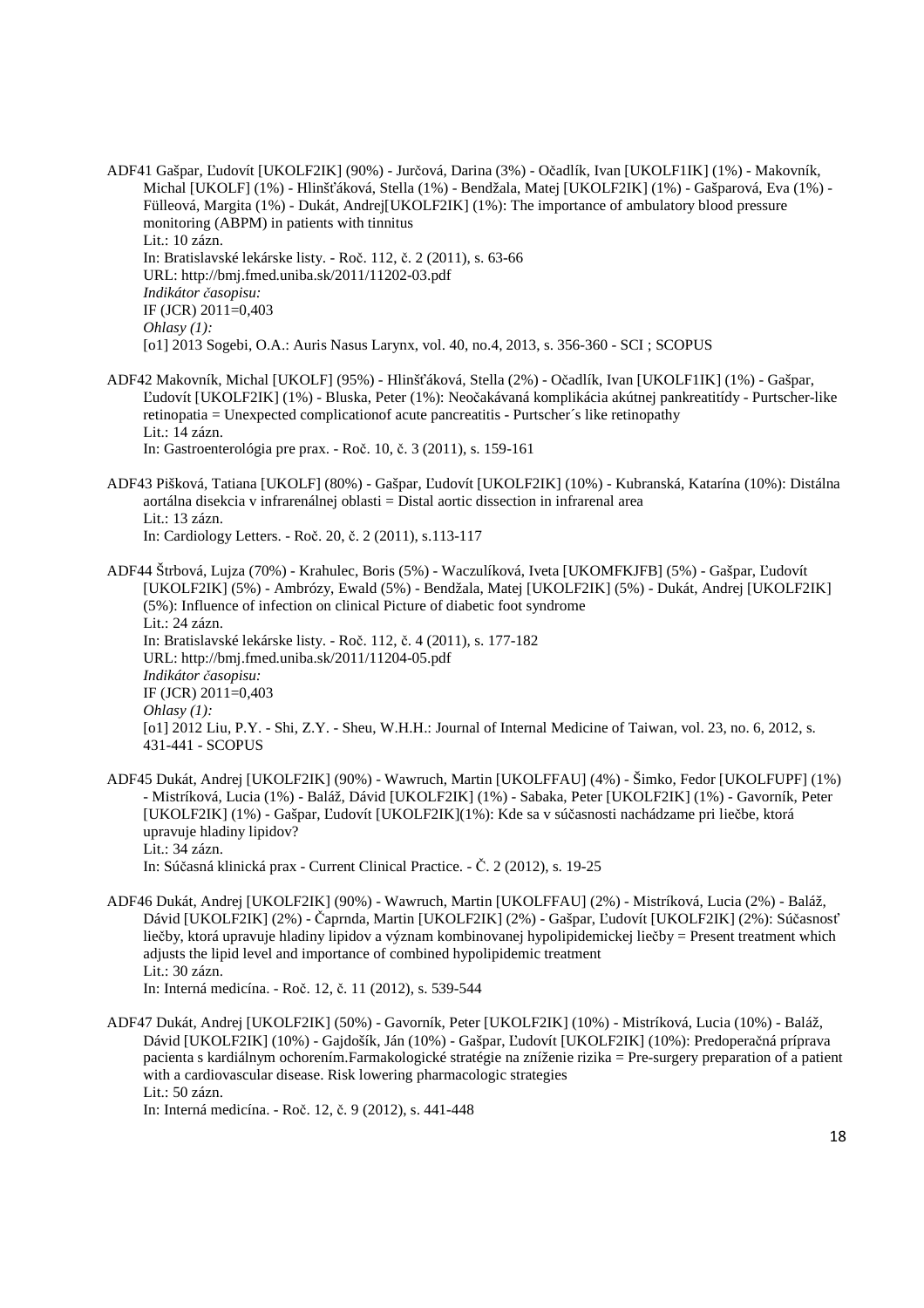ADF41 Gašpar, Ľudovít [UKOLF2IK] (90%) - Jurčová, Darina (3%) - Očadlík, Ivan [UKOLF1IK] (1%) - Makovník, Michal [UKOLF] (1%) - Hlinšťáková, Stella (1%) - Bendžala, Matej [UKOLF2IK] (1%) - Gašparová, Eva (1%) - Fülleová, Margita (1%) - Dukát, Andrej[UKOLF2IK] (1%): The importance of ambulatory blood pressure monitoring (ABPM) in patients with tinnitus
Lit.: 10 zázn.
In: Bratislavské lekárske listy. - Roč. 112, č. 2 (2011), s. 63-66
URL: http://bmj.fmed.uniba.sk/2011/11202-03.pdf
*Indikátor časopisu:*
IF (JCR) 2011=0,403
*Ohlasy (1):*
[o1] 2013 Sogebi, O.A.: Auris Nasus Larynx, vol. 40, no.4, 2013, s. 356-360 - SCI ; SCOPUS

ADF42 Makovník, Michal [UKOLF] (95%) - Hlinšťáková, Stella (2%) - Očadlík, Ivan [UKOLF1IK] (1%) - Gašpar, Ľudovít [UKOLF2IK] (1%) - Bluska, Peter (1%): Neočakávaná komplikácia akútnej pankreatitídy - Purtscher-like retinopatia = Unexpected complicationof acute pancreatitis - Purtscher´s like retinopathy
Lit.: 14 zázn.
In: Gastroenterológia pre prax. - Roč. 10, č. 3 (2011), s. 159-161

ADF43 Pišková, Tatiana [UKOLF] (80%) - Gašpar, Ľudovít [UKOLF2IK] (10%) - Kubranská, Katarína (10%): Distálna aortálna disekcia v infrarenálnej oblasti = Distal aortic dissection in infrarenal area
Lit.: 13 zázn.
In: Cardiology Letters. - Roč. 20, č. 2 (2011), s.113-117

ADF44 Štrbová, Lujza (70%) - Krahulec, Boris (5%) - Waczulíková, Iveta [UKOMFKJFB] (5%) - Gašpar, Ľudovít [UKOLF2IK] (5%) - Ambrózy, Ewald (5%) - Bendžala, Matej [UKOLF2IK] (5%) - Dukát, Andrej [UKOLF2IK] (5%): Influence of infection on clinical Picture of diabetic foot syndrome
Lit.: 24 zázn.
In: Bratislavské lekárske listy. - Roč. 112, č. 4 (2011), s. 177-182
URL: http://bmj.fmed.uniba.sk/2011/11204-05.pdf
*Indikátor časopisu:*
IF (JCR) 2011=0,403
*Ohlasy (1):*
[o1] 2012 Liu, P.Y. - Shi, Z.Y. - Sheu, W.H.H.: Journal of Internal Medicine of Taiwan, vol. 23, no. 6, 2012, s. 431-441 - SCOPUS

ADF45 Dukát, Andrej [UKOLF2IK] (90%) - Wawruch, Martin [UKOLFFAU] (4%) - Šimko, Fedor [UKOLFUPF] (1%) - Mistríková, Lucia (1%) - Baláž, Dávid [UKOLF2IK] (1%) - Sabaka, Peter [UKOLF2IK] (1%) - Gavorník, Peter [UKOLF2IK] (1%) - Gašpar, Ľudovít [UKOLF2IK](1%): Kde sa v súčasnosti nachádzame pri liečbe, ktorá upravuje hladiny lipidov?
Lit.: 34 zázn.
In: Súčasná klinická prax - Current Clinical Practice. - Č. 2 (2012), s. 19-25

ADF46 Dukát, Andrej [UKOLF2IK] (90%) - Wawruch, Martin [UKOLFFAU] (2%) - Mistríková, Lucia (2%) - Baláž, Dávid [UKOLF2IK] (2%) - Čaprnda, Martin [UKOLF2IK] (2%) - Gašpar, Ľudovít [UKOLF2IK] (2%): Súčasnosť liečby, ktorá upravuje hladiny lipidov a význam kombinovanej hypolipidemickej liečby = Present treatment which adjusts the lipid level and importance of combined hypolipidemic treatment
Lit.: 30 zázn.
In: Interná medicína. - Roč. 12, č. 11 (2012), s. 539-544

ADF47 Dukát, Andrej [UKOLF2IK] (50%) - Gavorník, Peter [UKOLF2IK] (10%) - Mistríková, Lucia (10%) - Baláž, Dávid [UKOLF2IK] (10%) - Gajdošík, Ján (10%) - Gašpar, Ľudovít [UKOLF2IK] (10%): Predoperačná príprava pacienta s kardiálnym ochorením.Farmakologické stratégie na zníženie rizika = Pre-surgery preparation of a patient with a cardiovascular disease. Risk lowering pharmacologic strategies
Lit.: 50 zázn.
In: Interná medicína. - Roč. 12, č. 9 (2012), s. 441-448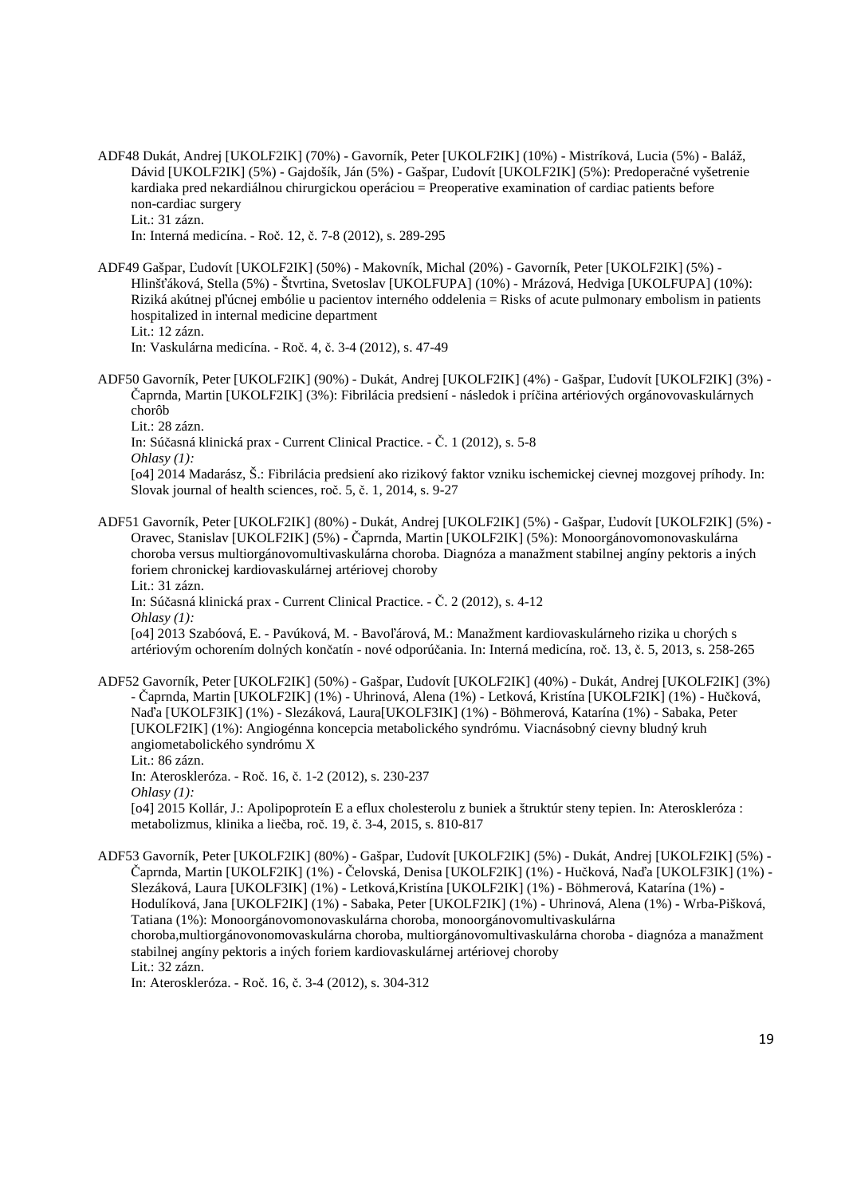ADF48 Dukát, Andrej [UKOLF2IK] (70%) - Gavorník, Peter [UKOLF2IK] (10%) - Mistríková, Lucia (5%) - Baláž, Dávid [UKOLF2IK] (5%) - Gajdošík, Ján (5%) - Gašpar, Ľudovít [UKOLF2IK] (5%): Predoperačné vyšetrenie kardiaka pred nekardiálnou chirurgickou operáciou = Preoperative examination of cardiac patients before non-cardiac surgery
Lit.: 31 zázn.
In: Interná medicína. - Roč. 12, č. 7-8 (2012), s. 289-295

ADF49 Gašpar, Ľudovít [UKOLF2IK] (50%) - Makovník, Michal (20%) - Gavorník, Peter [UKOLF2IK] (5%) - Hlinšťáková, Stella (5%) - Štvrtina, Svetoslav [UKOLFUPA] (10%) - Mrázová, Hedviga [UKOLFUPA] (10%): Riziká akútnej pľúcnej embólie u pacientov interného oddelenia = Risks of acute pulmonary embolism in patients hospitalized in internal medicine department
Lit.: 12 zázn.
In: Vaskulárna medicína. - Roč. 4, č. 3-4 (2012), s. 47-49

ADF50 Gavorník, Peter [UKOLF2IK] (90%) - Dukát, Andrej [UKOLF2IK] (4%) - Gašpar, Ľudovít [UKOLF2IK] (3%) - Čaprnda, Martin [UKOLF2IK] (3%): Fibrilácia predsiení - následok i príčina artériových orgánovovaskulárnych chorôb
Lit.: 28 zázn.
In: Súčasná klinická prax - Current Clinical Practice. - Č. 1 (2012), s. 5-8
*Ohlasy (1):*
[o4] 2014 Madarász, Š.: Fibrilácia predsiení ako rizikový faktor vzniku ischemickej cievnej mozgovej príhody. In: Slovak journal of health sciences, roč. 5, č. 1, 2014, s. 9-27

ADF51 Gavorník, Peter [UKOLF2IK] (80%) - Dukát, Andrej [UKOLF2IK] (5%) - Gašpar, Ľudovít [UKOLF2IK] (5%) - Oravec, Stanislav [UKOLF2IK] (5%) - Čaprnda, Martin [UKOLF2IK] (5%): Monoorgánovomonovaskulárna choroba versus multiorgánovomultivaskulárna choroba. Diagnóza a manažment stabilnej angíny pektoris a iných foriem chronickej kardiovaskulárnej artériovej choroby
Lit.: 31 zázn.
In: Súčasná klinická prax - Current Clinical Practice. - Č. 2 (2012), s. 4-12
*Ohlasy (1):*
[o4] 2013 Szabóová, E. - Pavúková, M. - Bavoľárová, M.: Manažment kardiovaskulárneho rizika u chorých s artériovým ochorením dolných končatín - nové odporúčania. In: Interná medicína, roč. 13, č. 5, 2013, s. 258-265

ADF52 Gavorník, Peter [UKOLF2IK] (50%) - Gašpar, Ľudovít [UKOLF2IK] (40%) - Dukát, Andrej [UKOLF2IK] (3%) - Čaprnda, Martin [UKOLF2IK] (1%) - Uhrinová, Alena (1%) - Letková, Kristína [UKOLF2IK] (1%) - Hučková, Naďa [UKOLF3IK] (1%) - Slezáková, Laura[UKOLF3IK] (1%) - Böhmerová, Katarína (1%) - Sabaka, Peter [UKOLF2IK] (1%): Angiogénna koncepcia metabolického syndrómu. Viacnásobný cievny bludný kruh angiometabolického syndrómu X
Lit.: 86 zázn.
In: Ateroskleróza. - Roč. 16, č. 1-2 (2012), s. 230-237
*Ohlasy (1):*
[o4] 2015 Kollár, J.: Apolipoproteín E a eflux cholesterolu z buniek a štruktúr steny tepien. In: Ateroskleróza : metabolizmus, klinika a liečba, roč. 19, č. 3-4, 2015, s. 810-817

ADF53 Gavorník, Peter [UKOLF2IK] (80%) - Gašpar, Ľudovít [UKOLF2IK] (5%) - Dukát, Andrej [UKOLF2IK] (5%) - Čaprnda, Martin [UKOLF2IK] (1%) - Čelovská, Denisa [UKOLF2IK] (1%) - Hučková, Naďa [UKOLF3IK] (1%) - Slezáková, Laura [UKOLF3IK] (1%) - Letková,Kristína [UKOLF2IK] (1%) - Böhmerová, Katarína (1%) - Hodulíková, Jana [UKOLF2IK] (1%) - Sabaka, Peter [UKOLF2IK] (1%) - Uhrinová, Alena (1%) - Wrba-Pišková, Tatiana (1%): Monoorgánovomonovaskulárna choroba, monoorgánovomultivaskulárna choroba,multiorgánovonomovaskulárna choroba, multiorgánovomultivaskulárna choroba - diagnóza a manažment stabilnej angíny pektoris a iných foriem kardiovaskulárnej artériovej choroby
Lit.: 32 zázn.
In: Ateroskleróza. - Roč. 16, č. 3-4 (2012), s. 304-312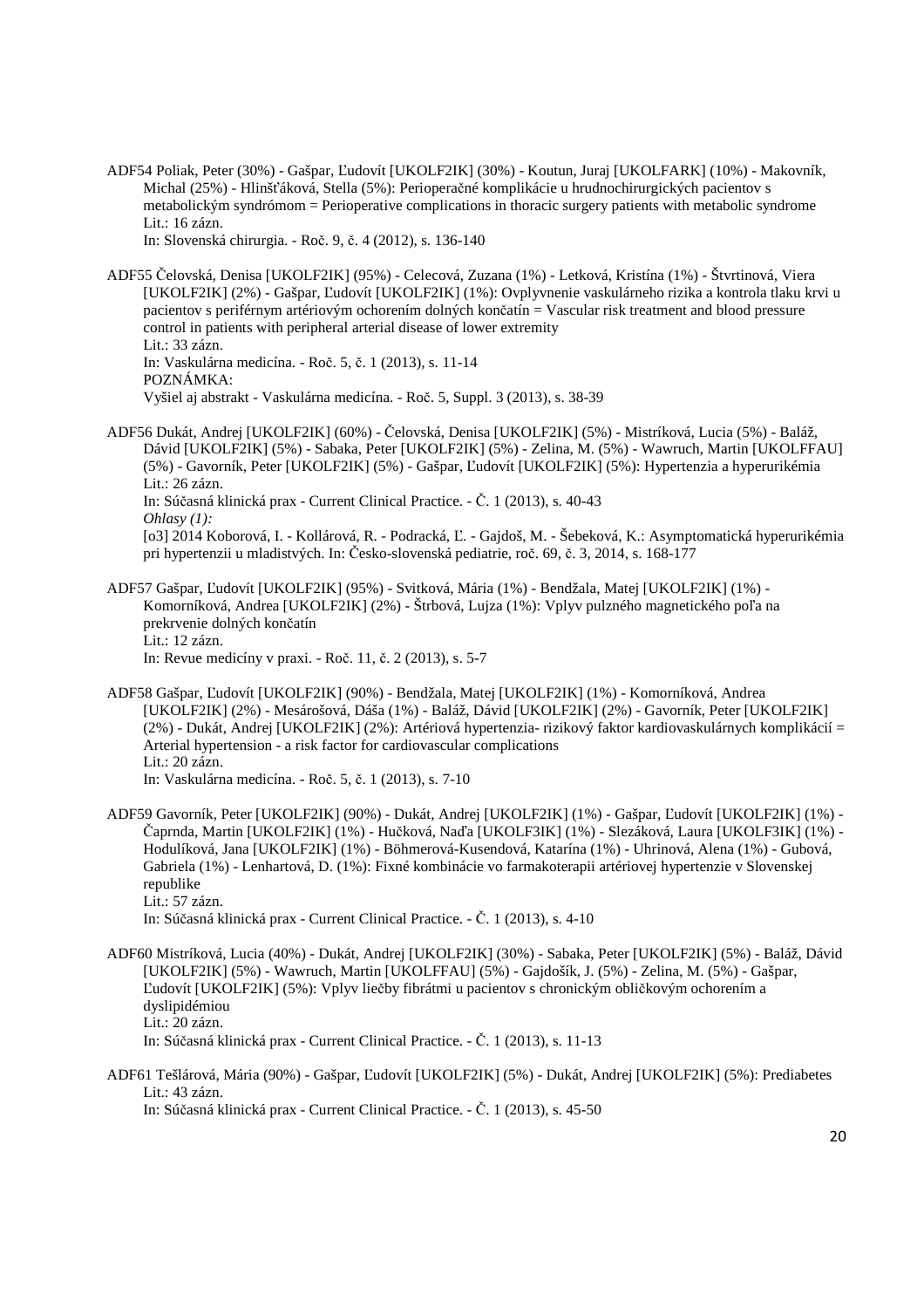ADF54 Poliak, Peter (30%) - Gašpar, Ľudovít [UKOLF2IK] (30%) - Koutun, Juraj [UKOLFARK] (10%) - Makovník, Michal (25%) - Hlinšťáková, Stella (5%): Perioperačné komplikácie u hrudnochirurgických pacientov s metabolickým syndrómom = Perioperative complications in thoracic surgery patients with metabolic syndrome
Lit.: 16 zázn.
In: Slovenská chirurgia. - Roč. 9, č. 4 (2012), s. 136-140

ADF55 Čelovská, Denisa [UKOLF2IK] (95%) - Celecová, Zuzana (1%) - Letková, Kristína (1%) - Štvrtinová, Viera [UKOLF2IK] (2%) - Gašpar, Ľudovít [UKOLF2IK] (1%): Ovplyvnenie vaskulárneho rizika a kontrola tlaku krvi u pacientov s periférnym artériovým ochorením dolných končatín = Vascular risk treatment and blood pressure control in patients with peripheral arterial disease of lower extremity
Lit.: 33 zázn.
In: Vaskulárna medicína. - Roč. 5, č. 1 (2013), s. 11-14
POZNÁMKA:
Vyšiel aj abstrakt - Vaskulárna medicína. - Roč. 5, Suppl. 3 (2013), s. 38-39

ADF56 Dukát, Andrej [UKOLF2IK] (60%) - Čelovská, Denisa [UKOLF2IK] (5%) - Mistríková, Lucia (5%) - Baláž, Dávid [UKOLF2IK] (5%) - Sabaka, Peter [UKOLF2IK] (5%) - Zelina, M. (5%) - Wawruch, Martin [UKOLFFAU] (5%) - Gavorník, Peter [UKOLF2IK] (5%) - Gašpar, Ľudovít [UKOLF2IK] (5%): Hypertenzia a hyperurikémia
Lit.: 26 zázn.
In: Súčasná klinická prax - Current Clinical Practice. - Č. 1 (2013), s. 40-43
*Ohlasy (1):*
[o3] 2014 Koborová, I. - Kollárová, R. - Podracká, Ľ. - Gajdoš, M. - Šebeková, K.: Asymptomatická hyperurikémia pri hypertenzii u mladistvých. In: Česko-slovenská pediatrie, roč. 69, č. 3, 2014, s. 168-177

ADF57 Gašpar, Ľudovít [UKOLF2IK] (95%) - Svitková, Mária (1%) - Bendžala, Matej [UKOLF2IK] (1%) - Komorníková, Andrea [UKOLF2IK] (2%) - Štrbová, Lujza (1%): Vplyv pulzného magnetického poľa na prekrvenie dolných končatín
Lit.: 12 zázn.
In: Revue medicíny v praxi. - Roč. 11, č. 2 (2013), s. 5-7

ADF58 Gašpar, Ľudovít [UKOLF2IK] (90%) - Bendžala, Matej [UKOLF2IK] (1%) - Komorníková, Andrea [UKOLF2IK] (2%) - Mesárošová, Dáša (1%) - Baláž, Dávid [UKOLF2IK] (2%) - Gavorník, Peter [UKOLF2IK] (2%) - Dukát, Andrej [UKOLF2IK] (2%): Artériová hypertenzia- rizikový faktor kardiovaskulárnych komplikácií = Arterial hypertension - a risk factor for cardiovascular complications
Lit.: 20 zázn.
In: Vaskulárna medicína. - Roč. 5, č. 1 (2013), s. 7-10

ADF59 Gavorník, Peter [UKOLF2IK] (90%) - Dukát, Andrej [UKOLF2IK] (1%) - Gašpar, Ľudovít [UKOLF2IK] (1%) - Čaprnda, Martin [UKOLF2IK] (1%) - Hučková, Naďa [UKOLF3IK] (1%) - Slezáková, Laura [UKOLF3IK] (1%) - Hodulíková, Jana [UKOLF2IK] (1%) - Böhmerová-Kusendová, Katarína (1%) - Uhrinová, Alena (1%) - Gubová, Gabriela (1%) - Lenhartová, D. (1%): Fixné kombinácie vo farmakoterapii artériovej hypertenzie v Slovenskej republike
Lit.: 57 zázn.
In: Súčasná klinická prax - Current Clinical Practice. - Č. 1 (2013), s. 4-10

ADF60 Mistríková, Lucia (40%) - Dukát, Andrej [UKOLF2IK] (30%) - Sabaka, Peter [UKOLF2IK] (5%) - Baláž, Dávid [UKOLF2IK] (5%) - Wawruch, Martin [UKOLFFAU] (5%) - Gajdošík, J. (5%) - Zelina, M. (5%) - Gašpar, Ľudovít [UKOLF2IK] (5%): Vplyv liečby fibrátmi u pacientov s chronickým obličkovým ochorením a dyslipidémiou
Lit.: 20 zázn.
In: Súčasná klinická prax - Current Clinical Practice. - Č. 1 (2013), s. 11-13

ADF61 Tešlárová, Mária (90%) - Gašpar, Ľudovít [UKOLF2IK] (5%) - Dukát, Andrej [UKOLF2IK] (5%): Prediabetes
Lit.: 43 zázn.
In: Súčasná klinická prax - Current Clinical Practice. - Č. 1 (2013), s. 45-50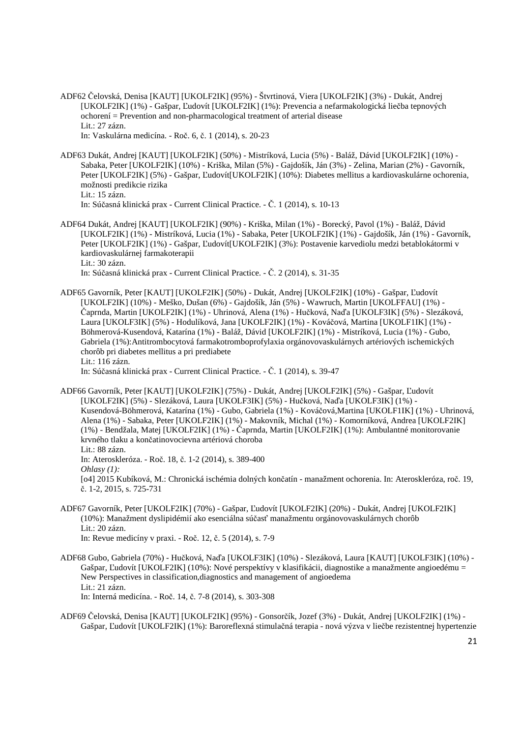ADF62 Čelovská, Denisa [KAUT] [UKOLF2IK] (95%) - Štvrtinová, Viera [UKOLF2IK] (3%) - Dukát, Andrej [UKOLF2IK] (1%) - Gašpar, Ľudovít [UKOLF2IK] (1%): Prevencia a nefarmakologická liečba tepnových ochorení = Prevention and non-pharmacological treatment of arterial disease
Lit.: 27 zázn.
In: Vaskulárna medicína. - Roč. 6, č. 1 (2014), s. 20-23

ADF63 Dukát, Andrej [KAUT] [UKOLF2IK] (50%) - Mistríková, Lucia (5%) - Baláž, Dávid [UKOLF2IK] (10%) - Sabaka, Peter [UKOLF2IK] (10%) - Kriška, Milan (5%) - Gajdošík, Ján (3%) - Zelina, Marian (2%) - Gavorník, Peter [UKOLF2IK] (5%) - Gašpar, Ľudovít[UKOLF2IK] (10%): Diabetes mellitus a kardiovaskulárne ochorenia, možnosti predikcie rizika
Lit.: 15 zázn.
In: Súčasná klinická prax - Current Clinical Practice. - Č. 1 (2014), s. 10-13

ADF64 Dukát, Andrej [KAUT] [UKOLF2IK] (90%) - Kriška, Milan (1%) - Borecký, Pavol (1%) - Baláž, Dávid [UKOLF2IK] (1%) - Mistríková, Lucia (1%) - Sabaka, Peter [UKOLF2IK] (1%) - Gajdošík, Ján (1%) - Gavorník, Peter [UKOLF2IK] (1%) - Gašpar, Ľudovít[UKOLF2IK] (3%): Postavenie karvediolu medzi betablokátormi v kardiovaskulárnej farmakoterapii
Lit.: 30 zázn.
In: Súčasná klinická prax - Current Clinical Practice. - Č. 2 (2014), s. 31-35

ADF65 Gavorník, Peter [KAUT] [UKOLF2IK] (50%) - Dukát, Andrej [UKOLF2IK] (10%) - Gašpar, Ľudovít [UKOLF2IK] (10%) - Meško, Dušan (6%) - Gajdošík, Ján (5%) - Wawruch, Martin [UKOLFFAU] (1%) - Čaprnda, Martin [UKOLF2IK] (1%) - Uhrinová, Alena (1%) - Hučková, Naďa [UKOLF3IK] (5%) - Slezáková, Laura [UKOLF3IK] (5%) - Hodulíková, Jana [UKOLF2IK] (1%) - Kováčová, Martina [UKOLF1IK] (1%) - Böhmerová-Kusendová, Katarína (1%) - Baláž, Dávid [UKOLF2IK] (1%) - Mistríková, Lucia (1%) - Gubo, Gabriela (1%):Antitrombocytová farmakotromboprofylaxia orgánovovaskulárnych artériových ischemických chorôb pri diabetes mellitus a pri prediabete
Lit.: 116 zázn.
In: Súčasná klinická prax - Current Clinical Practice. - Č. 1 (2014), s. 39-47

ADF66 Gavorník, Peter [KAUT] [UKOLF2IK] (75%) - Dukát, Andrej [UKOLF2IK] (5%) - Gašpar, Ľudovít [UKOLF2IK] (5%) - Slezáková, Laura [UKOLF3IK] (5%) - Hučková, Naďa [UKOLF3IK] (5%) - Kusendová-Böhmerová, Katarína (1%) - Gubo, Gabriela (1%) - Kováčová,Martina [UKOLF1IK] (1%) - Uhrinová, Alena (1%) - Sabaka, Peter [UKOLF2IK] (1%) - Makovník, Michal (1%) - Komorníková, Andrea [UKOLF2IK] (1%) - Bendžala, Matej [UKOLF2IK] (1%) - Čaprnda, Martin [UKOLF2IK] (1%): Ambulantné monitorovanie krvného tlaku a končatinovocievna artériová choroba
Lit.: 88 zázn.
In: Ateroskleróza. - Roč. 18, č. 1-2 (2014), s. 389-400
*Ohlasy (1):*
[o4] 2015 Kubíková, M.: Chronická ischémia dolných končatín - manažment ochorenia. In: Ateroskleróza, roč. 19, č. 1-2, 2015, s. 725-731

ADF67 Gavorník, Peter [UKOLF2IK] (70%) - Gašpar, Ľudovít [UKOLF2IK] (20%) - Dukát, Andrej [UKOLF2IK] (10%): Manažment dyslipidémií ako esenciálna súčasť manažmentu orgánovovaskulárnych chorôb
Lit.: 20 zázn.
In: Revue medicíny v praxi. - Roč. 12, č. 5 (2014), s. 7-9

ADF68 Gubo, Gabriela (70%) - Hučková, Naďa [UKOLF3IK] (10%) - Slezáková, Laura [KAUT] [UKOLF3IK] (10%) - Gašpar, Ľudovít [UKOLF2IK] (10%): Nové perspektívy v klasifikácii, diagnostike a manažmente angioedému = New Perspectives in classification,diagnostics and management of angioedema
Lit.: 21 zázn.
In: Interná medicína. - Roč. 14, č. 7-8 (2014), s. 303-308

ADF69 Čelovská, Denisa [KAUT] [UKOLF2IK] (95%) - Gonsorčík, Jozef (3%) - Dukát, Andrej [UKOLF2IK] (1%) - Gašpar, Ľudovít [UKOLF2IK] (1%): Baroreflexná stimulačná terapia - nová výzva v liečbe rezistentnej hypertenzie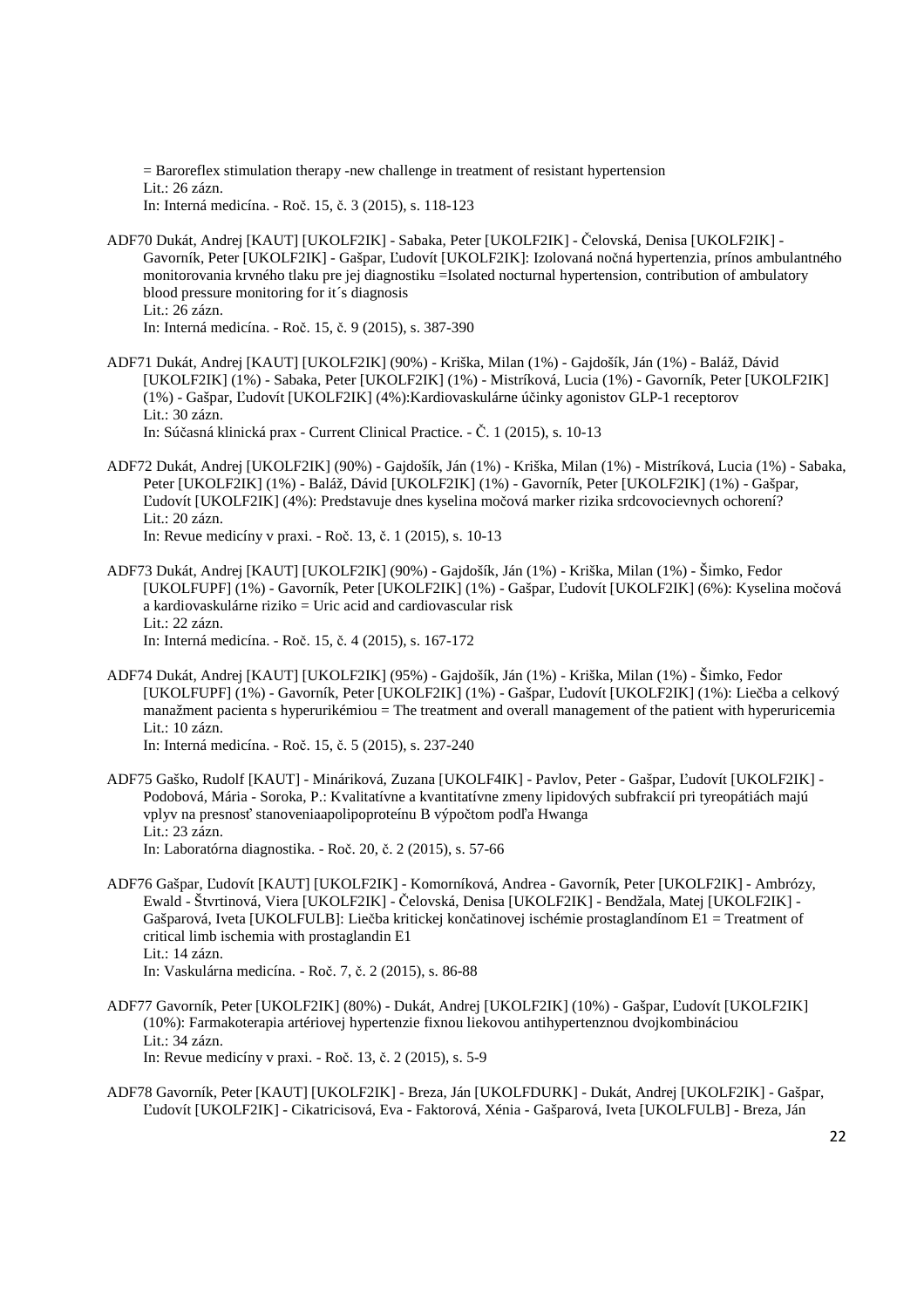= Baroreflex stimulation therapy -new challenge in treatment of resistant hypertension
Lit.: 26 zázn.
In: Interná medicína. - Roč. 15, č. 3 (2015), s. 118-123

ADF70 Dukát, Andrej [KAUT] [UKOLF2IK] - Sabaka, Peter [UKOLF2IK] - Čelovská, Denisa [UKOLF2IK] - Gavorník, Peter [UKOLF2IK] - Gašpar, Ľudovít [UKOLF2IK]: Izolovaná nočná hypertenzia, prínos ambulantného monitorovania krvného tlaku pre jej diagnostiku =Isolated nocturnal hypertension, contribution of ambulatory blood pressure monitoring for it´s diagnosis
Lit.: 26 zázn.
In: Interná medicína. - Roč. 15, č. 9 (2015), s. 387-390

ADF71 Dukát, Andrej [KAUT] [UKOLF2IK] (90%) - Kriška, Milan (1%) - Gajdošík, Ján (1%) - Baláž, Dávid [UKOLF2IK] (1%) - Sabaka, Peter [UKOLF2IK] (1%) - Mistríková, Lucia (1%) - Gavorník, Peter [UKOLF2IK] (1%) - Gašpar, Ľudovít [UKOLF2IK] (4%):Kardiovaskulárne účinky agonistov GLP-1 receptorov
Lit.: 30 zázn.
In: Súčasná klinická prax - Current Clinical Practice. - Č. 1 (2015), s. 10-13

ADF72 Dukát, Andrej [UKOLF2IK] (90%) - Gajdošík, Ján (1%) - Kriška, Milan (1%) - Mistríková, Lucia (1%) - Sabaka, Peter [UKOLF2IK] (1%) - Baláž, Dávid [UKOLF2IK] (1%) - Gavorník, Peter [UKOLF2IK] (1%) - Gašpar, Ľudovít [UKOLF2IK] (4%): Predstavuje dnes kyselina močová marker rizika srdcovocievnych ochorení?
Lit.: 20 zázn.
In: Revue medicíny v praxi. - Roč. 13, č. 1 (2015), s. 10-13

ADF73 Dukát, Andrej [KAUT] [UKOLF2IK] (90%) - Gajdošík, Ján (1%) - Kriška, Milan (1%) - Šimko, Fedor [UKOLFUPF] (1%) - Gavorník, Peter [UKOLF2IK] (1%) - Gašpar, Ľudovít [UKOLF2IK] (6%): Kyselina močová a kardiovaskulárne riziko = Uric acid and cardiovascular risk
Lit.: 22 zázn.
In: Interná medicína. - Roč. 15, č. 4 (2015), s. 167-172

ADF74 Dukát, Andrej [KAUT] [UKOLF2IK] (95%) - Gajdošík, Ján (1%) - Kriška, Milan (1%) - Šimko, Fedor [UKOLFUPF] (1%) - Gavorník, Peter [UKOLF2IK] (1%) - Gašpar, Ľudovít [UKOLF2IK] (1%): Liečba a celkový manažment pacienta s hyperurikémiou = The treatment and overall management of the patient with hyperuricemia
Lit.: 10 zázn.
In: Interná medicína. - Roč. 15, č. 5 (2015), s. 237-240

ADF75 Gaško, Rudolf [KAUT] - Mináriková, Zuzana [UKOLF4IK] - Pavlov, Peter - Gašpar, Ľudovít [UKOLF2IK] - Podobová, Mária - Soroka, P.: Kvalitatívne a kvantitatívne zmeny lipidových subfrakcií pri tyreopátiách majú vplyv na presnosť stanoveniaapolipoproteínu B výpočtom podľa Hwanga
Lit.: 23 zázn.
In: Laboratórna diagnostika. - Roč. 20, č. 2 (2015), s. 57-66

ADF76 Gašpar, Ľudovít [KAUT] [UKOLF2IK] - Komorníková, Andrea - Gavorník, Peter [UKOLF2IK] - Ambrózy, Ewald - Štvrtinová, Viera [UKOLF2IK] - Čelovská, Denisa [UKOLF2IK] - Bendžala, Matej [UKOLF2IK] - Gašparová, Iveta [UKOLFULB]: Liečba kritickej končatinovej ischémie prostaglandínom E1 = Treatment of critical limb ischemia with prostaglandin E1
Lit.: 14 zázn.
In: Vaskulárna medicína. - Roč. 7, č. 2 (2015), s. 86-88

ADF77 Gavorník, Peter [UKOLF2IK] (80%) - Dukát, Andrej [UKOLF2IK] (10%) - Gašpar, Ľudovít [UKOLF2IK] (10%): Farmakoterapia artériovej hypertenzie fixnou liekovou antihypertenznou dvojkombináciou
Lit.: 34 zázn.
In: Revue medicíny v praxi. - Roč. 13, č. 2 (2015), s. 5-9

ADF78 Gavorník, Peter [KAUT] [UKOLF2IK] - Breza, Ján [UKOLFDURK] - Dukát, Andrej [UKOLF2IK] - Gašpar, Ľudovít [UKOLF2IK] - Cikatricisová, Eva - Faktorová, Xénia - Gašparová, Iveta [UKOLFULB] - Breza, Ján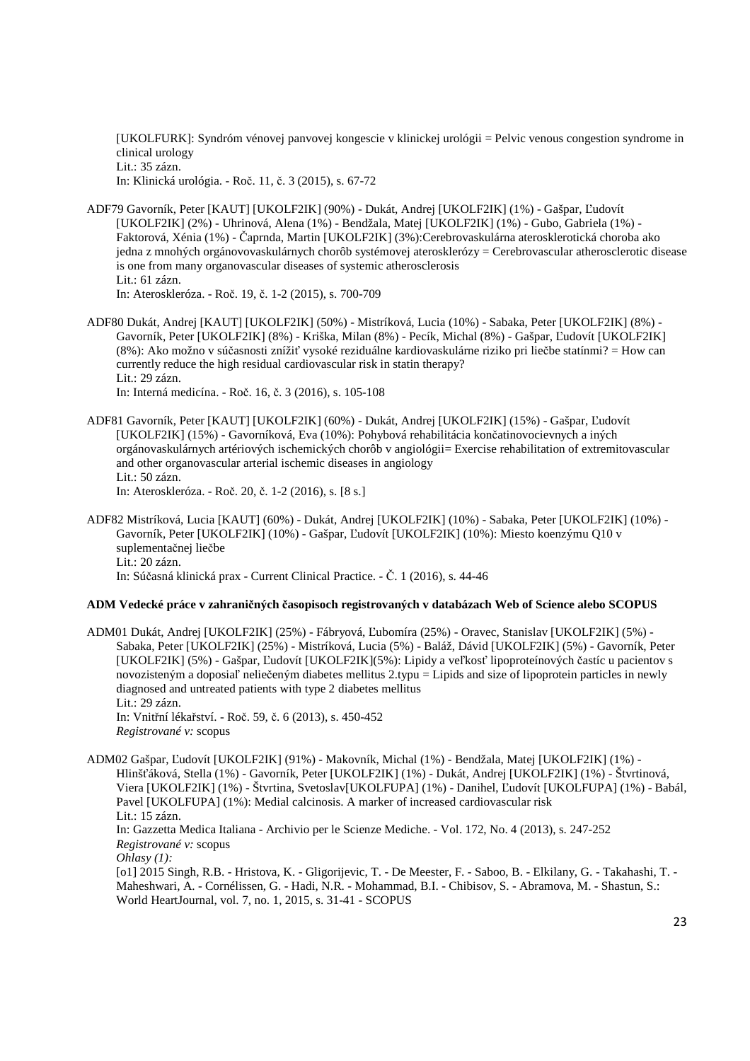[UKOLFURK]: Syndróm vénovej panvovej kongescie v klinickej urológii = Pelvic venous congestion syndrome in clinical urology
Lit.: 35 zázn.
In: Klinická urológia. - Roč. 11, č. 3 (2015), s. 67-72

ADF79 Gavorník, Peter [KAUT] [UKOLF2IK] (90%) - Dukát, Andrej [UKOLF2IK] (1%) - Gašpar, Ľudovít [UKOLF2IK] (2%) - Uhrinová, Alena (1%) - Bendžala, Matej [UKOLF2IK] (1%) - Gubo, Gabriela (1%) - Faktorová, Xénia (1%) - Čaprnda, Martin [UKOLF2IK] (3%):Cerebrovaskulárna aterosklerotická choroba ako jedna z mnohých orgánovovaskulárnych chorôb systémovej aterosklerózy = Cerebrovascular atherosclerotic disease is one from many organovascular diseases of systemic atherosclerosis
Lit.: 61 zázn.
In: Ateroskleróza. - Roč. 19, č. 1-2 (2015), s. 700-709

ADF80 Dukát, Andrej [KAUT] [UKOLF2IK] (50%) - Mistríková, Lucia (10%) - Sabaka, Peter [UKOLF2IK] (8%) - Gavorník, Peter [UKOLF2IK] (8%) - Kriška, Milan (8%) - Pecík, Michal (8%) - Gašpar, Ľudovít [UKOLF2IK] (8%): Ako možno v súčasnosti znížiť vysoké reziduálne kardiovaskulárne riziko pri liečbe statínmi? = How can currently reduce the high residual cardiovascular risk in statin therapy?
Lit.: 29 zázn.
In: Interná medicína. - Roč. 16, č. 3 (2016), s. 105-108

ADF81 Gavorník, Peter [KAUT] [UKOLF2IK] (60%) - Dukát, Andrej [UKOLF2IK] (15%) - Gašpar, Ľudovít [UKOLF2IK] (15%) - Gavorníková, Eva (10%): Pohybová rehabilitácia končatinovocievnych a iných orgánovaskulárnych artériových ischemických chorôb v angiológii= Exercise rehabilitation of extremitovascular and other organovascular arterial ischemic diseases in angiology
Lit.: 50 zázn.
In: Ateroskleróza. - Roč. 20, č. 1-2 (2016), s. [8 s.]

ADF82 Mistríková, Lucia [KAUT] (60%) - Dukát, Andrej [UKOLF2IK] (10%) - Sabaka, Peter [UKOLF2IK] (10%) - Gavorník, Peter [UKOLF2IK] (10%) - Gašpar, Ľudovít [UKOLF2IK] (10%): Miesto koenzýmu Q10 v suplementačnej liečbe
Lit.: 20 zázn.
In: Súčasná klinická prax - Current Clinical Practice. - Č. 1 (2016), s. 44-46

**ADM Vedecké práce v zahraničných časopisoch registrovaných v databázach Web of Science alebo SCOPUS**

ADM01 Dukát, Andrej [UKOLF2IK] (25%) - Fábryová, Ľubomíra (25%) - Oravec, Stanislav [UKOLF2IK] (5%) - Sabaka, Peter [UKOLF2IK] (25%) - Mistríková, Lucia (5%) - Baláž, Dávid [UKOLF2IK] (5%) - Gavorník, Peter [UKOLF2IK] (5%) - Gašpar, Ľudovít [UKOLF2IK](5%): Lipidy a veľkosť lipoproteínových častíc u pacientov s novozisteným a doposiaľ neliečeným diabetes mellitus 2.typu = Lipids and size of lipoprotein particles in newly diagnosed and untreated patients with type 2 diabetes mellitus
Lit.: 29 zázn.
In: Vnitřní lékařství. - Roč. 59, č. 6 (2013), s. 450-452
*Registrované v:* scopus

ADM02 Gašpar, Ľudovít [UKOLF2IK] (91%) - Makovník, Michal (1%) - Bendžala, Matej [UKOLF2IK] (1%) - Hlinšťáková, Stella (1%) - Gavorník, Peter [UKOLF2IK] (1%) - Dukát, Andrej [UKOLF2IK] (1%) - Štvrtinová, Viera [UKOLF2IK] (1%) - Štvrtina, Svetoslav[UKOLFUPA] (1%) - Danihel, Ľudovít [UKOLFUPA] (1%) - Babál, Pavel [UKOLFUPA] (1%): Medial calcinosis. A marker of increased cardiovascular risk
Lit.: 15 zázn.
In: Gazzetta Medica Italiana - Archivio per le Scienze Mediche. - Vol. 172, No. 4 (2013), s. 247-252
*Registrované v:* scopus
*Ohlasy (1):*
[o1] 2015 Singh, R.B. - Hristova, K. - Gligorijevic, T. - De Meester, F. - Saboo, B. - Elkilany, G. - Takahashi, T. - Maheshwari, A. - Cornélissen, G. - Hadi, N.R. - Mohammad, B.I. - Chibisov, S. - Abramova, M. - Shastun, S.: World HeartJournal, vol. 7, no. 1, 2015, s. 31-41 - SCOPUS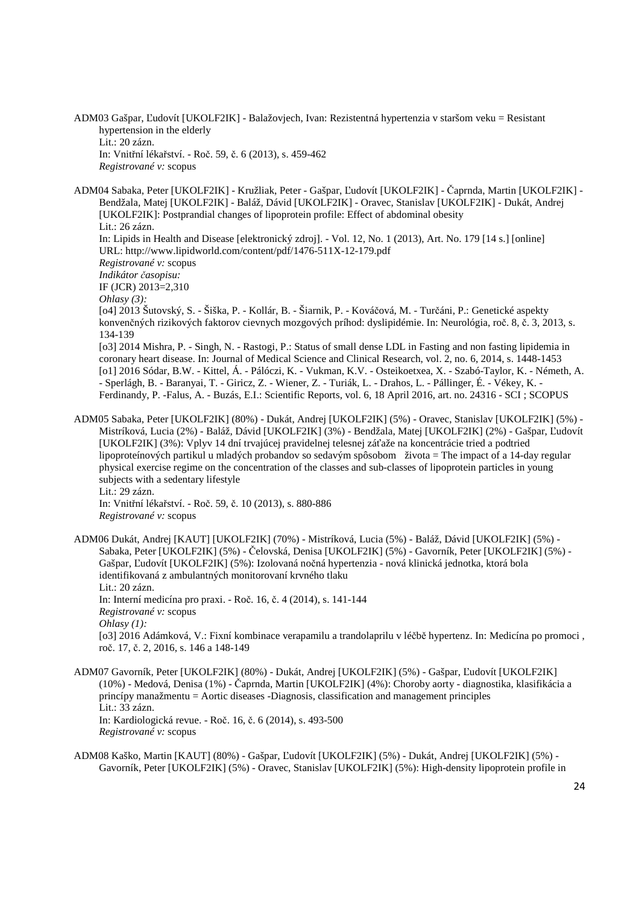ADM03 Gašpar, Ľudovít [UKOLF2IK] - Balažovjech, Ivan: Rezistentná hypertenzia v staršom veku = Resistant hypertension in the elderly
Lit.: 20 zázn.
In: Vnitřní lékařství. - Roč. 59, č. 6 (2013), s. 459-462
*Registrované v:* scopus

ADM04 Sabaka, Peter [UKOLF2IK] - Kružliak, Peter - Gašpar, Ľudovít [UKOLF2IK] - Čaprnda, Martin [UKOLF2IK] - Bendžala, Matej [UKOLF2IK] - Baláž, Dávid [UKOLF2IK] - Oravec, Stanislav [UKOLF2IK] - Dukát, Andrej [UKOLF2IK]: Postprandial changes of lipoprotein profile: Effect of abdominal obesity
Lit.: 26 zázn.
In: Lipids in Health and Disease [elektronický zdroj]. - Vol. 12, No. 1 (2013), Art. No. 179 [14 s.] [online]
URL: http://www.lipidworld.com/content/pdf/1476-511X-12-179.pdf
*Registrované v:* scopus
*Indikátor časopisu:*
IF (JCR) 2013=2,310
*Ohlasy (3):*
[o4] 2013 Šutovský, S. - Šiška, P. - Kollár, B. - Šiarnik, P. - Kováčová, M. - Turčáni, P.: Genetické aspekty konvenčných rizikových faktorov cievnych mozgových príhod: dyslipidémie. In: Neurológia, roč. 8, č. 3, 2013, s. 134-139
[o3] 2014 Mishra, P. - Singh, N. - Rastogi, P.: Status of small dense LDL in Fasting and non fasting lipidemia in coronary heart disease. In: Journal of Medical Science and Clinical Research, vol. 2, no. 6, 2014, s. 1448-1453
[o1] 2016 Sódar, B.W. - Kittel, Á. - Pálóczi, K. - Vukman, K.V. - Osteikoetxea, X. - Szabó-Taylor, K. - Németh, A. - Sperlágh, B. - Baranyai, T. - Giricz, Z. - Wiener, Z. - Turiák, L. - Drahos, L. - Pállinger, É. - Vékey, K. - Ferdinandy, P. -Falus, A. - Buzás, E.I.: Scientific Reports, vol. 6, 18 April 2016, art. no. 24316 - SCI ; SCOPUS

ADM05 Sabaka, Peter [UKOLF2IK] (80%) - Dukát, Andrej [UKOLF2IK] (5%) - Oravec, Stanislav [UKOLF2IK] (5%) - Mistríková, Lucia (2%) - Baláž, Dávid [UKOLF2IK] (3%) - Bendžala, Matej [UKOLF2IK] (2%) - Gašpar, Ľudovít [UKOLF2IK] (3%): Vplyv 14 dní trvajúcej pravidelnej telesnej záťaže na koncentrácie tried a podtried lipoproteínových partikul u mladých probandov so sedavým spôsobom života = The impact of a 14-day regular physical exercise regime on the concentration of the classes and sub-classes of lipoprotein particles in young subjects with a sedentary lifestyle
Lit.: 29 zázn.
In: Vnitřní lékařství. - Roč. 59, č. 10 (2013), s. 880-886
*Registrované v:* scopus

ADM06 Dukát, Andrej [KAUT] [UKOLF2IK] (70%) - Mistríková, Lucia (5%) - Baláž, Dávid [UKOLF2IK] (5%) - Sabaka, Peter [UKOLF2IK] (5%) - Čelovská, Denisa [UKOLF2IK] (5%) - Gavorník, Peter [UKOLF2IK] (5%) - Gašpar, Ľudovít [UKOLF2IK] (5%): Izolovaná nočná hypertenzia - nová klinická jednotka, ktorá bola identifikovaná z ambulantných monitorovaní krvného tlaku
Lit.: 20 zázn.
In: Interní medicína pro praxi. - Roč. 16, č. 4 (2014), s. 141-144
*Registrované v:* scopus
*Ohlasy (1):*
[o3] 2016 Adámková, V.: Fixní kombinace verapamilu a trandolaprilu v léčbě hypertenz. In: Medicína po promoci , roč. 17, č. 2, 2016, s. 146 a 148-149

ADM07 Gavorník, Peter [UKOLF2IK] (80%) - Dukát, Andrej [UKOLF2IK] (5%) - Gašpar, Ľudovít [UKOLF2IK] (10%) - Medová, Denisa (1%) - Čaprnda, Martin [UKOLF2IK] (4%): Choroby aorty - diagnostika, klasifikácia a princípy manažmentu = Aortic diseases -Diagnosis, classification and management principles
Lit.: 33 zázn.
In: Kardiologická revue. - Roč. 16, č. 6 (2014), s. 493-500
*Registrované v:* scopus

ADM08 Kaško, Martin [KAUT] (80%) - Gašpar, Ľudovít [UKOLF2IK] (5%) - Dukát, Andrej [UKOLF2IK] (5%) - Gavorník, Peter [UKOLF2IK] (5%) - Oravec, Stanislav [UKOLF2IK] (5%): High-density lipoprotein profile in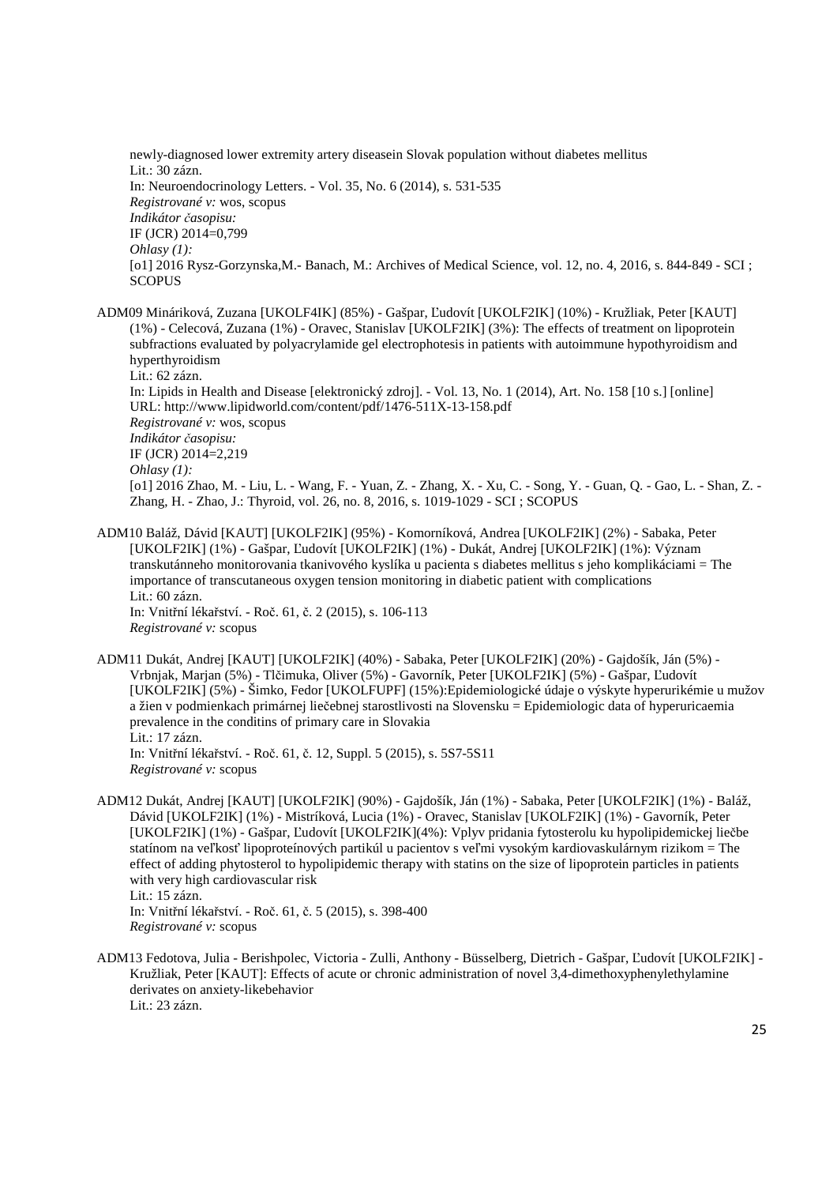newly-diagnosed lower extremity artery diseasein Slovak population without diabetes mellitus
Lit.: 30 zázn.
In: Neuroendocrinology Letters. - Vol. 35, No. 6 (2014), s. 531-535
*Registrované v:* wos, scopus
*Indikátor časopisu:*
IF (JCR) 2014=0,799
*Ohlasy (1):*
[o1] 2016 Rysz-Gorzynska,M.- Banach, M.: Archives of Medical Science, vol. 12, no. 4, 2016, s. 844-849 - SCI ; SCOPUS

ADM09 Mináriková, Zuzana [UKOLF4IK] (85%) - Gašpar, Ľudovít [UKOLF2IK] (10%) - Kružliak, Peter [KAUT] (1%) - Celecová, Zuzana (1%) - Oravec, Stanislav [UKOLF2IK] (3%): The effects of treatment on lipoprotein subfractions evaluated by polyacrylamide gel electrophotesis in patients with autoimmune hypothyroidism and hyperthyroidism
Lit.: 62 zázn.
In: Lipids in Health and Disease [elektronický zdroj]. - Vol. 13, No. 1 (2014), Art. No. 158 [10 s.] [online]
URL: http://www.lipidworld.com/content/pdf/1476-511X-13-158.pdf
*Registrované v:* wos, scopus
*Indikátor časopisu:*
IF (JCR) 2014=2,219
*Ohlasy (1):*
[o1] 2016 Zhao, M. - Liu, L. - Wang, F. - Yuan, Z. - Zhang, X. - Xu, C. - Song, Y. - Guan, Q. - Gao, L. - Shan, Z. - Zhang, H. - Zhao, J.: Thyroid, vol. 26, no. 8, 2016, s. 1019-1029 - SCI ; SCOPUS

ADM10 Baláž, Dávid [KAUT] [UKOLF2IK] (95%) - Komorníková, Andrea [UKOLF2IK] (2%) - Sabaka, Peter [UKOLF2IK] (1%) - Gašpar, Ľudovít [UKOLF2IK] (1%) - Dukát, Andrej [UKOLF2IK] (1%): Význam transkutánneho monitorovania tkanivového kyslíka u pacienta s diabetes mellitus s jeho komplikáciami = The importance of transcutaneous oxygen tension monitoring in diabetic patient with complications
Lit.: 60 zázn.
In: Vnitřní lékařství. - Roč. 61, č. 2 (2015), s. 106-113
*Registrované v:* scopus

ADM11 Dukát, Andrej [KAUT] [UKOLF2IK] (40%) - Sabaka, Peter [UKOLF2IK] (20%) - Gajdošík, Ján (5%) - Vrbnjak, Marjan (5%) - Tlčimuka, Oliver (5%) - Gavorník, Peter [UKOLF2IK] (5%) - Gašpar, Ľudovít [UKOLF2IK] (5%) - Šimko, Fedor [UKOLFUPF] (15%):Epidemiologické údaje o výskyte hyperurikémie u mužov a žien v podmienkach primárnej liečebnej starostlivosti na Slovensku = Epidemiologic data of hyperuricaemia prevalence in the conditins of primary care in Slovakia
Lit.: 17 zázn.
In: Vnitřní lékařství. - Roč. 61, č. 12, Suppl. 5 (2015), s. 5S7-5S11
*Registrované v:* scopus

ADM12 Dukát, Andrej [KAUT] [UKOLF2IK] (90%) - Gajdošík, Ján (1%) - Sabaka, Peter [UKOLF2IK] (1%) - Baláž, Dávid [UKOLF2IK] (1%) - Mistríková, Lucia (1%) - Oravec, Stanislav [UKOLF2IK] (1%) - Gavorník, Peter [UKOLF2IK] (1%) - Gašpar, Ľudovít [UKOLF2IK](4%): Vplyv pridania fytosterolu ku hypolipidemickej liečbe statínom na veľkosť lipoproteínových partikúl u pacientov s veľmi vysokým kardiovaskulárnym rizikom = The effect of adding phytosterol to hypolipidemic therapy with statins on the size of lipoprotein particles in patients with very high cardiovascular risk
Lit.: 15 zázn.
In: Vnitřní lékařství. - Roč. 61, č. 5 (2015), s. 398-400
*Registrované v:* scopus

ADM13 Fedotova, Julia - Berishpolec, Victoria - Zulli, Anthony - Büsselberg, Dietrich - Gašpar, Ľudovít [UKOLF2IK] - Kružliak, Peter [KAUT]: Effects of acute or chronic administration of novel 3,4-dimethoxyphenylethylamine derivates on anxiety-likebehavior
Lit.: 23 zázn.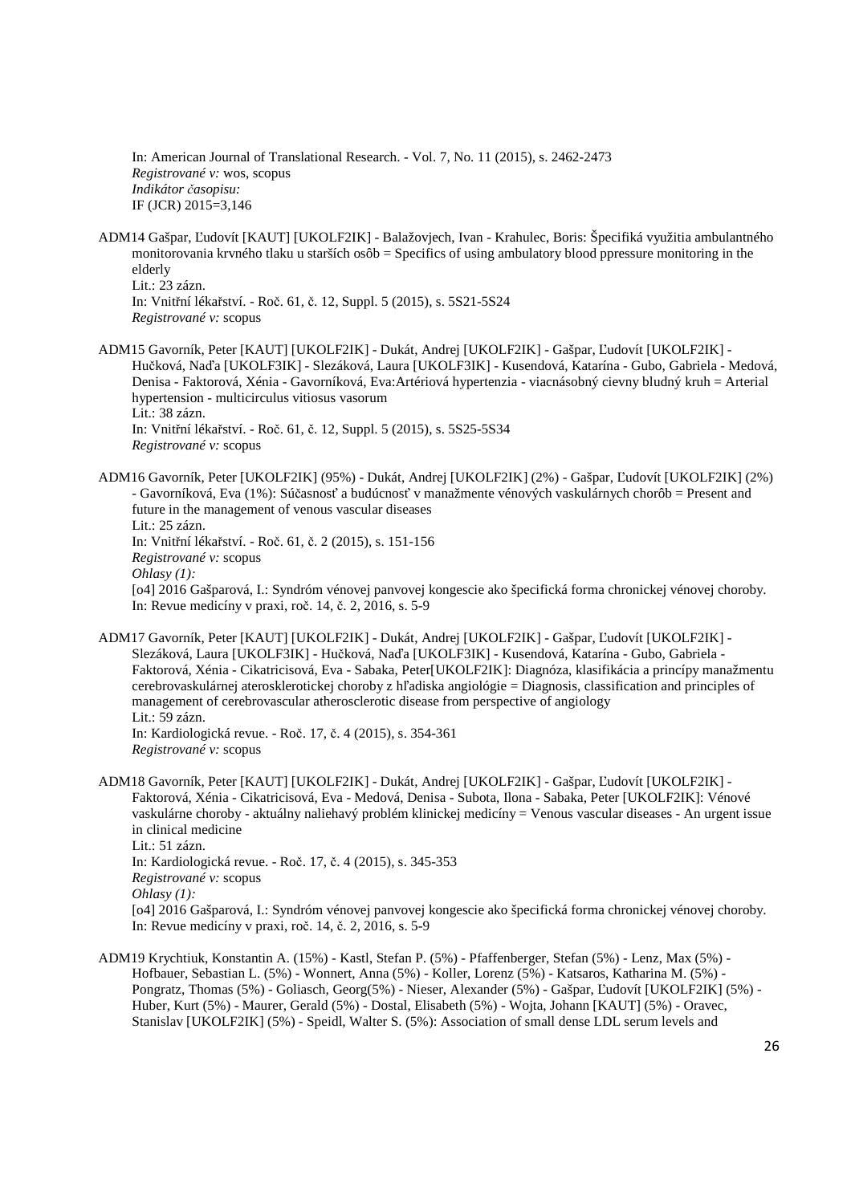In: American Journal of Translational Research. - Vol. 7, No. 11 (2015), s. 2462-2473
*Registrované v:* wos, scopus
*Indikátor časopisu:*
IF (JCR) 2015=3,146

ADM14 Gašpar, Ľudovít [KAUT] [UKOLF2IK] - Balažovjech, Ivan - Krahulec, Boris: Špecifiká využitia ambulantného monitorovania krvného tlaku u starších osôb = Specifics of using ambulatory blood ppressure monitoring in the elderly
Lit.: 23 zázn.
In: Vnitřní lékařství. - Roč. 61, č. 12, Suppl. 5 (2015), s. 5S21-5S24
*Registrované v:* scopus

ADM15 Gavorník, Peter [KAUT] [UKOLF2IK] - Dukát, Andrej [UKOLF2IK] - Gašpar, Ľudovít [UKOLF2IK] - Hučková, Naďa [UKOLF3IK] - Slezáková, Laura [UKOLF3IK] - Kusendová, Katarína - Gubo, Gabriela - Medová, Denisa - Faktorová, Xénia - Gavorníková, Eva:Artériová hypertenzia - viacnásobný cievny bludný kruh = Arterial hypertension - multicirculus vitiosus vasorum
Lit.: 38 zázn.
In: Vnitřní lékařství. - Roč. 61, č. 12, Suppl. 5 (2015), s. 5S25-5S34
*Registrované v:* scopus

ADM16 Gavorník, Peter [UKOLF2IK] (95%) - Dukát, Andrej [UKOLF2IK] (2%) - Gašpar, Ľudovít [UKOLF2IK] (2%) - Gavorníková, Eva (1%): Súčasnosť a budúcnosť v manažmente vénových vaskulárnych chorôb = Present and future in the management of venous vascular diseases
Lit.: 25 zázn.
In: Vnitřní lékařství. - Roč. 61, č. 2 (2015), s. 151-156
*Registrované v:* scopus
*Ohlasy (1):*
[o4] 2016 Gašparová, I.: Syndróm vénovej panvovej kongescie ako špecifická forma chronickej vénovej choroby. In: Revue medicíny v praxi, roč. 14, č. 2, 2016, s. 5-9

ADM17 Gavorník, Peter [KAUT] [UKOLF2IK] - Dukát, Andrej [UKOLF2IK] - Gašpar, Ľudovít [UKOLF2IK] - Slezáková, Laura [UKOLF3IK] - Hučková, Naďa [UKOLF3IK] - Kusendová, Katarína - Gubo, Gabriela - Faktorová, Xénia - Cikatricisová, Eva - Sabaka, Peter[UKOLF2IK]: Diagnóza, klasifikácia a princípy manažmentu cerebrovaskulárnej aterosklerotickej choroby z hľadiska angiológie = Diagnosis, classification and principles of management of cerebrovascular atherosclerotic disease from perspective of angiology
Lit.: 59 zázn.
In: Kardiologická revue. - Roč. 17, č. 4 (2015), s. 354-361
*Registrované v:* scopus

ADM18 Gavorník, Peter [KAUT] [UKOLF2IK] - Dukát, Andrej [UKOLF2IK] - Gašpar, Ľudovít [UKOLF2IK] - Faktorová, Xénia - Cikatricisová, Eva - Medová, Denisa - Subota, Ilona - Sabaka, Peter [UKOLF2IK]: Vénové vaskulárne choroby - aktuálny naliehavý problém klinickej medicíny = Venous vascular diseases - An urgent issue in clinical medicine
Lit.: 51 zázn.
In: Kardiologická revue. - Roč. 17, č. 4 (2015), s. 345-353
*Registrované v:* scopus
*Ohlasy (1):*
[o4] 2016 Gašparová, I.: Syndróm vénovej panvovej kongescie ako špecifická forma chronickej vénovej choroby. In: Revue medicíny v praxi, roč. 14, č. 2, 2016, s. 5-9

ADM19 Krychtiuk, Konstantin A. (15%) - Kastl, Stefan P. (5%) - Pfaffenberger, Stefan (5%) - Lenz, Max (5%) - Hofbauer, Sebastian L. (5%) - Wonnert, Anna (5%) - Koller, Lorenz (5%) - Katsaros, Katharina M. (5%) - Pongratz, Thomas (5%) - Goliasch, Georg(5%) - Nieser, Alexander (5%) - Gašpar, Ľudovít [UKOLF2IK] (5%) - Huber, Kurt (5%) - Maurer, Gerald (5%) - Dostal, Elisabeth (5%) - Wojta, Johann [KAUT] (5%) - Oravec, Stanislav [UKOLF2IK] (5%) - Speidl, Walter S. (5%): Association of small dense LDL serum levels and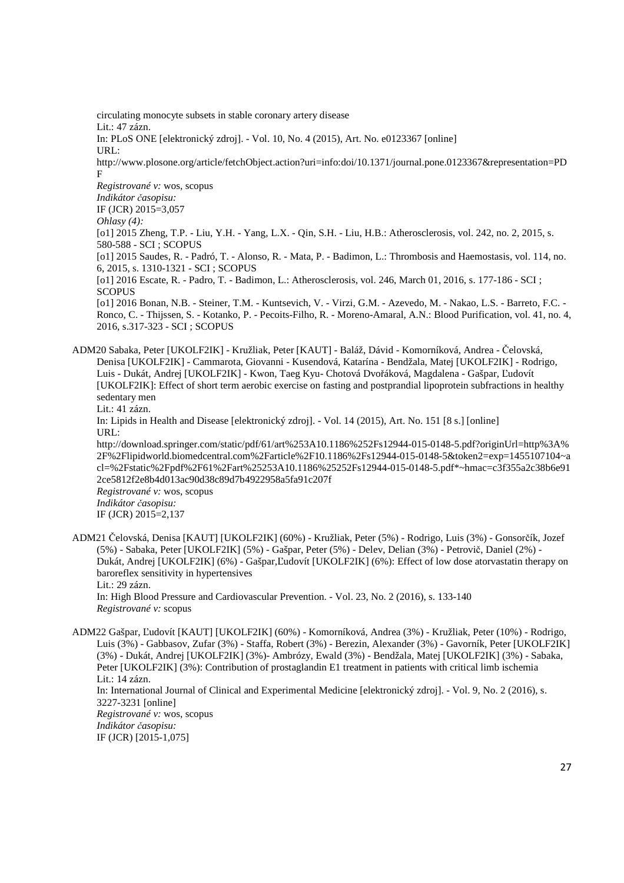circulating monocyte subsets in stable coronary artery disease
Lit.: 47 zázn.
In: PLoS ONE [elektronický zdroj]. - Vol. 10, No. 4 (2015), Art. No. e0123367 [online]
URL:
http://www.plosone.org/article/fetchObject.action?uri=info:doi/10.1371/journal.pone.0123367&representation=PDF
*Registrované v:* wos, scopus
*Indikátor časopisu:*
IF (JCR) 2015=3,057
*Ohlasy (4):*
[o1] 2015 Zheng, T.P. - Liu, Y.H. - Yang, L.X. - Qin, S.H. - Liu, H.B.: Atherosclerosis, vol. 242, no. 2, 2015, s. 580-588 - SCI ; SCOPUS
[o1] 2015 Saudes, R. - Padró, T. - Alonso, R. - Mata, P. - Badimon, L.: Thrombosis and Haemostasis, vol. 114, no. 6, 2015, s. 1310-1321 - SCI ; SCOPUS
[o1] 2016 Escate, R. - Padro, T. - Badimon, L.: Atherosclerosis, vol. 246, March 01, 2016, s. 177-186 - SCI ; SCOPUS
[o1] 2016 Bonan, N.B. - Steiner, T.M. - Kuntsevich, V. - Virzi, G.M. - Azevedo, M. - Nakao, L.S. - Barreto, F.C. - Ronco, C. - Thijssen, S. - Kotanko, P. - Pecoits-Filho, R. - Moreno-Amaral, A.N.: Blood Purification, vol. 41, no. 4, 2016, s.317-323 - SCI ; SCOPUS

ADM20 Sabaka, Peter [UKOLF2IK] - Kružliak, Peter [KAUT] - Baláž, Dávid - Komorníková, Andrea - Čelovská, Denisa [UKOLF2IK] - Cammarota, Giovanni - Kusendová, Katarína - Bendžala, Matej [UKOLF2IK] - Rodrigo, Luis - Dukát, Andrej [UKOLF2IK] - Kwon, Taeg Kyu- Chotová Dvořáková, Magdalena - Gašpar, Ľudovít [UKOLF2IK]: Effect of short term aerobic exercise on fasting and postprandial lipoprotein subfractions in healthy sedentary men
Lit.: 41 zázn.
In: Lipids in Health and Disease [elektronický zdroj]. - Vol. 14 (2015), Art. No. 151 [8 s.] [online]
URL:
http://download.springer.com/static/pdf/61/art%253A10.1186%252Fs12944-015-0148-5.pdf?originUrl=http%3A%2F%2Flipidworld.biomedcentral.com%2Farticle%2F10.1186%2Fs12944-015-0148-5&token2=exp=1455107104~acl=%2Fstatic%2Fpdf%2F61%2Fart%25253A10.1186%25252Fs12944-015-0148-5.pdf*~hmac=c3f355a2c38b6e912ce5812f2e8b4d013ac90d38c89d7b4922958a5fa91c207f
*Registrované v:* wos, scopus
*Indikátor časopisu:*
IF (JCR) 2015=2,137

ADM21 Čelovská, Denisa [KAUT] [UKOLF2IK] (60%) - Kružliak, Peter (5%) - Rodrigo, Luis (3%) - Gonsorčík, Jozef (5%) - Sabaka, Peter [UKOLF2IK] (5%) - Gašpar, Peter (5%) - Delev, Delian (3%) - Petrovič, Daniel (2%) - Dukát, Andrej [UKOLF2IK] (6%) - Gašpar,Ľudovít [UKOLF2IK] (6%): Effect of low dose atorvastatin therapy on baroreflex sensitivity in hypertensives
Lit.: 29 zázn.
In: High Blood Pressure and Cardiovascular Prevention. - Vol. 23, No. 2 (2016), s. 133-140
*Registrované v:* scopus

ADM22 Gašpar, Ľudovít [KAUT] [UKOLF2IK] (60%) - Komorníková, Andrea (3%) - Kružliak, Peter (10%) - Rodrigo, Luis (3%) - Gabbasov, Zufar (3%) - Staffa, Robert (3%) - Berezin, Alexander (3%) - Gavorník, Peter [UKOLF2IK] (3%) - Dukát, Andrej [UKOLF2IK] (3%)- Ambrózy, Ewald (3%) - Bendžala, Matej [UKOLF2IK] (3%) - Sabaka, Peter [UKOLF2IK] (3%): Contribution of prostaglandin E1 treatment in patients with critical limb ischemia
Lit.: 14 zázn.
In: International Journal of Clinical and Experimental Medicine [elektronický zdroj]. - Vol. 9, No. 2 (2016), s. 3227-3231 [online]
*Registrované v:* wos, scopus
*Indikátor časopisu:*
IF (JCR) [2015-1,075]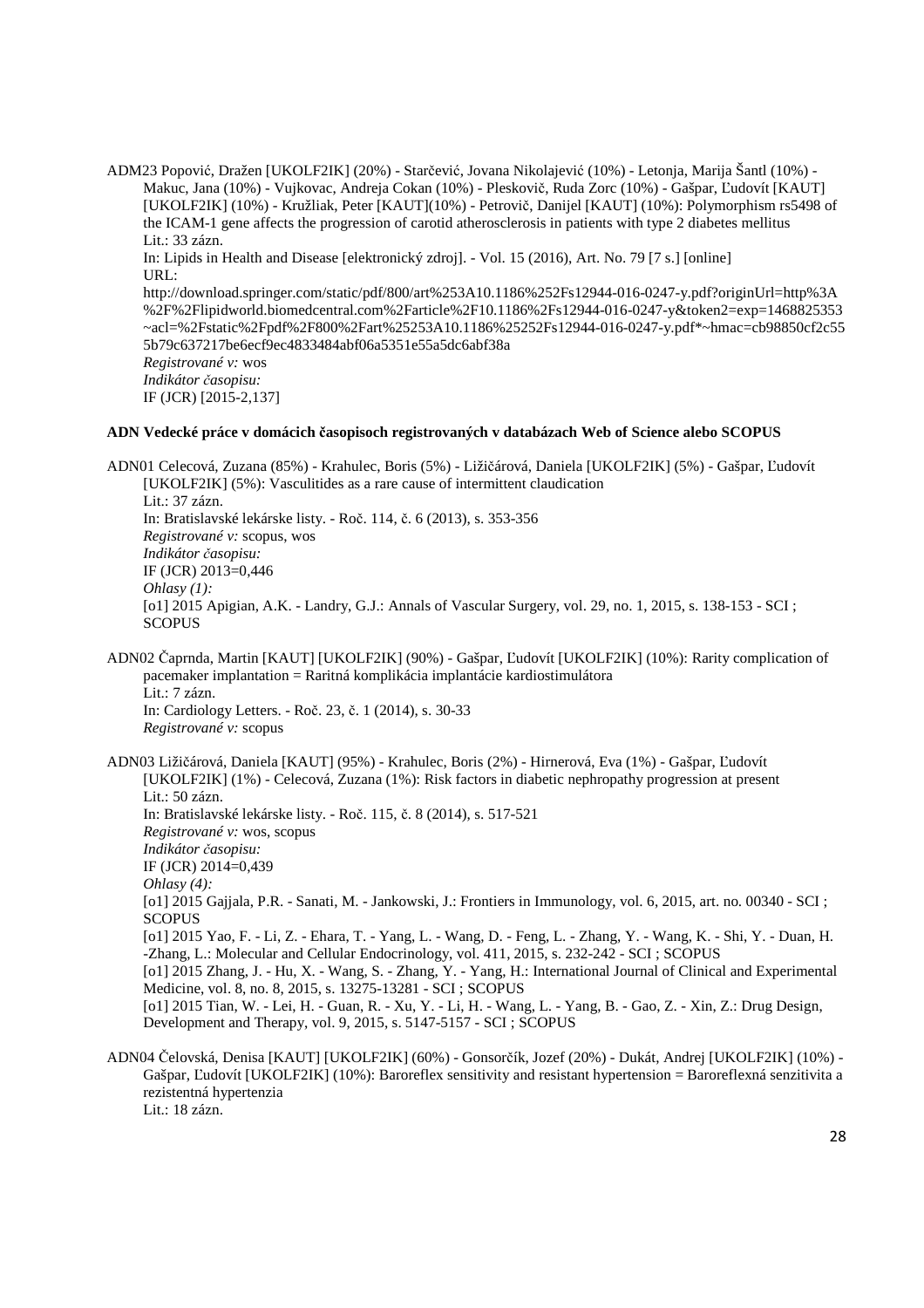ADM23 Popović, Dražen [UKOLF2IK] (20%) - Starčević, Jovana Nikolajević (10%) - Letonja, Marija Šantl (10%) - Makuc, Jana (10%) - Vujkovac, Andreja Cokan (10%) - Pleskovič, Ruda Zorc (10%) - Gašpar, Ľudovít [KAUT] [UKOLF2IK] (10%) - Kružliak, Peter [KAUT](10%) - Petrovič, Danijel [KAUT] (10%): Polymorphism rs5498 of the ICAM-1 gene affects the progression of carotid atherosclerosis in patients with type 2 diabetes mellitus
Lit.: 33 zázn.
In: Lipids in Health and Disease [elektronický zdroj]. - Vol. 15 (2016), Art. No. 79 [7 s.] [online]
URL:
http://download.springer.com/static/pdf/800/art%253A10.1186%252Fs12944-016-0247-y.pdf?originUrl=http%3A%2F%2Flipidworld.biomedcentral.com%2Farticle%2F10.1186%2Fs12944-016-0247-y&token2=exp=1468825353~acl=%2Fstatic%2Fpdf%2F800%2Fart%25253A10.1186%25252Fs12944-016-0247-y.pdf*~hmac=cb98850cf2c555b79c637217be6ecf9ec4833484abf06a5351e55a5dc6abf38a
*Registrované v:* wos
*Indikátor časopisu:*
IF (JCR) [2015-2,137]

**ADN Vedecké práce v domácich časopisoch registrovaných v databázach Web of Science alebo SCOPUS**

ADN01 Celecová, Zuzana (85%) - Krahulec, Boris (5%) - Ližičárová, Daniela [UKOLF2IK] (5%) - Gašpar, Ľudovít [UKOLF2IK] (5%): Vasculitides as a rare cause of intermittent claudication
Lit.: 37 zázn.
In: Bratislavské lekárske listy. - Roč. 114, č. 6 (2013), s. 353-356
*Registrované v:* scopus, wos
*Indikátor časopisu:*
IF (JCR) 2013=0,446
*Ohlasy (1):*
[o1] 2015 Apigian, A.K. - Landry, G.J.: Annals of Vascular Surgery, vol. 29, no. 1, 2015, s. 138-153 - SCI ; SCOPUS

ADN02 Čaprnda, Martin [KAUT] [UKOLF2IK] (90%) - Gašpar, Ľudovít [UKOLF2IK] (10%): Rarity complication of pacemaker implantation = Raritná komplikácia implantácie kardiostimulátora
Lit.: 7 zázn.
In: Cardiology Letters. - Roč. 23, č. 1 (2014), s. 30-33
*Registrované v:* scopus

ADN03 Ližičárová, Daniela [KAUT] (95%) - Krahulec, Boris (2%) - Hirnerová, Eva (1%) - Gašpar, Ľudovít [UKOLF2IK] (1%) - Celecová, Zuzana (1%): Risk factors in diabetic nephropathy progression at present
Lit.: 50 zázn.
In: Bratislavské lekárske listy. - Roč. 115, č. 8 (2014), s. 517-521
*Registrované v:* wos, scopus
*Indikátor časopisu:*
IF (JCR) 2014=0,439
*Ohlasy (4):*
[o1] 2015 Gajjala, P.R. - Sanati, M. - Jankowski, J.: Frontiers in Immunology, vol. 6, 2015, art. no. 00340 - SCI ; SCOPUS
[o1] 2015 Yao, F. - Li, Z. - Ehara, T. - Yang, L. - Wang, D. - Feng, L. - Zhang, Y. - Wang, K. - Shi, Y. - Duan, H. -Zhang, L.: Molecular and Cellular Endocrinology, vol. 411, 2015, s. 232-242 - SCI ; SCOPUS
[o1] 2015 Zhang, J. - Hu, X. - Wang, S. - Zhang, Y. - Yang, H.: International Journal of Clinical and Experimental Medicine, vol. 8, no. 8, 2015, s. 13275-13281 - SCI ; SCOPUS
[o1] 2015 Tian, W. - Lei, H. - Guan, R. - Xu, Y. - Li, H. - Wang, L. - Yang, B. - Gao, Z. - Xin, Z.: Drug Design, Development and Therapy, vol. 9, 2015, s. 5147-5157 - SCI ; SCOPUS

ADN04 Čelovská, Denisa [KAUT] [UKOLF2IK] (60%) - Gonsorčík, Jozef (20%) - Dukát, Andrej [UKOLF2IK] (10%) - Gašpar, Ľudovít [UKOLF2IK] (10%): Baroreflex sensitivity and resistant hypertension = Baroreflexná senzitivita a rezistentná hypertenzia
Lit.: 18 zázn.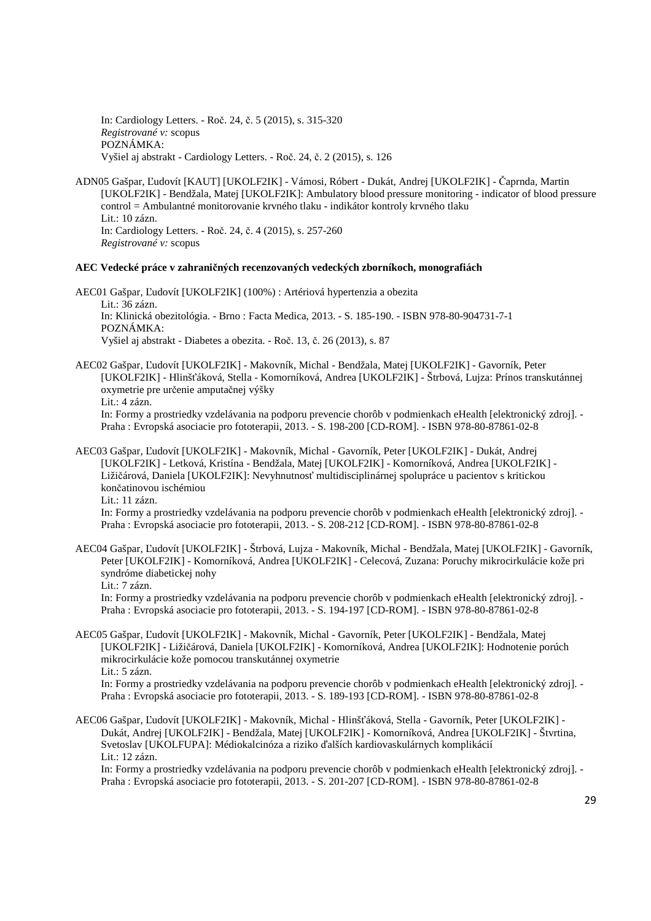In: Cardiology Letters. - Roč. 24, č. 5 (2015), s. 315-320
*Registrované v:* scopus
POZNÁMKA:
Vyšiel aj abstrakt - Cardiology Letters. - Roč. 24, č. 2 (2015), s. 126

ADN05 Gašpar, Ľudovít [KAUT] [UKOLF2IK] - Vámosi, Róbert - Dukát, Andrej [UKOLF2IK] - Čaprnda, Martin [UKOLF2IK] - Bendžala, Matej [UKOLF2IK]: Ambulatory blood pressure monitoring - indicator of blood pressure control = Ambulantné monitorovanie krvného tlaku - indikátor kontroly krvného tlaku
Lit.: 10 zázn.
In: Cardiology Letters. - Roč. 24, č. 4 (2015), s. 257-260
*Registrované v:* scopus

**AEC Vedecké práce v zahraničných recenzovaných vedeckých zborníkoch, monografiách**

AEC01 Gašpar, Ľudovít [UKOLF2IK] (100%) : Artériová hypertenzia a obezita
Lit.: 36 zázn.
In: Klinická obezitológia. - Brno : Facta Medica, 2013. - S. 185-190. - ISBN 978-80-904731-7-1
POZNÁMKA:
Vyšiel aj abstrakt - Diabetes a obezita. - Roč. 13, č. 26 (2013), s. 87

AEC02 Gašpar, Ľudovít [UKOLF2IK] - Makovník, Michal - Bendžala, Matej [UKOLF2IK] - Gavorník, Peter [UKOLF2IK] - Hlinšťáková, Stella - Komorníková, Andrea [UKOLF2IK] - Štrbová, Lujza: Prínos transkutánnej oxymetrie pre určenie amputačnej výšky
Lit.: 4 zázn.
In: Formy a prostriedky vzdelávania na podporu prevencie chorôb v podmienkach eHealth [elektronický zdroj]. - Praha : Evropská asociacie pro fototerapii, 2013. - S. 198-200 [CD-ROM]. - ISBN 978-80-87861-02-8

AEC03 Gašpar, Ľudovít [UKOLF2IK] - Makovník, Michal - Gavorník, Peter [UKOLF2IK] - Dukát, Andrej [UKOLF2IK] - Letková, Kristína - Bendžala, Matej [UKOLF2IK] - Komorníková, Andrea [UKOLF2IK] - Ližičárová, Daniela [UKOLF2IK]: Nevyhnutnosť multidisciplinárnej spolupráce u pacientov s kritickou končatinovou ischémiou
Lit.: 11 zázn.
In: Formy a prostriedky vzdelávania na podporu prevencie chorôb v podmienkach eHealth [elektronický zdroj]. - Praha : Evropská asociacie pro fototerapii, 2013. - S. 208-212 [CD-ROM]. - ISBN 978-80-87861-02-8

AEC04 Gašpar, Ľudovít [UKOLF2IK] - Štrbová, Lujza - Makovník, Michal - Bendžala, Matej [UKOLF2IK] - Gavorník, Peter [UKOLF2IK] - Komorníková, Andrea [UKOLF2IK] - Celecová, Zuzana: Poruchy mikrocirkulácie kože pri syndróme diabetickej nohy
Lit.: 7 zázn.
In: Formy a prostriedky vzdelávania na podporu prevencie chorôb v podmienkach eHealth [elektronický zdroj]. - Praha : Evropská asociacie pro fototerapii, 2013. - S. 194-197 [CD-ROM]. - ISBN 978-80-87861-02-8

AEC05 Gašpar, Ľudovít [UKOLF2IK] - Makovník, Michal - Gavorník, Peter [UKOLF2IK] - Bendžala, Matej [UKOLF2IK] - Ližičárová, Daniela [UKOLF2IK] - Komorníková, Andrea [UKOLF2IK]: Hodnotenie porúch mikrocirkulácie kože pomocou transkutánnej oxymetrie
Lit.: 5 zázn.
In: Formy a prostriedky vzdelávania na podporu prevencie chorôb v podmienkach eHealth [elektronický zdroj]. - Praha : Evropská asociacie pro fototerapii, 2013. - S. 189-193 [CD-ROM]. - ISBN 978-80-87861-02-8

AEC06 Gašpar, Ľudovít [UKOLF2IK] - Makovník, Michal - Hlinšťáková, Stella - Gavorník, Peter [UKOLF2IK] - Dukát, Andrej [UKOLF2IK] - Bendžala, Matej [UKOLF2IK] - Komorníková, Andrea [UKOLF2IK] - Štvrtina, Svetoslav [UKOLFUPA]: Médiokalcinóza a riziko ďalších kardiovaskulárnych komplikácií
Lit.: 12 zázn.
In: Formy a prostriedky vzdelávania na podporu prevencie chorôb v podmienkach eHealth [elektronický zdroj]. - Praha : Evropská asociacie pro fototerapii, 2013. - S. 201-207 [CD-ROM]. - ISBN 978-80-87861-02-8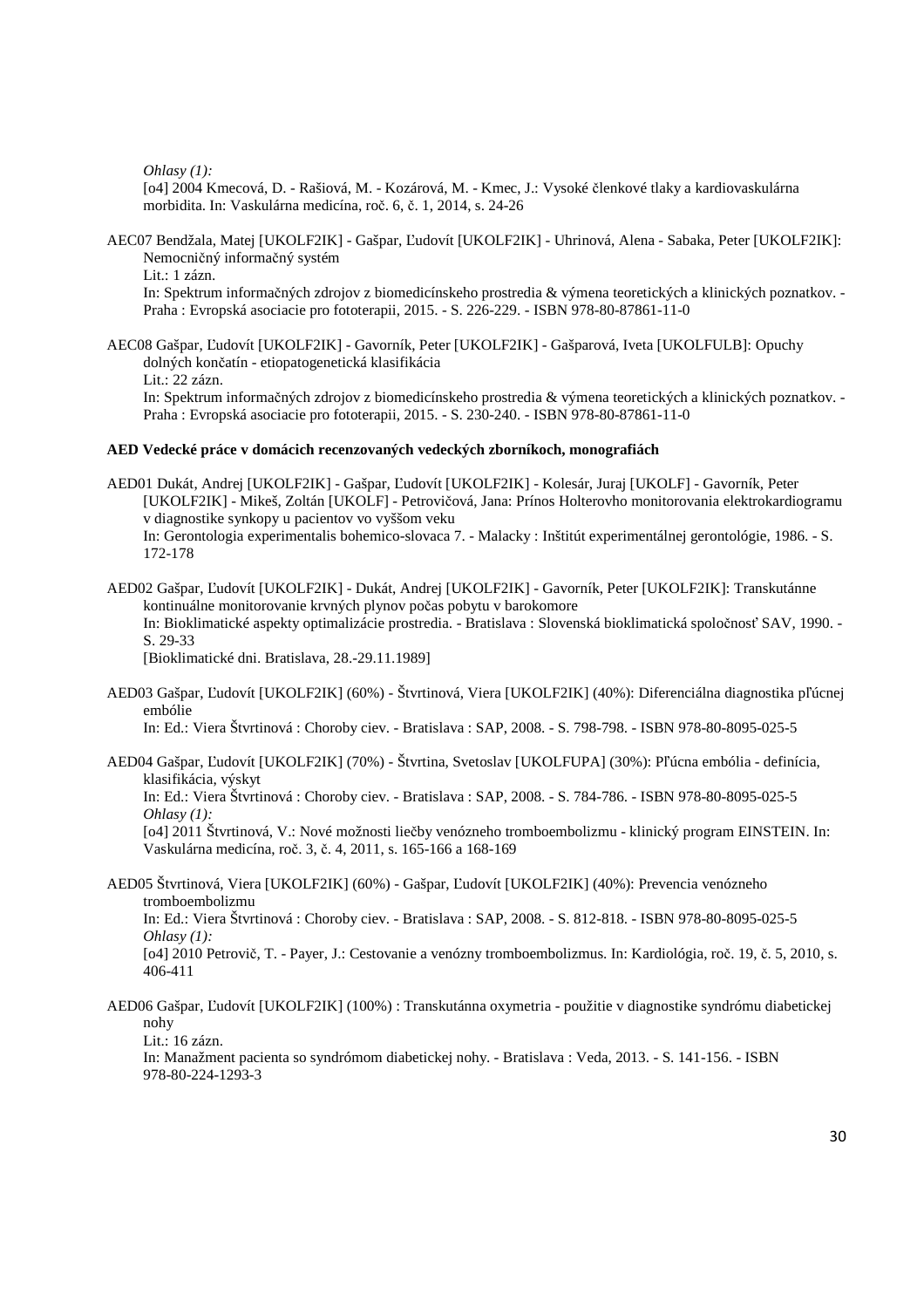*Ohlasy (1):*

[o4] 2004 Kmecová, D. - Rašiová, M. - Kozárová, M. - Kmec, J.: Vysoké členkové tlaky a kardiovaskulárna morbidita. In: Vaskulárna medicína, roč. 6, č. 1, 2014, s. 24-26

AEC07 Bendžala, Matej [UKOLF2IK] - Gašpar, Ľudovít [UKOLF2IK] - Uhrinová, Alena - Sabaka, Peter [UKOLF2IK]: Nemocničný informačný systém
Lit.: 1 zázn.
In: Spektrum informačných zdrojov z biomedicínskeho prostredia & výmena teoretických a klinických poznatkov. - Praha : Evropská asociacie pro fototerapii, 2015. - S. 226-229. - ISBN 978-80-87861-11-0

AEC08 Gašpar, Ľudovít [UKOLF2IK] - Gavorník, Peter [UKOLF2IK] - Gašparová, Iveta [UKOLFULB]: Opuchy dolných končatín - etiopatogenetická klasifikácia
Lit.: 22 zázn.
In: Spektrum informačných zdrojov z biomedicínskeho prostredia & výmena teoretických a klinických poznatkov. - Praha : Evropská asociacie pro fototerapii, 2015. - S. 230-240. - ISBN 978-80-87861-11-0

**AED Vedecké práce v domácich recenzovaných vedeckých zborníkoch, monografiách**

AED01 Dukát, Andrej [UKOLF2IK] - Gašpar, Ľudovít [UKOLF2IK] - Kolesár, Juraj [UKOLF] - Gavorník, Peter [UKOLF2IK] - Mikeš, Zoltán [UKOLF] - Petrovičová, Jana: Prínos Holterovho monitorovania elektrokardiogramu v diagnostike synkopy u pacientov vo vyššom veku
In: Gerontologia experimentalis bohemico-slovaca 7. - Malacky : Inštitút experimentálnej gerontológie, 1986. - S. 172-178

AED02 Gašpar, Ľudovít [UKOLF2IK] - Dukát, Andrej [UKOLF2IK] - Gavorník, Peter [UKOLF2IK]: Transkutánne kontinuálne monitorovanie krvných plynov počas pobytu v barokomore
In: Bioklimatické aspekty optimalizácie prostredia. - Bratislava : Slovenská bioklimatická spoločnosť SAV, 1990. - S. 29-33
[Bioklimatické dni. Bratislava, 28.-29.11.1989]

AED03 Gašpar, Ľudovít [UKOLF2IK] (60%) - Štvrtinová, Viera [UKOLF2IK] (40%): Diferenciálna diagnostika pľúcnej embólie
In: Ed.: Viera Štvrtinová : Choroby ciev. - Bratislava : SAP, 2008. - S. 798-798. - ISBN 978-80-8095-025-5

AED04 Gašpar, Ľudovít [UKOLF2IK] (70%) - Štvrtina, Svetoslav [UKOLFUPA] (30%): Pľúcna embólia - definícia, klasifikácia, výskyt
In: Ed.: Viera Štvrtinová : Choroby ciev. - Bratislava : SAP, 2008. - S. 784-786. - ISBN 978-80-8095-025-5
*Ohlasy (1):*
[o4] 2011 Štvrtinová, V.: Nové možnosti liečby venózneho tromboembolizmu - klinický program EINSTEIN. In: Vaskulárna medicína, roč. 3, č. 4, 2011, s. 165-166 a 168-169

AED05 Štvrtinová, Viera [UKOLF2IK] (60%) - Gašpar, Ľudovít [UKOLF2IK] (40%): Prevencia venózneho tromboembolizmu
In: Ed.: Viera Štvrtinová : Choroby ciev. - Bratislava : SAP, 2008. - S. 812-818. - ISBN 978-80-8095-025-5
*Ohlasy (1):*
[o4] 2010 Petrovič, T. - Payer, J.: Cestovanie a venózny tromboembolizmus. In: Kardiológia, roč. 19, č. 5, 2010, s. 406-411

AED06 Gašpar, Ľudovít [UKOLF2IK] (100%) : Transkutánna oxymetria - použitie v diagnostike syndrómu diabetickej nohy
Lit.: 16 zázn.
In: Manažment pacienta so syndrómom diabetickej nohy. - Bratislava : Veda, 2013. - S. 141-156. - ISBN 978-80-224-1293-3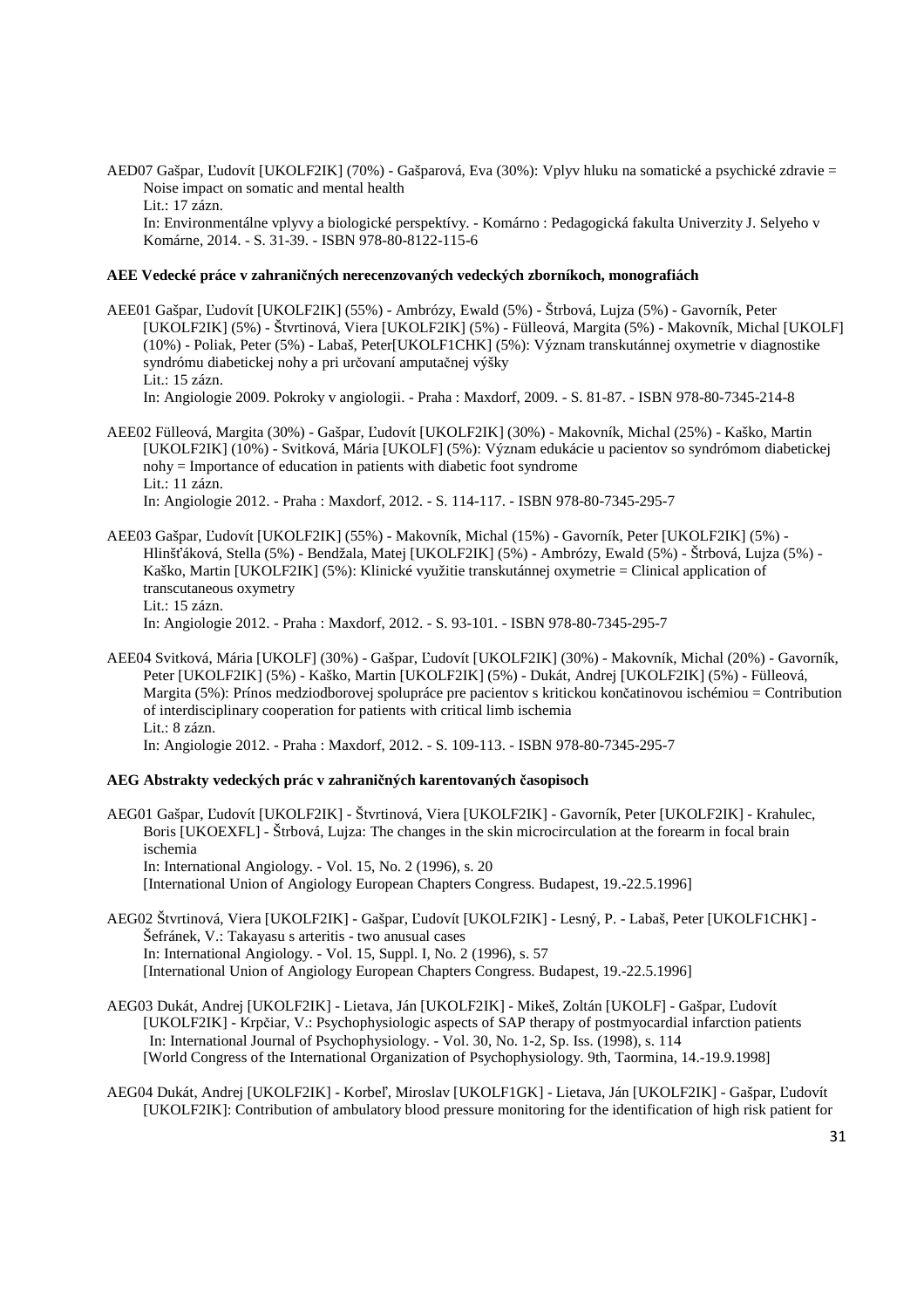AED07 Gašpar, Ľudovít [UKOLF2IK] (70%) - Gašparová, Eva (30%): Vplyv hluku na somatické a psychické zdravie = Noise impact on somatic and mental health
Lit.: 17 zázn.
In: Environmentálne vplyvy a biologické perspektívy. - Komárno : Pedagogická fakulta Univerzity J. Selyeho v Komárne, 2014. - S. 31-39. - ISBN 978-80-8122-115-6

### AEE Vedecké práce v zahraničných nerecenzovaných vedeckých zborníkoch, monografiách

AEE01 Gašpar, Ľudovít [UKOLF2IK] (55%) - Ambrózy, Ewald (5%) - Štrbová, Lujza (5%) - Gavorník, Peter [UKOLF2IK] (5%) - Štvrtinová, Viera [UKOLF2IK] (5%) - Fülleová, Margita (5%) - Makovník, Michal [UKOLF] (10%) - Poliak, Peter (5%) - Labaš, Peter[UKOLF1CHK] (5%): Význam transkutánnej oxymetrie v diagnostike syndrómu diabetickej nohy a pri určovaní amputačnej výšky
Lit.: 15 zázn.
In: Angiologie 2009. Pokroky v angiologii. - Praha : Maxdorf, 2009. - S. 81-87. - ISBN 978-80-7345-214-8

AEE02 Fülleová, Margita (30%) - Gašpar, Ľudovít [UKOLF2IK] (30%) - Makovník, Michal (25%) - Kaško, Martin [UKOLF2IK] (10%) - Svitková, Mária [UKOLF] (5%): Význam edukácie u pacientov so syndrómom diabetickej nohy = Importance of education in patients with diabetic foot syndrome
Lit.: 11 zázn.
In: Angiologie 2012. - Praha : Maxdorf, 2012. - S. 114-117. - ISBN 978-80-7345-295-7

AEE03 Gašpar, Ľudovít [UKOLF2IK] (55%) - Makovník, Michal (15%) - Gavorník, Peter [UKOLF2IK] (5%) - Hlinšťáková, Stella (5%) - Bendžala, Matej [UKOLF2IK] (5%) - Ambrózy, Ewald (5%) - Štrbová, Lujza (5%) - Kaško, Martin [UKOLF2IK] (5%): Klinické využitie transkutánnej oxymetrie = Clinical application of transcutaneous oxymetry
Lit.: 15 zázn.
In: Angiologie 2012. - Praha : Maxdorf, 2012. - S. 93-101. - ISBN 978-80-7345-295-7

AEE04 Svitková, Mária [UKOLF] (30%) - Gašpar, Ľudovít [UKOLF2IK] (30%) - Makovník, Michal (20%) - Gavorník, Peter [UKOLF2IK] (5%) - Kaško, Martin [UKOLF2IK] (5%) - Dukát, Andrej [UKOLF2IK] (5%) - Fülleová, Margita (5%): Prínos medziodborovej spolupráce pre pacientov s kritickou končatinovou ischémiou = Contribution of interdisciplinary cooperation for patients with critical limb ischemia
Lit.: 8 zázn.
In: Angiologie 2012. - Praha : Maxdorf, 2012. - S. 109-113. - ISBN 978-80-7345-295-7

### AEG Abstrakty vedeckých prác v zahraničných karentovaných časopisoch

AEG01 Gašpar, Ľudovít [UKOLF2IK] - Štvrtinová, Viera [UKOLF2IK] - Gavorník, Peter [UKOLF2IK] - Krahulec, Boris [UKOEXFL] - Štrbová, Lujza: The changes in the skin microcirculation at the forearm in focal brain ischemia
In: International Angiology. - Vol. 15, No. 2 (1996), s. 20
[International Union of Angiology European Chapters Congress. Budapest, 19.-22.5.1996]

AEG02 Štvrtinová, Viera [UKOLF2IK] - Gašpar, Ľudovít [UKOLF2IK] - Lesný, P. - Labaš, Peter [UKOLF1CHK] - Šefránek, V.: Takayasu s arteritis - two anusual cases
In: International Angiology. - Vol. 15, Suppl. I, No. 2 (1996), s. 57
[International Union of Angiology European Chapters Congress. Budapest, 19.-22.5.1996]

AEG03 Dukát, Andrej [UKOLF2IK] - Lietava, Ján [UKOLF2IK] - Mikeš, Zoltán [UKOLF] - Gašpar, Ľudovít [UKOLF2IK] - Krpčiar, V.: Psychophysiologic aspects of SAP therapy of postmyocardial infarction patients
In: International Journal of Psychophysiology. - Vol. 30, No. 1-2, Sp. Iss. (1998), s. 114
[World Congress of the International Organization of Psychophysiology. 9th, Taormina, 14.-19.9.1998]

AEG04 Dukát, Andrej [UKOLF2IK] - Korbeľ, Miroslav [UKOLF1GK] - Lietava, Ján [UKOLF2IK] - Gašpar, Ľudovít [UKOLF2IK]: Contribution of ambulatory blood pressure monitoring for the identification of high risk patient for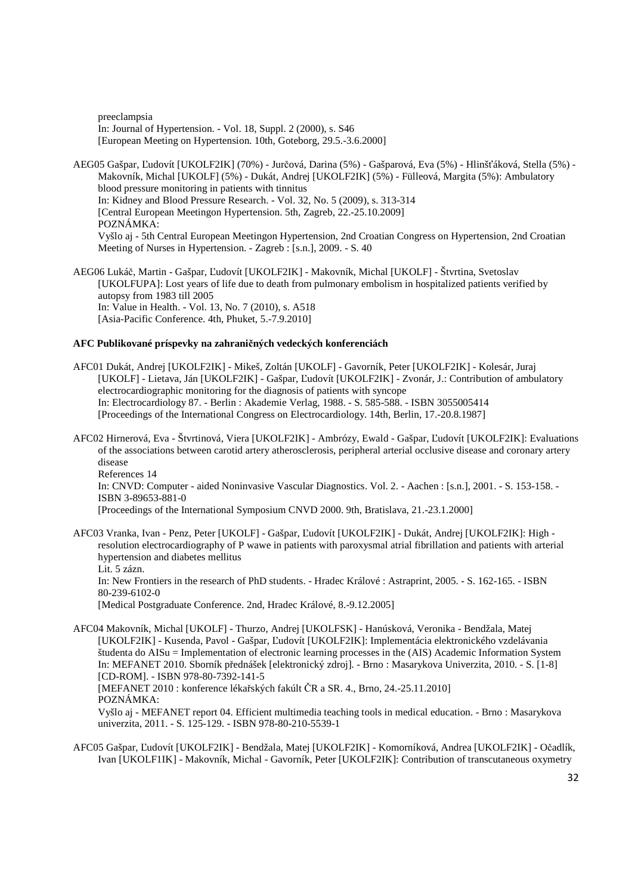preeclampsia
In: Journal of Hypertension. - Vol. 18, Suppl. 2 (2000), s. S46
[European Meeting on Hypertension. 10th, Goteborg, 29.5.-3.6.2000]

AEG05 Gašpar, Ľudovít [UKOLF2IK] (70%) - Jurčová, Darina (5%) - Gašparová, Eva (5%) - Hlinšťáková, Stella (5%) - Makovník, Michal [UKOLF] (5%) - Dukát, Andrej [UKOLF2IK] (5%) - Fülleová, Margita (5%): Ambulatory blood pressure monitoring in patients with tinnitus
In: Kidney and Blood Pressure Research. - Vol. 32, No. 5 (2009), s. 313-314
[Central European Meetingon Hypertension. 5th, Zagreb, 22.-25.10.2009]
POZNÁMKA:
Vyšlo aj - 5th Central European Meetingon Hypertension, 2nd Croatian Congress on Hypertension, 2nd Croatian Meeting of Nurses in Hypertension. - Zagreb : [s.n.], 2009. - S. 40

AEG06 Lukáč, Martin - Gašpar, Ľudovít [UKOLF2IK] - Makovník, Michal [UKOLF] - Štvrtina, Svetoslav [UKOLFUPA]: Lost years of life due to death from pulmonary embolism in hospitalized patients verified by autopsy from 1983 till 2005
In: Value in Health. - Vol. 13, No. 7 (2010), s. A518
[Asia-Pacific Conference. 4th, Phuket, 5.-7.9.2010]

**AFC Publikované príspevky na zahraničných vedeckých konferenciách**

AFC01 Dukát, Andrej [UKOLF2IK] - Mikeš, Zoltán [UKOLF] - Gavorník, Peter [UKOLF2IK] - Kolesár, Juraj [UKOLF] - Lietava, Ján [UKOLF2IK] - Gašpar, Ľudovít [UKOLF2IK] - Zvonár, J.: Contribution of ambulatory electrocardiographic monitoring for the diagnosis of patients with syncope
In: Electrocardiology 87. - Berlin : Akademie Verlag, 1988. - S. 585-588. - ISBN 3055005414
[Proceedings of the International Congress on Electrocardiology. 14th, Berlin, 17.-20.8.1987]

AFC02 Hirnerová, Eva - Štvrtinová, Viera [UKOLF2IK] - Ambrózy, Ewald - Gašpar, Ľudovít [UKOLF2IK]: Evaluations of the associations between carotid artery atherosclerosis, peripheral arterial occlusive disease and coronary artery disease
References 14
In: CNVD: Computer - aided Noninvasive Vascular Diagnostics. Vol. 2. - Aachen : [s.n.], 2001. - S. 153-158. - ISBN 3-89653-881-0
[Proceedings of the International Symposium CNVD 2000. 9th, Bratislava, 21.-23.1.2000]

AFC03 Vranka, Ivan - Penz, Peter [UKOLF] - Gašpar, Ľudovít [UKOLF2IK] - Dukát, Andrej [UKOLF2IK]: High - resolution electrocardiography of P wawe in patients with paroxysmal atrial fibrillation and patients with arterial hypertension and diabetes mellitus
Lit. 5 zázn.
In: New Frontiers in the research of PhD students. - Hradec Králové : Astraprint, 2005. - S. 162-165. - ISBN 80-239-6102-0
[Medical Postgraduate Conference. 2nd, Hradec Králové, 8.-9.12.2005]

AFC04 Makovník, Michal [UKOLF] - Thurzo, Andrej [UKOLFSK] - Hanúsková, Veronika - Bendžala, Matej [UKOLF2IK] - Kusenda, Pavol - Gašpar, Ľudovít [UKOLF2IK]: Implementácia elektronického vzdelávania študenta do AISu = Implementation of electronic learning processes in the (AIS) Academic Information System
In: MEFANET 2010. Sborník přednášek [elektronický zdroj]. - Brno : Masarykova Univerzita, 2010. - S. [1-8] [CD-ROM]. - ISBN 978-80-7392-141-5
[MEFANET 2010 : konference lékařských fakúlt ČR a SR. 4., Brno, 24.-25.11.2010]
POZNÁMKA:
Vyšlo aj - MEFANET report 04. Efficient multimedia teaching tools in medical education. - Brno : Masarykova univerzita, 2011. - S. 125-129. - ISBN 978-80-210-5539-1

AFC05 Gašpar, Ľudovít [UKOLF2IK] - Bendžala, Matej [UKOLF2IK] - Komorníková, Andrea [UKOLF2IK] - Očadlík, Ivan [UKOLF1IK] - Makovník, Michal - Gavorník, Peter [UKOLF2IK]: Contribution of transcutaneous oxymetry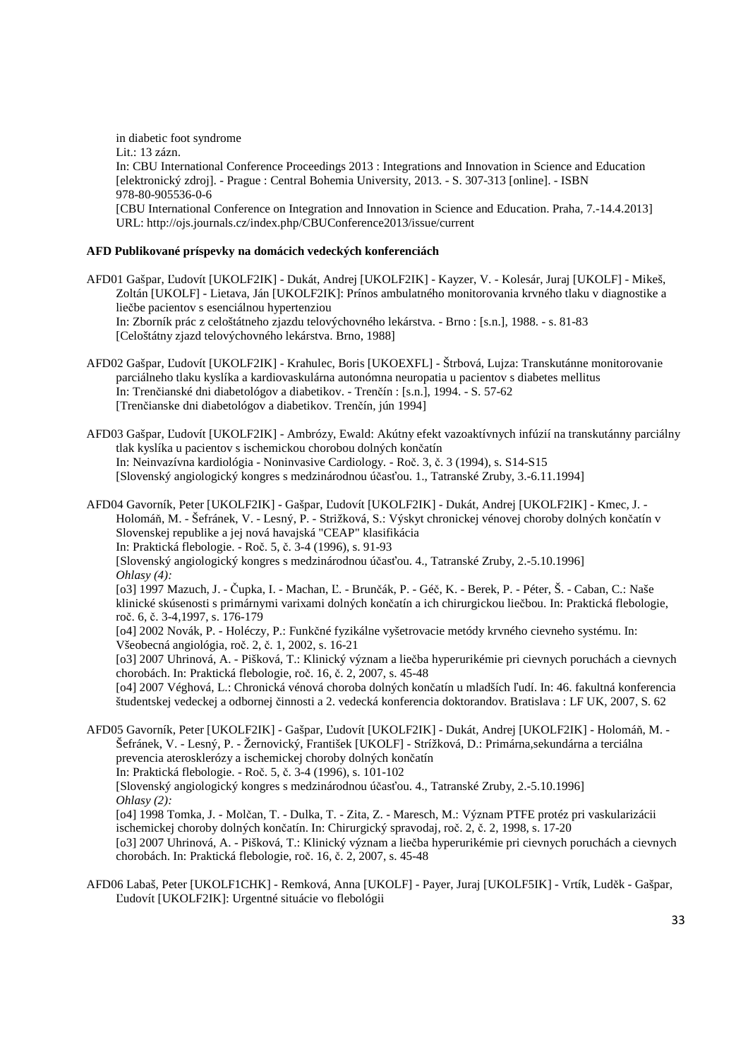in diabetic foot syndrome
Lit.: 13 zázn.
In: CBU International Conference Proceedings 2013 : Integrations and Innovation in Science and Education [elektronický zdroj]. - Prague : Central Bohemia University, 2013. - S. 307-313 [online]. - ISBN 978-80-905536-0-6
[CBU International Conference on Integration and Innovation in Science and Education. Praha, 7.-14.4.2013]
URL: http://ojs.journals.cz/index.php/CBUConference2013/issue/current

**AFD Publikované príspevky na domácich vedeckých konferenciách**

AFD01 Gašpar, Ľudovít [UKOLF2IK] - Dukát, Andrej [UKOLF2IK] - Kayzer, V. - Kolesár, Juraj [UKOLF] - Mikeš, Zoltán [UKOLF] - Lietava, Ján [UKOLF2IK]: Prínos ambulatného monitorovania krvného tlaku v diagnostike a liečbe pacientov s esenciálnou hypertenziou
In: Zborník prác z celoštátneho zjazdu telovýchovného lekárstva. - Brno : [s.n.], 1988. - s. 81-83
[Celoštátny zjazd telovýchovného lekárstva. Brno, 1988]

AFD02 Gašpar, Ľudovít [UKOLF2IK] - Krahulec, Boris [UKOEXFL] - Štrbová, Lujza: Transkutánne monitorovanie parciálneho tlaku kyslíka a kardiovaskulárna autonómna neuropatia u pacientov s diabetes mellitus
In: Trenčianské dni diabetológov a diabetikov. - Trenčín : [s.n.], 1994. - S. 57-62
[Trenčianske dni diabetológov a diabetikov. Trenčín, jún 1994]

AFD03 Gašpar, Ľudovít [UKOLF2IK] - Ambrózy, Ewald: Akútny efekt vazoaktívnych infúzií na transkutánny parciálny tlak kyslíka u pacientov s ischemickou chorobou dolných končatín
In: Neinvazívna kardiológia - Noninvasive Cardiology. - Roč. 3, č. 3 (1994), s. S14-S15
[Slovenský angiologický kongres s medzinárodnou účasťou. 1., Tatranské Zruby, 3.-6.11.1994]

AFD04 Gavorník, Peter [UKOLF2IK] - Gašpar, Ľudovít [UKOLF2IK] - Dukát, Andrej [UKOLF2IK] - Kmec, J. - Holomáň, M. - Šefránek, V. - Lesný, P. - Strižková, S.: Výskyt chronickej vénovej choroby dolných končatín v Slovenskej republike a jej nová havajská "CEAP" klasifikácia
In: Praktická flebologie. - Roč. 5, č. 3-4 (1996), s. 91-93
[Slovenský angiologický kongres s medzinárodnou účasťou. 4., Tatranské Zruby, 2.-5.10.1996]
*Ohlasy (4):*
[o3] 1997 Mazuch, J. - Čupka, I. - Machan, Ľ. - Brunčák, P. - Géč, K. - Berek, P. - Péter, Š. - Caban, C.: Naše klinické skúsenosti s primárnymi varixami dolných končatín a ich chirurgickou liečbou. In: Praktická flebologie, roč. 6, č. 3-4,1997, s. 176-179
[o4] 2002 Novák, P. - Holéczy, P.: Funkčné fyzikálne vyšetrovacie metódy krvného cievneho systému. In: Všeobecná angiológia, roč. 2, č. 1, 2002, s. 16-21
[o3] 2007 Uhrinová, A. - Pišková, T.: Klinický význam a liečba hyperurikémie pri cievnych poruchách a cievnych chorobách. In: Praktická flebologie, roč. 16, č. 2, 2007, s. 45-48
[o4] 2007 Véghová, L.: Chronická vénová choroba dolných končatín u mladších ľudí. In: 46. fakultná konferencia študentskej vedeckej a odbornej činnosti a 2. vedecká konferencia doktorandov. Bratislava : LF UK, 2007, S. 62

AFD05 Gavorník, Peter [UKOLF2IK] - Gašpar, Ľudovít [UKOLF2IK] - Dukát, Andrej [UKOLF2IK] - Holomáň, M. - Šefránek, V. - Lesný, P. - Žernovický, František [UKOLF] - Strížková, D.: Primárna,sekundárna a terciálna prevencia aterosklerózy a ischemickej choroby dolných končatín
In: Praktická flebologie. - Roč. 5, č. 3-4 (1996), s. 101-102
[Slovenský angiologický kongres s medzinárodnou účasťou. 4., Tatranské Zruby, 2.-5.10.1996]
*Ohlasy (2):*
[o4] 1998 Tomka, J. - Molčan, T. - Dulka, T. - Zita, Z. - Maresch, M.: Význam PTFE protéz pri vaskularizácii ischemickej choroby dolných končatín. In: Chirurgický spravodaj, roč. 2, č. 2, 1998, s. 17-20
[o3] 2007 Uhrinová, A. - Pišková, T.: Klinický význam a liečba hyperurikémie pri cievnych poruchách a cievnych chorobách. In: Praktická flebologie, roč. 16, č. 2, 2007, s. 45-48

AFD06 Labaš, Peter [UKOLF1CHK] - Remková, Anna [UKOLF] - Payer, Juraj [UKOLF5IK] - Vrtík, Luděk - Gašpar, Ľudovít [UKOLF2IK]: Urgentné situácie vo flebológii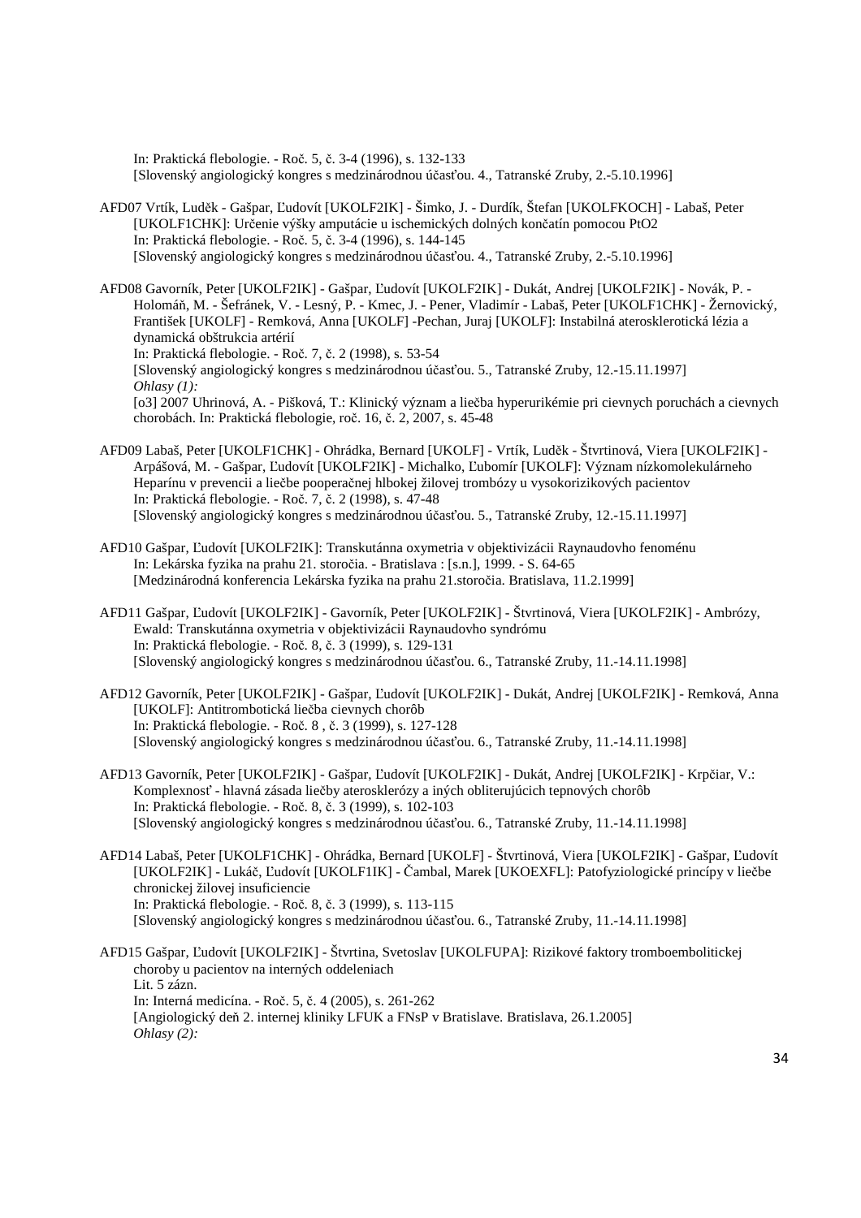In: Praktická flebologie. - Roč. 5, č. 3-4 (1996), s. 132-133
[Slovenský angiologický kongres s medzinárodnou účasťou. 4., Tatranské Zruby, 2.-5.10.1996]

AFD07 Vrtík, Luděk - Gašpar, Ľudovít [UKOLF2IK] - Šimko, J. - Durdík, Štefan [UKOLFKOCH] - Labaš, Peter [UKOLF1CHK]: Určenie výšky amputácie u ischemických dolných končatín pomocou PtO2
In: Praktická flebologie. - Roč. 5, č. 3-4 (1996), s. 144-145
[Slovenský angiologický kongres s medzinárodnou účasťou. 4., Tatranské Zruby, 2.-5.10.1996]

AFD08 Gavorník, Peter [UKOLF2IK] - Gašpar, Ľudovít [UKOLF2IK] - Dukát, Andrej [UKOLF2IK] - Novák, P. - Holomáň, M. - Šefránek, V. - Lesný, P. - Kmec, J. - Pener, Vladimír - Labaš, Peter [UKOLF1CHK] - Žernovický, František [UKOLF] - Remková, Anna [UKOLF] -Pechan, Juraj [UKOLF]: Instabilná aterosklerotická lézia a dynamická obštrukcia artérií
In: Praktická flebologie. - Roč. 7, č. 2 (1998), s. 53-54
[Slovenský angiologický kongres s medzinárodnou účasťou. 5., Tatranské Zruby, 12.-15.11.1997]
*Ohlasy (1):*
[o3] 2007 Uhrinová, A. - Pišková, T.: Klinický význam a liečba hyperurikémie pri cievnych poruchách a cievnych chorobách. In: Praktická flebologie, roč. 16, č. 2, 2007, s. 45-48

AFD09 Labaš, Peter [UKOLF1CHK] - Ohrádka, Bernard [UKOLF] - Vrtík, Luděk - Štvrtinová, Viera [UKOLF2IK] - Arpášová, M. - Gašpar, Ľudovít [UKOLF2IK] - Michalko, Ľubomír [UKOLF]: Význam nízkomolekulárneho Heparínu v prevencii a liečbe pooperačnej hlbokej žilovej trombózy u vysokorizikových pacientov
In: Praktická flebologie. - Roč. 7, č. 2 (1998), s. 47-48
[Slovenský angiologický kongres s medzinárodnou účasťou. 5., Tatranské Zruby, 12.-15.11.1997]

AFD10 Gašpar, Ľudovít [UKOLF2IK]: Transkutánna oxymetria v objektivizácii Raynaudovho fenoménu
In: Lekárska fyzika na prahu 21. storočia. - Bratislava : [s.n.], 1999. - S. 64-65
[Medzinárodná konferencia Lekárska fyzika na prahu 21.storočia. Bratislava, 11.2.1999]

AFD11 Gašpar, Ľudovít [UKOLF2IK] - Gavorník, Peter [UKOLF2IK] - Štvrtinová, Viera [UKOLF2IK] - Ambrózy, Ewald: Transkutánna oxymetria v objektivizácii Raynaudovho syndrómu
In: Praktická flebologie. - Roč. 8, č. 3 (1999), s. 129-131
[Slovenský angiologický kongres s medzinárodnou účasťou. 6., Tatranské Zruby, 11.-14.11.1998]

AFD12 Gavorník, Peter [UKOLF2IK] - Gašpar, Ľudovít [UKOLF2IK] - Dukát, Andrej [UKOLF2IK] - Remková, Anna [UKOLF]: Antitrombotická liečba cievnych chorôb
In: Praktická flebologie. - Roč. 8 , č. 3 (1999), s. 127-128
[Slovenský angiologický kongres s medzinárodnou účasťou. 6., Tatranské Zruby, 11.-14.11.1998]

AFD13 Gavorník, Peter [UKOLF2IK] - Gašpar, Ľudovít [UKOLF2IK] - Dukát, Andrej [UKOLF2IK] - Krpčiar, V.: Komplexnosť - hlavná zásada liečby aterosklerózy a iných obliterujúcich tepnových chorôb
In: Praktická flebologie. - Roč. 8, č. 3 (1999), s. 102-103
[Slovenský angiologický kongres s medzinárodnou účasťou. 6., Tatranské Zruby, 11.-14.11.1998]

AFD14 Labaš, Peter [UKOLF1CHK] - Ohrádka, Bernard [UKOLF] - Štvrtinová, Viera [UKOLF2IK] - Gašpar, Ľudovít [UKOLF2IK] - Lukáč, Ľudovít [UKOLF1IK] - Čambal, Marek [UKOEXFL]: Patofyziologické princípy v liečbe chronickej žilovej insuficiencie
In: Praktická flebologie. - Roč. 8, č. 3 (1999), s. 113-115
[Slovenský angiologický kongres s medzinárodnou účasťou. 6., Tatranské Zruby, 11.-14.11.1998]

AFD15 Gašpar, Ľudovít [UKOLF2IK] - Štvrtina, Svetoslav [UKOLFUPA]: Rizikové faktory tromboembolitickej choroby u pacientov na interných oddeleniach
Lit. 5 zázn.
In: Interná medicína. - Roč. 5, č. 4 (2005), s. 261-262
[Angiologický deň 2. internej kliniky LFUK a FNsP v Bratislave. Bratislava, 26.1.2005]
*Ohlasy (2):*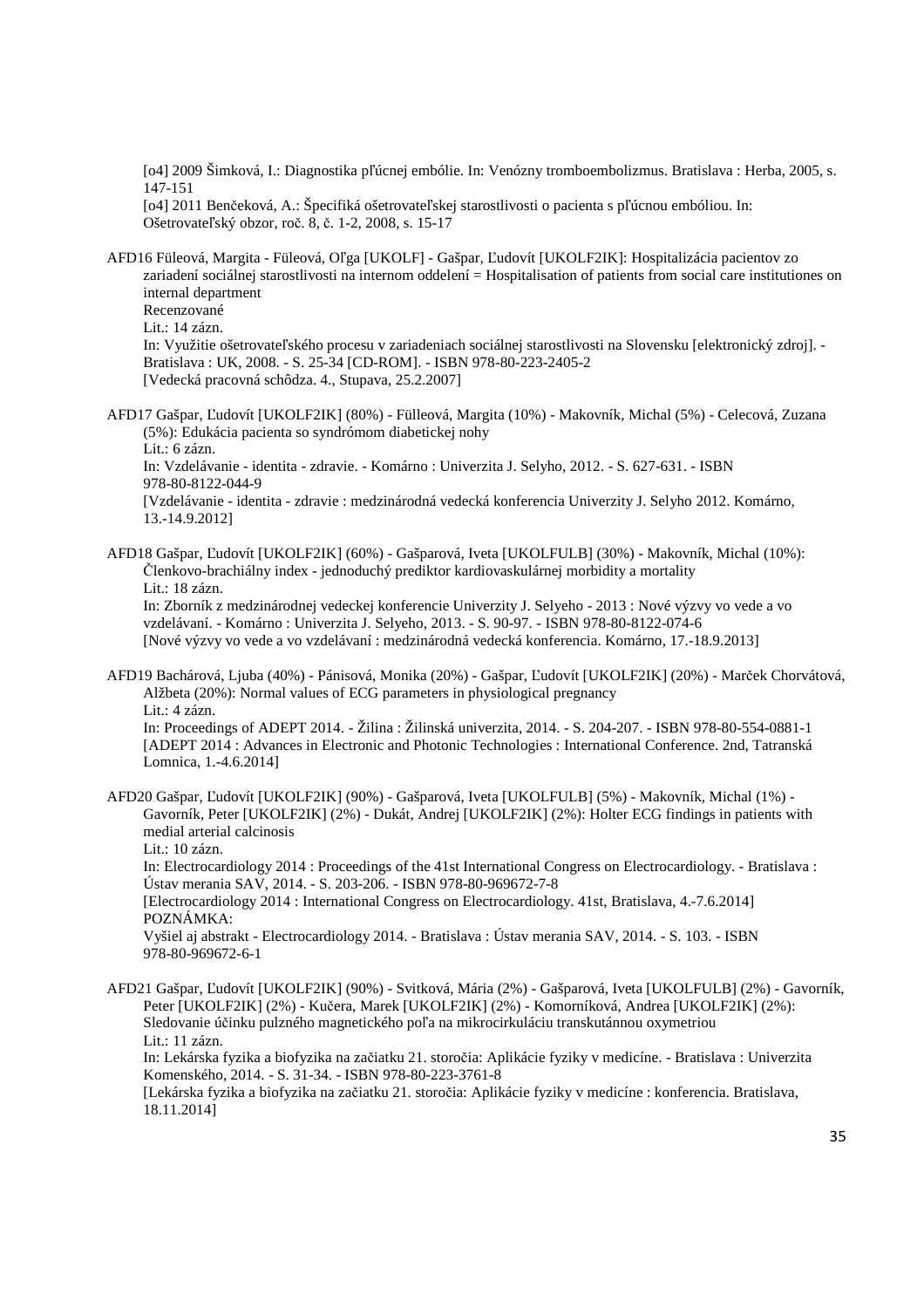[o4] 2009 Šimková, I.: Diagnostika pľúcnej embólie. In: Venózny tromboembolizmus. Bratislava : Herba, 2005, s. 147-151

[o4] 2011 Benčeková, A.: Špecifiká ošetrovateľskej starostlivosti o pacienta s pľúcnou embóliou. In: Ošetrovateľský obzor, roč. 8, č. 1-2, 2008, s. 15-17

AFD16 Füleová, Margita - Füleová, Oľga [UKOLF] - Gašpar, Ľudovít [UKOLF2IK]: Hospitalizácia pacientov zo zariadení sociálnej starostlivosti na internom oddelení = Hospitalisation of patients from social care institutiones on internal department
Recenzované
Lit.: 14 zázn.
In: Využitie ošetrovateľského procesu v zariadeniach sociálnej starostlivosti na Slovensku [elektronický zdroj]. - Bratislava : UK, 2008. - S. 25-34 [CD-ROM]. - ISBN 978-80-223-2405-2
[Vedecká pracovná schôdza. 4., Stupava, 25.2.2007]

AFD17 Gašpar, Ľudovít [UKOLF2IK] (80%) - Fülleová, Margita (10%) - Makovník, Michal (5%) - Celecová, Zuzana (5%): Edukácia pacienta so syndrómom diabetickej nohy
Lit.: 6 zázn.
In: Vzdelávanie - identita - zdravie. - Komárno : Univerzita J. Selyho, 2012. - S. 627-631. - ISBN 978-80-8122-044-9
[Vzdelávanie - identita - zdravie : medzinárodná vedecká konferencia Univerzity J. Selyho 2012. Komárno, 13.-14.9.2012]

AFD18 Gašpar, Ľudovít [UKOLF2IK] (60%) - Gašparová, Iveta [UKOLFULB] (30%) - Makovník, Michal (10%): Členkovo-brachiálny index - jednoduchý prediktor kardiovaskulárnej morbidity a mortality
Lit.: 18 zázn.
In: Zborník z medzinárodnej vedeckej konferencie Univerzity J. Selyeho - 2013 : Nové výzvy vo vede a vo vzdelávaní. - Komárno : Univerzita J. Selyeho, 2013. - S. 90-97. - ISBN 978-80-8122-074-6
[Nové výzvy vo vede a vo vzdelávaní : medzinárodná vedecká konferencia. Komárno, 17.-18.9.2013]

AFD19 Bachárová, Ljuba (40%) - Pánisová, Monika (20%) - Gašpar, Ľudovít [UKOLF2IK] (20%) - Marček Chorvátová, Alžbeta (20%): Normal values of ECG parameters in physiological pregnancy
Lit.: 4 zázn.
In: Proceedings of ADEPT 2014. - Žilina : Žilinská univerzita, 2014. - S. 204-207. - ISBN 978-80-554-0881-1
[ADEPT 2014 : Advances in Electronic and Photonic Technologies : International Conference. 2nd, Tatranská Lomnica, 1.-4.6.2014]

AFD20 Gašpar, Ľudovít [UKOLF2IK] (90%) - Gašparová, Iveta [UKOLFULB] (5%) - Makovník, Michal (1%) - Gavorník, Peter [UKOLF2IK] (2%) - Dukát, Andrej [UKOLF2IK] (2%): Holter ECG findings in patients with medial arterial calcinosis
Lit.: 10 zázn.
In: Electrocardiology 2014 : Proceedings of the 41st International Congress on Electrocardiology. - Bratislava : Ústav merania SAV, 2014. - S. 203-206. - ISBN 978-80-969672-7-8
[Electrocardiology 2014 : International Congress on Electrocardiology. 41st, Bratislava, 4.-7.6.2014]
POZNÁMKA:
Vyšiel aj abstrakt - Electrocardiology 2014. - Bratislava : Ústav merania SAV, 2014. - S. 103. - ISBN 978-80-969672-6-1

AFD21 Gašpar, Ľudovít [UKOLF2IK] (90%) - Svitková, Mária (2%) - Gašparová, Iveta [UKOLFULB] (2%) - Gavorník, Peter [UKOLF2IK] (2%) - Kučera, Marek [UKOLF2IK] (2%) - Komorníková, Andrea [UKOLF2IK] (2%): Sledovanie účinku pulzného magnetického poľa na mikrocirkuláciu transkutánnou oxymetriou
Lit.: 11 zázn.
In: Lekárska fyzika a biofyzika na začiatku 21. storočia: Aplikácie fyziky v medicíne. - Bratislava : Univerzita Komenského, 2014. - S. 31-34. - ISBN 978-80-223-3761-8
[Lekárska fyzika a biofyzika na začiatku 21. storočia: Aplikácie fyziky v medicíne : konferencia. Bratislava, 18.11.2014]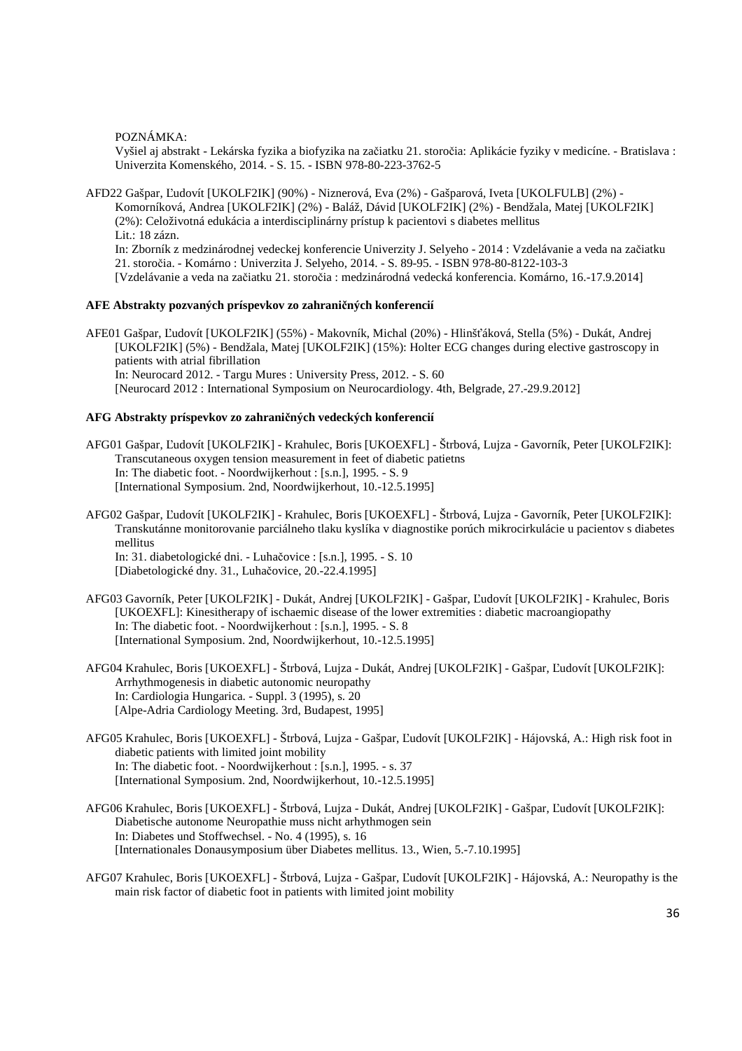POZNÁMKA:
Vyšiel aj abstrakt - Lekárska fyzika a biofyzika na začiatku 21. storočia: Aplikácie fyziky v medicíne. - Bratislava : Univerzita Komenského, 2014. - S. 15. - ISBN 978-80-223-3762-5

AFD22 Gašpar, Ľudovít [UKOLF2IK] (90%) - Niznerová, Eva (2%) - Gašparová, Iveta [UKOLFULB] (2%) - Komorníková, Andrea [UKOLF2IK] (2%) - Baláž, Dávid [UKOLF2IK] (2%) - Bendžala, Matej [UKOLF2IK] (2%): Celoživotná edukácia a interdisciplinárny prístup k pacientovi s diabetes mellitus
Lit.: 18 zázn.
In: Zborník z medzinárodnej vedeckej konferencie Univerzity J. Selyeho - 2014 : Vzdelávanie a veda na začiatku 21. storočia. - Komárno : Univerzita J. Selyeho, 2014. - S. 89-95. - ISBN 978-80-8122-103-3
[Vzdelávanie a veda na začiatku 21. storočia : medzinárodná vedecká konferencia. Komárno, 16.-17.9.2014]

**AFE Abstrakty pozvaných príspevkov zo zahraničných konferencií**

AFE01 Gašpar, Ľudovít [UKOLF2IK] (55%) - Makovník, Michal (20%) - Hlinšťáková, Stella (5%) - Dukát, Andrej [UKOLF2IK] (5%) - Bendžala, Matej [UKOLF2IK] (15%): Holter ECG changes during elective gastroscopy in patients with atrial fibrillation
In: Neurocard 2012. - Targu Mures : University Press, 2012. - S. 60
[Neurocard 2012 : International Symposium on Neurocardiology. 4th, Belgrade, 27.-29.9.2012]

**AFG Abstrakty príspevkov zo zahraničných vedeckých konferencií**

AFG01 Gašpar, Ľudovít [UKOLF2IK] - Krahulec, Boris [UKOEXFL] - Štrbová, Lujza - Gavorník, Peter [UKOLF2IK]: Transcutaneous oxygen tension measurement in feet of diabetic patietns
In: The diabetic foot. - Noordwijkerhout : [s.n.], 1995. - S. 9
[International Symposium. 2nd, Noordwijkerhout, 10.-12.5.1995]

AFG02 Gašpar, Ľudovít [UKOLF2IK] - Krahulec, Boris [UKOEXFL] - Štrbová, Lujza - Gavorník, Peter [UKOLF2IK]: Transkutánne monitorovanie parciálneho tlaku kyslíka v diagnostike porúch mikrocirkulácie u pacientov s diabetes mellitus
In: 31. diabetologické dni. - Luhačovice : [s.n.], 1995. - S. 10
[Diabetologické dny. 31., Luhačovice, 20.-22.4.1995]

AFG03 Gavorník, Peter [UKOLF2IK] - Dukát, Andrej [UKOLF2IK] - Gašpar, Ľudovít [UKOLF2IK] - Krahulec, Boris [UKOEXFL]: Kinesitherapy of ischaemic disease of the lower extremities : diabetic macroangiopathy
In: The diabetic foot. - Noordwijkerhout : [s.n.], 1995. - S. 8
[International Symposium. 2nd, Noordwijkerhout, 10.-12.5.1995]

AFG04 Krahulec, Boris [UKOEXFL] - Štrbová, Lujza - Dukát, Andrej [UKOLF2IK] - Gašpar, Ľudovít [UKOLF2IK]: Arrhythmogenesis in diabetic autonomic neuropathy
In: Cardiologia Hungarica. - Suppl. 3 (1995), s. 20
[Alpe-Adria Cardiology Meeting. 3rd, Budapest, 1995]

AFG05 Krahulec, Boris [UKOEXFL] - Štrbová, Lujza - Gašpar, Ľudovít [UKOLF2IK] - Hájovská, A.: High risk foot in diabetic patients with limited joint mobility
In: The diabetic foot. - Noordwijkerhout : [s.n.], 1995. - s. 37
[International Symposium. 2nd, Noordwijkerhout, 10.-12.5.1995]

AFG06 Krahulec, Boris [UKOEXFL] - Štrbová, Lujza - Dukát, Andrej [UKOLF2IK] - Gašpar, Ľudovít [UKOLF2IK]: Diabetische autonome Neuropathie muss nicht arhythmogen sein
In: Diabetes und Stoffwechsel. - No. 4 (1995), s. 16
[Internationales Donausymposium über Diabetes mellitus. 13., Wien, 5.-7.10.1995]

AFG07 Krahulec, Boris [UKOEXFL] - Štrbová, Lujza - Gašpar, Ľudovít [UKOLF2IK] - Hájovská, A.: Neuropathy is the main risk factor of diabetic foot in patients with limited joint mobility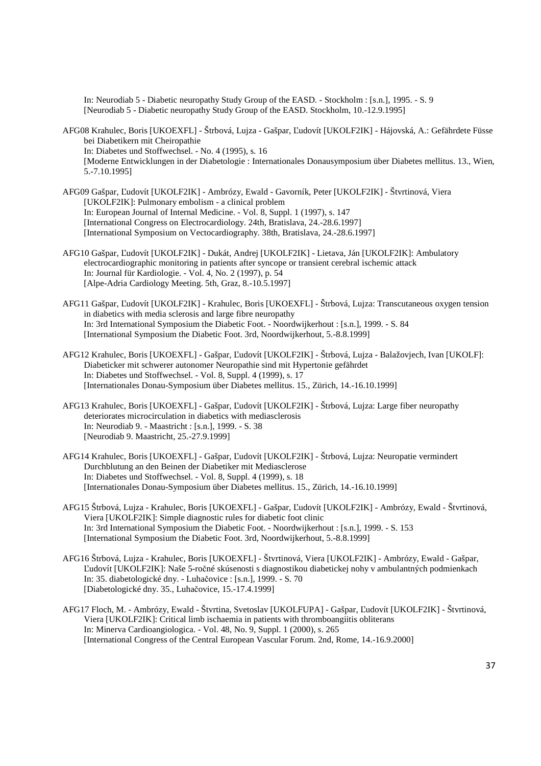In: Neurodiab 5 - Diabetic neuropathy Study Group of the EASD. - Stockholm : [s.n.], 1995. - S. 9
[Neurodiab 5 - Diabetic neuropathy Study Group of the EASD. Stockholm, 10.-12.9.1995]

AFG08 Krahulec, Boris [UKOEXFL] - Štrbová, Lujza - Gašpar, Ľudovít [UKOLF2IK] - Hájovská, A.: Gefährdete Füsse bei Diabetikern mit Cheiropathie
In: Diabetes und Stoffwechsel. - No. 4 (1995), s. 16
[Moderne Entwicklungen in der Diabetologie : Internationales Donausymposium über Diabetes mellitus. 13., Wien, 5.-7.10.1995]

AFG09 Gašpar, Ľudovít [UKOLF2IK] - Ambrózy, Ewald - Gavorník, Peter [UKOLF2IK] - Štvrtinová, Viera [UKOLF2IK]: Pulmonary embolism - a clinical problem
In: European Journal of Internal Medicine. - Vol. 8, Suppl. 1 (1997), s. 147
[International Congress on Electrocardiology. 24th, Bratislava, 24.-28.6.1997]
[International Symposium on Vectocardiography. 38th, Bratislava, 24.-28.6.1997]

AFG10 Gašpar, Ľudovít [UKOLF2IK] - Dukát, Andrej [UKOLF2IK] - Lietava, Ján [UKOLF2IK]: Ambulatory electrocardiographic monitoring in patients after syncope or transient cerebral ischemic attack
In: Journal für Kardiologie. - Vol. 4, No. 2 (1997), p. 54
[Alpe-Adria Cardiology Meeting. 5th, Graz, 8.-10.5.1997]

AFG11 Gašpar, Ľudovít [UKOLF2IK] - Krahulec, Boris [UKOEXFL] - Štrbová, Lujza: Transcutaneous oxygen tension in diabetics with media sclerosis and large fibre neuropathy
In: 3rd International Symposium the Diabetic Foot. - Noordwijkerhout : [s.n.], 1999. - S. 84
[International Symposium the Diabetic Foot. 3rd, Noordwijkerhout, 5.-8.8.1999]

AFG12 Krahulec, Boris [UKOEXFL] - Gašpar, Ľudovít [UKOLF2IK] - Štrbová, Lujza - Balažovjech, Ivan [UKOLF]: Diabeticker mit schwerer autonomer Neuropathie sind mit Hypertonie gefährdet
In: Diabetes und Stoffwechsel. - Vol. 8, Suppl. 4 (1999), s. 17
[Internationales Donau-Symposium über Diabetes mellitus. 15., Zürich, 14.-16.10.1999]

AFG13 Krahulec, Boris [UKOEXFL] - Gašpar, Ľudovít [UKOLF2IK] - Štrbová, Lujza: Large fiber neuropathy deteriorates microcirculation in diabetics with mediasclerosis
In: Neurodiab 9. - Maastricht : [s.n.], 1999. - S. 38
[Neurodiab 9. Maastricht, 25.-27.9.1999]

AFG14 Krahulec, Boris [UKOEXFL] - Gašpar, Ľudovít [UKOLF2IK] - Štrbová, Lujza: Neuropatie vermindert Durchblutung an den Beinen der Diabetiker mit Mediasclerose
In: Diabetes und Stoffwechsel. - Vol. 8, Suppl. 4 (1999), s. 18
[Internationales Donau-Symposium über Diabetes mellitus. 15., Zürich, 14.-16.10.1999]

AFG15 Štrbová, Lujza - Krahulec, Boris [UKOEXFL] - Gašpar, Ľudovít [UKOLF2IK] - Ambrózy, Ewald - Štvrtinová, Viera [UKOLF2IK]: Simple diagnostic rules for diabetic foot clinic
In: 3rd International Symposium the Diabetic Foot. - Noordwijkerhout : [s.n.], 1999. - S. 153
[International Symposium the Diabetic Foot. 3rd, Noordwijkerhout, 5.-8.8.1999]

AFG16 Štrbová, Lujza - Krahulec, Boris [UKOEXFL] - Štvrtinová, Viera [UKOLF2IK] - Ambrózy, Ewald - Gašpar, Ľudovít [UKOLF2IK]: Naše 5-ročné skúsenosti s diagnostikou diabetickej nohy v ambulantných podmienkach
In: 35. diabetologické dny. - Luhačovice : [s.n.], 1999. - S. 70
[Diabetologické dny. 35., Luhačovice, 15.-17.4.1999]

AFG17 Floch, M. - Ambrózy, Ewald - Štvrtina, Svetoslav [UKOLFUPA] - Gašpar, Ľudovít [UKOLF2IK] - Štvrtinová, Viera [UKOLF2IK]: Critical limb ischaemia in patients with thromboangiitis obliterans
In: Minerva Cardioangiologica. - Vol. 48, No. 9, Suppl. 1 (2000), s. 265
[International Congress of the Central European Vascular Forum. 2nd, Rome, 14.-16.9.2000]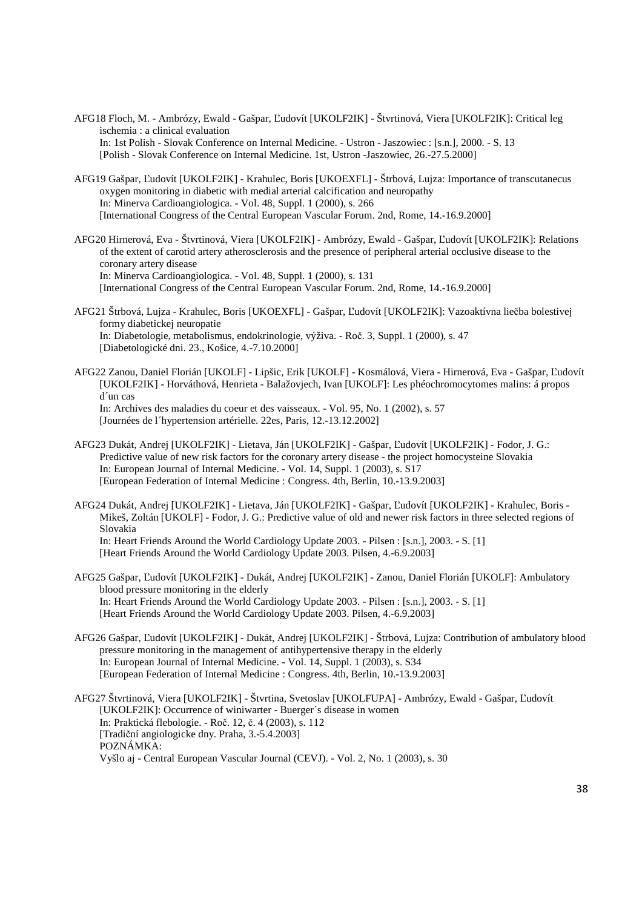AFG18 Floch, M. - Ambrózy, Ewald - Gašpar, Ľudovít [UKOLF2IK] - Štvrtinová, Viera [UKOLF2IK]: Critical leg ischemia : a clinical evaluation
In: 1st Polish - Slovak Conference on Internal Medicine. - Ustron - Jaszowiec : [s.n.], 2000. - S. 13
[Polish - Slovak Conference on Internal Medicine. 1st, Ustron -Jaszowiec, 26.-27.5.2000]

AFG19 Gašpar, Ľudovít [UKOLF2IK] - Krahulec, Boris [UKOEXFL] - Štrbová, Lujza: Importance of transcutanecus oxygen monitoring in diabetic with medial arterial calcification and neuropathy
In: Minerva Cardioangiologica. - Vol. 48, Suppl. 1 (2000), s. 266
[International Congress of the Central European Vascular Forum. 2nd, Rome, 14.-16.9.2000]

AFG20 Hirnerová, Eva - Štvrtinová, Viera [UKOLF2IK] - Ambrózy, Ewald - Gašpar, Ľudovít [UKOLF2IK]: Relations of the extent of carotid artery atherosclerosis and the presence of peripheral arterial occlusive disease to the coronary artery disease
In: Minerva Cardioangiologica. - Vol. 48, Suppl. 1 (2000), s. 131
[International Congress of the Central European Vascular Forum. 2nd, Rome, 14.-16.9.2000]

AFG21 Štrbová, Lujza - Krahulec, Boris [UKOEXFL] - Gašpar, Ľudovít [UKOLF2IK]: Vazoaktívna liečba bolestivej formy diabetickej neuropatie
In: Diabetologie, metabolismus, endokrinologie, výživa. - Roč. 3, Suppl. 1 (2000), s. 47
[Diabetologické dni. 23., Košice, 4.-7.10.2000]

AFG22 Zanou, Daniel Florián [UKOLF] - Lipšic, Erik [UKOLF] - Kosmálová, Viera - Hirnerová, Eva - Gašpar, Ľudovít [UKOLF2IK] - Horváthová, Henrieta - Balažovjech, Ivan [UKOLF]: Les phéochromocytomes malins: á propos d´un cas
In: Archives des maladies du coeur et des vaisseaux. - Vol. 95, No. 1 (2002), s. 57
[Journées de l´hypertension artérielle. 22es, Paris, 12.-13.12.2002]

AFG23 Dukát, Andrej [UKOLF2IK] - Lietava, Ján [UKOLF2IK] - Gašpar, Ľudovít [UKOLF2IK] - Fodor, J. G.: Predictive value of new risk factors for the coronary artery disease - the project homocysteine Slovakia
In: European Journal of Internal Medicine. - Vol. 14, Suppl. 1 (2003), s. S17
[European Federation of Internal Medicine : Congress. 4th, Berlin, 10.-13.9.2003]

AFG24 Dukát, Andrej [UKOLF2IK] - Lietava, Ján [UKOLF2IK] - Gašpar, Ľudovít [UKOLF2IK] - Krahulec, Boris - Mikeš, Zoltán [UKOLF] - Fodor, J. G.: Predictive value of old and newer risk factors in three selected regions of Slovakia
In: Heart Friends Around the World Cardiology Update 2003. - Pilsen : [s.n.], 2003. - S. [1]
[Heart Friends Around the World Cardiology Update 2003. Pilsen, 4.-6.9.2003]

AFG25 Gašpar, Ľudovít [UKOLF2IK] - Dukát, Andrej [UKOLF2IK] - Zanou, Daniel Florián [UKOLF]: Ambulatory blood pressure monitoring in the elderly
In: Heart Friends Around the World Cardiology Update 2003. - Pilsen : [s.n.], 2003. - S. [1]
[Heart Friends Around the World Cardiology Update 2003. Pilsen, 4.-6.9.2003]

AFG26 Gašpar, Ľudovít [UKOLF2IK] - Dukát, Andrej [UKOLF2IK] - Štrbová, Lujza: Contribution of ambulatory blood pressure monitoring in the management of antihypertensive therapy in the elderly
In: European Journal of Internal Medicine. - Vol. 14, Suppl. 1 (2003), s. S34
[European Federation of Internal Medicine : Congress. 4th, Berlin, 10.-13.9.2003]

AFG27 Štvrtinová, Viera [UKOLF2IK] - Štvrtina, Svetoslav [UKOLFUPA] - Ambrózy, Ewald - Gašpar, Ľudovít [UKOLF2IK]: Occurrence of winiwarter - Buerger´s disease in women
In: Praktická flebologie. - Roč. 12, č. 4 (2003), s. 112
[Tradiční angiologicke dny. Praha, 3.-5.4.2003]
POZNÁMKA:
Vyšlo aj - Central European Vascular Journal (CEVJ). - Vol. 2, No. 1 (2003), s. 30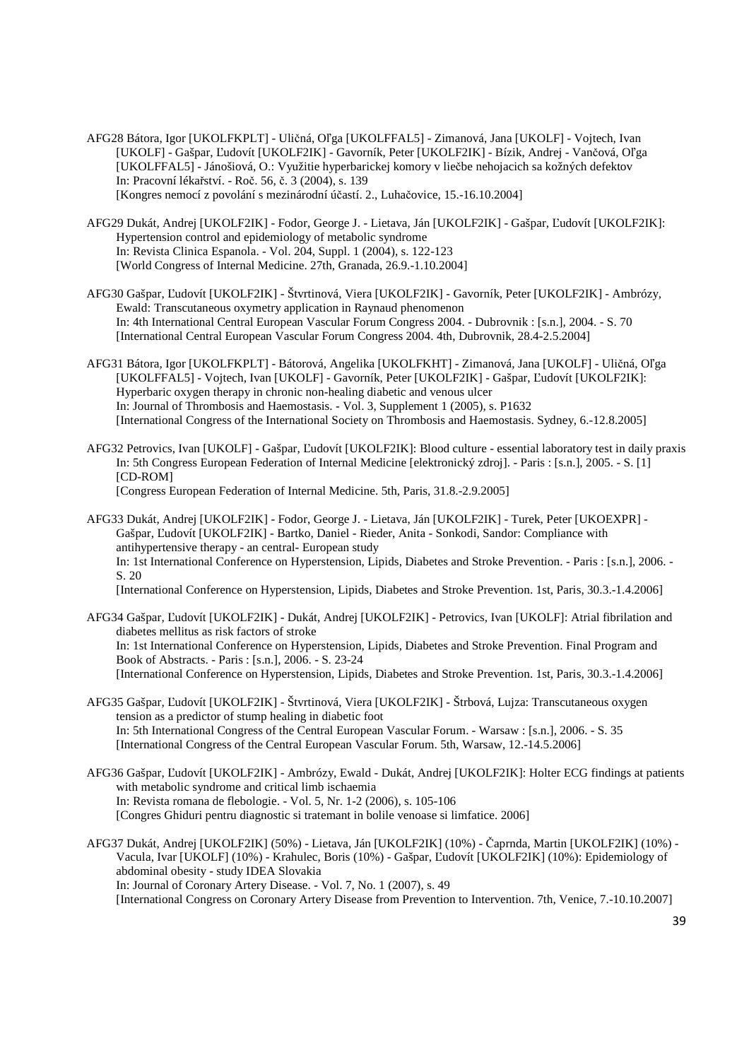AFG28 Bátora, Igor [UKOLFKPLT] - Uličná, Oľga [UKOLFFAL5] - Zimanová, Jana [UKOLF] - Vojtech, Ivan [UKOLF] - Gašpar, Ľudovít [UKOLF2IK] - Gavorník, Peter [UKOLF2IK] - Bízik, Andrej - Vančová, Oľga [UKOLFFAL5] - Jánošiová, O.: Využitie hyperbarickej komory v liečbe nehojacich sa kožných defektov
In: Pracovní lékařství. - Roč. 56, č. 3 (2004), s. 139
[Kongres nemocí z povolání s mezinárodní účastí. 2., Luhačovice, 15.-16.10.2004]

AFG29 Dukát, Andrej [UKOLF2IK] - Fodor, George J. - Lietava, Ján [UKOLF2IK] - Gašpar, Ľudovít [UKOLF2IK]: Hypertension control and epidemiology of metabolic syndrome
In: Revista Clinica Espanola. - Vol. 204, Suppl. 1 (2004), s. 122-123
[World Congress of Internal Medicine. 27th, Granada, 26.9.-1.10.2004]

AFG30 Gašpar, Ľudovít [UKOLF2IK] - Štvrtinová, Viera [UKOLF2IK] - Gavorník, Peter [UKOLF2IK] - Ambrózy, Ewald: Transcutaneous oxymetry application in Raynaud phenomenon
In: 4th International Central European Vascular Forum Congress 2004. - Dubrovnik : [s.n.], 2004. - S. 70
[International Central European Vascular Forum Congress 2004. 4th, Dubrovnik, 28.4-2.5.2004]

AFG31 Bátora, Igor [UKOLFKPLT] - Bátorová, Angelika [UKOLFKHT] - Zimanová, Jana [UKOLF] - Uličná, Oľga [UKOLFFAL5] - Vojtech, Ivan [UKOLF] - Gavorník, Peter [UKOLF2IK] - Gašpar, Ľudovít [UKOLF2IK]: Hyperbaric oxygen therapy in chronic non-healing diabetic and venous ulcer
In: Journal of Thrombosis and Haemostasis. - Vol. 3, Supplement 1 (2005), s. P1632
[International Congress of the International Society on Thrombosis and Haemostasis. Sydney, 6.-12.8.2005]

AFG32 Petrovics, Ivan [UKOLF] - Gašpar, Ľudovít [UKOLF2IK]: Blood culture - essential laboratory test in daily praxis
In: 5th Congress European Federation of Internal Medicine [elektronický zdroj]. - Paris : [s.n.], 2005. - S. [1] [CD-ROM]
[Congress European Federation of Internal Medicine. 5th, Paris, 31.8.-2.9.2005]

AFG33 Dukát, Andrej [UKOLF2IK] - Fodor, George J. - Lietava, Ján [UKOLF2IK] - Turek, Peter [UKOEXPR] - Gašpar, Ľudovít [UKOLF2IK] - Bartko, Daniel - Rieder, Anita - Sonkodi, Sandor: Compliance with antihypertensive therapy - an central- European study
In: 1st International Conference on Hyperstension, Lipids, Diabetes and Stroke Prevention. - Paris : [s.n.], 2006. - S. 20
[International Conference on Hyperstension, Lipids, Diabetes and Stroke Prevention. 1st, Paris, 30.3.-1.4.2006]

AFG34 Gašpar, Ľudovít [UKOLF2IK] - Dukát, Andrej [UKOLF2IK] - Petrovics, Ivan [UKOLF]: Atrial fibrilation and diabetes mellitus as risk factors of stroke
In: 1st International Conference on Hyperstension, Lipids, Diabetes and Stroke Prevention. Final Program and Book of Abstracts. - Paris : [s.n.], 2006. - S. 23-24
[International Conference on Hyperstension, Lipids, Diabetes and Stroke Prevention. 1st, Paris, 30.3.-1.4.2006]

AFG35 Gašpar, Ľudovít [UKOLF2IK] - Štvrtinová, Viera [UKOLF2IK] - Štrbová, Lujza: Transcutaneous oxygen tension as a predictor of stump healing in diabetic foot
In: 5th International Congress of the Central European Vascular Forum. - Warsaw : [s.n.], 2006. - S. 35
[International Congress of the Central European Vascular Forum. 5th, Warsaw, 12.-14.5.2006]

AFG36 Gašpar, Ľudovít [UKOLF2IK] - Ambrózy, Ewald - Dukát, Andrej [UKOLF2IK]: Holter ECG findings at patients with metabolic syndrome and critical limb ischaemia
In: Revista romana de flebologie. - Vol. 5, Nr. 1-2 (2006), s. 105-106
[Congres Ghiduri pentru diagnostic si tratemant in bolile venoase si limfatice. 2006]

AFG37 Dukát, Andrej [UKOLF2IK] (50%) - Lietava, Ján [UKOLF2IK] (10%) - Čaprnda, Martin [UKOLF2IK] (10%) - Vacula, Ivar [UKOLF] (10%) - Krahulec, Boris (10%) - Gašpar, Ľudovít [UKOLF2IK] (10%): Epidemiology of abdominal obesity - study IDEA Slovakia
In: Journal of Coronary Artery Disease. - Vol. 7, No. 1 (2007), s. 49
[International Congress on Coronary Artery Disease from Prevention to Intervention. 7th, Venice, 7.-10.10.2007]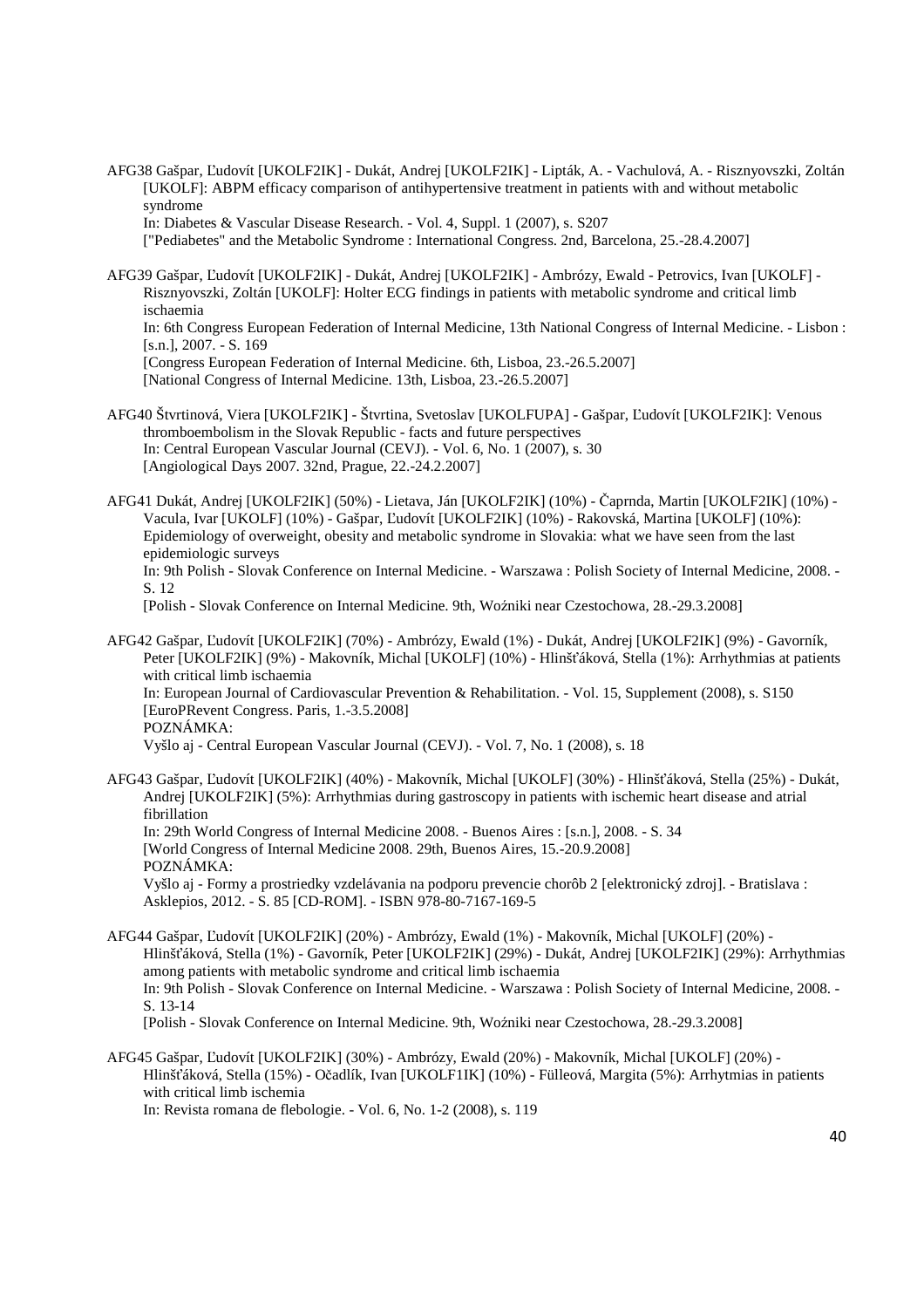AFG38 Gašpar, Ľudovít [UKOLF2IK] - Dukát, Andrej [UKOLF2IK] - Lipták, A. - Vachulová, A. - Risznyovszki, Zoltán [UKOLF]: ABPM efficacy comparison of antihypertensive treatment in patients with and without metabolic syndrome
In: Diabetes & Vascular Disease Research. - Vol. 4, Suppl. 1 (2007), s. S207
["Pediabetes" and the Metabolic Syndrome : International Congress. 2nd, Barcelona, 25.-28.4.2007]

AFG39 Gašpar, Ľudovít [UKOLF2IK] - Dukát, Andrej [UKOLF2IK] - Ambrózy, Ewald - Petrovics, Ivan [UKOLF] - Risznyovszki, Zoltán [UKOLF]: Holter ECG findings in patients with metabolic syndrome and critical limb ischaemia
In: 6th Congress European Federation of Internal Medicine, 13th National Congress of Internal Medicine. - Lisbon : [s.n.], 2007. - S. 169
[Congress European Federation of Internal Medicine. 6th, Lisboa, 23.-26.5.2007]
[National Congress of Internal Medicine. 13th, Lisboa, 23.-26.5.2007]

AFG40 Štvrtinová, Viera [UKOLF2IK] - Štvrtina, Svetoslav [UKOLFUPA] - Gašpar, Ľudovít [UKOLF2IK]: Venous thromboembolism in the Slovak Republic - facts and future perspectives
In: Central European Vascular Journal (CEVJ). - Vol. 6, No. 1 (2007), s. 30
[Angiological Days 2007. 32nd, Prague, 22.-24.2.2007]

AFG41 Dukát, Andrej [UKOLF2IK] (50%) - Lietava, Ján [UKOLF2IK] (10%) - Čaprnda, Martin [UKOLF2IK] (10%) - Vacula, Ivar [UKOLF] (10%) - Gašpar, Ľudovít [UKOLF2IK] (10%) - Rakovská, Martina [UKOLF] (10%): Epidemiology of overweight, obesity and metabolic syndrome in Slovakia: what we have seen from the last epidemiologic surveys
In: 9th Polish - Slovak Conference on Internal Medicine. - Warszawa : Polish Society of Internal Medicine, 2008. - S. 12
[Polish - Slovak Conference on Internal Medicine. 9th, Woźniki near Czestochowa, 28.-29.3.2008]

AFG42 Gašpar, Ľudovít [UKOLF2IK] (70%) - Ambrózy, Ewald (1%) - Dukát, Andrej [UKOLF2IK] (9%) - Gavorník, Peter [UKOLF2IK] (9%) - Makovník, Michal [UKOLF] (10%) - Hlinšťáková, Stella (1%): Arrhythmias at patients with critical limb ischaemia
In: European Journal of Cardiovascular Prevention & Rehabilitation. - Vol. 15, Supplement (2008), s. S150
[EuroPRevent Congress. Paris, 1.-3.5.2008]
POZNÁMKA:
Vyšlo aj - Central European Vascular Journal (CEVJ). - Vol. 7, No. 1 (2008), s. 18

AFG43 Gašpar, Ľudovít [UKOLF2IK] (40%) - Makovník, Michal [UKOLF] (30%) - Hlinšťáková, Stella (25%) - Dukát, Andrej [UKOLF2IK] (5%): Arrhythmias during gastroscopy in patients with ischemic heart disease and atrial fibrillation
In: 29th World Congress of Internal Medicine 2008. - Buenos Aires : [s.n.], 2008. - S. 34
[World Congress of Internal Medicine 2008. 29th, Buenos Aires, 15.-20.9.2008]
POZNÁMKA:
Vyšlo aj - Formy a prostriedky vzdelávania na podporu prevencie chorôb 2 [elektronický zdroj]. - Bratislava : Asklepios, 2012. - S. 85 [CD-ROM]. - ISBN 978-80-7167-169-5

AFG44 Gašpar, Ľudovít [UKOLF2IK] (20%) - Ambrózy, Ewald (1%) - Makovník, Michal [UKOLF] (20%) - Hlinšťáková, Stella (1%) - Gavorník, Peter [UKOLF2IK] (29%) - Dukát, Andrej [UKOLF2IK] (29%): Arrhythmias among patients with metabolic syndrome and critical limb ischaemia
In: 9th Polish - Slovak Conference on Internal Medicine. - Warszawa : Polish Society of Internal Medicine, 2008. - S. 13-14
[Polish - Slovak Conference on Internal Medicine. 9th, Woźniki near Czestochowa, 28.-29.3.2008]

AFG45 Gašpar, Ľudovít [UKOLF2IK] (30%) - Ambrózy, Ewald (20%) - Makovník, Michal [UKOLF] (20%) - Hlinšťáková, Stella (15%) - Očadlík, Ivan [UKOLF1IK] (10%) - Fülleová, Margita (5%): Arrhytmias in patients with critical limb ischemia
In: Revista romana de flebologie. - Vol. 6, No. 1-2 (2008), s. 119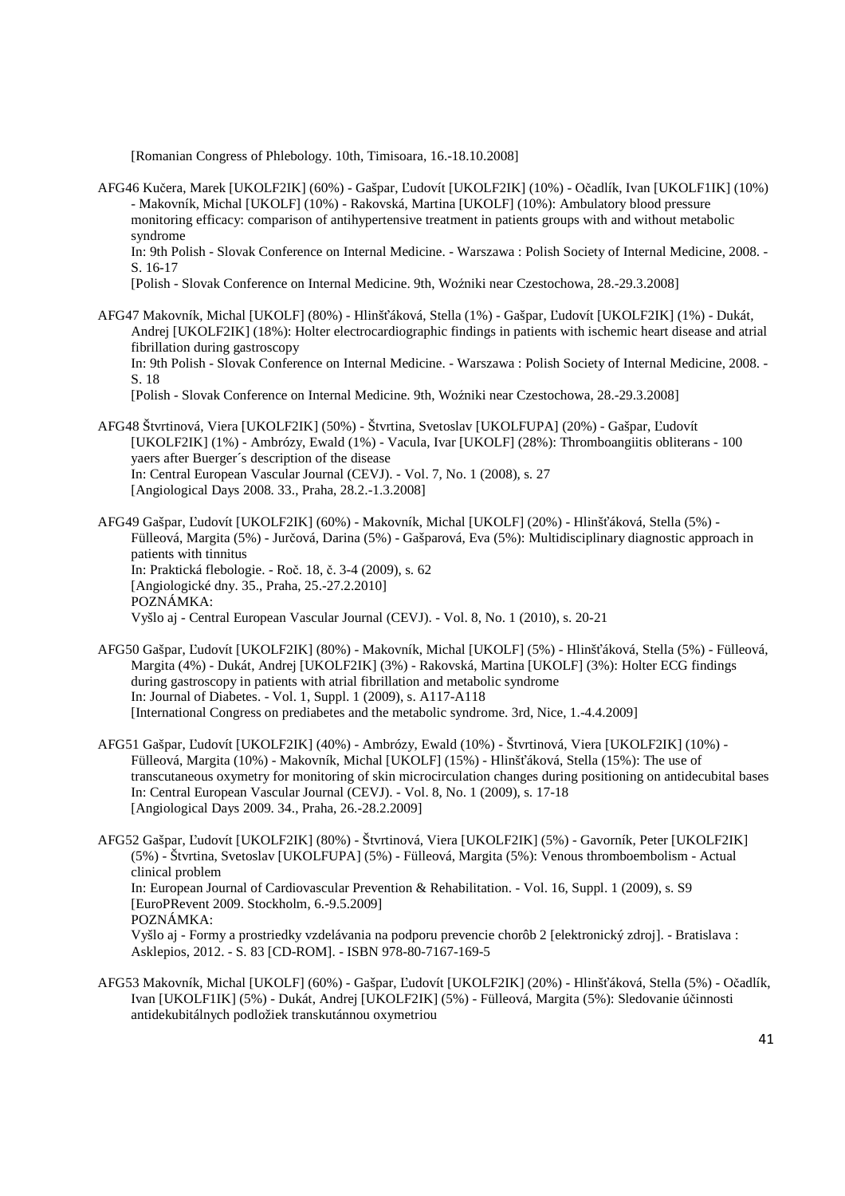[Romanian Congress of Phlebology. 10th, Timisoara, 16.-18.10.2008]

AFG46 Kučera, Marek [UKOLF2IK] (60%) - Gašpar, Ľudovít [UKOLF2IK] (10%) - Očadlík, Ivan [UKOLF1IK] (10%) - Makovník, Michal [UKOLF] (10%) - Rakovská, Martina [UKOLF] (10%): Ambulatory blood pressure monitoring efficacy: comparison of antihypertensive treatment in patients groups with and without metabolic syndrome
In: 9th Polish - Slovak Conference on Internal Medicine. - Warszawa : Polish Society of Internal Medicine, 2008. - S. 16-17
[Polish - Slovak Conference on Internal Medicine. 9th, Woźniki near Czestochowa, 28.-29.3.2008]

AFG47 Makovník, Michal [UKOLF] (80%) - Hlinšťáková, Stella (1%) - Gašpar, Ľudovít [UKOLF2IK] (1%) - Dukát, Andrej [UKOLF2IK] (18%): Holter electrocardiographic findings in patients with ischemic heart disease and atrial fibrillation during gastroscopy
In: 9th Polish - Slovak Conference on Internal Medicine. - Warszawa : Polish Society of Internal Medicine, 2008. - S. 18
[Polish - Slovak Conference on Internal Medicine. 9th, Woźniki near Czestochowa, 28.-29.3.2008]

AFG48 Štvrtinová, Viera [UKOLF2IK] (50%) - Štvrtina, Svetoslav [UKOLFUPA] (20%) - Gašpar, Ľudovít [UKOLF2IK] (1%) - Ambrózy, Ewald (1%) - Vacula, Ivar [UKOLF] (28%): Thromboangiitis obliterans - 100 yaers after Buerger´s description of the disease
In: Central European Vascular Journal (CEVJ). - Vol. 7, No. 1 (2008), s. 27
[Angiological Days 2008. 33., Praha, 28.2.-1.3.2008]

AFG49 Gašpar, Ľudovít [UKOLF2IK] (60%) - Makovník, Michal [UKOLF] (20%) - Hlinšťáková, Stella (5%) - Fülleová, Margita (5%) - Jurčová, Darina (5%) - Gašparová, Eva (5%): Multidisciplinary diagnostic approach in patients with tinnitus
In: Praktická flebologie. - Roč. 18, č. 3-4 (2009), s. 62
[Angiologické dny. 35., Praha, 25.-27.2.2010]
POZNÁMKA:
Vyšlo aj - Central European Vascular Journal (CEVJ). - Vol. 8, No. 1 (2010), s. 20-21

AFG50 Gašpar, Ľudovít [UKOLF2IK] (80%) - Makovník, Michal [UKOLF] (5%) - Hlinšťáková, Stella (5%) - Fülleová, Margita (4%) - Dukát, Andrej [UKOLF2IK] (3%) - Rakovská, Martina [UKOLF] (3%): Holter ECG findings during gastroscopy in patients with atrial fibrillation and metabolic syndrome
In: Journal of Diabetes. - Vol. 1, Suppl. 1 (2009), s. A117-A118
[International Congress on prediabetes and the metabolic syndrome. 3rd, Nice, 1.-4.4.2009]

AFG51 Gašpar, Ľudovít [UKOLF2IK] (40%) - Ambrózy, Ewald (10%) - Štvrtinová, Viera [UKOLF2IK] (10%) - Fülleová, Margita (10%) - Makovník, Michal [UKOLF] (15%) - Hlinšťáková, Stella (15%): The use of transcutaneous oxymetry for monitoring of skin microcirculation changes during positioning on antidecubital bases
In: Central European Vascular Journal (CEVJ). - Vol. 8, No. 1 (2009), s. 17-18
[Angiological Days 2009. 34., Praha, 26.-28.2.2009]

AFG52 Gašpar, Ľudovít [UKOLF2IK] (80%) - Štvrtinová, Viera [UKOLF2IK] (5%) - Gavorník, Peter [UKOLF2IK] (5%) - Štvrtina, Svetoslav [UKOLFUPA] (5%) - Fülleová, Margita (5%): Venous thromboembolism - Actual clinical problem
In: European Journal of Cardiovascular Prevention & Rehabilitation. - Vol. 16, Suppl. 1 (2009), s. S9
[EuroPRevent 2009. Stockholm, 6.-9.5.2009]
POZNÁMKA:
Vyšlo aj - Formy a prostriedky vzdelávania na podporu prevencie chorôb 2 [elektronický zdroj]. - Bratislava : Asklepios, 2012. - S. 83 [CD-ROM]. - ISBN 978-80-7167-169-5

AFG53 Makovník, Michal [UKOLF] (60%) - Gašpar, Ľudovít [UKOLF2IK] (20%) - Hlinšťáková, Stella (5%) - Očadlík, Ivan [UKOLF1IK] (5%) - Dukát, Andrej [UKOLF2IK] (5%) - Fülleová, Margita (5%): Sledovanie účinnosti antidekubitálnych podložiek transkutánnou oxymetriou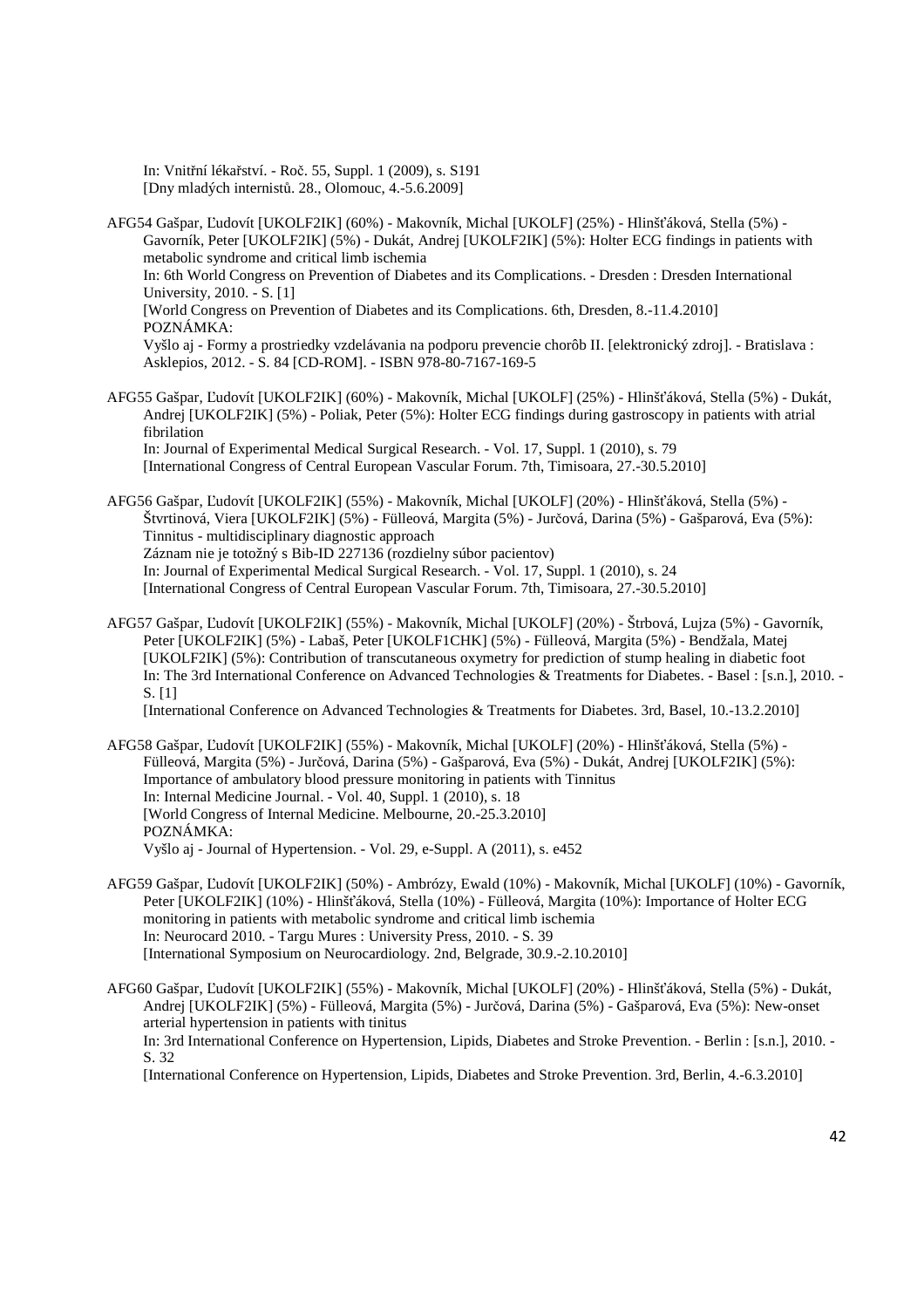In: Vnitřní lékařství. - Roč. 55, Suppl. 1 (2009), s. S191
[Dny mladých internistů. 28., Olomouc, 4.-5.6.2009]

AFG54 Gašpar, Ľudovít [UKOLF2IK] (60%) - Makovník, Michal [UKOLF] (25%) - Hlinšťáková, Stella (5%) - Gavorník, Peter [UKOLF2IK] (5%) - Dukát, Andrej [UKOLF2IK] (5%): Holter ECG findings in patients with metabolic syndrome and critical limb ischemia
In: 6th World Congress on Prevention of Diabetes and its Complications. - Dresden : Dresden International University, 2010. - S. [1]
[World Congress on Prevention of Diabetes and its Complications. 6th, Dresden, 8.-11.4.2010]
POZNÁMKA:
Vyšlo aj - Formy a prostriedky vzdelávania na podporu prevencie chorôb II. [elektronický zdroj]. - Bratislava : Asklepios, 2012. - S. 84 [CD-ROM]. - ISBN 978-80-7167-169-5

AFG55 Gašpar, Ľudovít [UKOLF2IK] (60%) - Makovník, Michal [UKOLF] (25%) - Hlinšťáková, Stella (5%) - Dukát, Andrej [UKOLF2IK] (5%) - Poliak, Peter (5%): Holter ECG findings during gastroscopy in patients with atrial fibrilation
In: Journal of Experimental Medical Surgical Research. - Vol. 17, Suppl. 1 (2010), s. 79
[International Congress of Central European Vascular Forum. 7th, Timisoara, 27.-30.5.2010]

AFG56 Gašpar, Ľudovít [UKOLF2IK] (55%) - Makovník, Michal [UKOLF] (20%) - Hlinšťáková, Stella (5%) - Štvrtinová, Viera [UKOLF2IK] (5%) - Fülleová, Margita (5%) - Jurčová, Darina (5%) - Gašparová, Eva (5%): Tinnitus - multidisciplinary diagnostic approach
Záznam nie je totožný s Bib-ID 227136 (rozdielny súbor pacientov)
In: Journal of Experimental Medical Surgical Research. - Vol. 17, Suppl. 1 (2010), s. 24
[International Congress of Central European Vascular Forum. 7th, Timisoara, 27.-30.5.2010]

AFG57 Gašpar, Ľudovít [UKOLF2IK] (55%) - Makovník, Michal [UKOLF] (20%) - Štrbová, Lujza (5%) - Gavorník, Peter [UKOLF2IK] (5%) - Labaš, Peter [UKOLF1CHK] (5%) - Fülleová, Margita (5%) - Bendžala, Matej [UKOLF2IK] (5%): Contribution of transcutaneous oxymetry for prediction of stump healing in diabetic foot
In: The 3rd International Conference on Advanced Technologies & Treatments for Diabetes. - Basel : [s.n.], 2010. - S. [1]
[International Conference on Advanced Technologies & Treatments for Diabetes. 3rd, Basel, 10.-13.2.2010]

AFG58 Gašpar, Ľudovít [UKOLF2IK] (55%) - Makovník, Michal [UKOLF] (20%) - Hlinšťáková, Stella (5%) - Fülleová, Margita (5%) - Jurčová, Darina (5%) - Gašparová, Eva (5%) - Dukát, Andrej [UKOLF2IK] (5%): Importance of ambulatory blood pressure monitoring in patients with Tinnitus
In: Internal Medicine Journal. - Vol. 40, Suppl. 1 (2010), s. 18
[World Congress of Internal Medicine. Melbourne, 20.-25.3.2010]
POZNÁMKA:
Vyšlo aj - Journal of Hypertension. - Vol. 29, e-Suppl. A (2011), s. e452

AFG59 Gašpar, Ľudovít [UKOLF2IK] (50%) - Ambrózy, Ewald (10%) - Makovník, Michal [UKOLF] (10%) - Gavorník, Peter [UKOLF2IK] (10%) - Hlinšťáková, Stella (10%) - Fülleová, Margita (10%): Importance of Holter ECG monitoring in patients with metabolic syndrome and critical limb ischemia
In: Neurocard 2010. - Targu Mures : University Press, 2010. - S. 39
[International Symposium on Neurocardiology. 2nd, Belgrade, 30.9.-2.10.2010]

AFG60 Gašpar, Ľudovít [UKOLF2IK] (55%) - Makovník, Michal [UKOLF] (20%) - Hlinšťáková, Stella (5%) - Dukát, Andrej [UKOLF2IK] (5%) - Fülleová, Margita (5%) - Jurčová, Darina (5%) - Gašparová, Eva (5%): New-onset arterial hypertension in patients with tinitus
In: 3rd International Conference on Hypertension, Lipids, Diabetes and Stroke Prevention. - Berlin : [s.n.], 2010. - S. 32
[International Conference on Hypertension, Lipids, Diabetes and Stroke Prevention. 3rd, Berlin, 4.-6.3.2010]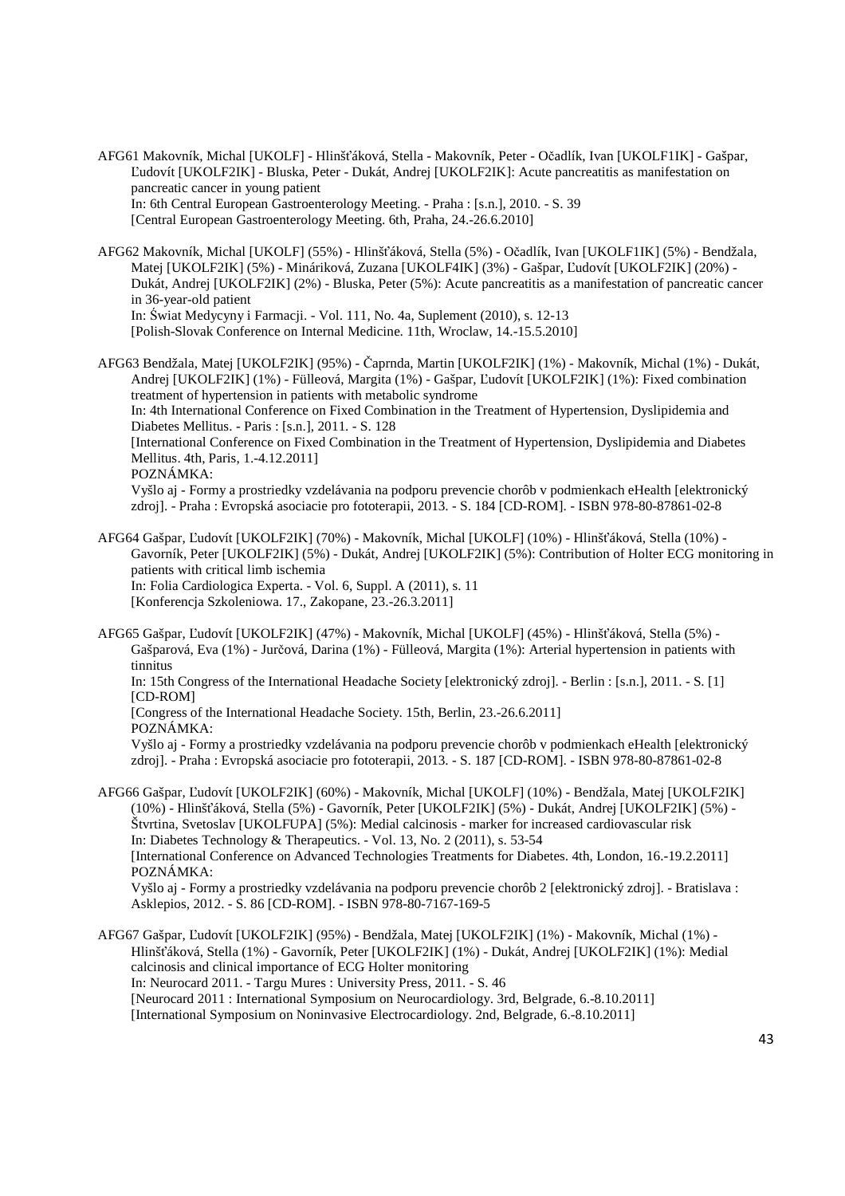AFG61 Makovník, Michal [UKOLF] - Hlinšťáková, Stella - Makovník, Peter - Očadlík, Ivan [UKOLF1IK] - Gašpar, Ľudovít [UKOLF2IK] - Bluska, Peter - Dukát, Andrej [UKOLF2IK]: Acute pancreatitis as manifestation on pancreatic cancer in young patient
In: 6th Central European Gastroenterology Meeting. - Praha : [s.n.], 2010. - S. 39
[Central European Gastroenterology Meeting. 6th, Praha, 24.-26.6.2010]

AFG62 Makovník, Michal [UKOLF] (55%) - Hlinšťáková, Stella (5%) - Očadlík, Ivan [UKOLF1IK] (5%) - Bendžala, Matej [UKOLF2IK] (5%) - Mináriková, Zuzana [UKOLF4IK] (3%) - Gašpar, Ľudovít [UKOLF2IK] (20%) - Dukát, Andrej [UKOLF2IK] (2%) - Bluska, Peter (5%): Acute pancreatitis as a manifestation of pancreatic cancer in 36-year-old patient
In: Świat Medycyny i Farmacji. - Vol. 111, No. 4a, Suplement (2010), s. 12-13
[Polish-Slovak Conference on Internal Medicine. 11th, Wroclaw, 14.-15.5.2010]

AFG63 Bendžala, Matej [UKOLF2IK] (95%) - Čaprnda, Martin [UKOLF2IK] (1%) - Makovník, Michal (1%) - Dukát, Andrej [UKOLF2IK] (1%) - Fülleová, Margita (1%) - Gašpar, Ľudovít [UKOLF2IK] (1%): Fixed combination treatment of hypertension in patients with metabolic syndrome
In: 4th International Conference on Fixed Combination in the Treatment of Hypertension, Dyslipidemia and Diabetes Mellitus. - Paris : [s.n.], 2011. - S. 128
[International Conference on Fixed Combination in the Treatment of Hypertension, Dyslipidemia and Diabetes Mellitus. 4th, Paris, 1.-4.12.2011]
POZNÁMKA:
Vyšlo aj - Formy a prostriedky vzdelávania na podporu prevencie chorôb v podmienkach eHealth [elektronický zdroj]. - Praha : Evropská asociacie pro fototerapii, 2013. - S. 184 [CD-ROM]. - ISBN 978-80-87861-02-8

AFG64 Gašpar, Ľudovít [UKOLF2IK] (70%) - Makovník, Michal [UKOLF] (10%) - Hlinšťáková, Stella (10%) - Gavorník, Peter [UKOLF2IK] (5%) - Dukát, Andrej [UKOLF2IK] (5%): Contribution of Holter ECG monitoring in patients with critical limb ischemia
In: Folia Cardiologica Experta. - Vol. 6, Suppl. A (2011), s. 11
[Konferencja Szkoleniowa. 17., Zakopane, 23.-26.3.2011]

AFG65 Gašpar, Ľudovít [UKOLF2IK] (47%) - Makovník, Michal [UKOLF] (45%) - Hlinšťáková, Stella (5%) - Gašparová, Eva (1%) - Jurčová, Darina (1%) - Fülleová, Margita (1%): Arterial hypertension in patients with tinnitus
In: 15th Congress of the International Headache Society [elektronický zdroj]. - Berlin : [s.n.], 2011. - S. [1] [CD-ROM]
[Congress of the International Headache Society. 15th, Berlin, 23.-26.6.2011]
POZNÁMKA:
Vyšlo aj - Formy a prostriedky vzdelávania na podporu prevencie chorôb v podmienkach eHealth [elektronický zdroj]. - Praha : Evropská asociacie pro fototerapii, 2013. - S. 187 [CD-ROM]. - ISBN 978-80-87861-02-8

AFG66 Gašpar, Ľudovít [UKOLF2IK] (60%) - Makovník, Michal [UKOLF] (10%) - Bendžala, Matej [UKOLF2IK] (10%) - Hlinšťáková, Stella (5%) - Gavorník, Peter [UKOLF2IK] (5%) - Dukát, Andrej [UKOLF2IK] (5%) - Štvrtina, Svetoslav [UKOLFUPA] (5%): Medial calcinosis - marker for increased cardiovascular risk
In: Diabetes Technology & Therapeutics. - Vol. 13, No. 2 (2011), s. 53-54
[International Conference on Advanced Technologies Treatments for Diabetes. 4th, London, 16.-19.2.2011]
POZNÁMKA:
Vyšlo aj - Formy a prostriedky vzdelávania na podporu prevencie chorôb 2 [elektronický zdroj]. - Bratislava : Asklepios, 2012. - S. 86 [CD-ROM]. - ISBN 978-80-7167-169-5

AFG67 Gašpar, Ľudovít [UKOLF2IK] (95%) - Bendžala, Matej [UKOLF2IK] (1%) - Makovník, Michal (1%) - Hlinšťáková, Stella (1%) - Gavorník, Peter [UKOLF2IK] (1%) - Dukát, Andrej [UKOLF2IK] (1%): Medial calcinosis and clinical importance of ECG Holter monitoring
In: Neurocard 2011. - Targu Mures : University Press, 2011. - S. 46
[Neurocard 2011 : International Symposium on Neurocardiology. 3rd, Belgrade, 6.-8.10.2011]
[International Symposium on Noninvasive Electrocardiology. 2nd, Belgrade, 6.-8.10.2011]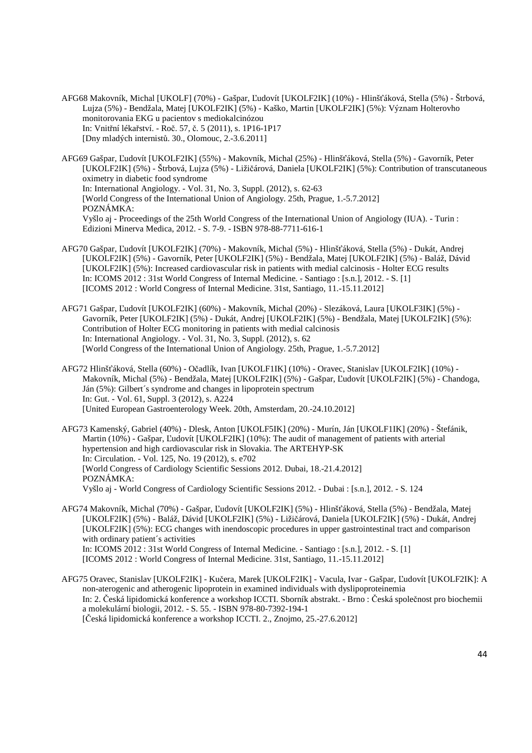AFG68 Makovník, Michal [UKOLF] (70%) - Gašpar, Ľudovít [UKOLF2IK] (10%) - Hlinšťáková, Stella (5%) - Štrbová, Lujza (5%) - Bendžala, Matej [UKOLF2IK] (5%) - Kaško, Martin [UKOLF2IK] (5%): Význam Holterovho monitorovania EKG u pacientov s mediokalcinózou
In: Vnitřní lékařství. - Roč. 57, č. 5 (2011), s. 1P16-1P17
[Dny mladých internistů. 30., Olomouc, 2.-3.6.2011]

AFG69 Gašpar, Ľudovít [UKOLF2IK] (55%) - Makovník, Michal (25%) - Hlinšťáková, Stella (5%) - Gavorník, Peter [UKOLF2IK] (5%) - Štrbová, Lujza (5%) - Ližičárová, Daniela [UKOLF2IK] (5%): Contribution of transcutaneous oximetry in diabetic food syndrome
In: International Angiology. - Vol. 31, No. 3, Suppl. (2012), s. 62-63
[World Congress of the International Union of Angiology. 25th, Prague, 1.-5.7.2012]
POZNÁMKA:
Vyšlo aj - Proceedings of the 25th World Congress of the International Union of Angiology (IUA). - Turin : Edizioni Minerva Medica, 2012. - S. 7-9. - ISBN 978-88-7711-616-1

AFG70 Gašpar, Ľudovít [UKOLF2IK] (70%) - Makovník, Michal (5%) - Hlinšťáková, Stella (5%) - Dukát, Andrej [UKOLF2IK] (5%) - Gavorník, Peter [UKOLF2IK] (5%) - Bendžala, Matej [UKOLF2IK] (5%) - Baláž, Dávid [UKOLF2IK] (5%): Increased cardiovascular risk in patients with medial calcinosis - Holter ECG results
In: ICOMS 2012 : 31st World Congress of Internal Medicine. - Santiago : [s.n.], 2012. - S. [1]
[ICOMS 2012 : World Congress of Internal Medicine. 31st, Santiago, 11.-15.11.2012]

AFG71 Gašpar, Ľudovít [UKOLF2IK] (60%) - Makovník, Michal (20%) - Slezáková, Laura [UKOLF3IK] (5%) - Gavorník, Peter [UKOLF2IK] (5%) - Dukát, Andrej [UKOLF2IK] (5%) - Bendžala, Matej [UKOLF2IK] (5%): Contribution of Holter ECG monitoring in patients with medial calcinosis
In: International Angiology. - Vol. 31, No. 3, Suppl. (2012), s. 62
[World Congress of the International Union of Angiology. 25th, Prague, 1.-5.7.2012]

AFG72 Hlinšťáková, Stella (60%) - Očadlík, Ivan [UKOLF1IK] (10%) - Oravec, Stanislav [UKOLF2IK] (10%) - Makovník, Michal (5%) - Bendžala, Matej [UKOLF2IK] (5%) - Gašpar, Ľudovít [UKOLF2IK] (5%) - Chandoga, Ján (5%): Gilbert´s syndrome and changes in lipoprotein spectrum
In: Gut. - Vol. 61, Suppl. 3 (2012), s. A224
[United European Gastroenterology Week. 20th, Amsterdam, 20.-24.10.2012]

AFG73 Kamenský, Gabriel (40%) - Dlesk, Anton [UKOLF5IK] (20%) - Murín, Ján [UKOLF1IK] (20%) - Štefánik, Martin (10%) - Gašpar, Ľudovít [UKOLF2IK] (10%): The audit of management of patients with arterial hypertension and high cardiovascular risk in Slovakia. The ARTEHYP-SK
In: Circulation. - Vol. 125, No. 19 (2012), s. e702
[World Congress of Cardiology Scientific Sessions 2012. Dubai, 18.-21.4.2012]
POZNÁMKA:
Vyšlo aj - World Congress of Cardiology Scientific Sessions 2012. - Dubai : [s.n.], 2012. - S. 124

AFG74 Makovník, Michal (70%) - Gašpar, Ľudovít [UKOLF2IK] (5%) - Hlinšťáková, Stella (5%) - Bendžala, Matej [UKOLF2IK] (5%) - Baláž, Dávid [UKOLF2IK] (5%) - Ližičárová, Daniela [UKOLF2IK] (5%) - Dukát, Andrej [UKOLF2IK] (5%): ECG changes with inendoscopic procedures in upper gastrointestinal tract and comparison with ordinary patient´s activities
In: ICOMS 2012 : 31st World Congress of Internal Medicine. - Santiago : [s.n.], 2012. - S. [1]
[ICOMS 2012 : World Congress of Internal Medicine. 31st, Santiago, 11.-15.11.2012]

AFG75 Oravec, Stanislav [UKOLF2IK] - Kučera, Marek [UKOLF2IK] - Vacula, Ivar - Gašpar, Ľudovít [UKOLF2IK]: A non-aterogenic and atherogenic lipoprotein in examined individuals with dyslipoproteinemia
In: 2. Česká lipidomická konference a workshop ICCTI. Sborník abstrakt. - Brno : Česká společnost pro biochemii a molekulární biologii, 2012. - S. 55. - ISBN 978-80-7392-194-1
[Česká lipidomická konference a workshop ICCTI. 2., Znojmo, 25.-27.6.2012]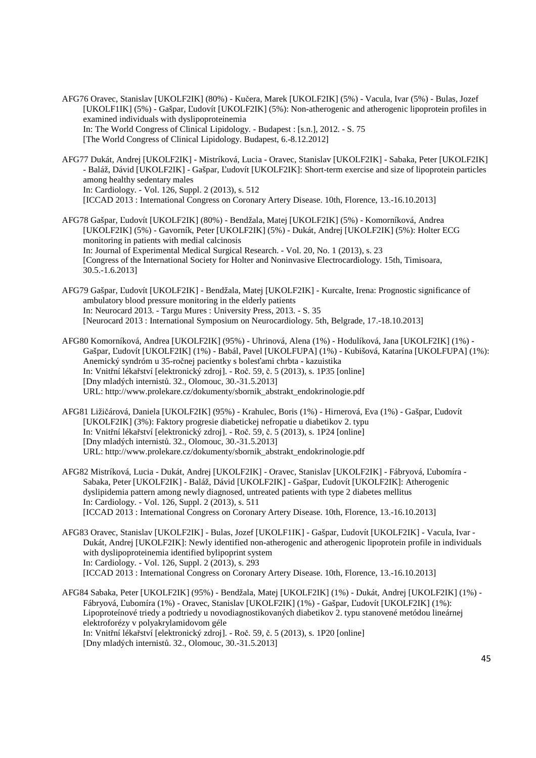AFG76 Oravec, Stanislav [UKOLF2IK] (80%) - Kučera, Marek [UKOLF2IK] (5%) - Vacula, Ivar (5%) - Bulas, Jozef [UKOLF1IK] (5%) - Gašpar, Ľudovít [UKOLF2IK] (5%): Non-atherogenic and atherogenic lipoprotein profiles in examined individuals with dyslipoproteinemia
In: The World Congress of Clinical Lipidology. - Budapest : [s.n.], 2012. - S. 75
[The World Congress of Clinical Lipidology. Budapest, 6.-8.12.2012]

AFG77 Dukát, Andrej [UKOLF2IK] - Mistríková, Lucia - Oravec, Stanislav [UKOLF2IK] - Sabaka, Peter [UKOLF2IK] - Baláž, Dávid [UKOLF2IK] - Gašpar, Ľudovít [UKOLF2IK]: Short-term exercise and size of lipoprotein particles among healthy sedentary males
In: Cardiology. - Vol. 126, Suppl. 2 (2013), s. 512
[ICCAD 2013 : International Congress on Coronary Artery Disease. 10th, Florence, 13.-16.10.2013]

AFG78 Gašpar, Ľudovít [UKOLF2IK] (80%) - Bendžala, Matej [UKOLF2IK] (5%) - Komorníková, Andrea [UKOLF2IK] (5%) - Gavorník, Peter [UKOLF2IK] (5%) - Dukát, Andrej [UKOLF2IK] (5%): Holter ECG monitoring in patients with medial calcinosis
In: Journal of Experimental Medical Surgical Research. - Vol. 20, No. 1 (2013), s. 23
[Congress of the International Society for Holter and Noninvasive Electrocardiology. 15th, Timisoara, 30.5.-1.6.2013]

AFG79 Gašpar, Ľudovít [UKOLF2IK] - Bendžala, Matej [UKOLF2IK] - Kurcalte, Irena: Prognostic significance of ambulatory blood pressure monitoring in the elderly patients
In: Neurocard 2013. - Targu Mures : University Press, 2013. - S. 35
[Neurocard 2013 : International Symposium on Neurocardiology. 5th, Belgrade, 17.-18.10.2013]

AFG80 Komorníková, Andrea [UKOLF2IK] (95%) - Uhrinová, Alena (1%) - Hodulíková, Jana [UKOLF2IK] (1%) - Gašpar, Ľudovít [UKOLF2IK] (1%) - Babál, Pavel [UKOLFUPA] (1%) - Kubišová, Katarína [UKOLFUPA] (1%): Anemický syndróm u 35-ročnej pacientky s bolesťami chrbta - kazuistika
In: Vnitřní lékařství [elektronický zdroj]. - Roč. 59, č. 5 (2013), s. 1P35 [online]
[Dny mladých internistů. 32., Olomouc, 30.-31.5.2013]
URL: http://www.prolekare.cz/dokumenty/sbornik_abstrakt_endokrinologie.pdf

AFG81 Ližičárová, Daniela [UKOLF2IK] (95%) - Krahulec, Boris (1%) - Hirnerová, Eva (1%) - Gašpar, Ľudovít [UKOLF2IK] (3%): Faktory progresie diabetickej nefropatie u diabetikov 2. typu
In: Vnitřní lékařství [elektronický zdroj]. - Roč. 59, č. 5 (2013), s. 1P24 [online]
[Dny mladých internistů. 32., Olomouc, 30.-31.5.2013]
URL: http://www.prolekare.cz/dokumenty/sbornik_abstrakt_endokrinologie.pdf

AFG82 Mistríková, Lucia - Dukát, Andrej [UKOLF2IK] - Oravec, Stanislav [UKOLF2IK] - Fábryová, Ľubomíra - Sabaka, Peter [UKOLF2IK] - Baláž, Dávid [UKOLF2IK] - Gašpar, Ľudovít [UKOLF2IK]: Atherogenic dyslipidemia pattern among newly diagnosed, untreated patients with type 2 diabetes mellitus
In: Cardiology. - Vol. 126, Suppl. 2 (2013), s. 511
[ICCAD 2013 : International Congress on Coronary Artery Disease. 10th, Florence, 13.-16.10.2013]

AFG83 Oravec, Stanislav [UKOLF2IK] - Bulas, Jozef [UKOLF1IK] - Gašpar, Ľudovít [UKOLF2IK] - Vacula, Ivar - Dukát, Andrej [UKOLF2IK]: Newly identified non-atherogenic and atherogenic lipoprotein profile in individuals with dyslipoproteinemia identified bylipoprint system
In: Cardiology. - Vol. 126, Suppl. 2 (2013), s. 293
[ICCAD 2013 : International Congress on Coronary Artery Disease. 10th, Florence, 13.-16.10.2013]

AFG84 Sabaka, Peter [UKOLF2IK] (95%) - Bendžala, Matej [UKOLF2IK] (1%) - Dukát, Andrej [UKOLF2IK] (1%) - Fábryová, Ľubomíra (1%) - Oravec, Stanislav [UKOLF2IK] (1%) - Gašpar, Ľudovít [UKOLF2IK] (1%): Lipoproteínové triedy a podtriedy u novodiagnostikovaných diabetikov 2. typu stanovené metódou lineárnej elektroforézy v polyakrylamidovom géle
In: Vnitřní lékařství [elektronický zdroj]. - Roč. 59, č. 5 (2013), s. 1P20 [online]
[Dny mladých internistů. 32., Olomouc, 30.-31.5.2013]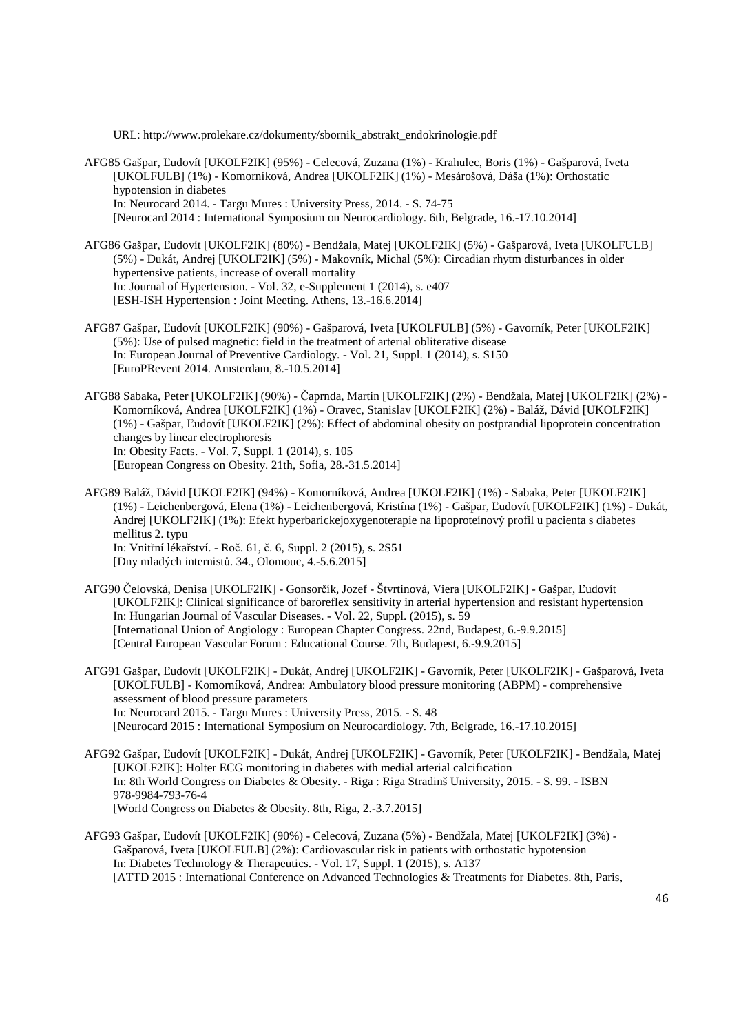URL: http://www.prolekare.cz/dokumenty/sbornik_abstrakt_endokrinologie.pdf

AFG85 Gašpar, Ľudovít [UKOLF2IK] (95%) - Celecová, Zuzana (1%) - Krahulec, Boris (1%) - Gašparová, Iveta [UKOLFULB] (1%) - Komorníková, Andrea [UKOLF2IK] (1%) - Mesárošová, Dáša (1%): Orthostatic hypotension in diabetes
In: Neurocard 2014. - Targu Mures : University Press, 2014. - S. 74-75
[Neurocard 2014 : International Symposium on Neurocardiology. 6th, Belgrade, 16.-17.10.2014]

AFG86 Gašpar, Ľudovít [UKOLF2IK] (80%) - Bendžala, Matej [UKOLF2IK] (5%) - Gašparová, Iveta [UKOLFULB] (5%) - Dukát, Andrej [UKOLF2IK] (5%) - Makovník, Michal (5%): Circadian rhytm disturbances in older hypertensive patients, increase of overall mortality
In: Journal of Hypertension. - Vol. 32, e-Supplement 1 (2014), s. e407
[ESH-ISH Hypertension : Joint Meeting. Athens, 13.-16.6.2014]

AFG87 Gašpar, Ľudovít [UKOLF2IK] (90%) - Gašparová, Iveta [UKOLFULB] (5%) - Gavorník, Peter [UKOLF2IK] (5%): Use of pulsed magnetic: field in the treatment of arterial obliterative disease
In: European Journal of Preventive Cardiology. - Vol. 21, Suppl. 1 (2014), s. S150
[EuroPRevent 2014. Amsterdam, 8.-10.5.2014]

AFG88 Sabaka, Peter [UKOLF2IK] (90%) - Čaprnda, Martin [UKOLF2IK] (2%) - Bendžala, Matej [UKOLF2IK] (2%) - Komorníková, Andrea [UKOLF2IK] (1%) - Oravec, Stanislav [UKOLF2IK] (2%) - Baláž, Dávid [UKOLF2IK] (1%) - Gašpar, Ľudovít [UKOLF2IK] (2%): Effect of abdominal obesity on postprandial lipoprotein concentration changes by linear electrophoresis
In: Obesity Facts. - Vol. 7, Suppl. 1 (2014), s. 105
[European Congress on Obesity. 21th, Sofia, 28.-31.5.2014]

AFG89 Baláž, Dávid [UKOLF2IK] (94%) - Komorníková, Andrea [UKOLF2IK] (1%) - Sabaka, Peter [UKOLF2IK] (1%) - Leichenbergová, Elena (1%) - Leichenbergová, Kristína (1%) - Gašpar, Ľudovít [UKOLF2IK] (1%) - Dukát, Andrej [UKOLF2IK] (1%): Efekt hyperbarickejoxygenoterapie na lipoproteínový profil u pacienta s diabetes mellitus 2. typu
In: Vnitřní lékařství. - Roč. 61, č. 6, Suppl. 2 (2015), s. 2S51
[Dny mladých internistů. 34., Olomouc, 4.-5.6.2015]

AFG90 Čelovská, Denisa [UKOLF2IK] - Gonsorčík, Jozef - Štvrtinová, Viera [UKOLF2IK] - Gašpar, Ľudovít [UKOLF2IK]: Clinical significance of baroreflex sensitivity in arterial hypertension and resistant hypertension
In: Hungarian Journal of Vascular Diseases. - Vol. 22, Suppl. (2015), s. 59
[International Union of Angiology : European Chapter Congress. 22nd, Budapest, 6.-9.9.2015]
[Central European Vascular Forum : Educational Course. 7th, Budapest, 6.-9.9.2015]

AFG91 Gašpar, Ľudovít [UKOLF2IK] - Dukát, Andrej [UKOLF2IK] - Gavorník, Peter [UKOLF2IK] - Gašparová, Iveta [UKOLFULB] - Komorníková, Andrea: Ambulatory blood pressure monitoring (ABPM) - comprehensive assessment of blood pressure parameters
In: Neurocard 2015. - Targu Mures : University Press, 2015. - S. 48
[Neurocard 2015 : International Symposium on Neurocardiology. 7th, Belgrade, 16.-17.10.2015]

AFG92 Gašpar, Ľudovít [UKOLF2IK] - Dukát, Andrej [UKOLF2IK] - Gavorník, Peter [UKOLF2IK] - Bendžala, Matej [UKOLF2IK]: Holter ECG monitoring in diabetes with medial arterial calcification
In: 8th World Congress on Diabetes & Obesity. - Riga : Riga Stradinš University, 2015. - S. 99. - ISBN 978-9984-793-76-4
[World Congress on Diabetes & Obesity. 8th, Riga, 2.-3.7.2015]

AFG93 Gašpar, Ľudovít [UKOLF2IK] (90%) - Celecová, Zuzana (5%) - Bendžala, Matej [UKOLF2IK] (3%) - Gašparová, Iveta [UKOLFULB] (2%): Cardiovascular risk in patients with orthostatic hypotension
In: Diabetes Technology & Therapeutics. - Vol. 17, Suppl. 1 (2015), s. A137
[ATTD 2015 : International Conference on Advanced Technologies & Treatments for Diabetes. 8th, Paris,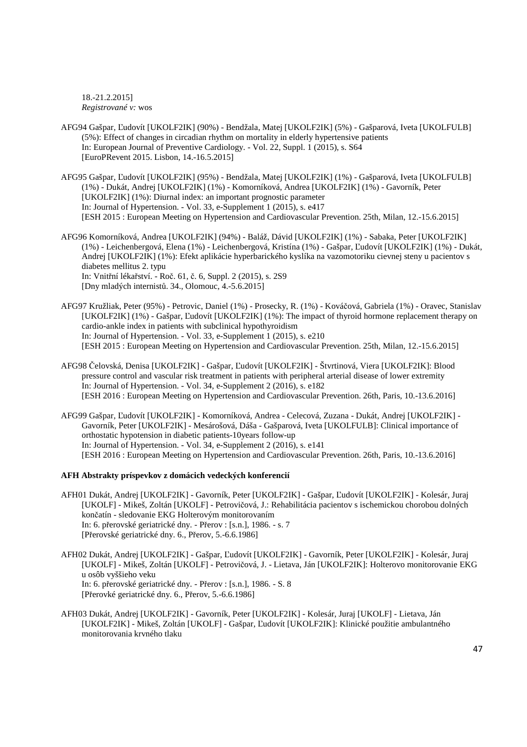18.-21.2.2015]
*Registrované v:* wos

AFG94 Gašpar, Ľudovít [UKOLF2IK] (90%) - Bendžala, Matej [UKOLF2IK] (5%) - Gašparová, Iveta [UKOLFULB] (5%): Effect of changes in circadian rhythm on mortality in elderly hypertensive patients
In: European Journal of Preventive Cardiology. - Vol. 22, Suppl. 1 (2015), s. S64
[EuroPRevent 2015. Lisbon, 14.-16.5.2015]

AFG95 Gašpar, Ľudovít [UKOLF2IK] (95%) - Bendžala, Matej [UKOLF2IK] (1%) - Gašparová, Iveta [UKOLFULB] (1%) - Dukát, Andrej [UKOLF2IK] (1%) - Komorníková, Andrea [UKOLF2IK] (1%) - Gavorník, Peter [UKOLF2IK] (1%): Diurnal index: an important prognostic parameter
In: Journal of Hypertension. - Vol. 33, e-Supplement 1 (2015), s. e417
[ESH 2015 : European Meeting on Hypertension and Cardiovascular Prevention. 25th, Milan, 12.-15.6.2015]

AFG96 Komorníková, Andrea [UKOLF2IK] (94%) - Baláž, Dávid [UKOLF2IK] (1%) - Sabaka, Peter [UKOLF2IK] (1%) - Leichenbergová, Elena (1%) - Leichenbergová, Kristína (1%) - Gašpar, Ľudovít [UKOLF2IK] (1%) - Dukát, Andrej [UKOLF2IK] (1%): Efekt aplikácie hyperbarického kyslíka na vazomotoriku cievnej steny u pacientov s diabetes mellitus 2. typu
In: Vnitřní lékařství. - Roč. 61, č. 6, Suppl. 2 (2015), s. 2S9
[Dny mladých internistů. 34., Olomouc, 4.-5.6.2015]

AFG97 Kružliak, Peter (95%) - Petrovic, Daniel (1%) - Prosecky, R. (1%) - Kováčová, Gabriela (1%) - Oravec, Stanislav [UKOLF2IK] (1%) - Gašpar, Ľudovít [UKOLF2IK] (1%): The impact of thyroid hormone replacement therapy on cardio-ankle index in patients with subclinical hypothyroidism
In: Journal of Hypertension. - Vol. 33, e-Supplement 1 (2015), s. e210
[ESH 2015 : European Meeting on Hypertension and Cardiovascular Prevention. 25th, Milan, 12.-15.6.2015]

AFG98 Čelovská, Denisa [UKOLF2IK] - Gašpar, Ľudovít [UKOLF2IK] - Štvrtinová, Viera [UKOLF2IK]: Blood pressure control and vascular risk treatment in patients with peripheral arterial disease of lower extremity
In: Journal of Hypertension. - Vol. 34, e-Supplement 2 (2016), s. e182
[ESH 2016 : European Meeting on Hypertension and Cardiovascular Prevention. 26th, Paris, 10.-13.6.2016]

AFG99 Gašpar, Ľudovít [UKOLF2IK] - Komorníková, Andrea - Celecová, Zuzana - Dukát, Andrej [UKOLF2IK] - Gavorník, Peter [UKOLF2IK] - Mesárošová, Dáša - Gašparová, Iveta [UKOLFULB]: Clinical importance of orthostatic hypotension in diabetic patients-10years follow-up
In: Journal of Hypertension. - Vol. 34, e-Supplement 2 (2016), s. e141
[ESH 2016 : European Meeting on Hypertension and Cardiovascular Prevention. 26th, Paris, 10.-13.6.2016]

**AFH Abstrakty príspevkov z domácich vedeckých konferencií**

AFH01 Dukát, Andrej [UKOLF2IK] - Gavorník, Peter [UKOLF2IK] - Gašpar, Ľudovít [UKOLF2IK] - Kolesár, Juraj [UKOLF] - Mikeš, Zoltán [UKOLF] - Petrovičová, J.: Rehabilitácia pacientov s ischemickou chorobou dolných končatín - sledovanie EKG Holterovým monitorovaním
In: 6. přerovské geriatrické dny. - Přerov : [s.n.], 1986. - s. 7
[Přerovské geriatrické dny. 6., Přerov, 5.-6.6.1986]

AFH02 Dukát, Andrej [UKOLF2IK] - Gašpar, Ľudovít [UKOLF2IK] - Gavorník, Peter [UKOLF2IK] - Kolesár, Juraj [UKOLF] - Mikeš, Zoltán [UKOLF] - Petrovičová, J. - Lietava, Ján [UKOLF2IK]: Holterovo monitorovanie EKG u osôb vyššieho veku
In: 6. přerovské geriatrické dny. - Přerov : [s.n.], 1986. - S. 8
[Přerovké geriatrické dny. 6., Přerov, 5.-6.6.1986]

AFH03 Dukát, Andrej [UKOLF2IK] - Gavorník, Peter [UKOLF2IK] - Kolesár, Juraj [UKOLF] - Lietava, Ján [UKOLF2IK] - Mikeš, Zoltán [UKOLF] - Gašpar, Ľudovít [UKOLF2IK]: Klinické použitie ambulantného monitorovania krvného tlaku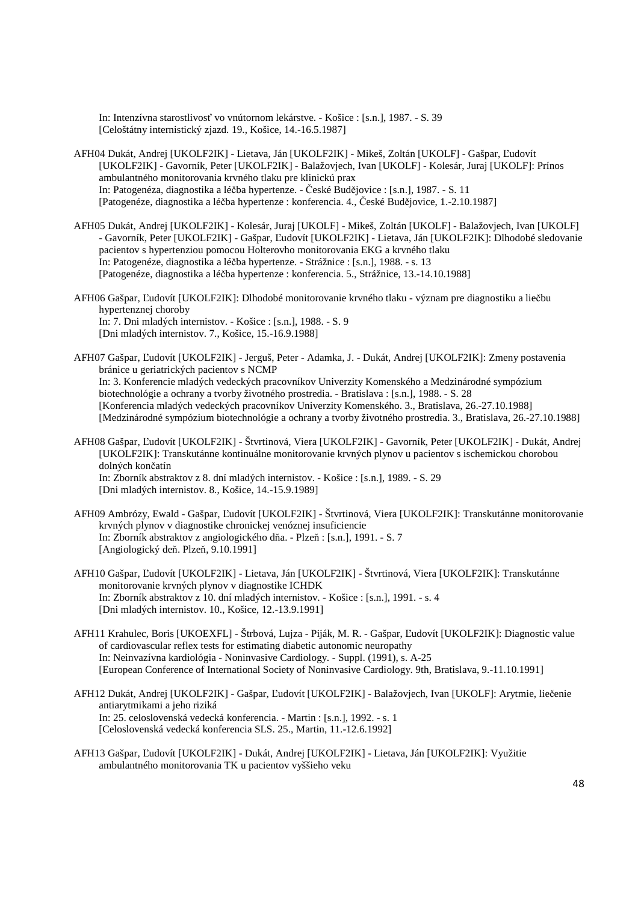In: Intenzívna starostlivosť vo vnútornom lekárstve. - Košice : [s.n.], 1987. - S. 39
[Celoštátny internistický zjazd. 19., Košice, 14.-16.5.1987]

AFH04 Dukát, Andrej [UKOLF2IK] - Lietava, Ján [UKOLF2IK] - Mikeš, Zoltán [UKOLF] - Gašpar, Ľudovít [UKOLF2IK] - Gavorník, Peter [UKOLF2IK] - Balažovjech, Ivan [UKOLF] - Kolesár, Juraj [UKOLF]: Prínos ambulantného monitorovania krvného tlaku pre klinickú prax
In: Patogenéza, diagnostika a léčba hypertenze. - České Budějovice : [s.n.], 1987. - S. 11
[Patogenéze, diagnostika a léčba hypertenze : konferencia. 4., České Budějovice, 1.-2.10.1987]

AFH05 Dukát, Andrej [UKOLF2IK] - Kolesár, Juraj [UKOLF] - Mikeš, Zoltán [UKOLF] - Balažovjech, Ivan [UKOLF] - Gavorník, Peter [UKOLF2IK] - Gašpar, Ľudovít [UKOLF2IK] - Lietava, Ján [UKOLF2IK]: Dlhodobé sledovanie pacientov s hypertenziou pomocou Holterovho monitorovania EKG a krvného tlaku
In: Patogenéze, diagnostika a léčba hypertenze. - Strážnice : [s.n.], 1988. - s. 13
[Patogenéze, diagnostika a léčba hypertenze : konferencia. 5., Strážnice, 13.-14.10.1988]

AFH06 Gašpar, Ľudovít [UKOLF2IK]: Dlhodobé monitorovanie krvného tlaku - význam pre diagnostiku a liečbu hypertenznej choroby
In: 7. Dni mladých internistov. - Košice : [s.n.], 1988. - S. 9
[Dni mladých internistov. 7., Košice, 15.-16.9.1988]

AFH07 Gašpar, Ľudovít [UKOLF2IK] - Jerguš, Peter - Adamka, J. - Dukát, Andrej [UKOLF2IK]: Zmeny postavenia bránice u geriatrických pacientov s NCMP
In: 3. Konferencie mladých vedeckých pracovníkov Univerzity Komenského a Medzinárodné sympózium biotechnológie a ochrany a tvorby životného prostredia. - Bratislava : [s.n.], 1988. - S. 28
[Konferencia mladých vedeckých pracovníkov Univerzity Komenského. 3., Bratislava, 26.-27.10.1988]
[Medzinárodné sympózium biotechnológie a ochrany a tvorby životného prostredia. 3., Bratislava, 26.-27.10.1988]

AFH08 Gašpar, Ľudovít [UKOLF2IK] - Štvrtinová, Viera [UKOLF2IK] - Gavorník, Peter [UKOLF2IK] - Dukát, Andrej [UKOLF2IK]: Transkutánne kontinuálne monitorovanie krvných plynov u pacientov s ischemickou chorobou dolných končatín
In: Zborník abstraktov z 8. dní mladých internistov. - Košice : [s.n.], 1989. - S. 29
[Dni mladých internistov. 8., Košice, 14.-15.9.1989]

AFH09 Ambrózy, Ewald - Gašpar, Ľudovít [UKOLF2IK] - Štvrtinová, Viera [UKOLF2IK]: Transkutánne monitorovanie krvných plynov v diagnostike chronickej venóznej insuficiencie
In: Zborník abstraktov z angiologického dňa. - Plzeň : [s.n.], 1991. - S. 7
[Angiologický deň. Plzeň, 9.10.1991]

AFH10 Gašpar, Ľudovít [UKOLF2IK] - Lietava, Ján [UKOLF2IK] - Štvrtinová, Viera [UKOLF2IK]: Transkutánne monitorovanie krvných plynov v diagnostike ICHDK
In: Zborník abstraktov z 10. dní mladých internistov. - Košice : [s.n.], 1991. - s. 4
[Dni mladých internistov. 10., Košice, 12.-13.9.1991]

AFH11 Krahulec, Boris [UKOEXFL] - Štrbová, Lujza - Piják, M. R. - Gašpar, Ľudovít [UKOLF2IK]: Diagnostic value of cardiovascular reflex tests for estimating diabetic autonomic neuropathy
In: Neinvazívna kardiológia - Noninvasive Cardiology. - Suppl. (1991), s. A-25
[European Conference of International Society of Noninvasive Cardiology. 9th, Bratislava, 9.-11.10.1991]

AFH12 Dukát, Andrej [UKOLF2IK] - Gašpar, Ľudovít [UKOLF2IK] - Balažovjech, Ivan [UKOLF]: Arytmie, liečenie antiarytmikami a jeho riziká
In: 25. celoslovenská vedecká konferencia. - Martin : [s.n.], 1992. - s. 1
[Celoslovenská vedecká konferencia SLS. 25., Martin, 11.-12.6.1992]

AFH13 Gašpar, Ľudovít [UKOLF2IK] - Dukát, Andrej [UKOLF2IK] - Lietava, Ján [UKOLF2IK]: Využitie ambulantného monitorovania TK u pacientov vyššieho veku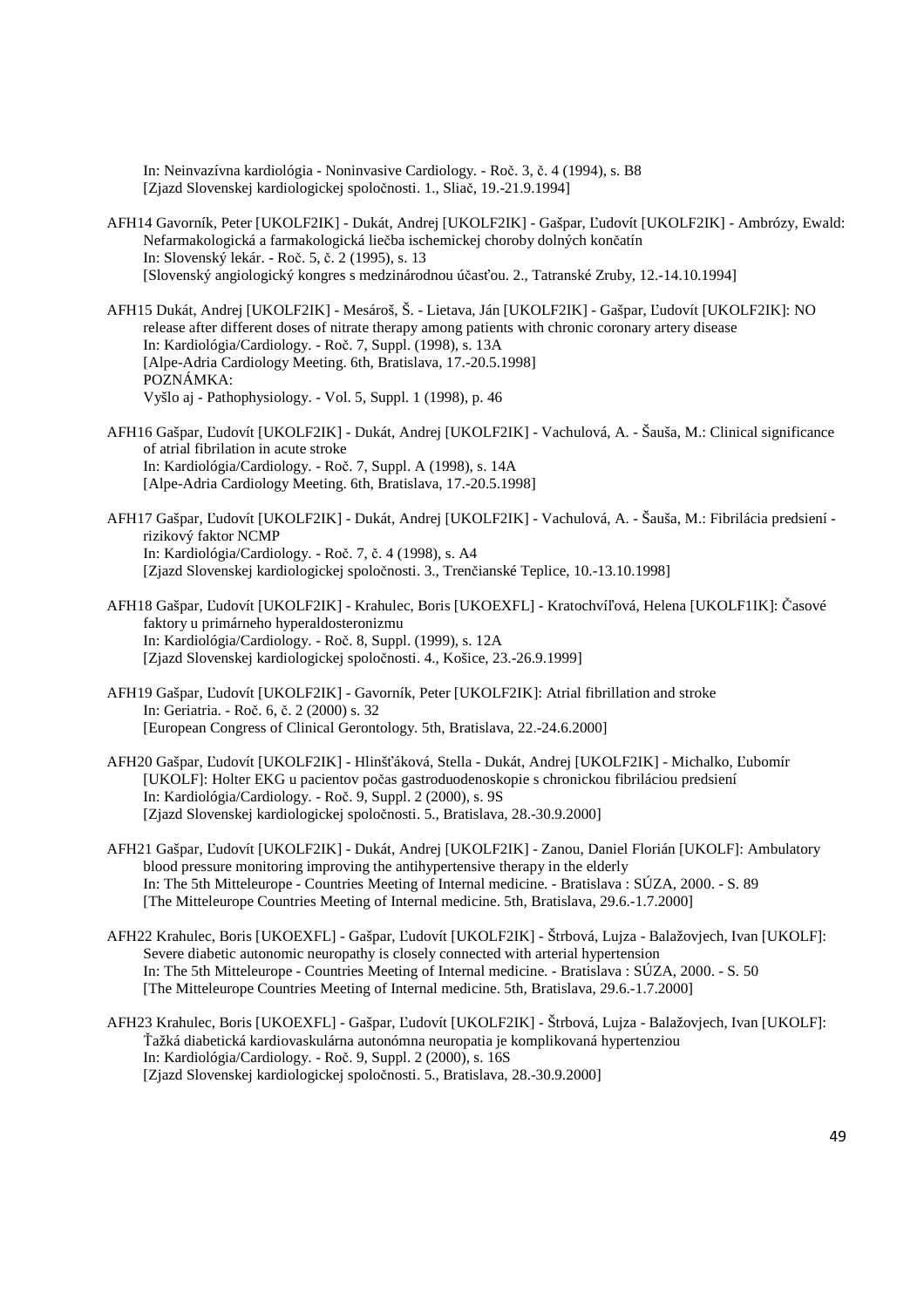In: Neinvazívna kardiológia - Noninvasive Cardiology. - Roč. 3, č. 4 (1994), s. B8
[Zjazd Slovenskej kardiologickej spoločnosti. 1., Sliač, 19.-21.9.1994]

AFH14 Gavorník, Peter [UKOLF2IK] - Dukát, Andrej [UKOLF2IK] - Gašpar, Ľudovít [UKOLF2IK] - Ambrózy, Ewald: Nefarmakologická a farmakologická liečba ischemickej choroby dolných končatín
In: Slovenský lekár. - Roč. 5, č. 2 (1995), s. 13
[Slovenský angiologický kongres s medzinárodnou účasťou. 2., Tatranské Zruby, 12.-14.10.1994]

AFH15 Dukát, Andrej [UKOLF2IK] - Mesároš, Š. - Lietava, Ján [UKOLF2IK] - Gašpar, Ľudovít [UKOLF2IK]: NO release after different doses of nitrate therapy among patients with chronic coronary artery disease
In: Kardiológia/Cardiology. - Roč. 7, Suppl. (1998), s. 13A
[Alpe-Adria Cardiology Meeting. 6th, Bratislava, 17.-20.5.1998]
POZNÁMKA:
Vyšlo aj - Pathophysiology. - Vol. 5, Suppl. 1 (1998), p. 46

AFH16 Gašpar, Ľudovít [UKOLF2IK] - Dukát, Andrej [UKOLF2IK] - Vachulová, A. - Šauša, M.: Clinical significance of atrial fibrilation in acute stroke
In: Kardiológia/Cardiology. - Roč. 7, Suppl. A (1998), s. 14A
[Alpe-Adria Cardiology Meeting. 6th, Bratislava, 17.-20.5.1998]

AFH17 Gašpar, Ľudovít [UKOLF2IK] - Dukát, Andrej [UKOLF2IK] - Vachulová, A. - Šauša, M.: Fibrilácia predsiení - rizikový faktor NCMP
In: Kardiológia/Cardiology. - Roč. 7, č. 4 (1998), s. A4
[Zjazd Slovenskej kardiologickej spoločnosti. 3., Trenčianske Teplice, 10.-13.10.1998]

AFH18 Gašpar, Ľudovít [UKOLF2IK] - Krahulec, Boris [UKOEXFL] - Kratochvíľová, Helena [UKOLF1IK]: Časové faktory u primárneho hyperaldosteronizmu
In: Kardiológia/Cardiology. - Roč. 8, Suppl. (1999), s. 12A
[Zjazd Slovenskej kardiologickej spoločnosti. 4., Košice, 23.-26.9.1999]

AFH19 Gašpar, Ľudovít [UKOLF2IK] - Gavorník, Peter [UKOLF2IK]: Atrial fibrillation and stroke
In: Geriatria. - Roč. 6, č. 2 (2000) s. 32
[European Congress of Clinical Gerontology. 5th, Bratislava, 22.-24.6.2000]

AFH20 Gašpar, Ľudovít [UKOLF2IK] - Hlinšťáková, Stella - Dukát, Andrej [UKOLF2IK] - Michalko, Ľubomír [UKOLF]: Holter EKG u pacientov počas gastroduodenoskopie s chronickou fibriláciou predsiení
In: Kardiológia/Cardiology. - Roč. 9, Suppl. 2 (2000), s. 9S
[Zjazd Slovenskej kardiologickej spoločnosti. 5., Bratislava, 28.-30.9.2000]

AFH21 Gašpar, Ľudovít [UKOLF2IK] - Dukát, Andrej [UKOLF2IK] - Zanou, Daniel Florián [UKOLF]: Ambulatory blood pressure monitoring improving the antihypertensive therapy in the elderly
In: The 5th Mitteleurope - Countries Meeting of Internal medicine. - Bratislava : SÚZA, 2000. - S. 89
[The Mitteleurope Countries Meeting of Internal medicine. 5th, Bratislava, 29.6.-1.7.2000]

AFH22 Krahulec, Boris [UKOEXFL] - Gašpar, Ľudovít [UKOLF2IK] - Štrbová, Lujza - Balažovjech, Ivan [UKOLF]: Severe diabetic autonomic neuropathy is closely connected with arterial hypertension
In: The 5th Mitteleurope - Countries Meeting of Internal medicine. - Bratislava : SÚZA, 2000. - S. 50
[The Mitteleurope Countries Meeting of Internal medicine. 5th, Bratislava, 29.6.-1.7.2000]

AFH23 Krahulec, Boris [UKOEXFL] - Gašpar, Ľudovít [UKOLF2IK] - Štrbová, Lujza - Balažovjech, Ivan [UKOLF]: Ťažká diabetická kardiovaskulárna autonómna neuropatia je komplikovaná hypertenziou
In: Kardiológia/Cardiology. - Roč. 9, Suppl. 2 (2000), s. 16S
[Zjazd Slovenskej kardiologickej spoločnosti. 5., Bratislava, 28.-30.9.2000]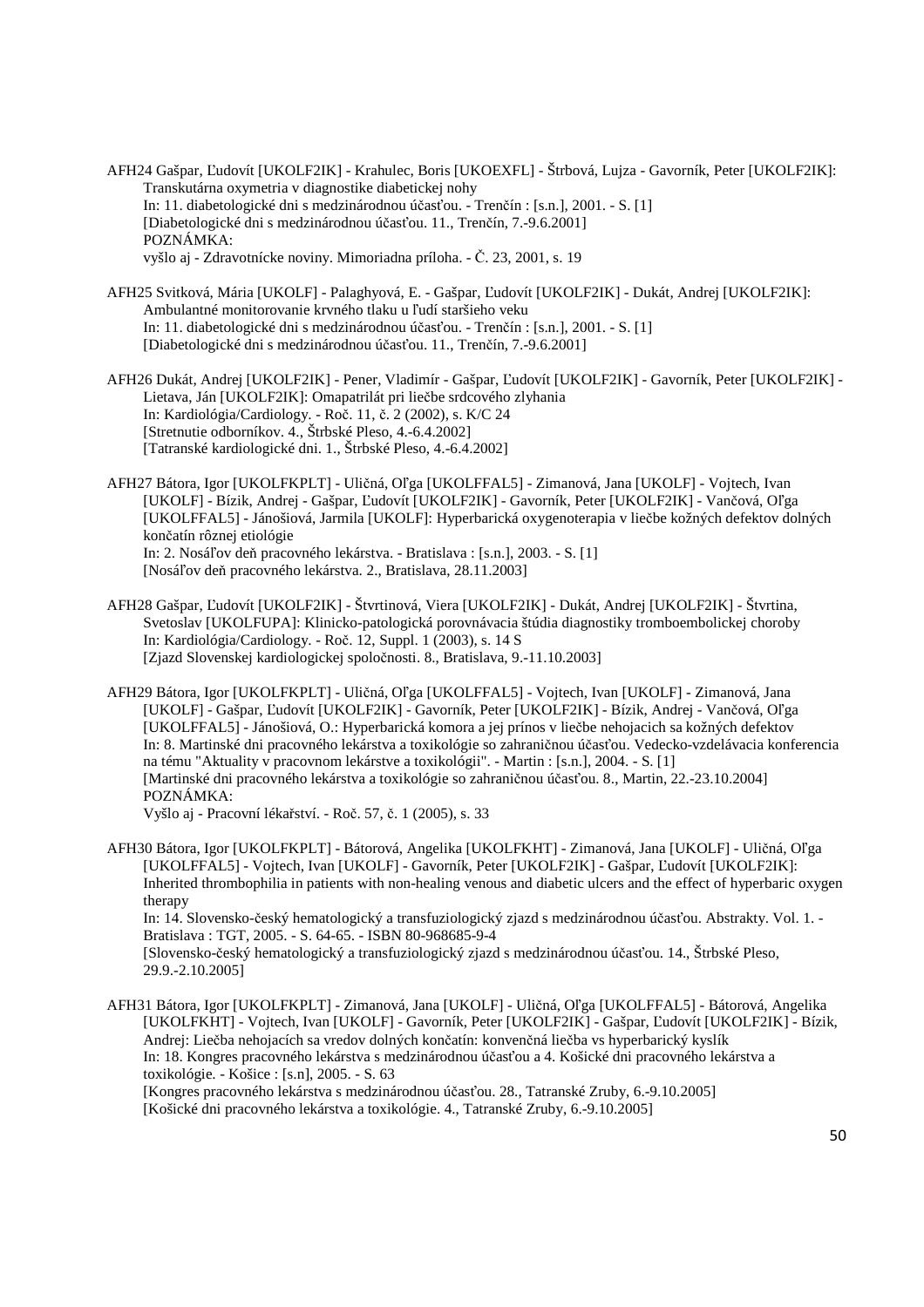AFH24 Gašpar, Ľudovít [UKOLF2IK] - Krahulec, Boris [UKOEXFL] - Štrbová, Lujza - Gavorník, Peter [UKOLF2IK]: Transkutárna oxymetria v diagnostike diabetickej nohy
In: 11. diabetologické dni s medzinárodnou účasťou. - Trenčín : [s.n.], 2001. - S. [1]
[Diabetologické dni s medzinárodnou účasťou. 11., Trenčín, 7.-9.6.2001]
POZNÁMKA:
vyšlo aj - Zdravotnícke noviny. Mimoriadna príloha. - Č. 23, 2001, s. 19

AFH25 Svitková, Mária [UKOLF] - Palaghyová, E. - Gašpar, Ľudovít [UKOLF2IK] - Dukát, Andrej [UKOLF2IK]: Ambulantné monitorovanie krvného tlaku u ľudí staršieho veku
In: 11. diabetologické dni s medzinárodnou účasťou. - Trenčín : [s.n.], 2001. - S. [1]
[Diabetologické dni s medzinárodnou účasťou. 11., Trenčín, 7.-9.6.2001]

AFH26 Dukát, Andrej [UKOLF2IK] - Pener, Vladimír - Gašpar, Ľudovít [UKOLF2IK] - Gavorník, Peter [UKOLF2IK] - Lietava, Ján [UKOLF2IK]: Omapatrilát pri liečbe srdcového zlyhania
In: Kardiológia/Cardiology. - Roč. 11, č. 2 (2002), s. K/C 24
[Stretnutie odborníkov. 4., Štrbské Pleso, 4.-6.4.2002]
[Tatranské kardiologické dni. 1., Štrbské Pleso, 4.-6.4.2002]

AFH27 Bátora, Igor [UKOLFKPLT] - Uličná, Oľga [UKOLFFAL5] - Zimanová, Jana [UKOLF] - Vojtech, Ivan [UKOLF] - Bízik, Andrej - Gašpar, Ľudovít [UKOLF2IK] - Gavorník, Peter [UKOLF2IK] - Vančová, Oľga [UKOLFFAL5] - Jánošiová, Jarmila [UKOLF]: Hyperbarická oxygenoterapia v liečbe kožných defektov dolných končatín rôznej etiológie
In: 2. Nosáľov deň pracovného lekárstva. - Bratislava : [s.n.], 2003. - S. [1]
[Nosáľov deň pracovného lekárstva. 2., Bratislava, 28.11.2003]

AFH28 Gašpar, Ľudovít [UKOLF2IK] - Štvrtinová, Viera [UKOLF2IK] - Dukát, Andrej [UKOLF2IK] - Štvrtina, Svetoslav [UKOLFUPA]: Klinicko-patologická porovnávacia štúdia diagnostiky tromboembolickej choroby
In: Kardiológia/Cardiology. - Roč. 12, Suppl. 1 (2003), s. 14 S
[Zjazd Slovenskej kardiologickej spoločnosti. 8., Bratislava, 9.-11.10.2003]

AFH29 Bátora, Igor [UKOLFKPLT] - Uličná, Oľga [UKOLFFAL5] - Vojtech, Ivan [UKOLF] - Zimanová, Jana [UKOLF] - Gašpar, Ľudovít [UKOLF2IK] - Gavorník, Peter [UKOLF2IK] - Bízik, Andrej - Vančová, Oľga [UKOLFFAL5] - Jánošiová, O.: Hyperbarická komora a jej prínos v liečbe nehojacich sa kožných defektov
In: 8. Martinské dni pracovného lekárstva a toxikológie so zahraničnou účasťou. Vedecko-vzdelávacia konferencia na tému "Aktuality v pracovnom lekárstve a toxikológii". - Martin : [s.n.], 2004. - S. [1]
[Martinské dni pracovného lekárstva a toxikológie so zahraničnou účasťou. 8., Martin, 22.-23.10.2004]
POZNÁMKA:
Vyšlo aj - Pracovní lékařství. - Roč. 57, č. 1 (2005), s. 33

AFH30 Bátora, Igor [UKOLFKPLT] - Bátorová, Angelika [UKOLFKHT] - Zimanová, Jana [UKOLF] - Uličná, Oľga [UKOLFFAL5] - Vojtech, Ivan [UKOLF] - Gavorník, Peter [UKOLF2IK] - Gašpar, Ľudovít [UKOLF2IK]: Inherited thrombophilia in patients with non-healing venous and diabetic ulcers and the effect of hyperbaric oxygen therapy
In: 14. Slovensko-český hematologický a transfuziologický zjazd s medzinárodnou účasťou. Abstrakty. Vol. 1. - Bratislava : TGT, 2005. - S. 64-65. - ISBN 80-968685-9-4
[Slovensko-český hematologický a transfuziologický zjazd s medzinárodnou účasťou. 14., Štrbské Pleso, 29.9.-2.10.2005]

AFH31 Bátora, Igor [UKOLFKPLT] - Zimanová, Jana [UKOLF] - Uličná, Oľga [UKOLFFAL5] - Bátorová, Angelika [UKOLFKHT] - Vojtech, Ivan [UKOLF] - Gavorník, Peter [UKOLF2IK] - Gašpar, Ľudovít [UKOLF2IK] - Bízik, Andrej: Liečba nehojacích sa vredov dolných končatín: konvenčná liečba vs hyperbarický kyslík
In: 18. Kongres pracovného lekárstva s medzinárodnou účasťou a 4. Košické dni pracovného lekárstva a toxikológie. - Košice : [s.n], 2005. - S. 63
[Kongres pracovného lekárstva s medzinárodnou účasťou. 28., Tatranské Zruby, 6.-9.10.2005]
[Košické dni pracovného lekárstva a toxikológie. 4., Tatranské Zruby, 6.-9.10.2005]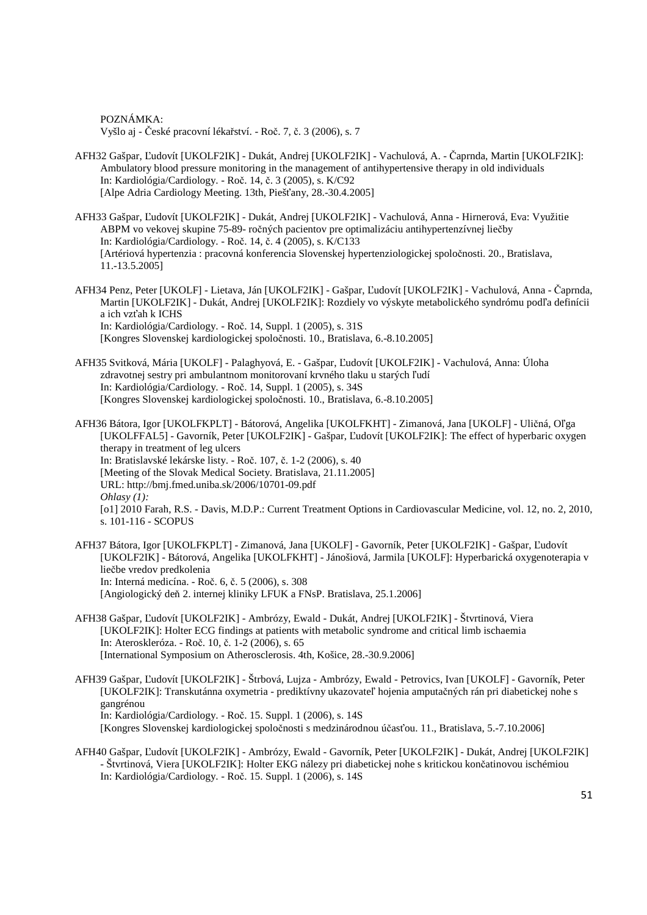POZNÁMKA:
Vyšlo aj - České pracovní lékařství. - Roč. 7, č. 3 (2006), s. 7

AFH32 Gašpar, Ľudovít [UKOLF2IK] - Dukát, Andrej [UKOLF2IK] - Vachulová, A. - Čaprnda, Martin [UKOLF2IK]: Ambulatory blood pressure monitoring in the management of antihypertensive therapy in old individuals
In: Kardiológia/Cardiology. - Roč. 14, č. 3 (2005), s. K/C92
[Alpe Adria Cardiology Meeting. 13th, Piešťany, 28.-30.4.2005]

AFH33 Gašpar, Ľudovít [UKOLF2IK] - Dukát, Andrej [UKOLF2IK] - Vachulová, Anna - Hirnerová, Eva: Využitie ABPM vo vekovej skupine 75-89- ročných pacientov pre optimalizáciu antihypertenzívnej liečby
In: Kardiológia/Cardiology. - Roč. 14, č. 4 (2005), s. K/C133
[Artériová hypertenzia : pracovná konferencia Slovenskej hypertenziologickej spoločnosti. 20., Bratislava, 11.-13.5.2005]

AFH34 Penz, Peter [UKOLF] - Lietava, Ján [UKOLF2IK] - Gašpar, Ľudovít [UKOLF2IK] - Vachulová, Anna - Čaprnda, Martin [UKOLF2IK] - Dukát, Andrej [UKOLF2IK]: Rozdiely vo výskyte metabolického syndrómu podľa definícii a ich vzťah k ICHS
In: Kardiológia/Cardiology. - Roč. 14, Suppl. 1 (2005), s. 31S
[Kongres Slovenskej kardiologickej spoločnosti. 10., Bratislava, 6.-8.10.2005]

AFH35 Svitková, Mária [UKOLF] - Palaghyová, E. - Gašpar, Ľudovít [UKOLF2IK] - Vachulová, Anna: Úloha zdravotnej sestry pri ambulantnom monitorovaní krvného tlaku u starých ľudí
In: Kardiológia/Cardiology. - Roč. 14, Suppl. 1 (2005), s. 34S
[Kongres Slovenskej kardiologickej spoločnosti. 10., Bratislava, 6.-8.10.2005]

AFH36 Bátora, Igor [UKOLFKPLT] - Bátorová, Angelika [UKOLFKHT] - Zimanová, Jana [UKOLF] - Uličná, Oľga [UKOLFFAL5] - Gavorník, Peter [UKOLF2IK] - Gašpar, Ľudovít [UKOLF2IK]: The effect of hyperbaric oxygen therapy in treatment of leg ulcers
In: Bratislavské lekárske listy. - Roč. 107, č. 1-2 (2006), s. 40
[Meeting of the Slovak Medical Society. Bratislava, 21.11.2005]
URL: http://bmj.fmed.uniba.sk/2006/10701-09.pdf
*Ohlasy (1):*
[o1] 2010 Farah, R.S. - Davis, M.D.P.: Current Treatment Options in Cardiovascular Medicine, vol. 12, no. 2, 2010, s. 101-116 - SCOPUS

AFH37 Bátora, Igor [UKOLFKPLT] - Zimanová, Jana [UKOLF] - Gavorník, Peter [UKOLF2IK] - Gašpar, Ľudovít [UKOLF2IK] - Bátorová, Angelika [UKOLFKHT] - Jánošiová, Jarmila [UKOLF]: Hyperbarická oxygenoterapia v liečbe vredov predkolenia
In: Interná medicína. - Roč. 6, č. 5 (2006), s. 308
[Angiologický deň 2. internej kliniky LFUK a FNsP. Bratislava, 25.1.2006]

AFH38 Gašpar, Ľudovít [UKOLF2IK] - Ambrózy, Ewald - Dukát, Andrej [UKOLF2IK] - Štvrtinová, Viera [UKOLF2IK]: Holter ECG findings at patients with metabolic syndrome and critical limb ischaemia
In: Ateroskleróza. - Roč. 10, č. 1-2 (2006), s. 65
[International Symposium on Atherosclerosis. 4th, Košice, 28.-30.9.2006]

AFH39 Gašpar, Ľudovít [UKOLF2IK] - Štrbová, Lujza - Ambrózy, Ewald - Petrovics, Ivan [UKOLF] - Gavorník, Peter [UKOLF2IK]: Transkutánna oxymetria - prediktívny ukazovateľ hojenia amputačných rán pri diabetickej nohe s gangrénou
In: Kardiológia/Cardiology. - Roč. 15. Suppl. 1 (2006), s. 14S
[Kongres Slovenskej kardiologickej spoločnosti s medzinárodnou účasťou. 11., Bratislava, 5.-7.10.2006]

AFH40 Gašpar, Ľudovít [UKOLF2IK] - Ambrózy, Ewald - Gavorník, Peter [UKOLF2IK] - Dukát, Andrej [UKOLF2IK] - Štvrtinová, Viera [UKOLF2IK]: Holter EKG nálezy pri diabetickej nohe s kritickou končatinovou ischémiou
In: Kardiológia/Cardiology. - Roč. 15. Suppl. 1 (2006), s. 14S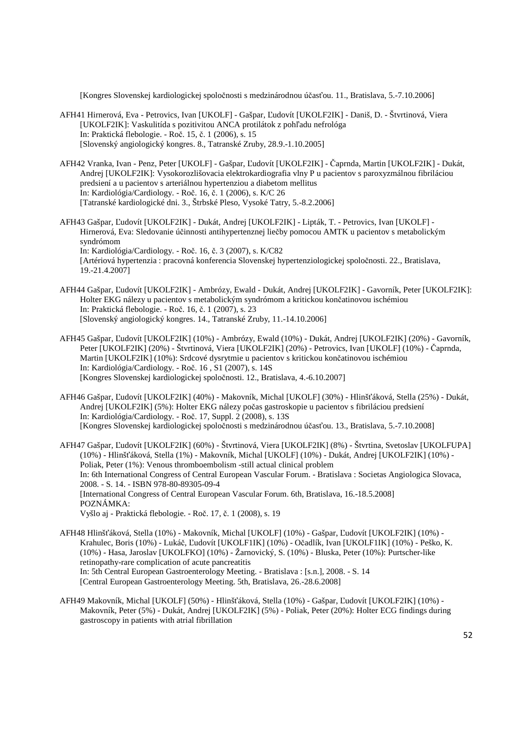[Kongres Slovenskej kardiologickej spoločnosti s medzinárodnou účasťou. 11., Bratislava, 5.-7.10.2006]

AFH41 Hirnerová, Eva - Petrovics, Ivan [UKOLF] - Gašpar, Ľudovít [UKOLF2IK] - Daniš, D. - Štvrtinová, Viera [UKOLF2IK]: Vaskulitída s pozitivitou ANCA protilátok z pohľadu nefrológa
In: Praktická flebologie. - Roč. 15, č. 1 (2006), s. 15
[Slovenský angiologický kongres. 8., Tatranské Zruby, 28.9.-1.10.2005]

AFH42 Vranka, Ivan - Penz, Peter [UKOLF] - Gašpar, Ľudovít [UKOLF2IK] - Čaprnda, Martin [UKOLF2IK] - Dukát, Andrej [UKOLF2IK]: Vysokorozlišovacia elektrokardiografia vlny P u pacientov s paroxyzmálnou fibriláciou predsiení a u pacientov s arteriálnou hypertenziou a diabetom mellitus
In: Kardiológia/Cardiology. - Roč. 16, č. 1 (2006), s. K/C 26
[Tatranské kardiologické dni. 3., Štrbské Pleso, Vysoké Tatry, 5.-8.2.2006]

AFH43 Gašpar, Ľudovít [UKOLF2IK] - Dukát, Andrej [UKOLF2IK] - Lipták, T. - Petrovics, Ivan [UKOLF] - Hirnerová, Eva: Sledovanie účinnosti antihypertenznej liečby pomocou AMTK u pacientov s metabolickým syndrómom
In: Kardiológia/Cardiology. - Roč. 16, č. 3 (2007), s. K/C82
[Artériová hypertenzia : pracovná konferencia Slovenskej hypertenziologickej spoločnosti. 22., Bratislava, 19.-21.4.2007]

AFH44 Gašpar, Ľudovít [UKOLF2IK] - Ambrózy, Ewald - Dukát, Andrej [UKOLF2IK] - Gavorník, Peter [UKOLF2IK]: Holter EKG nálezy u pacientov s metabolickým syndrómom a kritickou končatinovou ischémiou
In: Praktická flebologie. - Roč. 16, č. 1 (2007), s. 23
[Slovenský angiologický kongres. 14., Tatranské Zruby, 11.-14.10.2006]

AFH45 Gašpar, Ľudovít [UKOLF2IK] (10%) - Ambrózy, Ewald (10%) - Dukát, Andrej [UKOLF2IK] (20%) - Gavorník, Peter [UKOLF2IK] (20%) - Štvrtinová, Viera [UKOLF2IK] (20%) - Petrovics, Ivan [UKOLF] (10%) - Čaprnda, Martin [UKOLF2IK] (10%): Srdcové dysrytmie u pacientov s kritickou končatinovou ischémiou
In: Kardiológia/Cardiology. - Roč. 16 , S1 (2007), s. 14S
[Kongres Slovenskej kardiologickej spoločnosti. 12., Bratislava, 4.-6.10.2007]

AFH46 Gašpar, Ľudovít [UKOLF2IK] (40%) - Makovník, Michal [UKOLF] (30%) - Hlinšťáková, Stella (25%) - Dukát, Andrej [UKOLF2IK] (5%): Holter EKG nálezy počas gastroskopie u pacientov s fibriláciou predsiení
In: Kardiológia/Cardiology. - Roč. 17, Suppl. 2 (2008), s. 13S
[Kongres Slovenskej kardiologickej spoločnosti s medzinárodnou účasťou. 13., Bratislava, 5.-7.10.2008]

AFH47 Gašpar, Ľudovít [UKOLF2IK] (60%) - Štvrtinová, Viera [UKOLF2IK] (8%) - Štvrtina, Svetoslav [UKOLFUPA] (10%) - Hlinšťáková, Stella (1%) - Makovník, Michal [UKOLF] (10%) - Dukát, Andrej [UKOLF2IK] (10%) - Poliak, Peter (1%): Venous thromboembolism -still actual clinical problem
In: 6th International Congress of Central European Vascular Forum. - Bratislava : Societas Angiologica Slovaca, 2008. - S. 14. - ISBN 978-80-89305-09-4
[International Congress of Central European Vascular Forum. 6th, Bratislava, 16.-18.5.2008]
POZNÁMKA:
Vyšlo aj - Praktická flebologie. - Roč. 17, č. 1 (2008), s. 19

AFH48 Hlinšťáková, Stella (10%) - Makovník, Michal [UKOLF] (10%) - Gašpar, Ľudovít [UKOLF2IK] (10%) - Krahulec, Boris (10%) - Lukáč, Ľudovít [UKOLF1IK] (10%) - Očadlík, Ivan [UKOLF1IK] (10%) - Peško, K. (10%) - Hasa, Jaroslav [UKOLFKO] (10%) - Žarnovický, S. (10%) - Bluska, Peter (10%): Purtscher-like retinopathy-rare complication of acute pancreatitis
In: 5th Central European Gastroenterology Meeting. - Bratislava : [s.n.], 2008. - S. 14
[Central European Gastroenterology Meeting. 5th, Bratislava, 26.-28.6.2008]

AFH49 Makovník, Michal [UKOLF] (50%) - Hlinšťáková, Stella (10%) - Gašpar, Ľudovít [UKOLF2IK] (10%) - Makovník, Peter (5%) - Dukát, Andrej [UKOLF2IK] (5%) - Poliak, Peter (20%): Holter ECG findings during gastroscopy in patients with atrial fibrillation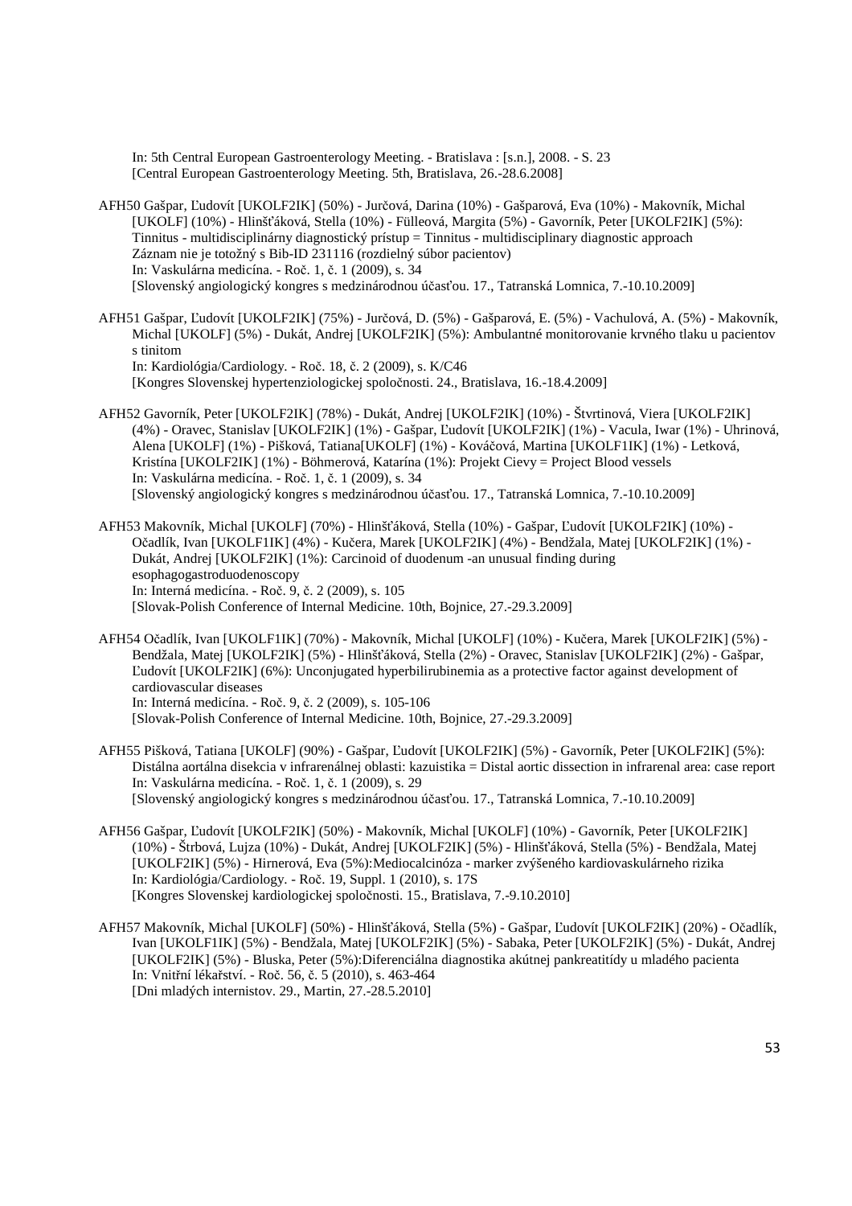In: 5th Central European Gastroenterology Meeting. - Bratislava : [s.n.], 2008. - S. 23
[Central European Gastroenterology Meeting. 5th, Bratislava, 26.-28.6.2008]

AFH50 Gašpar, Ľudovít [UKOLF2IK] (50%) - Jurčová, Darina (10%) - Gašparová, Eva (10%) - Makovník, Michal [UKOLF] (10%) - Hlinšťáková, Stella (10%) - Fülleová, Margita (5%) - Gavorník, Peter [UKOLF2IK] (5%): Tinnitus - multidisciplinárny diagnostický prístup = Tinnitus - multidisciplinary diagnostic approach
Záznam nie je totožný s Bib-ID 231116 (rozdielný súbor pacientov)
In: Vaskulárna medicína. - Roč. 1, č. 1 (2009), s. 34
[Slovenský angiologický kongres s medzinárodnou účasťou. 17., Tatranská Lomnica, 7.-10.10.2009]

AFH51 Gašpar, Ľudovít [UKOLF2IK] (75%) - Jurčová, D. (5%) - Gašparová, E. (5%) - Vachulová, A. (5%) - Makovník, Michal [UKOLF] (5%) - Dukát, Andrej [UKOLF2IK] (5%): Ambulantné monitorovanie krvného tlaku u pacientov s tinitom
In: Kardiológia/Cardiology. - Roč. 18, č. 2 (2009), s. K/C46
[Kongres Slovenskej hypertenziologickej spoločnosti. 24., Bratislava, 16.-18.4.2009]

AFH52 Gavorník, Peter [UKOLF2IK] (78%) - Dukát, Andrej [UKOLF2IK] (10%) - Štvrtinová, Viera [UKOLF2IK] (4%) - Oravec, Stanislav [UKOLF2IK] (1%) - Gašpar, Ľudovít [UKOLF2IK] (1%) - Vacula, Iwar (1%) - Uhrinová, Alena [UKOLF] (1%) - Pišková, Tatiana[UKOLF] (1%) - Kováčová, Martina [UKOLF1IK] (1%) - Letková, Kristína [UKOLF2IK] (1%) - Böhmerová, Katarína (1%): Projekt Cievy = Project Blood vessels
In: Vaskulárna medicína. - Roč. 1, č. 1 (2009), s. 34
[Slovenský angiologický kongres s medzinárodnou účasťou. 17., Tatranská Lomnica, 7.-10.10.2009]

AFH53 Makovník, Michal [UKOLF] (70%) - Hlinšťáková, Stella (10%) - Gašpar, Ľudovít [UKOLF2IK] (10%) - Očadlík, Ivan [UKOLF1IK] (4%) - Kučera, Marek [UKOLF2IK] (4%) - Bendžala, Matej [UKOLF2IK] (1%) - Dukát, Andrej [UKOLF2IK] (1%): Carcinoid of duodenum -an unusual finding during esophagogastroduodenoscopy
In: Interná medicína. - Roč. 9, č. 2 (2009), s. 105
[Slovak-Polish Conference of Internal Medicine. 10th, Bojnice, 27.-29.3.2009]

AFH54 Očadlík, Ivan [UKOLF1IK] (70%) - Makovník, Michal [UKOLF] (10%) - Kučera, Marek [UKOLF2IK] (5%) - Bendžala, Matej [UKOLF2IK] (5%) - Hlinšťáková, Stella (2%) - Oravec, Stanislav [UKOLF2IK] (2%) - Gašpar, Ľudovít [UKOLF2IK] (6%): Unconjugated hyperbilirubinemia as a protective factor against development of cardiovascular diseases
In: Interná medicína. - Roč. 9, č. 2 (2009), s. 105-106
[Slovak-Polish Conference of Internal Medicine. 10th, Bojnice, 27.-29.3.2009]

AFH55 Pišková, Tatiana [UKOLF] (90%) - Gašpar, Ľudovít [UKOLF2IK] (5%) - Gavorník, Peter [UKOLF2IK] (5%): Distálna aortálna disekcia v infrarenálnej oblasti: kazuistika = Distal aortic dissection in infrarenal area: case report
In: Vaskulárna medicína. - Roč. 1, č. 1 (2009), s. 29
[Slovenský angiologický kongres s medzinárodnou účasťou. 17., Tatranská Lomnica, 7.-10.10.2009]

AFH56 Gašpar, Ľudovít [UKOLF2IK] (50%) - Makovník, Michal [UKOLF] (10%) - Gavorník, Peter [UKOLF2IK] (10%) - Štrbová, Lujza (10%) - Dukát, Andrej [UKOLF2IK] (5%) - Hlinšťáková, Stella (5%) - Bendžala, Matej [UKOLF2IK] (5%) - Hirnerová, Eva (5%):Mediocalcinóza - marker zvýšeného kardiovaskulárneho rizika
In: Kardiológia/Cardiology. - Roč. 19, Suppl. 1 (2010), s. 17S
[Kongres Slovenskej kardiologickej spoločnosti. 15., Bratislava, 7.-9.10.2010]

AFH57 Makovník, Michal [UKOLF] (50%) - Hlinšťáková, Stella (5%) - Gašpar, Ľudovít [UKOLF2IK] (20%) - Očadlík, Ivan [UKOLF1IK] (5%) - Bendžala, Matej [UKOLF2IK] (5%) - Sabaka, Peter [UKOLF2IK] (5%) - Dukát, Andrej [UKOLF2IK] (5%) - Bluska, Peter (5%):Diferenciálna diagnostika akútnej pankreatitídy u mladého pacienta
In: Vnitřní lékařství. - Roč. 56, č. 5 (2010), s. 463-464
[Dni mladých internistov. 29., Martin, 27.-28.5.2010]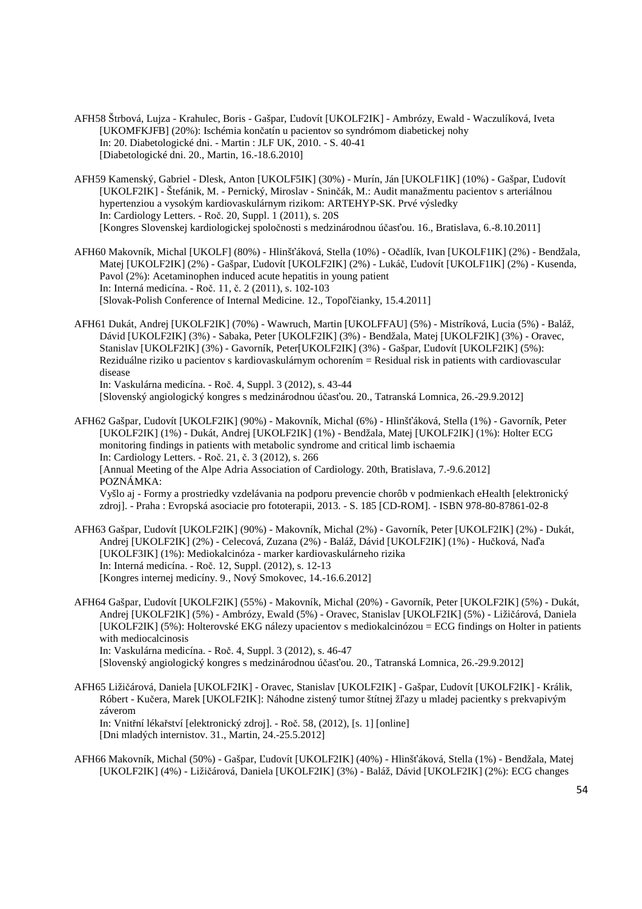AFH58 Štrbová, Lujza - Krahulec, Boris - Gašpar, Ľudovít [UKOLF2IK] - Ambrózy, Ewald - Waczulíková, Iveta [UKOMFKJFB] (20%): Ischémia končatín u pacientov so syndrómom diabetickej nohy
In: 20. Diabetologické dni. - Martin : JLF UK, 2010. - S. 40-41
[Diabetologické dni. 20., Martin, 16.-18.6.2010]

AFH59 Kamenský, Gabriel - Dlesk, Anton [UKOLF5IK] (30%) - Murín, Ján [UKOLF1IK] (10%) - Gašpar, Ľudovít [UKOLF2IK] - Štefánik, M. - Pernický, Miroslav - Sninčák, M.: Audit manažmentu pacientov s arteriálnou hypertenziou a vysokým kardiovaskulárnym rizikom: ARTEHYP-SK. Prvé výsledky
In: Cardiology Letters. - Roč. 20, Suppl. 1 (2011), s. 20S
[Kongres Slovenskej kardiologickej spoločnosti s medzinárodnou účasťou. 16., Bratislava, 6.-8.10.2011]

AFH60 Makovník, Michal [UKOLF] (80%) - Hlinšťáková, Stella (10%) - Očadlík, Ivan [UKOLF1IK] (2%) - Bendžala, Matej [UKOLF2IK] (2%) - Gašpar, Ľudovít [UKOLF2IK] (2%) - Lukáč, Ľudovít [UKOLF1IK] (2%) - Kusenda, Pavol (2%): Acetaminophen induced acute hepatitis in young patient
In: Interná medicína. - Roč. 11, č. 2 (2011), s. 102-103
[Slovak-Polish Conference of Internal Medicine. 12., Topoľčianky, 15.4.2011]

AFH61 Dukát, Andrej [UKOLF2IK] (70%) - Wawruch, Martin [UKOLFFAU] (5%) - Mistríková, Lucia (5%) - Baláž, Dávid [UKOLF2IK] (3%) - Sabaka, Peter [UKOLF2IK] (3%) - Bendžala, Matej [UKOLF2IK] (3%) - Oravec, Stanislav [UKOLF2IK] (3%) - Gavorník, Peter[UKOLF2IK] (3%) - Gašpar, Ľudovít [UKOLF2IK] (5%): Reziduálne riziko u pacientov s kardiovaskulárnym ochorením = Residual risk in patients with cardiovascular disease
In: Vaskulárna medicína. - Roč. 4, Suppl. 3 (2012), s. 43-44
[Slovenský angiologický kongres s medzinárodnou účasťou. 20., Tatranská Lomnica, 26.-29.9.2012]

AFH62 Gašpar, Ľudovít [UKOLF2IK] (90%) - Makovník, Michal (6%) - Hlinšťáková, Stella (1%) - Gavorník, Peter [UKOLF2IK] (1%) - Dukát, Andrej [UKOLF2IK] (1%) - Bendžala, Matej [UKOLF2IK] (1%): Holter ECG monitoring findings in patients with metabolic syndrome and critical limb ischaemia
In: Cardiology Letters. - Roč. 21, č. 3 (2012), s. 266
[Annual Meeting of the Alpe Adria Association of Cardiology. 20th, Bratislava, 7.-9.6.2012]
POZNÁMKA:
Vyšlo aj - Formy a prostriedky vzdelávania na podporu prevencie chorôb v podmienkach eHealth [elektronický zdroj]. - Praha : Evropská asociacie pro fototerapii, 2013. - S. 185 [CD-ROM]. - ISBN 978-80-87861-02-8

AFH63 Gašpar, Ľudovít [UKOLF2IK] (90%) - Makovník, Michal (2%) - Gavorník, Peter [UKOLF2IK] (2%) - Dukát, Andrej [UKOLF2IK] (2%) - Celecová, Zuzana (2%) - Baláž, Dávid [UKOLF2IK] (1%) - Hučková, Naďa [UKOLF3IK] (1%): Mediokalcinóza - marker kardiovaskulárneho rizika
In: Interná medicína. - Roč. 12, Suppl. (2012), s. 12-13
[Kongres internej medicíny. 9., Nový Smokovec, 14.-16.6.2012]

AFH64 Gašpar, Ľudovít [UKOLF2IK] (55%) - Makovník, Michal (20%) - Gavorník, Peter [UKOLF2IK] (5%) - Dukát, Andrej [UKOLF2IK] (5%) - Ambrózy, Ewald (5%) - Oravec, Stanislav [UKOLF2IK] (5%) - Ližičárová, Daniela [UKOLF2IK] (5%): Holterovské EKG nálezy upacientov s mediokalcinózou = ECG findings on Holter in patients with mediocalcinosis
In: Vaskulárna medicína. - Roč. 4, Suppl. 3 (2012), s. 46-47
[Slovenský angiologický kongres s medzinárodnou účasťou. 20., Tatranská Lomnica, 26.-29.9.2012]

AFH65 Ližičárová, Daniela [UKOLF2IK] - Oravec, Stanislav [UKOLF2IK] - Gašpar, Ľudovít [UKOLF2IK] - Králik, Róbert - Kučera, Marek [UKOLF2IK]: Náhodne zistený tumor štítnej žľazy u mladej pacientky s prekvapivým záverom
In: Vnitřní lékařství [elektronický zdroj]. - Roč. 58, (2012), [s. 1] [online]
[Dni mladých internistov. 31., Martin, 24.-25.5.2012]

AFH66 Makovník, Michal (50%) - Gašpar, Ľudovít [UKOLF2IK] (40%) - Hlinšťáková, Stella (1%) - Bendžala, Matej [UKOLF2IK] (4%) - Ližičárová, Daniela [UKOLF2IK] (3%) - Baláž, Dávid [UKOLF2IK] (2%): ECG changes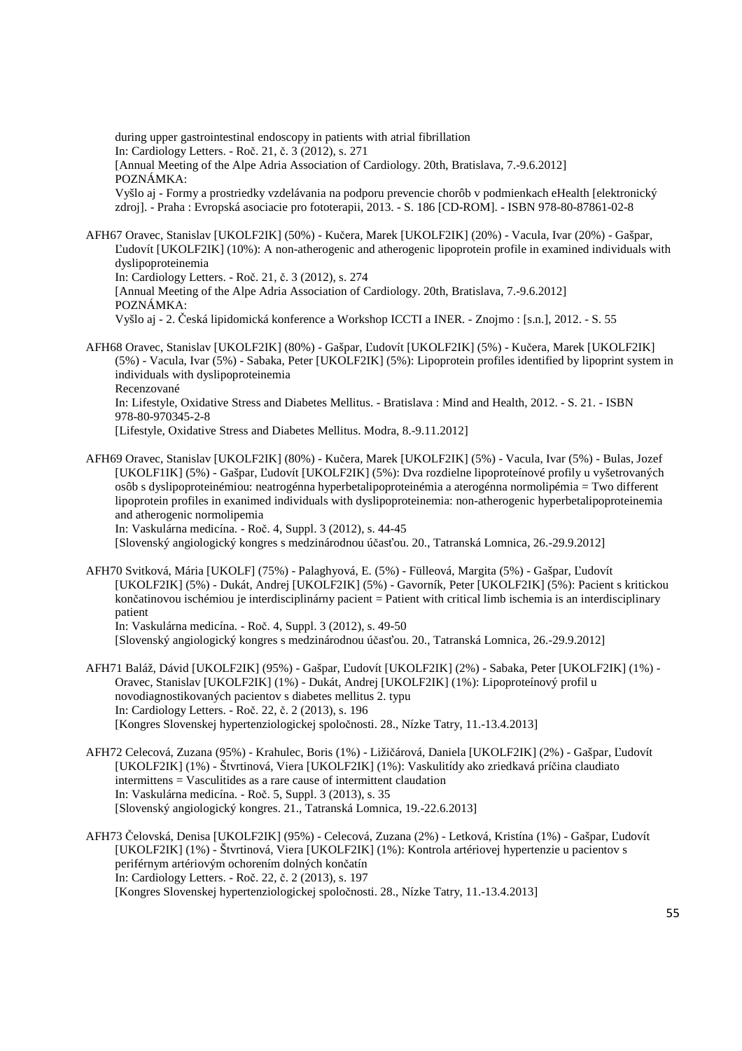during upper gastrointestinal endoscopy in patients with atrial fibrillation
In: Cardiology Letters. - Roč. 21, č. 3 (2012), s. 271
[Annual Meeting of the Alpe Adria Association of Cardiology. 20th, Bratislava, 7.-9.6.2012]
POZNÁMKA:
Vyšlo aj - Formy a prostriedky vzdelávania na podporu prevencie chorôb v podmienkach eHealth [elektronický zdroj]. - Praha : Evropská asociacie pro fototerapii, 2013. - S. 186 [CD-ROM]. - ISBN 978-80-87861-02-8

AFH67 Oravec, Stanislav [UKOLF2IK] (50%) - Kučera, Marek [UKOLF2IK] (20%) - Vacula, Ivar (20%) - Gašpar, Ľudovít [UKOLF2IK] (10%): A non-atherogenic and atherogenic lipoprotein profile in examined individuals with dyslipoproteinemia
In: Cardiology Letters. - Roč. 21, č. 3 (2012), s. 274
[Annual Meeting of the Alpe Adria Association of Cardiology. 20th, Bratislava, 7.-9.6.2012]
POZNÁMKA:
Vyšlo aj - 2. Česká lipidomická konference a Workshop ICCTI a INER. - Znojmo : [s.n.], 2012. - S. 55

AFH68 Oravec, Stanislav [UKOLF2IK] (80%) - Gašpar, Ľudovít [UKOLF2IK] (5%) - Kučera, Marek [UKOLF2IK] (5%) - Vacula, Ivar (5%) - Sabaka, Peter [UKOLF2IK] (5%): Lipoprotein profiles identified by lipoprint system in individuals with dyslipoproteinemia
Recenzované
In: Lifestyle, Oxidative Stress and Diabetes Mellitus. - Bratislava : Mind and Health, 2012. - S. 21. - ISBN 978-80-970345-2-8
[Lifestyle, Oxidative Stress and Diabetes Mellitus. Modra, 8.-9.11.2012]

AFH69 Oravec, Stanislav [UKOLF2IK] (80%) - Kučera, Marek [UKOLF2IK] (5%) - Vacula, Ivar (5%) - Bulas, Jozef [UKOLF1IK] (5%) - Gašpar, Ľudovít [UKOLF2IK] (5%): Dva rozdielne lipoproteínové profily u vyšetrovaných osôb s dyslipoproteinémiou: neatrogénna hyperbetalipoproteinémia a aterogénna normolipémia = Two different lipoprotein profiles in exanimed individuals with dyslipoproteinemia: non-atherogenic hyperbetalipoproteinemia and atherogenic normolipemia
In: Vaskulárna medicína. - Roč. 4, Suppl. 3 (2012), s. 44-45
[Slovenský angiologický kongres s medzinárodnou účasťou. 20., Tatranská Lomnica, 26.-29.9.2012]

AFH70 Svitková, Mária [UKOLF] (75%) - Palaghyová, E. (5%) - Fülleová, Margita (5%) - Gašpar, Ľudovít [UKOLF2IK] (5%) - Dukát, Andrej [UKOLF2IK] (5%) - Gavorník, Peter [UKOLF2IK] (5%): Pacient s kritickou končatinovou ischémiou je interdisciplinárny pacient = Patient with critical limb ischemia is an interdisciplinary patient
In: Vaskulárna medicína. - Roč. 4, Suppl. 3 (2012), s. 49-50
[Slovenský angiologický kongres s medzinárodnou účasťou. 20., Tatranská Lomnica, 26.-29.9.2012]

AFH71 Baláž, Dávid [UKOLF2IK] (95%) - Gašpar, Ľudovít [UKOLF2IK] (2%) - Sabaka, Peter [UKOLF2IK] (1%) - Oravec, Stanislav [UKOLF2IK] (1%) - Dukát, Andrej [UKOLF2IK] (1%): Lipoproteínový profil u novodiagnostikovaných pacientov s diabetes mellitus 2. typu
In: Cardiology Letters. - Roč. 22, č. 2 (2013), s. 196
[Kongres Slovenskej hypertenziologickej spoločnosti. 28., Nízke Tatry, 11.-13.4.2013]

AFH72 Celecová, Zuzana (95%) - Krahulec, Boris (1%) - Ližičárová, Daniela [UKOLF2IK] (2%) - Gašpar, Ľudovít [UKOLF2IK] (1%) - Štvrtinová, Viera [UKOLF2IK] (1%): Vaskulitídy ako zriedkavá príčina claudiato intermittens = Vasculitides as a rare cause of intermittent claudation
In: Vaskulárna medicína. - Roč. 5, Suppl. 3 (2013), s. 35
[Slovenský angiologický kongres. 21., Tatranská Lomnica, 19.-22.6.2013]

AFH73 Čelovská, Denisa [UKOLF2IK] (95%) - Celecová, Zuzana (2%) - Letková, Kristína (1%) - Gašpar, Ľudovít [UKOLF2IK] (1%) - Štvrtinová, Viera [UKOLF2IK] (1%): Kontrola artériovej hypertenzie u pacientov s periférnym artériovým ochorením dolných končatín
In: Cardiology Letters. - Roč. 22, č. 2 (2013), s. 197
[Kongres Slovenskej hypertenziologickej spoločnosti. 28., Nízke Tatry, 11.-13.4.2013]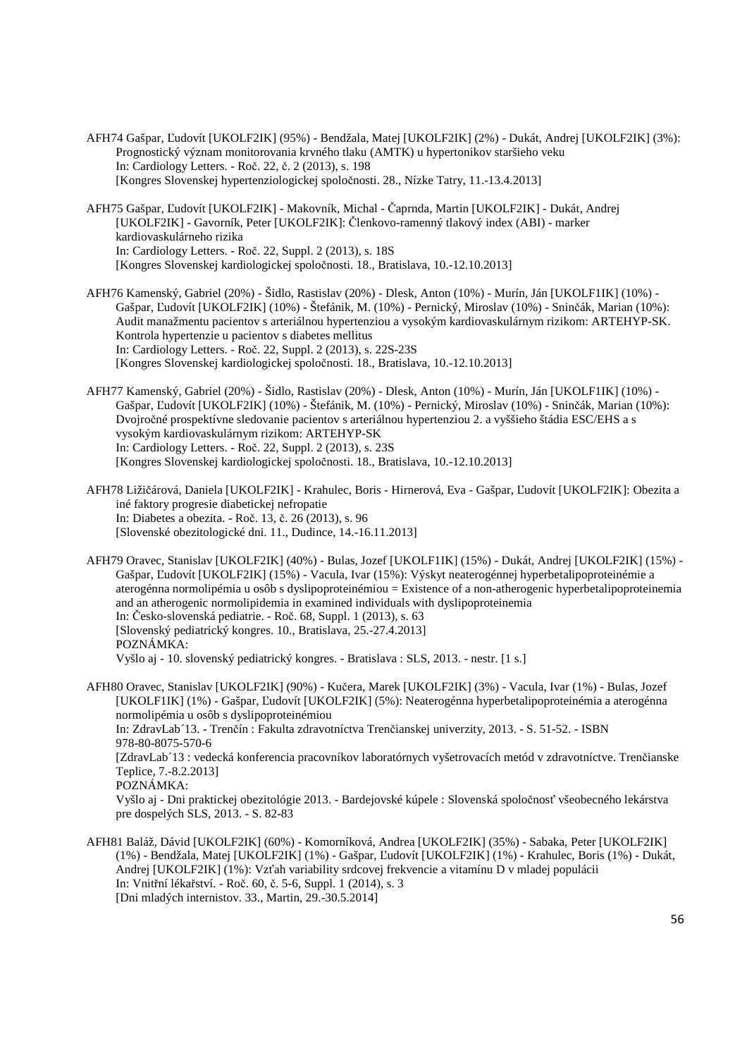AFH74 Gašpar, Ľudovít [UKOLF2IK] (95%) - Bendžala, Matej [UKOLF2IK] (2%) - Dukát, Andrej [UKOLF2IK] (3%): Prognostický význam monitorovania krvného tlaku (AMTK) u hypertonikov staršieho veku
In: Cardiology Letters. - Roč. 22, č. 2 (2013), s. 198
[Kongres Slovenskej hypertenziologickej spoločnosti. 28., Nízke Tatry, 11.-13.4.2013]

AFH75 Gašpar, Ľudovít [UKOLF2IK] - Makovník, Michal - Čaprnda, Martin [UKOLF2IK] - Dukát, Andrej [UKOLF2IK] - Gavorník, Peter [UKOLF2IK]: Členkovo-ramenný tlakový index (ABI) - marker kardiovaskulárneho rizika
In: Cardiology Letters. - Roč. 22, Suppl. 2 (2013), s. 18S
[Kongres Slovenskej kardiologickej spoločnosti. 18., Bratislava, 10.-12.10.2013]

AFH76 Kamenský, Gabriel (20%) - Šidlo, Rastislav (20%) - Dlesk, Anton (10%) - Murín, Ján [UKOLF1IK] (10%) - Gašpar, Ľudovít [UKOLF2IK] (10%) - Štefánik, M. (10%) - Pernický, Miroslav (10%) - Sninčák, Marian (10%): Audit manažmentu pacientov s arteriálnou hypertenziou a vysokým kardiovaskulárnym rizikom: ARTEHYP-SK. Kontrola hypertenzie u pacientov s diabetes mellitus
In: Cardiology Letters. - Roč. 22, Suppl. 2 (2013), s. 22S-23S
[Kongres Slovenskej kardiologickej spoločnosti. 18., Bratislava, 10.-12.10.2013]

AFH77 Kamenský, Gabriel (20%) - Šidlo, Rastislav (20%) - Dlesk, Anton (10%) - Murín, Ján [UKOLF1IK] (10%) - Gašpar, Ľudovít [UKOLF2IK] (10%) - Štefánik, M. (10%) - Pernický, Miroslav (10%) - Sninčák, Marian (10%): Dvojročné prospektívne sledovanie pacientov s arteriálnou hypertenziou 2. a vyššieho štádia ESC/EHS a s vysokým kardiovaskulárnym rizikom: ARTEHYP-SK
In: Cardiology Letters. - Roč. 22, Suppl. 2 (2013), s. 23S
[Kongres Slovenskej kardiologickej spoločnosti. 18., Bratislava, 10.-12.10.2013]

AFH78 Ližičárová, Daniela [UKOLF2IK] - Krahulec, Boris - Hirnerová, Eva - Gašpar, Ľudovít [UKOLF2IK]: Obezita a iné faktory progresie diabetickej nefropatie
In: Diabetes a obezita. - Roč. 13, č. 26 (2013), s. 96
[Slovenské obezitologické dni. 11., Dudince, 14.-16.11.2013]

AFH79 Oravec, Stanislav [UKOLF2IK] (40%) - Bulas, Jozef [UKOLF1IK] (15%) - Dukát, Andrej [UKOLF2IK] (15%) - Gašpar, Ľudovít [UKOLF2IK] (15%) - Vacula, Ivar (15%): Výskyt neaterogénnej hyperbetalipoproteinémie a aterogénna normolipémia u osôb s dyslipoproteinémiou = Existence of a non-atherogenic hyperbetalipoproteinemia and an atherogenic normolipidemia in examined individuals with dyslipoproteinemia
In: Česko-slovenská pediatrie. - Roč. 68, Suppl. 1 (2013), s. 63
[Slovenský pediatrický kongres. 10., Bratislava, 25.-27.4.2013]
POZNÁMKA:
Vyšlo aj - 10. slovenský pediatrický kongres. - Bratislava : SLS, 2013. - nestr. [1 s.]

AFH80 Oravec, Stanislav [UKOLF2IK] (90%) - Kučera, Marek [UKOLF2IK] (3%) - Vacula, Ivar (1%) - Bulas, Jozef [UKOLF1IK] (1%) - Gašpar, Ľudovít [UKOLF2IK] (5%): Neaterogénna hyperbetalipoproteinémia a aterogénna normolipémia u osôb s dyslipoproteinémiou
In: ZdravLab´13. - Trenčín : Fakulta zdravotníctva Trenčianskej univerzity, 2013. - S. 51-52. - ISBN 978-80-8075-570-6
[ZdravLab´13 : vedecká konferencia pracovníkov laboratórnych vyšetrovacích metód v zdravotníctve. Trenčianske Teplice, 7.-8.2.2013]
POZNÁMKA:
Vyšlo aj - Dni praktickej obezitológie 2013. - Bardejovské kúpele : Slovenská spoločnosť všeobecného lekárstva pre dospelých SLS, 2013. - S. 82-83

AFH81 Baláž, Dávid [UKOLF2IK] (60%) - Komorníková, Andrea [UKOLF2IK] (35%) - Sabaka, Peter [UKOLF2IK] (1%) - Bendžala, Matej [UKOLF2IK] (1%) - Gašpar, Ľudovít [UKOLF2IK] (1%) - Krahulec, Boris (1%) - Dukát, Andrej [UKOLF2IK] (1%): Vzťah variability srdcovej frekvencie a vitamínu D v mladej populácii
In: Vnitřní lékařství. - Roč. 60, č. 5-6, Suppl. 1 (2014), s. 3
[Dni mladých internistov. 33., Martin, 29.-30.5.2014]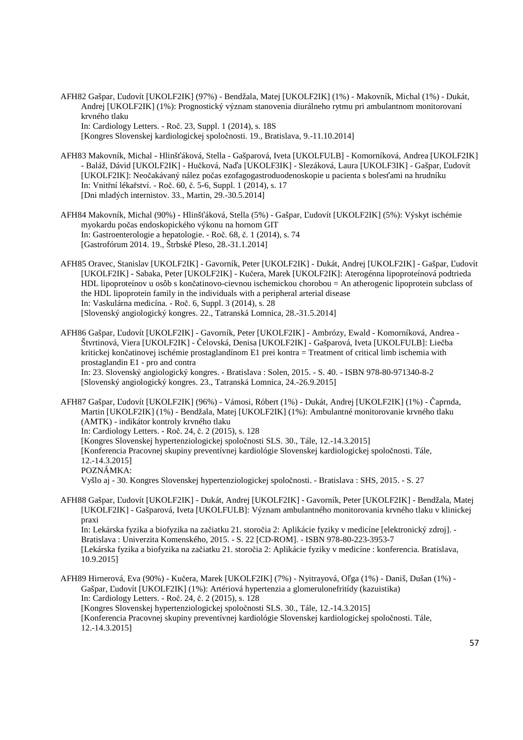AFH82 Gašpar, Ľudovít [UKOLF2IK] (97%) - Bendžala, Matej [UKOLF2IK] (1%) - Makovník, Michal (1%) - Dukát, Andrej [UKOLF2IK] (1%): Prognostický význam stanovenia diurálneho rytmu pri ambulantnom monitorovaní krvného tlaku
In: Cardiology Letters. - Roč. 23, Suppl. 1 (2014), s. 18S
[Kongres Slovenskej kardiologickej spoločnosti. 19., Bratislava, 9.-11.10.2014]

AFH83 Makovník, Michal - Hlinšťáková, Stella - Gašparová, Iveta [UKOLFULB] - Komorníková, Andrea [UKOLF2IK] - Baláž, Dávid [UKOLF2IK] - Hučková, Naďa [UKOLF3IK] - Slezáková, Laura [UKOLF3IK] - Gašpar, Ľudovít [UKOLF2IK]: Neočakávaný nález počas ezofagogastroduodenoskopie u pacienta s bolesťami na hrudníku
In: Vnitřní lékařství. - Roč. 60, č. 5-6, Suppl. 1 (2014), s. 17
[Dni mladých internistov. 33., Martin, 29.-30.5.2014]

AFH84 Makovník, Michal (90%) - Hlinšťáková, Stella (5%) - Gašpar, Ľudovít [UKOLF2IK] (5%): Výskyt ischémie myokardu počas endoskopického výkonu na hornom GIT
In: Gastroenterologie a hepatologie. - Roč. 68, č. 1 (2014), s. 74
[Gastrofórum 2014. 19., Štrbské Pleso, 28.-31.1.2014]

AFH85 Oravec, Stanislav [UKOLF2IK] - Gavorník, Peter [UKOLF2IK] - Dukát, Andrej [UKOLF2IK] - Gašpar, Ľudovít [UKOLF2IK] - Sabaka, Peter [UKOLF2IK] - Kučera, Marek [UKOLF2IK]: Aterogénna lipoproteínová podtrieda HDL lipoproteínov u osôb s končatinovo-cievnou ischemickou chorobou = An atherogenic lipoprotein subclass of the HDL lipoprotein family in the individuals with a peripheral arterial disease
In: Vaskulárna medicína. - Roč. 6, Suppl. 3 (2014), s. 28
[Slovenský angiologický kongres. 22., Tatranská Lomnica, 28.-31.5.2014]

AFH86 Gašpar, Ľudovít [UKOLF2IK] - Gavorník, Peter [UKOLF2IK] - Ambrózy, Ewald - Komorníková, Andrea - Štvrtinová, Viera [UKOLF2IK] - Čelovská, Denisa [UKOLF2IK] - Gašparová, Iveta [UKOLFULB]: Liečba kritickej končatinovej ischémie prostaglandínom E1 prei kontra = Treatment of critical limb ischemia with prostaglandin E1 - pro and contra
In: 23. Slovenský angiologický kongres. - Bratislava : Solen, 2015. - S. 40. - ISBN 978-80-971340-8-2
[Slovenský angiologický kongres. 23., Tatranská Lomnica, 24.-26.9.2015]

AFH87 Gašpar, Ľudovít [UKOLF2IK] (96%) - Vámosi, Róbert (1%) - Dukát, Andrej [UKOLF2IK] (1%) - Čaprnda, Martin [UKOLF2IK] (1%) - Bendžala, Matej [UKOLF2IK] (1%): Ambulantné monitorovanie krvného tlaku (AMTK) - indikátor kontroly krvného tlaku
In: Cardiology Letters. - Roč. 24, č. 2 (2015), s. 128
[Kongres Slovenskej hypertenziologickej spoločnosti SLS. 30., Tále, 12.-14.3.2015]
[Konferencia Pracovnej skupiny preventívnej kardiológie Slovenskej kardiologickej spoločnosti. Tále, 12.-14.3.2015]
POZNÁMKA:
Vyšlo aj - 30. Kongres Slovenskej hypertenziologickej spoločnosti. - Bratislava : SHS, 2015. - S. 27

AFH88 Gašpar, Ľudovít [UKOLF2IK] - Dukát, Andrej [UKOLF2IK] - Gavorník, Peter [UKOLF2IK] - Bendžala, Matej [UKOLF2IK] - Gašparová, Iveta [UKOLFULB]: Význam ambulantného monitorovania krvného tlaku v klinickej praxi
In: Lekárska fyzika a biofyzika na začiatku 21. storočia 2: Aplikácie fyziky v medicíne [elektronický zdroj]. - Bratislava : Univerzita Komenského, 2015. - S. 22 [CD-ROM]. - ISBN 978-80-223-3953-7
[Lekárska fyzika a biofyzika na začiatku 21. storočia 2: Aplikácie fyziky v medicíne : konferencia. Bratislava, 10.9.2015]

AFH89 Hirnerová, Eva (90%) - Kučera, Marek [UKOLF2IK] (7%) - Nyitrayová, Oľga (1%) - Daniš, Dušan (1%) - Gašpar, Ľudovít [UKOLF2IK] (1%): Artériová hypertenzia a glomerulonefritídy (kazuistika)
In: Cardiology Letters. - Roč. 24, č. 2 (2015), s. 128
[Kongres Slovenskej hypertenziologickej spoločnosti SLS. 30., Tále, 12.-14.3.2015]
[Konferencia Pracovnej skupiny preventívnej kardiológie Slovenskej kardiologickej spoločnosti. Tále, 12.-14.3.2015]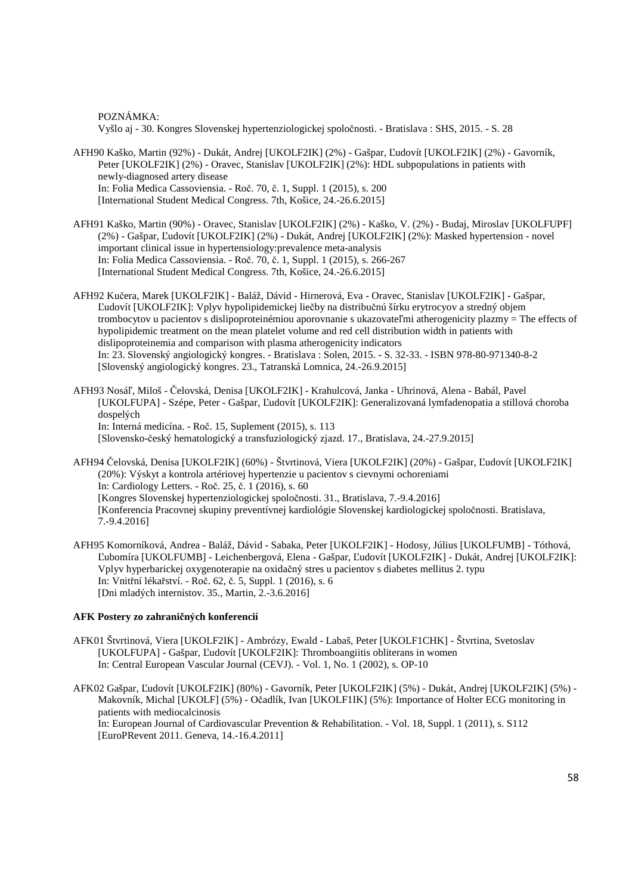POZNÁMKA:
Vyšlo aj - 30. Kongres Slovenskej hypertenziologickej spoločnosti. - Bratislava : SHS, 2015. - S. 28

AFH90 Kaško, Martin (92%) - Dukát, Andrej [UKOLF2IK] (2%) - Gašpar, Ľudovít [UKOLF2IK] (2%) - Gavorník, Peter [UKOLF2IK] (2%) - Oravec, Stanislav [UKOLF2IK] (2%): HDL subpopulations in patients with newly-diagnosed artery disease
In: Folia Medica Cassoviensia. - Roč. 70, č. 1, Suppl. 1 (2015), s. 200
[International Student Medical Congress. 7th, Košice, 24.-26.6.2015]

AFH91 Kaško, Martin (90%) - Oravec, Stanislav [UKOLF2IK] (2%) - Kaško, V. (2%) - Budaj, Miroslav [UKOLFUPF] (2%) - Gašpar, Ľudovít [UKOLF2IK] (2%) - Dukát, Andrej [UKOLF2IK] (2%): Masked hypertension - novel important clinical issue in hypertensiology:prevalence meta-analysis
In: Folia Medica Cassoviensia. - Roč. 70, č. 1, Suppl. 1 (2015), s. 266-267
[International Student Medical Congress. 7th, Košice, 24.-26.6.2015]

AFH92 Kučera, Marek [UKOLF2IK] - Baláž, Dávid - Hirnerová, Eva - Oravec, Stanislav [UKOLF2IK] - Gašpar, Ľudovít [UKOLF2IK]: Vplyv hypolipidemickej liečby na distribučnú šírku erytrocyov a stredný objem trombocytov u pacientov s dislipoproteinémiou aporovnanie s ukazovateľmi atherogenicity plazmy = The effects of hypolipidemic treatment on the mean platelet volume and red cell distribution width in patients with dislipoproteinemia and comparison with plasma atherogenicity indicators
In: 23. Slovenský angiologický kongres. - Bratislava : Solen, 2015. - S. 32-33. - ISBN 978-80-971340-8-2
[Slovenský angiologický kongres. 23., Tatranská Lomnica, 24.-26.9.2015]

AFH93 Nosáľ, Miloš - Čelovská, Denisa [UKOLF2IK] - Krahulcová, Janka - Uhrinová, Alena - Babál, Pavel [UKOLFUPA] - Szépe, Peter - Gašpar, Ľudovít [UKOLF2IK]: Generalizovaná lymfadenopatia a stillová choroba dospelých
In: Interná medicína. - Roč. 15, Suplement (2015), s. 113
[Slovensko-český hematologický a transfuziologický zjazd. 17., Bratislava, 24.-27.9.2015]

AFH94 Čelovská, Denisa [UKOLF2IK] (60%) - Štvrtinová, Viera [UKOLF2IK] (20%) - Gašpar, Ľudovít [UKOLF2IK] (20%): Výskyt a kontrola artériovej hypertenzie u pacientov s cievnymi ochoreniami
In: Cardiology Letters. - Roč. 25, č. 1 (2016), s. 60
[Kongres Slovenskej hypertenziologickej spoločnosti. 31., Bratislava, 7.-9.4.2016]
[Konferencia Pracovnej skupiny preventívnej kardiológie Slovenskej kardiologickej spoločnosti. Bratislava, 7.-9.4.2016]

AFH95 Komorníková, Andrea - Baláž, Dávid - Sabaka, Peter [UKOLF2IK] - Hodosy, Július [UKOLFUMB] - Tóthová, Ľubomíra [UKOLFUMB] - Leichenbergová, Elena - Gašpar, Ľudovít [UKOLF2IK] - Dukát, Andrej [UKOLF2IK]: Vplyv hyperbarickej oxygenoterapie na oxidačný stres u pacientov s diabetes mellitus 2. typu
In: Vnitřní lékařství. - Roč. 62, č. 5, Suppl. 1 (2016), s. 6
[Dni mladých internistov. 35., Martin, 2.-3.6.2016]

**AFK Postery zo zahraničných konferencií**

AFK01 Štvrtinová, Viera [UKOLF2IK] - Ambrózy, Ewald - Labaš, Peter [UKOLF1CHK] - Štvrtina, Svetoslav [UKOLFUPA] - Gašpar, Ľudovít [UKOLF2IK]: Thromboangiitis obliterans in women
In: Central European Vascular Journal (CEVJ). - Vol. 1, No. 1 (2002), s. OP-10

AFK02 Gašpar, Ľudovít [UKOLF2IK] (80%) - Gavorník, Peter [UKOLF2IK] (5%) - Dukát, Andrej [UKOLF2IK] (5%) - Makovník, Michal [UKOLF] (5%) - Očadlík, Ivan [UKOLF1IK] (5%): Importance of Holter ECG monitoring in patients with mediocalcinosis
In: European Journal of Cardiovascular Prevention & Rehabilitation. - Vol. 18, Suppl. 1 (2011), s. S112
[EuroPRevent 2011. Geneva, 14.-16.4.2011]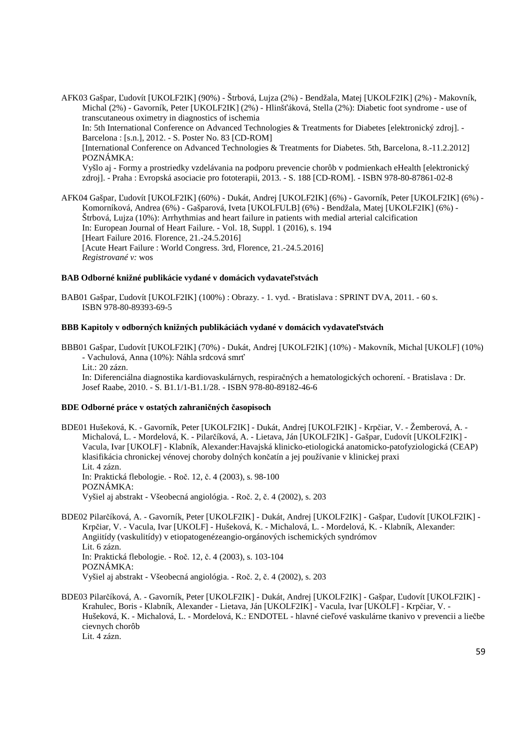AFK03 Gašpar, Ľudovít [UKOLF2IK] (90%) - Štrbová, Lujza (2%) - Bendžala, Matej [UKOLF2IK] (2%) - Makovník, Michal (2%) - Gavorník, Peter [UKOLF2IK] (2%) - Hlinšťáková, Stella (2%): Diabetic foot syndrome - use of transcutaneous oximetry in diagnostics of ischemia
In: 5th International Conference on Advanced Technologies & Treatments for Diabetes [elektronický zdroj]. - Barcelona : [s.n.], 2012. - S. Poster No. 83 [CD-ROM]
[International Conference on Advanced Technologies & Treatments for Diabetes. 5th, Barcelona, 8.-11.2.2012]
POZNÁMKA:
Vyšlo aj - Formy a prostriedky vzdelávania na podporu prevencie chorôb v podmienkach eHealth [elektronický zdroj]. - Praha : Evropská asociacie pro fototerapii, 2013. - S. 188 [CD-ROM]. - ISBN 978-80-87861-02-8

AFK04 Gašpar, Ľudovít [UKOLF2IK] (60%) - Dukát, Andrej [UKOLF2IK] (6%) - Gavorník, Peter [UKOLF2IK] (6%) - Komorníková, Andrea (6%) - Gašparová, Iveta [UKOLFULB] (6%) - Bendžala, Matej [UKOLF2IK] (6%) - Štrbová, Lujza (10%): Arrhythmias and heart failure in patients with medial arterial calcification
In: European Journal of Heart Failure. - Vol. 18, Suppl. 1 (2016), s. 194
[Heart Failure 2016. Florence, 21.-24.5.2016]
[Acute Heart Failure : World Congress. 3rd, Florence, 21.-24.5.2016]
*Registrované v:* wos

**BAB Odborné knižné publikácie vydané v domácich vydavateľstvách**

BAB01 Gašpar, Ľudovít [UKOLF2IK] (100%) : Obrazy. - 1. vyd. - Bratislava : SPRINT DVA, 2011. - 60 s.
ISBN 978-80-89393-69-5

**BBB Kapitoly v odborných knižných publikáciách vydané v domácich vydavateľstvách**

BBB01 Gašpar, Ľudovít [UKOLF2IK] (70%) - Dukát, Andrej [UKOLF2IK] (10%) - Makovník, Michal [UKOLF] (10%) - Vachulová, Anna (10%): Náhla srdcová smrť
Lit.: 20 zázn.
In: Diferenciálna diagnostika kardiovaskulárnych, respiračných a hematologických ochorení. - Bratislava : Dr. Josef Raabe, 2010. - S. B1.1/1-B1.1/28. - ISBN 978-80-89182-46-6

**BDE Odborné práce v ostatých zahraničných časopisoch**

BDE01 Hušeková, K. - Gavorník, Peter [UKOLF2IK] - Dukát, Andrej [UKOLF2IK] - Krpčiar, V. - Žemberová, A. - Michalová, L. - Mordelová, K. - Pilarčíková, A. - Lietava, Ján [UKOLF2IK] - Gašpar, Ľudovít [UKOLF2IK] - Vacula, Ivar [UKOLF] - Klabník, Alexander:Havajská klinicko-etiologická anatomicko-patofyziologická (CEAP) klasifikácia chronickej vénovej choroby dolných končatín a jej používanie v klinickej praxi
Lit. 4 zázn.
In: Praktická flebologie. - Roč. 12, č. 4 (2003), s. 98-100
POZNÁMKA:
Vyšiel aj abstrakt - Všeobecná angiológia. - Roč. 2, č. 4 (2002), s. 203

BDE02 Pilarčíková, A. - Gavorník, Peter [UKOLF2IK] - Dukát, Andrej [UKOLF2IK] - Gašpar, Ľudovít [UKOLF2IK] - Krpčiar, V. - Vacula, Ivar [UKOLF] - Hušeková, K. - Michalová, L. - Mordelová, K. - Klabník, Alexander: Angiitídy (vaskulitídy) v etiopatogenézeangio-orgánových ischemických syndrómov
Lit. 6 zázn.
In: Praktická flebologie. - Roč. 12, č. 4 (2003), s. 103-104
POZNÁMKA:
Vyšiel aj abstrakt - Všeobecná angiológia. - Roč. 2, č. 4 (2002), s. 203

BDE03 Pilarčíková, A. - Gavorník, Peter [UKOLF2IK] - Dukát, Andrej [UKOLF2IK] - Gašpar, Ľudovít [UKOLF2IK] - Krahulec, Boris - Klabník, Alexander - Lietava, Ján [UKOLF2IK] - Vacula, Ivar [UKOLF] - Krpčiar, V. - Hušeková, K. - Michalová, L. - Mordelová, K.: ENDOTEL - hlavné cieľové vaskulárne tkanivo v prevencii a liečbe cievnych chorôb
Lit. 4 zázn.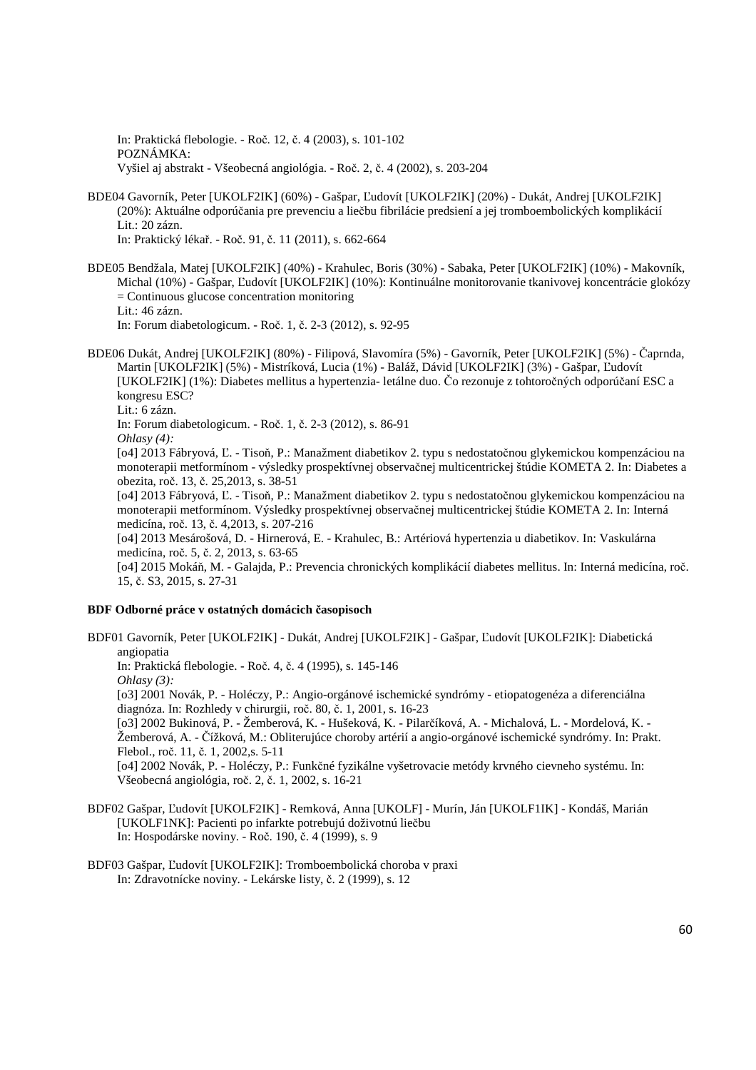In: Praktická flebologie. - Roč. 12, č. 4 (2003), s. 101-102
POZNÁMKA:
Vyšiel aj abstrakt - Všeobecná angiológia. - Roč. 2, č. 4 (2002), s. 203-204

BDE04 Gavorník, Peter [UKOLF2IK] (60%) - Gašpar, Ľudovít [UKOLF2IK] (20%) - Dukát, Andrej [UKOLF2IK] (20%): Aktuálne odporúčania pre prevenciu a liečbu fibrilácie predsiení a jej tromboembolických komplikácií
Lit.: 20 zázn.
In: Praktický lékař. - Roč. 91, č. 11 (2011), s. 662-664

BDE05 Bendžala, Matej [UKOLF2IK] (40%) - Krahulec, Boris (30%) - Sabaka, Peter [UKOLF2IK] (10%) - Makovník, Michal (10%) - Gašpar, Ľudovít [UKOLF2IK] (10%): Kontinuálne monitorovanie tkanivovej koncentrácie glokózy = Continuous glucose concentration monitoring
Lit.: 46 zázn.
In: Forum diabetologicum. - Roč. 1, č. 2-3 (2012), s. 92-95

BDE06 Dukát, Andrej [UKOLF2IK] (80%) - Filipová, Slavomíra (5%) - Gavorník, Peter [UKOLF2IK] (5%) - Čaprnda, Martin [UKOLF2IK] (5%) - Mistríková, Lucia (1%) - Baláž, Dávid [UKOLF2IK] (3%) - Gašpar, Ľudovít [UKOLF2IK] (1%): Diabetes mellitus a hypertenzia- letálne duo. Čo rezonuje z tohtoročných odporúčaní ESC a kongresu ESC?
Lit.: 6 zázn.
In: Forum diabetologicum. - Roč. 1, č. 2-3 (2012), s. 86-91
*Ohlasy (4):*
[o4] 2013 Fábryová, Ľ. - Tisoň, P.: Manažment diabetikov 2. typu s nedostatočnou glykemickou kompenzáciou na monoterapii metformínom - výsledky prospektívnej observačnej multicentrickej štúdie KOMETA 2. In: Diabetes a obezita, roč. 13, č. 25,2013, s. 38-51
[o4] 2013 Fábryová, Ľ. - Tisoň, P.: Manažment diabetikov 2. typu s nedostatočnou glykemickou kompenzáciou na monoterapii metformínom. Výsledky prospektívnej observačnej multicentrickej štúdie KOMETA 2. In: Interná medicína, roč. 13, č. 4,2013, s. 207-216
[o4] 2013 Mesárošová, D. - Hirnerová, E. - Krahulec, B.: Artériová hypertenzia u diabetikov. In: Vaskulárna medicína, roč. 5, č. 2, 2013, s. 63-65
[o4] 2015 Mokáň, M. - Galajda, P.: Prevencia chronických komplikácií diabetes mellitus. In: Interná medicína, roč. 15, č. S3, 2015, s. 27-31

**BDF Odborné práce v ostatných domácich časopisoch**

BDF01 Gavorník, Peter [UKOLF2IK] - Dukát, Andrej [UKOLF2IK] - Gašpar, Ľudovít [UKOLF2IK]: Diabetická angiopatia
In: Praktická flebologie. - Roč. 4, č. 4 (1995), s. 145-146
*Ohlasy (3):*
[o3] 2001 Novák, P. - Holéczy, P.: Angio-orgánové ischemické syndrómy - etiopatogenéza a diferenciálna diagnóza. In: Rozhledy v chirurgii, roč. 80, č. 1, 2001, s. 16-23
[o3] 2002 Bukinová, P. - Žemberová, K. - Hušeková, K. - Pilarčíková, A. - Michalová, L. - Mordelová, K. - Žemberová, A. - Čížková, M.: Obliterujúce choroby artérií a angio-orgánové ischemické syndrómy. In: Prakt. Flebol., roč. 11, č. 1, 2002,s. 5-11
[o4] 2002 Novák, P. - Holéczy, P.: Funkčné fyzikálne vyšetrovacie metódy krvného cievneho systému. In: Všeobecná angiológia, roč. 2, č. 1, 2002, s. 16-21

BDF02 Gašpar, Ľudovít [UKOLF2IK] - Remková, Anna [UKOLF] - Murín, Ján [UKOLF1IK] - Kondáš, Marián [UKOLF1NK]: Pacienti po infarkte potrebujú doživotnú liečbu
In: Hospodárske noviny. - Roč. 190, č. 4 (1999), s. 9

BDF03 Gašpar, Ľudovít [UKOLF2IK]: Tromboembolická choroba v praxi
In: Zdravotnícke noviny. - Lekárske listy, č. 2 (1999), s. 12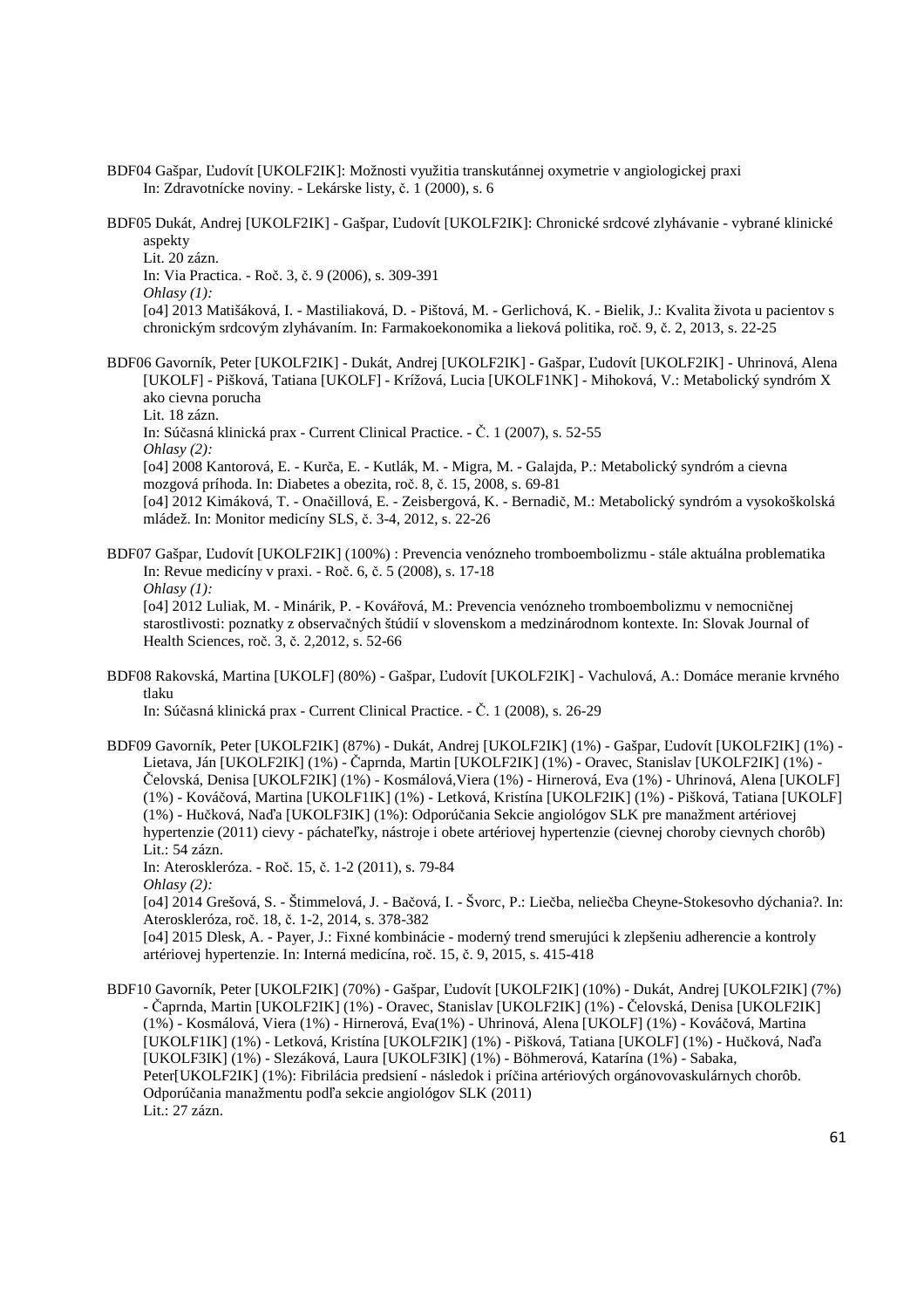BDF04 Gašpar, Ľudovít [UKOLF2IK]: Možnosti využitia transkutánnej oxymetrie v angiologickej praxi
In: Zdravotnícke noviny. - Lekárske listy, č. 1 (2000), s. 6

BDF05 Dukát, Andrej [UKOLF2IK] - Gašpar, Ľudovít [UKOLF2IK]: Chronické srdcové zlyhávanie - vybrané klinické aspekty
Lit. 20 zázn.
In: Via Practica. - Roč. 3, č. 9 (2006), s. 309-391
*Ohlasy (1):*
[o4] 2013 Matišáková, I. - Mastiliaková, D. - Pištová, M. - Gerlichová, K. - Bielik, J.: Kvalita života u pacientov s chronickým srdcovým zlyhávaním. In: Farmakoekonomika a lieková politika, roč. 9, č. 2, 2013, s. 22-25

BDF06 Gavorník, Peter [UKOLF2IK] - Dukát, Andrej [UKOLF2IK] - Gašpar, Ľudovít [UKOLF2IK] - Uhrinová, Alena [UKOLF] - Pišková, Tatiana [UKOLF] - Krížová, Lucia [UKOLF1NK] - Mihoková, V.: Metabolický syndróm X ako cievna porucha
Lit. 18 zázn.
In: Súčasná klinická prax - Current Clinical Practice. - Č. 1 (2007), s. 52-55
*Ohlasy (2):*
[o4] 2008 Kantorová, E. - Kurča, E. - Kutlák, M. - Migra, M. - Galajda, P.: Metabolický syndróm a cievna mozgová príhoda. In: Diabetes a obezita, roč. 8, č. 15, 2008, s. 69-81
[o4] 2012 Kimáková, T. - Onačillová, E. - Zeisbergová, K. - Bernadič, M.: Metabolický syndróm a vysokoškolská mládež. In: Monitor medicíny SLS, č. 3-4, 2012, s. 22-26

BDF07 Gašpar, Ľudovít [UKOLF2IK] (100%) : Prevencia venózneho tromboembolizmu - stále aktuálna problematika
In: Revue medicíny v praxi. - Roč. 6, č. 5 (2008), s. 17-18
*Ohlasy (1):*
[o4] 2012 Luliak, M. - Minárik, P. - Kovářová, M.: Prevencia venózneho tromboembolizmu v nemocničnej starostlivosti: poznatky z observačných štúdií v slovenskom a medzinárodnom kontexte. In: Slovak Journal of Health Sciences, roč. 3, č. 2,2012, s. 52-66

BDF08 Rakovská, Martina [UKOLF] (80%) - Gašpar, Ľudovít [UKOLF2IK] - Vachulová, A.: Domáce meranie krvného tlaku
In: Súčasná klinická prax - Current Clinical Practice. - Č. 1 (2008), s. 26-29

BDF09 Gavorník, Peter [UKOLF2IK] (87%) - Dukát, Andrej [UKOLF2IK] (1%) - Gašpar, Ľudovít [UKOLF2IK] (1%) - Lietava, Ján [UKOLF2IK] (1%) - Čaprnda, Martin [UKOLF2IK] (1%) - Oravec, Stanislav [UKOLF2IK] (1%) - Čelovská, Denisa [UKOLF2IK] (1%) - Kosmálová,Viera (1%) - Hirnerová, Eva (1%) - Uhrinová, Alena [UKOLF] (1%) - Kováčová, Martina [UKOLF1IK] (1%) - Letková, Kristína [UKOLF2IK] (1%) - Pišková, Tatiana [UKOLF] (1%) - Hučková, Naďa [UKOLF3IK] (1%): Odporúčania Sekcie angiológov SLK pre manažment artériovej hypertenzie (2011) cievy - páchateľky, nástroje i obete artériovej hypertenzie (cievnej choroby cievnych chorôb)
Lit.: 54 zázn.
In: Ateroskleróza. - Roč. 15, č. 1-2 (2011), s. 79-84
*Ohlasy (2):*
[o4] 2014 Grešová, S. - Štimmelová, J. - Bačová, I. - Švorc, P.: Liečba, neliečba Cheyne-Stokesovho dýchania?. In: Ateroskleróza, roč. 18, č. 1-2, 2014, s. 378-382
[o4] 2015 Dlesk, A. - Payer, J.: Fixné kombinácie - moderný trend smerujúci k zlepšeniu adherencie a kontroly artériovej hypertenzie. In: Interná medicína, roč. 15, č. 9, 2015, s. 415-418

BDF10 Gavorník, Peter [UKOLF2IK] (70%) - Gašpar, Ľudovít [UKOLF2IK] (10%) - Dukát, Andrej [UKOLF2IK] (7%) - Čaprnda, Martin [UKOLF2IK] (1%) - Oravec, Stanislav [UKOLF2IK] (1%) - Čelovská, Denisa [UKOLF2IK] (1%) - Kosmálová, Viera (1%) - Hirnerová, Eva(1%) - Uhrinová, Alena [UKOLF] (1%) - Kováčová, Martina [UKOLF1IK] (1%) - Letková, Kristína [UKOLF2IK] (1%) - Pišková, Tatiana [UKOLF] (1%) - Hučková, Naďa [UKOLF3IK] (1%) - Slezáková, Laura [UKOLF3IK] (1%) - Böhmerová, Katarína (1%) - Sabaka, Peter[UKOLF2IK] (1%): Fibrilácia predsiení - následok i príčina artériových orgánovovaskulárnych chorôb. Odporúčania manažmentu podľa sekcie angiológov SLK (2011)
Lit.: 27 zázn.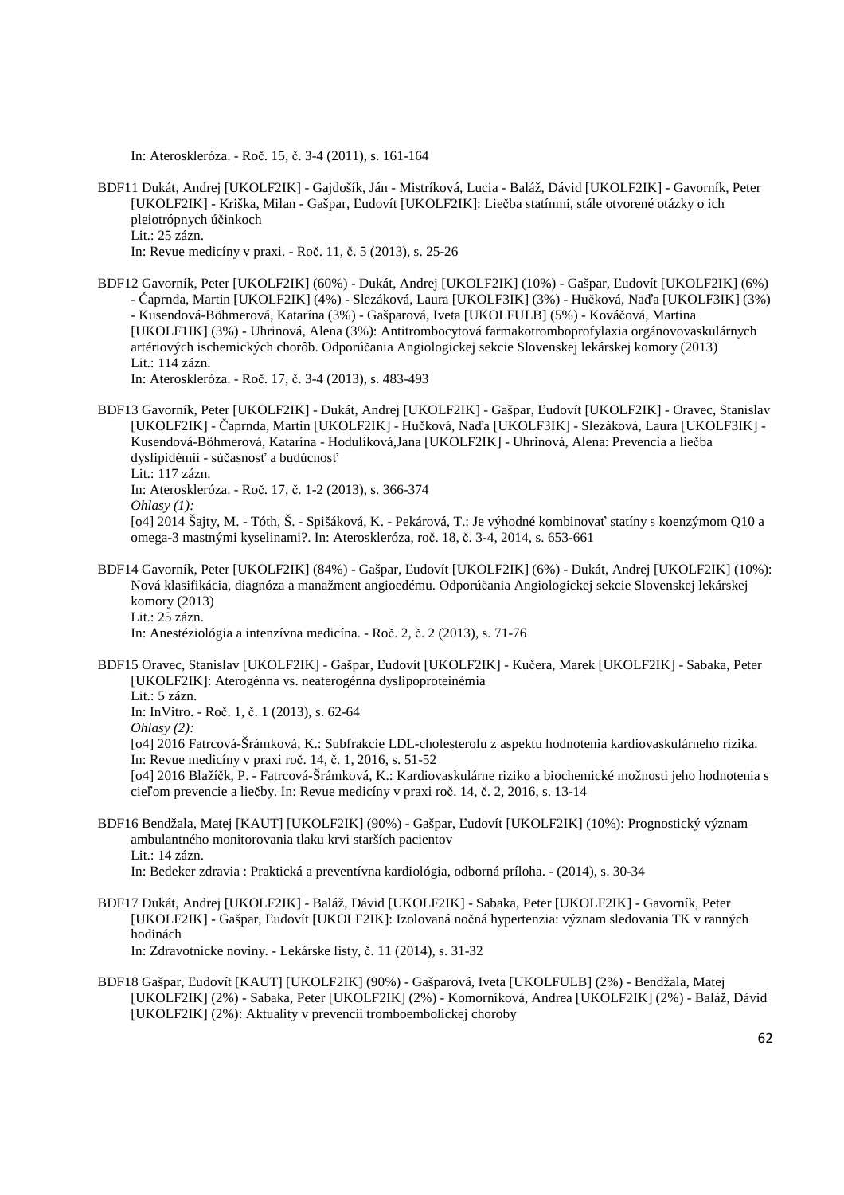In: Ateroskleróza. - Roč. 15, č. 3-4 (2011), s. 161-164

BDF11 Dukát, Andrej [UKOLF2IK] - Gajdošík, Ján - Mistríková, Lucia - Baláž, Dávid [UKOLF2IK] - Gavorník, Peter [UKOLF2IK] - Kriška, Milan - Gašpar, Ľudovít [UKOLF2IK]: Liečba statínmi, stále otvorené otázky o ich pleiotrópnych účinkoch
Lit.: 25 zázn.
In: Revue medicíny v praxi. - Roč. 11, č. 5 (2013), s. 25-26

BDF12 Gavorník, Peter [UKOLF2IK] (60%) - Dukát, Andrej [UKOLF2IK] (10%) - Gašpar, Ľudovít [UKOLF2IK] (6%) - Čaprnda, Martin [UKOLF2IK] (4%) - Slezáková, Laura [UKOLF3IK] (3%) - Hučková, Naďa [UKOLF3IK] (3%) - Kusendová-Böhmerová, Katarína (3%) - Gašparová, Iveta [UKOLFULB] (5%) - Kováčová, Martina [UKOLF1IK] (3%) - Uhrinová, Alena (3%): Antitrombocytová farmakotromboprofylaxia orgánovovaskulárnych artériových ischemických chorôb. Odporúčania Angiologickej sekcie Slovenskej lekárskej komory (2013)
Lit.: 114 zázn.
In: Ateroskleróza. - Roč. 17, č. 3-4 (2013), s. 483-493

BDF13 Gavorník, Peter [UKOLF2IK] - Dukát, Andrej [UKOLF2IK] - Gašpar, Ľudovít [UKOLF2IK] - Oravec, Stanislav [UKOLF2IK] - Čaprnda, Martin [UKOLF2IK] - Hučková, Naďa [UKOLF3IK] - Slezáková, Laura [UKOLF3IK] - Kusendová-Böhmerová, Katarína - Hodulíková,Jana [UKOLF2IK] - Uhrinová, Alena: Prevencia a liečba dyslipidémií - súčasnosť a budúcnosť
Lit.: 117 zázn.
In: Ateroskleróza. - Roč. 17, č. 1-2 (2013), s. 366-374
*Ohlasy (1):*
[o4] 2014 Šajty, M. - Tóth, Š. - Spišáková, K. - Pekárová, T.: Je výhodné kombinovať statíny s koenzýmom Q10 a omega-3 mastnými kyselinami?. In: Ateroskleróza, roč. 18, č. 3-4, 2014, s. 653-661

BDF14 Gavorník, Peter [UKOLF2IK] (84%) - Gašpar, Ľudovít [UKOLF2IK] (6%) - Dukát, Andrej [UKOLF2IK] (10%): Nová klasifikácia, diagnóza a manažment angioedému. Odporúčania Angiologickej sekcie Slovenskej lekárskej komory (2013)
Lit.: 25 zázn.
In: Anestéziológia a intenzívna medicína. - Roč. 2, č. 2 (2013), s. 71-76

BDF15 Oravec, Stanislav [UKOLF2IK] - Gašpar, Ľudovít [UKOLF2IK] - Kučera, Marek [UKOLF2IK] - Sabaka, Peter [UKOLF2IK]: Aterogénna vs. neaterogénna dyslipoproteinémia
Lit.: 5 zázn.
In: InVitro. - Roč. 1, č. 1 (2013), s. 62-64
*Ohlasy (2):*
[o4] 2016 Fatrcová-Šrámková, K.: Subfrakcie LDL-cholesterolu z aspektu hodnotenia kardiovaskulárneho rizika. In: Revue medicíny v praxi roč. 14, č. 1, 2016, s. 51-52
[o4] 2016 Blažíčk, P. - Fatrcová-Šrámková, K.: Kardiovaskulárne riziko a biochemické možnosti jeho hodnotenia s cieľom prevencie a liečby. In: Revue medicíny v praxi roč. 14, č. 2, 2016, s. 13-14

BDF16 Bendžala, Matej [KAUT] [UKOLF2IK] (90%) - Gašpar, Ľudovít [UKOLF2IK] (10%): Prognostický význam ambulantného monitorovania tlaku krvi starších pacientov
Lit.: 14 zázn.
In: Bedeker zdravia : Praktická a preventívna kardiológia, odborná príloha. - (2014), s. 30-34

BDF17 Dukát, Andrej [UKOLF2IK] - Baláž, Dávid [UKOLF2IK] - Sabaka, Peter [UKOLF2IK] - Gavorník, Peter [UKOLF2IK] - Gašpar, Ľudovít [UKOLF2IK]: Izolovaná nočná hypertenzia: význam sledovania TK v ranných hodinách
In: Zdravotnícke noviny. - Lekárske listy, č. 11 (2014), s. 31-32

BDF18 Gašpar, Ľudovít [KAUT] [UKOLF2IK] (90%) - Gašparová, Iveta [UKOLFULB] (2%) - Bendžala, Matej [UKOLF2IK] (2%) - Sabaka, Peter [UKOLF2IK] (2%) - Komorníková, Andrea [UKOLF2IK] (2%) - Baláž, Dávid [UKOLF2IK] (2%): Aktuality v prevencii tromboembolickej choroby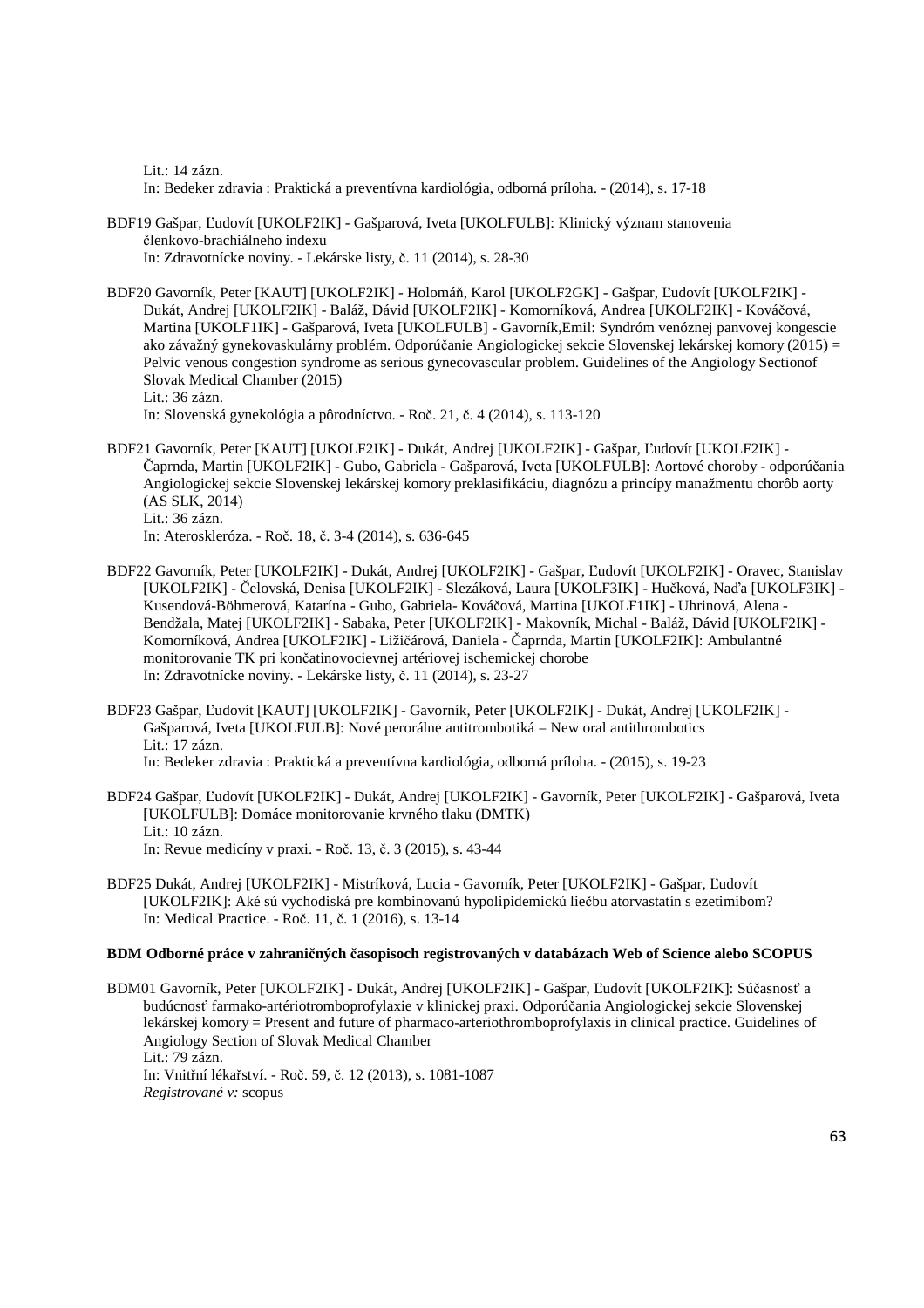Lit.: 14 zázn.
In: Bedeker zdravia : Praktická a preventívna kardiológia, odborná príloha. - (2014), s. 17-18

BDF19 Gašpar, Ľudovít [UKOLF2IK] - Gašparová, Iveta [UKOLFULB]: Klinický význam stanovenia členkovo-brachiálneho indexu
In: Zdravotnícke noviny. - Lekárske listy, č. 11 (2014), s. 28-30

BDF20 Gavorník, Peter [KAUT] [UKOLF2IK] - Holomáň, Karol [UKOLF2GK] - Gašpar, Ľudovít [UKOLF2IK] - Dukát, Andrej [UKOLF2IK] - Baláž, Dávid [UKOLF2IK] - Komorníková, Andrea [UKOLF2IK] - Kováčová, Martina [UKOLF1IK] - Gašparová, Iveta [UKOLFULB] - Gavorník,Emil: Syndróm venóznej panvovej kongescie ako závažný gynekovaskulárny problém. Odporúčanie Angiologickej sekcie Slovenskej lekárskej komory (2015) = Pelvic venous congestion syndrome as serious gynecovascular problem. Guidelines of the Angiology Sectionof Slovak Medical Chamber (2015)
Lit.: 36 zázn.
In: Slovenská gynekológia a pôrodníctvo. - Roč. 21, č. 4 (2014), s. 113-120

BDF21 Gavorník, Peter [KAUT] [UKOLF2IK] - Dukát, Andrej [UKOLF2IK] - Gašpar, Ľudovít [UKOLF2IK] - Čaprnda, Martin [UKOLF2IK] - Gubo, Gabriela - Gašparová, Iveta [UKOLFULB]: Aortové choroby - odporúčania Angiologickej sekcie Slovenskej lekárskej komory preklasifikáciu, diagnózu a princípy manažmentu chorôb aorty (AS SLK, 2014)
Lit.: 36 zázn.
In: Ateroskleróza. - Roč. 18, č. 3-4 (2014), s. 636-645

BDF22 Gavorník, Peter [UKOLF2IK] - Dukát, Andrej [UKOLF2IK] - Gašpar, Ľudovít [UKOLF2IK] - Oravec, Stanislav [UKOLF2IK] - Čelovská, Denisa [UKOLF2IK] - Slezáková, Laura [UKOLF3IK] - Hučková, Naďa [UKOLF3IK] - Kusendová-Böhmerová, Katarína - Gubo, Gabriela- Kováčová, Martina [UKOLF1IK] - Uhrinová, Alena - Bendžala, Matej [UKOLF2IK] - Sabaka, Peter [UKOLF2IK] - Makovník, Michal - Baláž, Dávid [UKOLF2IK] - Komorníková, Andrea [UKOLF2IK] - Ližičárová, Daniela - Čaprnda, Martin [UKOLF2IK]: Ambulantné monitorovanie TK pri končatinovocievnej artériovej ischemickej chorobe
In: Zdravotnícke noviny. - Lekárske listy, č. 11 (2014), s. 23-27

BDF23 Gašpar, Ľudovít [KAUT] [UKOLF2IK] - Gavorník, Peter [UKOLF2IK] - Dukát, Andrej [UKOLF2IK] - Gašparová, Iveta [UKOLFULB]: Nové perorálne antitrombotiká = New oral antithrombotics
Lit.: 17 zázn.
In: Bedeker zdravia : Praktická a preventívna kardiológia, odborná príloha. - (2015), s. 19-23

BDF24 Gašpar, Ľudovít [UKOLF2IK] - Dukát, Andrej [UKOLF2IK] - Gavorník, Peter [UKOLF2IK] - Gašparová, Iveta [UKOLFULB]: Domáce monitorovanie krvného tlaku (DMTK)
Lit.: 10 zázn.
In: Revue medicíny v praxi. - Roč. 13, č. 3 (2015), s. 43-44

BDF25 Dukát, Andrej [UKOLF2IK] - Mistríková, Lucia - Gavorník, Peter [UKOLF2IK] - Gašpar, Ľudovít [UKOLF2IK]: Aké sú vychodiská pre kombinovanú hypolipidemickú liečbu atorvastatín s ezetimibom?
In: Medical Practice. - Roč. 11, č. 1 (2016), s. 13-14

**BDM Odborné práce v zahraničných časopisoch registrovaných v databázach Web of Science alebo SCOPUS**

BDM01 Gavorník, Peter [UKOLF2IK] - Dukát, Andrej [UKOLF2IK] - Gašpar, Ľudovít [UKOLF2IK]: Súčasnosť a budúcnosť farmako-artériotromboprofylaxie v klinickej praxi. Odporúčania Angiologickej sekcie Slovenskej lekárskej komory = Present and future of pharmaco-arteriothromboprofylaxis in clinical practice. Guidelines of Angiology Section of Slovak Medical Chamber
Lit.: 79 zázn.
In: Vnitřní lékařství. - Roč. 59, č. 12 (2013), s. 1081-1087
*Registrované v:* scopus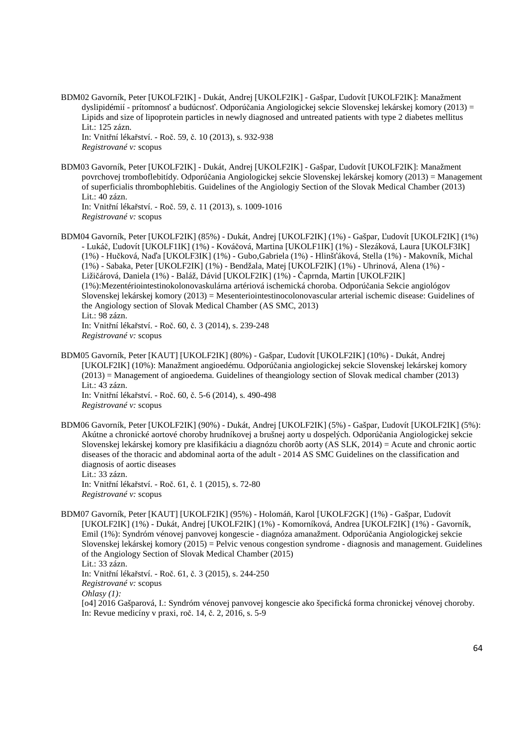BDM02 Gavorník, Peter [UKOLF2IK] - Dukát, Andrej [UKOLF2IK] - Gašpar, Ľudovít [UKOLF2IK]: Manažment dyslipidémií - prítomnosť a budúcnosť. Odporúčania Angiologickej sekcie Slovenskej lekárskej komory (2013) = Lipids and size of lipoprotein particles in newly diagnosed and untreated patients with type 2 diabetes mellitus
Lit.: 125 zázn.
In: Vnitřní lékařství. - Roč. 59, č. 10 (2013), s. 932-938
*Registrované v:* scopus

BDM03 Gavorník, Peter [UKOLF2IK] - Dukát, Andrej [UKOLF2IK] - Gašpar, Ľudovít [UKOLF2IK]: Manažment povrchovej tromboflebitídy. Odporúčania Angiologickej sekcie Slovenskej lekárskej komory (2013) = Management of superficialis thrombophlebitis. Guidelines of the Angiologiy Section of the Slovak Medical Chamber (2013)
Lit.: 40 zázn.
In: Vnitřní lékařství. - Roč. 59, č. 11 (2013), s. 1009-1016
*Registrované v:* scopus

BDM04 Gavorník, Peter [UKOLF2IK] (85%) - Dukát, Andrej [UKOLF2IK] (1%) - Gašpar, Ľudovít [UKOLF2IK] (1%) - Lukáč, Ľudovít [UKOLF1IK] (1%) - Kováčová, Martina [UKOLF1IK] (1%) - Slezáková, Laura [UKOLF3IK] (1%) - Hučková, Naďa [UKOLF3IK] (1%) - Gubo,Gabriela (1%) - Hlinšťáková, Stella (1%) - Makovník, Michal (1%) - Sabaka, Peter [UKOLF2IK] (1%) - Bendžala, Matej [UKOLF2IK] (1%) - Uhrinová, Alena (1%) - Ližičárová, Daniela (1%) - Baláž, Dávid [UKOLF2IK] (1%) - Čaprnda, Martin [UKOLF2IK] (1%):Mezentériointestinokolonovaskulárna artériová ischemická choroba. Odporúčania Sekcie angiológov Slovenskej lekárskej komory (2013) = Mesenteriointestinocolonovascular arterial ischemic disease: Guidelines of the Angiology section of Slovak Medical Chamber (AS SMC, 2013)
Lit.: 98 zázn.
In: Vnitřní lékařství. - Roč. 60, č. 3 (2014), s. 239-248
*Registrované v:* scopus

BDM05 Gavorník, Peter [KAUT] [UKOLF2IK] (80%) - Gašpar, Ľudovít [UKOLF2IK] (10%) - Dukát, Andrej [UKOLF2IK] (10%): Manažment angioedému. Odporúčania angiologickej sekcie Slovenskej lekárskej komory (2013) = Management of angioedema. Guidelines of theangiology section of Slovak medical chamber (2013)
Lit.: 43 zázn.
In: Vnitřní lékařství. - Roč. 60, č. 5-6 (2014), s. 490-498
*Registrované v:* scopus

BDM06 Gavorník, Peter [UKOLF2IK] (90%) - Dukát, Andrej [UKOLF2IK] (5%) - Gašpar, Ľudovít [UKOLF2IK] (5%): Akútne a chronické aortové choroby hrudníkovej a brušnej aorty u dospelých. Odporúčania Angiologickej sekcie Slovenskej lekárskej komory pre klasifikáciu a diagnózu chorôb aorty (AS SLK, 2014) = Acute and chronic aortic diseases of the thoracic and abdominal aorta of the adult - 2014 AS SMC Guidelines on the classification and diagnosis of aortic diseases
Lit.: 33 zázn.
In: Vnitřní lékařství. - Roč. 61, č. 1 (2015), s. 72-80
*Registrované v:* scopus

BDM07 Gavorník, Peter [KAUT] [UKOLF2IK] (95%) - Holomáň, Karol [UKOLF2GK] (1%) - Gašpar, Ľudovít [UKOLF2IK] (1%) - Dukát, Andrej [UKOLF2IK] (1%) - Komorníková, Andrea [UKOLF2IK] (1%) - Gavorník, Emil (1%): Syndróm vénovej panvovej kongescie - diagnóza amanažment. Odporúčania Angiologickej sekcie Slovenskej lekárskej komory (2015) = Pelvic venous congestion syndrome - diagnosis and management. Guidelines of the Angiology Section of Slovak Medical Chamber (2015)
Lit.: 33 zázn.
In: Vnitřní lékařství. - Roč. 61, č. 3 (2015), s. 244-250
*Registrované v:* scopus
*Ohlasy (1):*
[o4] 2016 Gašparová, I.: Syndróm vénovej panvovej kongescie ako špecifická forma chronickej vénovej choroby. In: Revue medicíny v praxi, roč. 14, č. 2, 2016, s. 5-9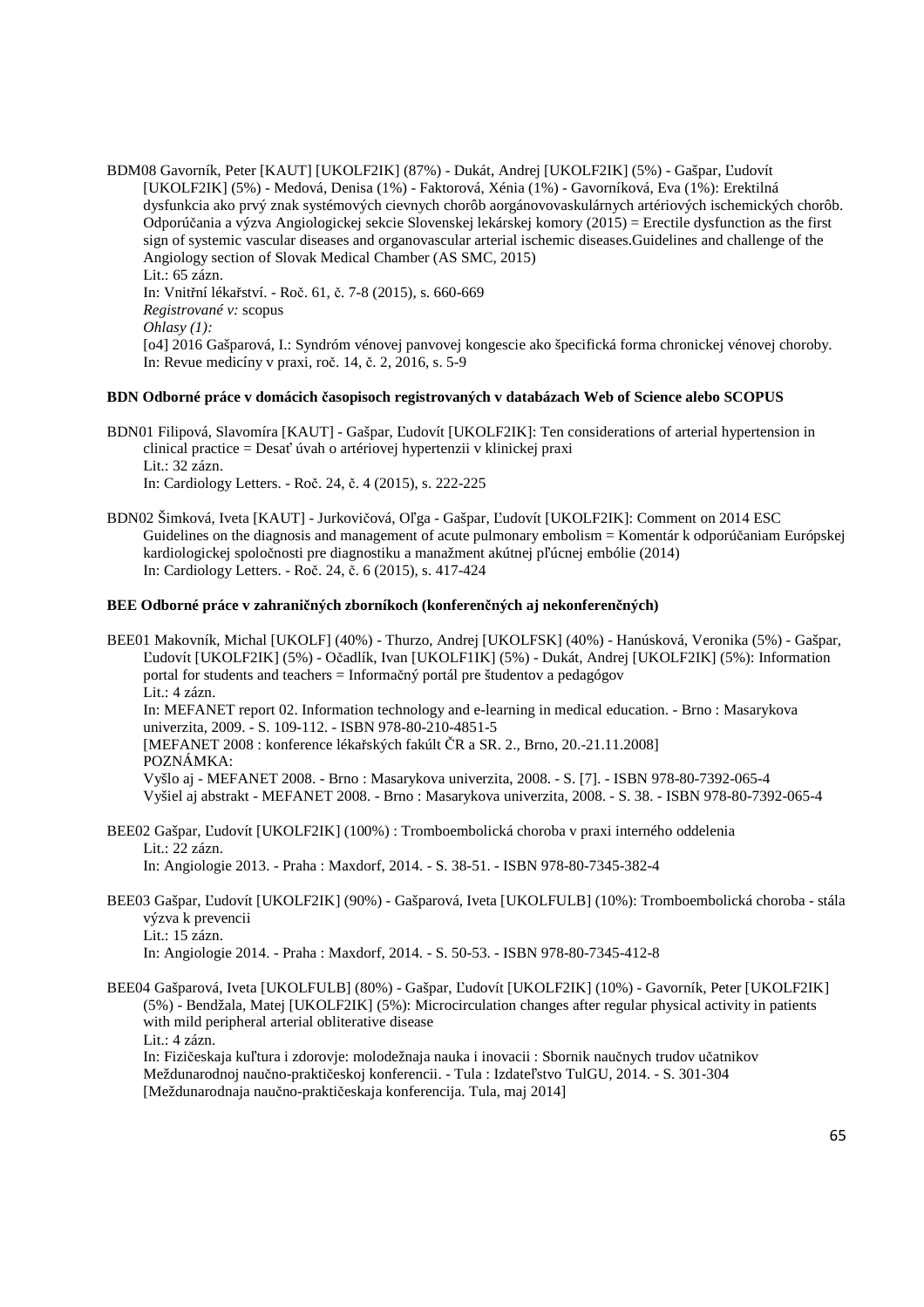BDM08 Gavorník, Peter [KAUT] [UKOLF2IK] (87%) - Dukát, Andrej [UKOLF2IK] (5%) - Gašpar, Ľudovít [UKOLF2IK] (5%) - Medová, Denisa (1%) - Faktorová, Xénia (1%) - Gavorníková, Eva (1%): Erektilná dysfunkcia ako prvý znak systémových cievnych chorôb aorgánovovaskulárnych artériových ischemických chorôb. Odporúčania a výzva Angiologickej sekcie Slovenskej lekárskej komory (2015) = Erectile dysfunction as the first sign of systemic vascular diseases and organovascular arterial ischemic diseases.Guidelines and challenge of the Angiology section of Slovak Medical Chamber (AS SMC, 2015)
Lit.: 65 zázn.
In: Vnitřní lékařství. - Roč. 61, č. 7-8 (2015), s. 660-669
*Registrované v:* scopus
*Ohlasy (1):*
[o4] 2016 Gašparová, I.: Syndróm vénovej panvovej kongescie ako špecifická forma chronickej vénovej choroby. In: Revue medicíny v praxi, roč. 14, č. 2, 2016, s. 5-9

**BDN Odborné práce v domácich časopisoch registrovaných v databázach Web of Science alebo SCOPUS**

BDN01 Filipová, Slavomíra [KAUT] - Gašpar, Ľudovít [UKOLF2IK]: Ten considerations of arterial hypertension in clinical practice = Desať úvah o artériovej hypertenzii v klinickej praxi
Lit.: 32 zázn.
In: Cardiology Letters. - Roč. 24, č. 4 (2015), s. 222-225

BDN02 Šimková, Iveta [KAUT] - Jurkovičová, Oľga - Gašpar, Ľudovít [UKOLF2IK]: Comment on 2014 ESC Guidelines on the diagnosis and management of acute pulmonary embolism = Komentár k odporúčaniam Európskej kardiologickej spoločnosti pre diagnostiku a manažment akútnej pľúcnej embólie (2014)
In: Cardiology Letters. - Roč. 24, č. 6 (2015), s. 417-424

**BEE Odborné práce v zahraničných zborníkoch (konferenčných aj nekonferenčných)**

BEE01 Makovník, Michal [UKOLF] (40%) - Thurzo, Andrej [UKOLFSK] (40%) - Hanúsková, Veronika (5%) - Gašpar, Ľudovít [UKOLF2IK] (5%) - Očadlík, Ivan [UKOLF1IK] (5%) - Dukát, Andrej [UKOLF2IK] (5%): Information portal for students and teachers = Informačný portál pre študentov a pedagógov
Lit.: 4 zázn.
In: MEFANET report 02. Information technology and e-learning in medical education. - Brno : Masarykova univerzita, 2009. - S. 109-112. - ISBN 978-80-210-4851-5
[MEFANET 2008 : konference lékařských fakúlt ČR a SR. 2., Brno, 20.-21.11.2008]
POZNÁMKA:
Vyšlo aj - MEFANET 2008. - Brno : Masarykova univerzita, 2008. - S. [7]. - ISBN 978-80-7392-065-4
Vyšiel aj abstrakt - MEFANET 2008. - Brno : Masarykova univerzita, 2008. - S. 38. - ISBN 978-80-7392-065-4

BEE02 Gašpar, Ľudovít [UKOLF2IK] (100%) : Tromboembolická choroba v praxi interného oddelenia
Lit.: 22 zázn.
In: Angiologie 2013. - Praha : Maxdorf, 2014. - S. 38-51. - ISBN 978-80-7345-382-4

BEE03 Gašpar, Ľudovít [UKOLF2IK] (90%) - Gašparová, Iveta [UKOLFULB] (10%): Tromboembolická choroba - stála výzva k prevencii
Lit.: 15 zázn.
In: Angiologie 2014. - Praha : Maxdorf, 2014. - S. 50-53. - ISBN 978-80-7345-412-8

BEE04 Gašparová, Iveta [UKOLFULB] (80%) - Gašpar, Ľudovít [UKOLF2IK] (10%) - Gavorník, Peter [UKOLF2IK] (5%) - Bendžala, Matej [UKOLF2IK] (5%): Microcirculation changes after regular physical activity in patients with mild peripheral arterial obliterative disease
Lit.: 4 zázn.
In: Fizičeskaja kuľtura i zdorovje: molodežnaja nauka i inovacii : Sbornik naučnych trudov učatnikov Meždunarodnoj naučno-praktičeskoj konferencii. - Tula : Izdateľstvo TulGU, 2014. - S. 301-304
[Meždunarodnaja naučno-praktičeskaja konferencija. Tula, maj 2014]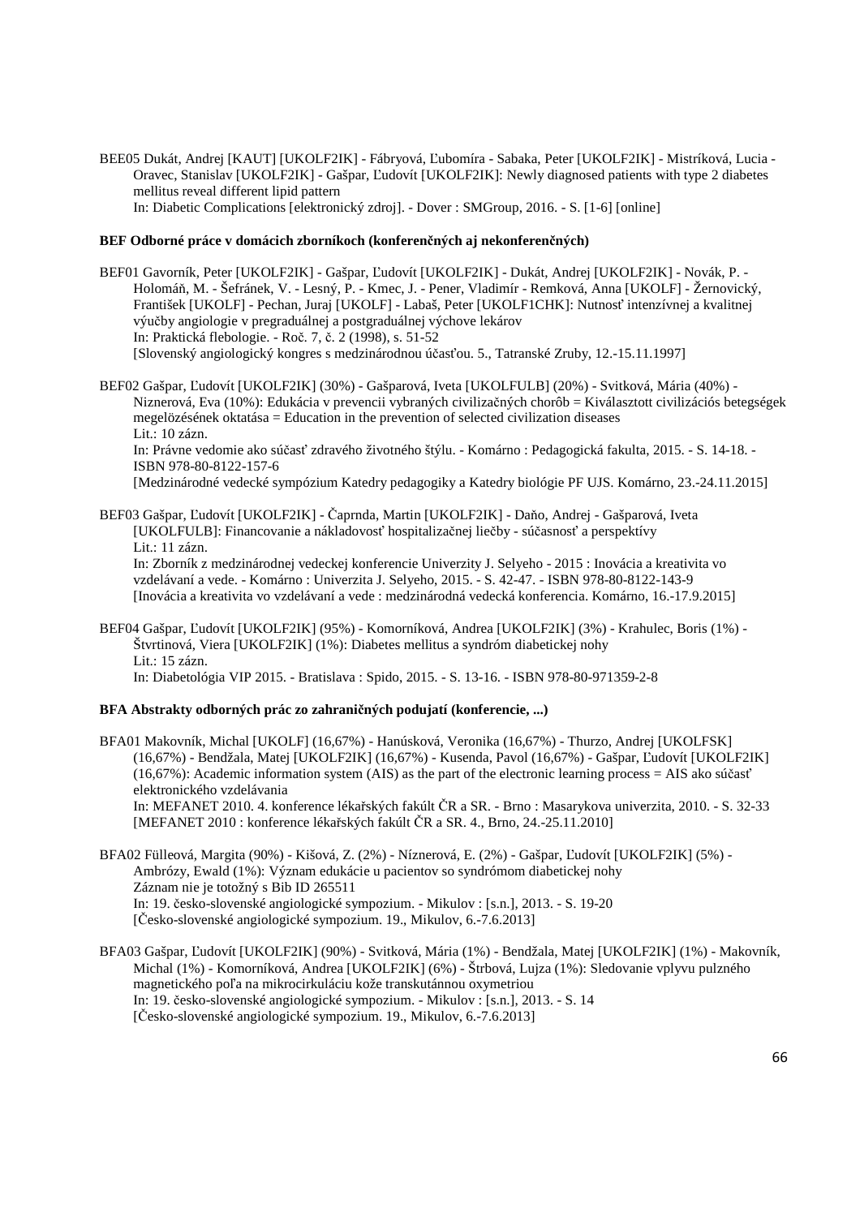BEE05 Dukát, Andrej [KAUT] [UKOLF2IK] - Fábryová, Ľubomíra - Sabaka, Peter [UKOLF2IK] - Mistríková, Lucia - Oravec, Stanislav [UKOLF2IK] - Gašpar, Ľudovít [UKOLF2IK]: Newly diagnosed patients with type 2 diabetes mellitus reveal different lipid pattern
In: Diabetic Complications [elektronický zdroj]. - Dover : SMGroup, 2016. - S. [1-6] [online]

**BEF Odborné práce v domácich zborníkoch (konferenčných aj nekonferenčných)**

BEF01 Gavorník, Peter [UKOLF2IK] - Gašpar, Ľudovít [UKOLF2IK] - Dukát, Andrej [UKOLF2IK] - Novák, P. - Holomáň, M. - Šefránek, V. - Lesný, P. - Kmec, J. - Pener, Vladimír - Remková, Anna [UKOLF] - Žernovický, František [UKOLF] - Pechan, Juraj [UKOLF] - Labaš, Peter [UKOLF1CHK]: Nutnosť intenzívnej a kvalitnej výučby angiologie v pregraduálnej a postgraduálnej výchove lekárov
In: Praktická flebologie. - Roč. 7, č. 2 (1998), s. 51-52
[Slovenský angiologický kongres s medzinárodnou účasťou. 5., Tatranské Zruby, 12.-15.11.1997]

BEF02 Gašpar, Ľudovít [UKOLF2IK] (30%) - Gašparová, Iveta [UKOLFULB] (20%) - Svitková, Mária (40%) - Niznerová, Eva (10%): Edukácia v prevencii vybraných civilizačných chorôb = Kiválasztott civilizációs betegségek megelözésének oktatása = Education in the prevention of selected civilization diseases
Lit.: 10 zázn.
In: Právne vedomie ako súčasť zdravého životného štýlu. - Komárno : Pedagogická fakulta, 2015. - S. 14-18. - ISBN 978-80-8122-157-6
[Medzinárodné vedecké sympózium Katedry pedagogiky a Katedry biológie PF UJS. Komárno, 23.-24.11.2015]

BEF03 Gašpar, Ľudovít [UKOLF2IK] - Čaprnda, Martin [UKOLF2IK] - Daňo, Andrej - Gašparová, Iveta [UKOLFULB]: Financovanie a nákladovosť hospitalizačnej liečby - súčasnosť a perspektívy
Lit.: 11 zázn.
In: Zborník z medzinárodnej vedeckej konferencie Univerzity J. Selyeho - 2015 : Inovácia a kreativita vo vzdelávaní a vede. - Komárno : Univerzita J. Selyeho, 2015. - S. 42-47. - ISBN 978-80-8122-143-9
[Inovácia a kreativita vo vzdelávaní a vede : medzinárodná vedecká konferencia. Komárno, 16.-17.9.2015]

BEF04 Gašpar, Ľudovít [UKOLF2IK] (95%) - Komorníková, Andrea [UKOLF2IK] (3%) - Krahulec, Boris (1%) - Štvrtinová, Viera [UKOLF2IK] (1%): Diabetes mellitus a syndróm diabetickej nohy
Lit.: 15 zázn.
In: Diabetológia VIP 2015. - Bratislava : Spido, 2015. - S. 13-16. - ISBN 978-80-971359-2-8

**BFA Abstrakty odborných prác zo zahraničných podujatí (konferencie, ...)**

BFA01 Makovník, Michal [UKOLF] (16,67%) - Hanúsková, Veronika (16,67%) - Thurzo, Andrej [UKOLFSK] (16,67%) - Bendžala, Matej [UKOLF2IK] (16,67%) - Kusenda, Pavol (16,67%) - Gašpar, Ľudovít [UKOLF2IK] (16,67%): Academic information system (AIS) as the part of the electronic learning process = AIS ako súčasť elektronického vzdelávania
In: MEFANET 2010. 4. konference lékařských fakúlt ČR a SR. - Brno : Masarykova univerzita, 2010. - S. 32-33
[MEFANET 2010 : konference lékařských fakúlt ČR a SR. 4., Brno, 24.-25.11.2010]

BFA02 Fülleová, Margita (90%) - Kišová, Z. (2%) - Níznerová, E. (2%) - Gašpar, Ľudovít [UKOLF2IK] (5%) - Ambrózy, Ewald (1%): Význam edukácie u pacientov so syndrómom diabetickej nohy
Záznam nie je totožný s Bib ID 265511
In: 19. česko-slovenské angiologické sympozium. - Mikulov : [s.n.], 2013. - S. 19-20
[Česko-slovenské angiologické sympozium. 19., Mikulov, 6.-7.6.2013]

BFA03 Gašpar, Ľudovít [UKOLF2IK] (90%) - Svitková, Mária (1%) - Bendžala, Matej [UKOLF2IK] (1%) - Makovník, Michal (1%) - Komorníková, Andrea [UKOLF2IK] (6%) - Štrbová, Lujza (1%): Sledovanie vplyvu pulzného magnetického poľa na mikrocirkuláciu kože transkutánnou oxymetriou
In: 19. česko-slovenské angiologické sympozium. - Mikulov : [s.n.], 2013. - S. 14
[Česko-slovenské angiologické sympozium. 19., Mikulov, 6.-7.6.2013]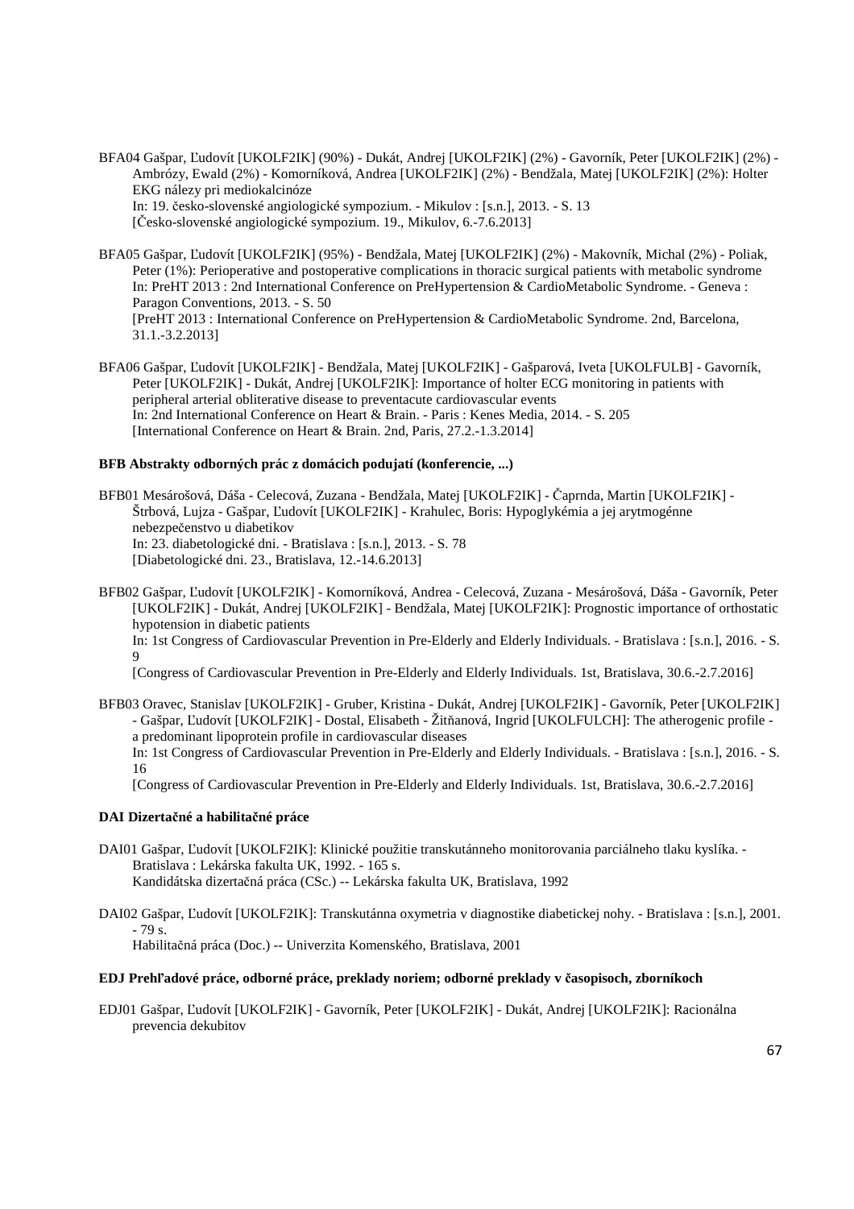BFA04 Gašpar, Ľudovít [UKOLF2IK] (90%) - Dukát, Andrej [UKOLF2IK] (2%) - Gavorník, Peter [UKOLF2IK] (2%) - Ambrózy, Ewald (2%) - Komorníková, Andrea [UKOLF2IK] (2%) - Bendžala, Matej [UKOLF2IK] (2%): Holter EKG nálezy pri mediokalcinóze
In: 19. česko-slovenské angiologické sympozium. - Mikulov : [s.n.], 2013. - S. 13
[Česko-slovenské angiologické sympozium. 19., Mikulov, 6.-7.6.2013]

BFA05 Gašpar, Ľudovít [UKOLF2IK] (95%) - Bendžala, Matej [UKOLF2IK] (2%) - Makovník, Michal (2%) - Poliak, Peter (1%): Perioperative and postoperative complications in thoracic surgical patients with metabolic syndrome
In: PreHT 2013 : 2nd International Conference on PreHypertension & CardioMetabolic Syndrome. - Geneva : Paragon Conventions, 2013. - S. 50
[PreHT 2013 : International Conference on PreHypertension & CardioMetabolic Syndrome. 2nd, Barcelona, 31.1.-3.2.2013]

BFA06 Gašpar, Ľudovít [UKOLF2IK] - Bendžala, Matej [UKOLF2IK] - Gašparová, Iveta [UKOLFULB] - Gavorník, Peter [UKOLF2IK] - Dukát, Andrej [UKOLF2IK]: Importance of holter ECG monitoring in patients with peripheral arterial obliterative disease to preventacute cardiovascular events
In: 2nd International Conference on Heart & Brain. - Paris : Kenes Media, 2014. - S. 205
[International Conference on Heart & Brain. 2nd, Paris, 27.2.-1.3.2014]

### BFB Abstrakty odborných prác z domácich podujatí (konferencie, ...)

BFB01 Mesárošová, Dáša - Celecová, Zuzana - Bendžala, Matej [UKOLF2IK] - Čaprnda, Martin [UKOLF2IK] - Štrbová, Lujza - Gašpar, Ľudovít [UKOLF2IK] - Krahulec, Boris: Hypoglykémia a jej arytmogénne nebezpečenstvo u diabetikov
In: 23. diabetologické dni. - Bratislava : [s.n.], 2013. - S. 78
[Diabetologické dni. 23., Bratislava, 12.-14.6.2013]

BFB02 Gašpar, Ľudovít [UKOLF2IK] - Komorníková, Andrea - Celecová, Zuzana - Mesárošová, Dáša - Gavorník, Peter [UKOLF2IK] - Dukát, Andrej [UKOLF2IK] - Bendžala, Matej [UKOLF2IK]: Prognostic importance of orthostatic hypotension in diabetic patients
In: 1st Congress of Cardiovascular Prevention in Pre-Elderly and Elderly Individuals. - Bratislava : [s.n.], 2016. - S. 9
[Congress of Cardiovascular Prevention in Pre-Elderly and Elderly Individuals. 1st, Bratislava, 30.6.-2.7.2016]

BFB03 Oravec, Stanislav [UKOLF2IK] - Gruber, Kristina - Dukát, Andrej [UKOLF2IK] - Gavorník, Peter [UKOLF2IK] - Gašpar, Ľudovít [UKOLF2IK] - Dostal, Elisabeth - Žitňanová, Ingrid [UKOLFULCH]: The atherogenic profile - a predominant lipoprotein profile in cardiovascular diseases
In: 1st Congress of Cardiovascular Prevention in Pre-Elderly and Elderly Individuals. - Bratislava : [s.n.], 2016. - S. 16
[Congress of Cardiovascular Prevention in Pre-Elderly and Elderly Individuals. 1st, Bratislava, 30.6.-2.7.2016]

### DAI Dizertačné a habilitačné práce

DAI01 Gašpar, Ľudovít [UKOLF2IK]: Klinické použitie transkutánneho monitorovania parciálneho tlaku kyslíka. - Bratislava : Lekárska fakulta UK, 1992. - 165 s.
Kandidátska dizertačná práca (CSc.) -- Lekárska fakulta UK, Bratislava, 1992

DAI02 Gašpar, Ľudovít [UKOLF2IK]: Transkutánna oxymetria v diagnostike diabetickej nohy. - Bratislava : [s.n.], 2001. - 79 s.
Habilitačná práca (Doc.) -- Univerzita Komenského, Bratislava, 2001

### EDJ Prehľadové práce, odborné práce, preklady noriem; odborné preklady v časopisoch, zborníkoch

EDJ01 Gašpar, Ľudovít [UKOLF2IK] - Gavorník, Peter [UKOLF2IK] - Dukát, Andrej [UKOLF2IK]: Racionálna prevencia dekubitov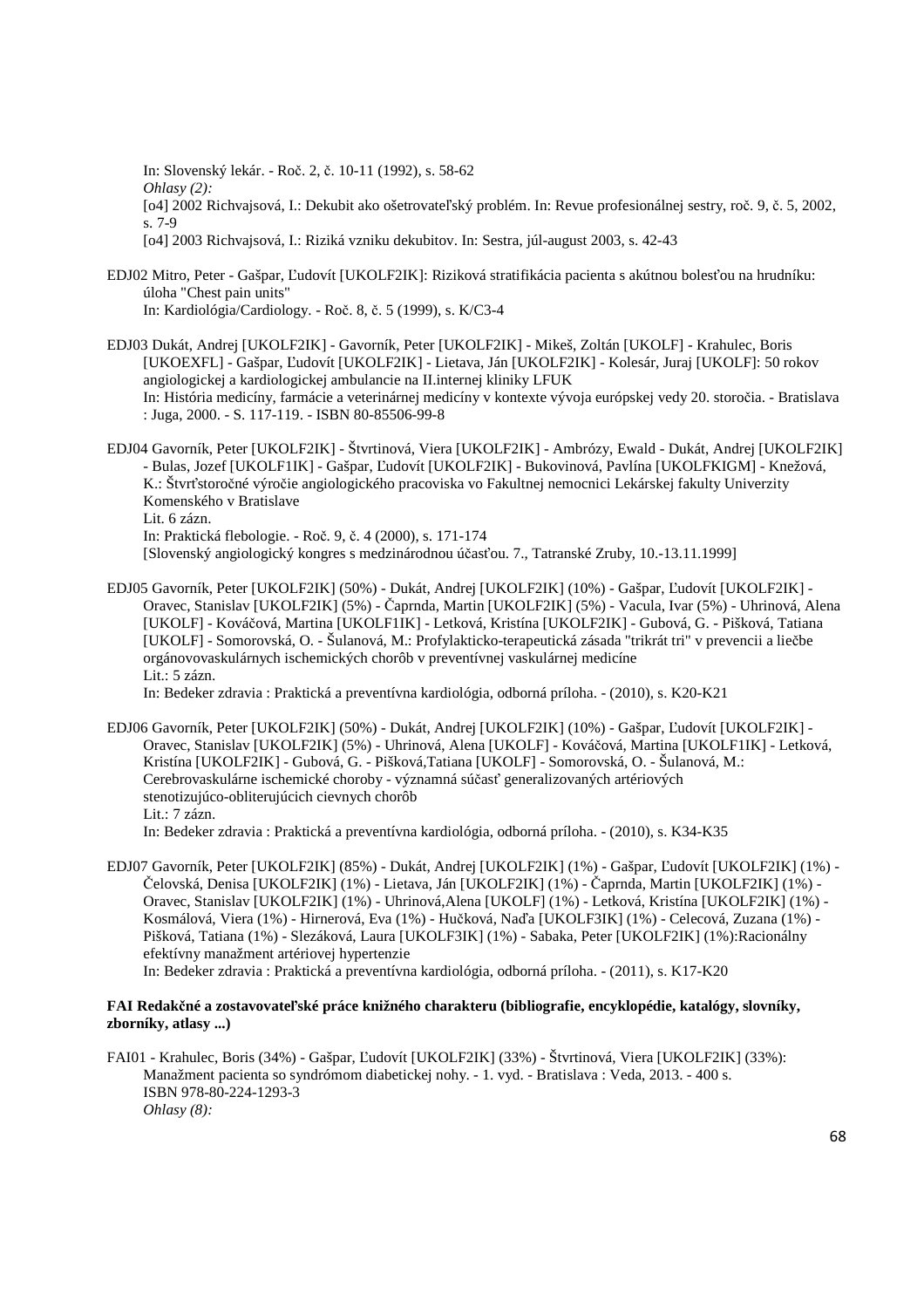In: Slovenský lekár. - Roč. 2, č. 10-11 (1992), s. 58-62

*Ohlasy (2):*

[o4] 2002 Richvajsová, I.: Dekubit ako ošetrovateľský problém. In: Revue profesionálnej sestry, roč. 9, č. 5, 2002, s. 7-9

[o4] 2003 Richvajsová, I.: Riziká vzniku dekubitov. In: Sestra, júl-august 2003, s. 42-43

EDJ02 Mitro, Peter - Gašpar, Ľudovít [UKOLF2IK]: Riziková stratifikácia pacienta s akútnou bolesťou na hrudníku: úloha "Chest pain units"
In: Kardiológia/Cardiology. - Roč. 8, č. 5 (1999), s. K/C3-4

EDJ03 Dukát, Andrej [UKOLF2IK] - Gavorník, Peter [UKOLF2IK] - Mikeš, Zoltán [UKOLF] - Krahulec, Boris [UKOEXFL] - Gašpar, Ľudovít [UKOLF2IK] - Lietava, Ján [UKOLF2IK] - Kolesár, Juraj [UKOLF]: 50 rokov angiologickej a kardiologickej ambulancie na II.internej kliniky LFUK
In: História medicíny, farmácie a veterinárnej medicíny v kontexte vývoja európskej vedy 20. storočia. - Bratislava : Juga, 2000. - S. 117-119. - ISBN 80-85506-99-8

EDJ04 Gavorník, Peter [UKOLF2IK] - Štvrtinová, Viera [UKOLF2IK] - Ambrózy, Ewald - Dukát, Andrej [UKOLF2IK] - Bulas, Jozef [UKOLF1IK] - Gašpar, Ľudovít [UKOLF2IK] - Bukovinová, Pavlína [UKOLFKIGM] - Knežová, K.: Štvrťstoročné výročie angiologického pracoviska vo Fakultnej nemocnici Lekárskej fakulty Univerzity Komenského v Bratislave
Lit. 6 zázn.
In: Praktická flebologie. - Roč. 9, č. 4 (2000), s. 171-174
[Slovenský angiologický kongres s medzinárodnou účasťou. 7., Tatranské Zruby, 10.-13.11.1999]

EDJ05 Gavorník, Peter [UKOLF2IK] (50%) - Dukát, Andrej [UKOLF2IK] (10%) - Gašpar, Ľudovít [UKOLF2IK] - Oravec, Stanislav [UKOLF2IK] (5%) - Čaprnda, Martin [UKOLF2IK] (5%) - Vacula, Ivar (5%) - Uhrinová, Alena [UKOLF] - Kováčová, Martina [UKOLF1IK] - Letková, Kristína [UKOLF2IK] - Gubová, G. - Pišková, Tatiana [UKOLF] - Somorovská, O. - Šulanová, M.: Profylakticko-terapeutická zásada "trikrát tri" v prevencii a liečbe orgánovovaskulárnych ischemických chorôb v preventívnej vaskulárnej medicíne
Lit.: 5 zázn.
In: Bedeker zdravia : Praktická a preventívna kardiológia, odborná príloha. - (2010), s. K20-K21

EDJ06 Gavorník, Peter [UKOLF2IK] (50%) - Dukát, Andrej [UKOLF2IK] (10%) - Gašpar, Ľudovít [UKOLF2IK] - Oravec, Stanislav [UKOLF2IK] (5%) - Uhrinová, Alena [UKOLF] - Kováčová, Martina [UKOLF1IK] - Letková, Kristína [UKOLF2IK] - Gubová, G. - Pišková,Tatiana [UKOLF] - Somorovská, O. - Šulanová, M.: Cerebrovaskulárne ischemické choroby - významná súčasť generalizovaných artériových stenotizujúco-obliterujúcich cievnych chorôb
Lit.: 7 zázn.
In: Bedeker zdravia : Praktická a preventívna kardiológia, odborná príloha. - (2010), s. K34-K35

EDJ07 Gavorník, Peter [UKOLF2IK] (85%) - Dukát, Andrej [UKOLF2IK] (1%) - Gašpar, Ľudovít [UKOLF2IK] (1%) - Čelovská, Denisa [UKOLF2IK] (1%) - Lietava, Ján [UKOLF2IK] (1%) - Čaprnda, Martin [UKOLF2IK] (1%) - Oravec, Stanislav [UKOLF2IK] (1%) - Uhrinová,Alena [UKOLF] (1%) - Letková, Kristína [UKOLF2IK] (1%) - Kosmálová, Viera (1%) - Hirnerová, Eva (1%) - Hučková, Naďa [UKOLF3IK] (1%) - Celecová, Zuzana (1%) - Pišková, Tatiana (1%) - Slezáková, Laura [UKOLF3IK] (1%) - Sabaka, Peter [UKOLF2IK] (1%):Racionálny efektívny manažment artériovej hypertenzie
In: Bedeker zdravia : Praktická a preventívna kardiológia, odborná príloha. - (2011), s. K17-K20

**FAI Redakčné a zostavovateľské práce knižného charakteru (bibliografie, encyklopédie, katalógy, slovníky, zborníky, atlasy ...)**

FAI01 - Krahulec, Boris (34%) - Gašpar, Ľudovít [UKOLF2IK] (33%) - Štvrtinová, Viera [UKOLF2IK] (33%): Manažment pacienta so syndrómom diabetickej nohy. - 1. vyd. - Bratislava : Veda, 2013. - 400 s.
ISBN 978-80-224-1293-3
*Ohlasy (8):*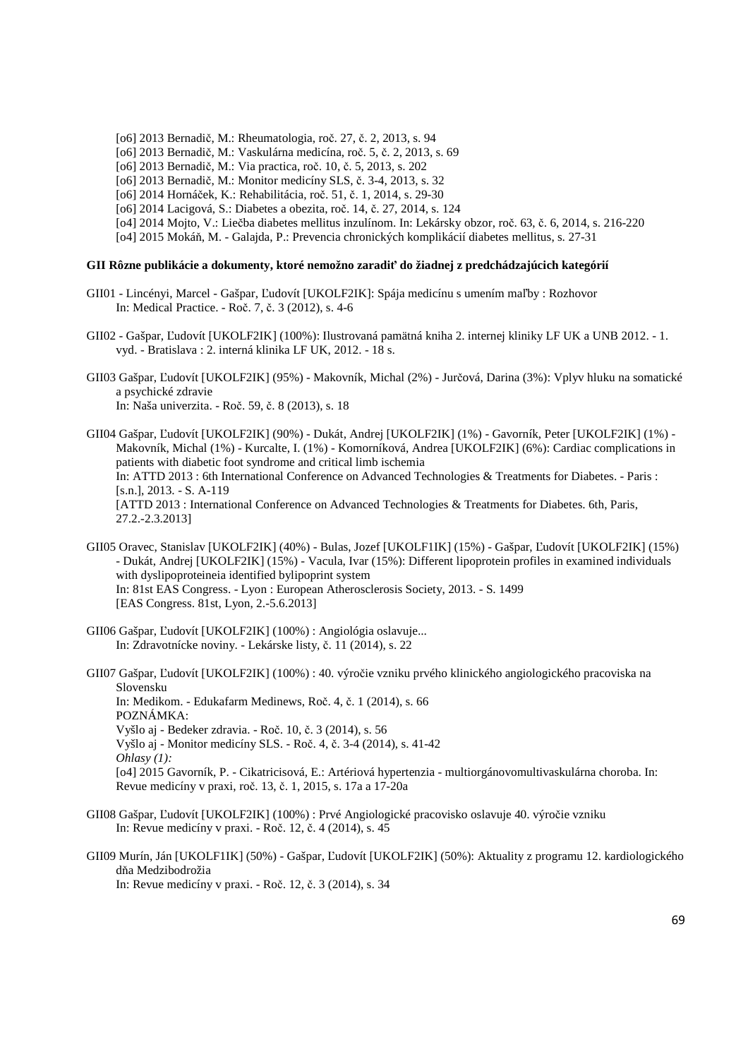[o6] 2013 Bernadič, M.: Rheumatologia, roč. 27, č. 2, 2013, s. 94
[o6] 2013 Bernadič, M.: Vaskulárna medicína, roč. 5, č. 2, 2013, s. 69
[o6] 2013 Bernadič, M.: Via practica, roč. 10, č. 5, 2013, s. 202
[o6] 2013 Bernadič, M.: Monitor medicíny SLS, č. 3-4, 2013, s. 32
[o6] 2014 Hornáček, K.: Rehabilitácia, roč. 51, č. 1, 2014, s. 29-30
[o6] 2014 Lacigová, S.: Diabetes a obezita, roč. 14, č. 27, 2014, s. 124
[o4] 2014 Mojto, V.: Liečba diabetes mellitus inzulínom. In: Lekársky obzor, roč. 63, č. 6, 2014, s. 216-220
[o4] 2015 Mokáň, M. - Galajda, P.: Prevencia chronických komplikácií diabetes mellitus, s. 27-31

**GII Rôzne publikácie a dokumenty, ktoré nemožno zaradiť do žiadnej z predchádzajúcich kategórií**

GII01 - Lincényi, Marcel - Gašpar, Ľudovít [UKOLF2IK]: Spája medicínu s umením maľby : Rozhovor
In: Medical Practice. - Roč. 7, č. 3 (2012), s. 4-6

GII02 - Gašpar, Ľudovít [UKOLF2IK] (100%): Ilustrovaná pamätná kniha 2. internej kliniky LF UK a UNB 2012. - 1. vyd. - Bratislava : 2. interná klinika LF UK, 2012. - 18 s.

GII03 Gašpar, Ľudovít [UKOLF2IK] (95%) - Makovník, Michal (2%) - Jurčová, Darina (3%): Vplyv hluku na somatické a psychické zdravie
In: Naša univerzita. - Roč. 59, č. 8 (2013), s. 18

GII04 Gašpar, Ľudovít [UKOLF2IK] (90%) - Dukát, Andrej [UKOLF2IK] (1%) - Gavorník, Peter [UKOLF2IK] (1%) - Makovník, Michal (1%) - Kurcalte, I. (1%) - Komorníková, Andrea [UKOLF2IK] (6%): Cardiac complications in patients with diabetic foot syndrome and critical limb ischemia
In: ATTD 2013 : 6th International Conference on Advanced Technologies & Treatments for Diabetes. - Paris : [s.n.], 2013. - S. A-119
[ATTD 2013 : International Conference on Advanced Technologies & Treatments for Diabetes. 6th, Paris, 27.2.-2.3.2013]

GII05 Oravec, Stanislav [UKOLF2IK] (40%) - Bulas, Jozef [UKOLF1IK] (15%) - Gašpar, Ľudovít [UKOLF2IK] (15%) - Dukát, Andrej [UKOLF2IK] (15%) - Vacula, Ivar (15%): Different lipoprotein profiles in examined individuals with dyslipoproteineia identified bylipoprint system
In: 81st EAS Congress. - Lyon : European Atherosclerosis Society, 2013. - S. 1499
[EAS Congress. 81st, Lyon, 2.-5.6.2013]

GII06 Gašpar, Ľudovít [UKOLF2IK] (100%) : Angiológia oslavuje...
In: Zdravotnícke noviny. - Lekárske listy, č. 11 (2014), s. 22

GII07 Gašpar, Ľudovít [UKOLF2IK] (100%) : 40. výročie vzniku prvého klinického angiologického pracoviska na Slovensku
In: Medikom. - Edukafarm Medinews, Roč. 4, č. 1 (2014), s. 66
POZNÁMKA:
Vyšlo aj - Bedeker zdravia. - Roč. 10, č. 3 (2014), s. 56
Vyšlo aj - Monitor medicíny SLS. - Roč. 4, č. 3-4 (2014), s. 41-42
*Ohlasy (1):*
[o4] 2015 Gavorník, P. - Cikatricisová, E.: Artériová hypertenzia - multiorgánovomultivaskulárna choroba. In: Revue medicíny v praxi, roč. 13, č. 1, 2015, s. 17a a 17-20a

GII08 Gašpar, Ľudovít [UKOLF2IK] (100%) : Prvé Angiologické pracovisko oslavuje 40. výročie vzniku
In: Revue medicíny v praxi. - Roč. 12, č. 4 (2014), s. 45

GII09 Murín, Ján [UKOLF1IK] (50%) - Gašpar, Ľudovít [UKOLF2IK] (50%): Aktuality z programu 12. kardiologického dňa Medzibodrožia
In: Revue medicíny v praxi. - Roč. 12, č. 3 (2014), s. 34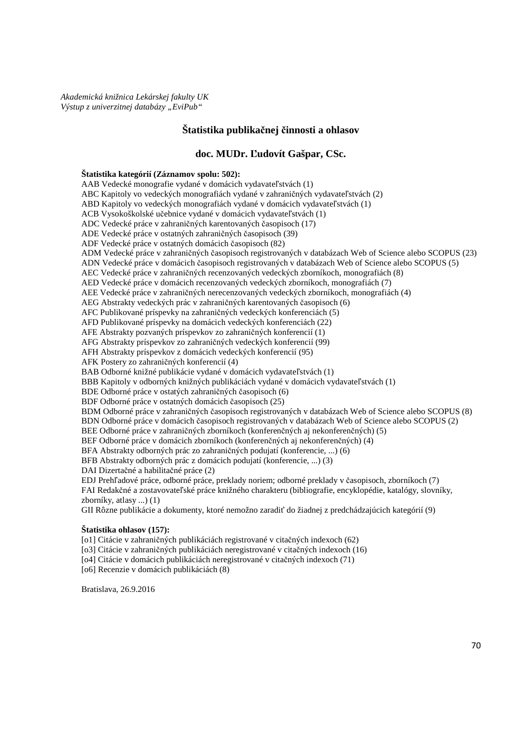*Akademická knižnica Lekárskej fakulty UK*
*Výstup z univerzitnej databázy „EviPub“*

## Štatistika publikačnej činnosti a ohlasov

## doc. MUDr. Ľudovít Gašpar, CSc.

**Štatistika kategórií (Záznamov spolu: 502):**

AAB Vedecké monografie vydané v domácich vydavateľstvách (1)
ABC Kapitoly vo vedeckých monografiách vydané v zahraničných vydavateľstvách (2)
ABD Kapitoly vo vedeckých monografiách vydané v domácich vydavateľstvách (1)
ACB Vysokoškolské učebnice vydané v domácich vydavateľstvách (1)
ADC Vedecké práce v zahraničných karentovaných časopisoch (17)
ADE Vedecké práce v ostatných zahraničných časopisoch (39)
ADF Vedecké práce v ostatných domácich časopisoch (82)
ADM Vedecké práce v zahraničných časopisoch registrovaných v databázach Web of Science alebo SCOPUS (23)
ADN Vedecké práce v domácich časopisoch registrovaných v databázach Web of Science alebo SCOPUS (5)
AEC Vedecké práce v zahraničných recenzovaných vedeckých zborníkoch, monografiách (8)
AED Vedecké práce v domácich recenzovaných vedeckých zborníkoch, monografiách (7)
AEE Vedecké práce v zahraničných nerecenzovaných vedeckých zborníkoch, monografiách (4)
AEG Abstrakty vedeckých prác v zahraničných karentovaných časopisoch (6)
AFC Publikované príspevky na zahraničných vedeckých konferenciách (5)
AFD Publikované príspevky na domácich vedeckých konferenciách (22)
AFE Abstrakty pozvaných príspevkov zo zahraničných konferencií (1)
AFG Abstrakty príspevkov zo zahraničných vedeckých konferencií (99)
AFH Abstrakty príspevkov z domácich vedeckých konferencií (95)
AFK Postery zo zahraničných konferencií (4)
BAB Odborné knižné publikácie vydané v domácich vydavateľstvách (1)
BBB Kapitoly v odborných knižných publikáciách vydané v domácich vydavateľstvách (1)
BDE Odborné práce v ostatých zahraničných časopisoch (6)
BDF Odborné práce v ostatných domácich časopisoch (25)
BDM Odborné práce v zahraničných časopisoch registrovaných v databázach Web of Science alebo SCOPUS (8)
BDN Odborné práce v domácich časopisoch registrovaných v databázach Web of Science alebo SCOPUS (2)
BEE Odborné práce v zahraničných zborníkoch (konferenčných aj nekonferenčných) (5)
BEF Odborné práce v domácich zborníkoch (konferenčných aj nekonferenčných) (4)
BFA Abstrakty odborných prác zo zahraničných podujatí (konferencie, ...) (6)
BFB Abstrakty odborných prác z domácich podujatí (konferencie, ...) (3)
DAI Dizertačné a habilitačné práce (2)
EDJ Prehľadové práce, odborné práce, preklady noriem; odborné preklady v časopisoch, zborníkoch (7)
FAI Redakčné a zostavovateľské práce knižného charakteru (bibliografie, encyklopédie, katalógy, slovníky, zborníky, atlasy ...) (1)
GII Rôzne publikácie a dokumenty, ktoré nemožno zaradiť do žiadnej z predchádzajúcich kategórií (9)

**Štatistika ohlasov (157):**

[o1] Citácie v zahraničných publikáciách registrované v citačných indexoch (62)
[o3] Citácie v zahraničných publikáciách neregistrované v citačných indexoch (16)
[o4] Citácie v domácich publikáciách neregistrované v citačných indexoch (71)
[o6] Recenzie v domácich publikáciách (8)

Bratislava, 26.9.2016